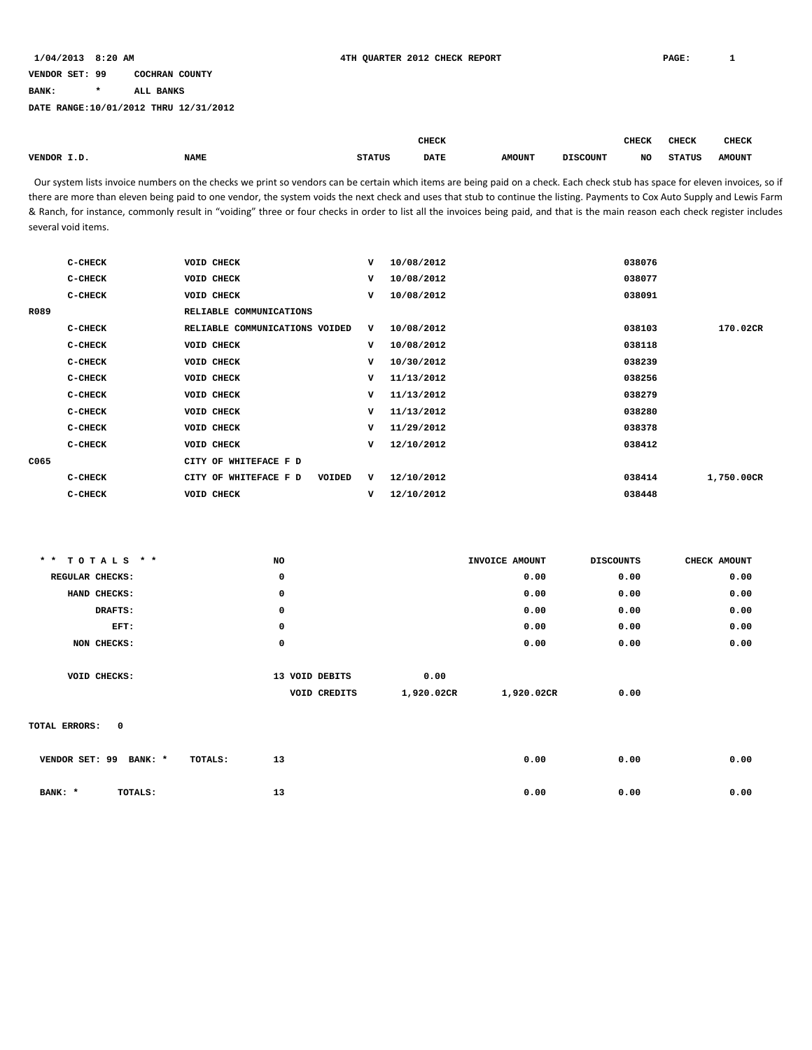1/04/2013 8:20 AM 4TH QUARTER 2012 CHECK REPORT

VENDOR SET: 99 COCHRAN COUNTY

BANK: * ALL BANKS

DATE RANGE:10/01/2012 THRU 12/31/2012

Our system lists invoice numbers on the checks we print so vendors can be certain which items are being paid on a check. Each check stub has space for eleven invoices, so if there are more than eleven being paid to one vendor, the system voids the next check and uses that stub to continue the listing. Payments to Cox Auto Supply and Lewis Farm & Ranch, for instance, commonly result in "voiding" three or four checks in order to list all the invoices being paid, and that is the main reason each check register includes several void items.

| VENDOR I.D. | NAME | STATUS | CHECK DATE | AMOUNT | DISCOUNT | CHECK NO | CHECK STATUS | CHECK AMOUNT |
|---|---|---|---|---|---|---|---|---|
| C-CHECK | VOID CHECK | V | 10/08/2012 | | | 038076 | | |
| C-CHECK | VOID CHECK | V | 10/08/2012 | | | 038077 | | |
| C-CHECK | VOID CHECK | V | 10/08/2012 | | | 038091 | | |
| R089 | RELIABLE COMMUNICATIONS | | | | | | | |
| C-CHECK | RELIABLE COMMUNICATIONS VOIDED | V | 10/08/2012 | | | 038103 | | 170.02CR |
| C-CHECK | VOID CHECK | V | 10/08/2012 | | | 038118 | | |
| C-CHECK | VOID CHECK | V | 10/30/2012 | | | 038239 | | |
| C-CHECK | VOID CHECK | V | 11/13/2012 | | | 038256 | | |
| C-CHECK | VOID CHECK | V | 11/13/2012 | | | 038279 | | |
| C-CHECK | VOID CHECK | V | 11/13/2012 | | | 038280 | | |
| C-CHECK | VOID CHECK | V | 11/29/2012 | | | 038378 | | |
| C-CHECK | VOID CHECK | V | 12/10/2012 | | | 038412 | | |
| C065 | CITY OF WHITEFACE F D | | | | | | | |
| C-CHECK | CITY OF WHITEFACE F D VOIDED | V | 12/10/2012 | | | 038414 | | 1,750.00CR |
| C-CHECK | VOID CHECK | V | 12/10/2012 | | | 038448 | | |

| * * TOTALS * * | NO | | | INVOICE AMOUNT | DISCOUNTS | CHECK AMOUNT |
|---|---|---|---|---|---|---|
| REGULAR CHECKS: | 0 | | | 0.00 | 0.00 | 0.00 |
| HAND CHECKS: | 0 | | | 0.00 | 0.00 | 0.00 |
| DRAFTS: | 0 | | | 0.00 | 0.00 | 0.00 |
| EFT: | 0 | | | 0.00 | 0.00 | 0.00 |
| NON CHECKS: | 0 | | | 0.00 | 0.00 | 0.00 |
| VOID CHECKS: | 13 | VOID DEBITS | 0.00 | | | |
| | | VOID CREDITS | 1,920.02CR | 1,920.02CR | 0.00 | |

TOTAL ERRORS: 0

| | | TOTALS | | INVOICE AMOUNT | DISCOUNTS | CHECK AMOUNT |
|---|---|---|---|---|---|---|
| VENDOR SET: 99 BANK: * | TOTALS: | 13 | | 0.00 | 0.00 | 0.00 |
| BANK: * | TOTALS: | 13 | | 0.00 | 0.00 | 0.00 |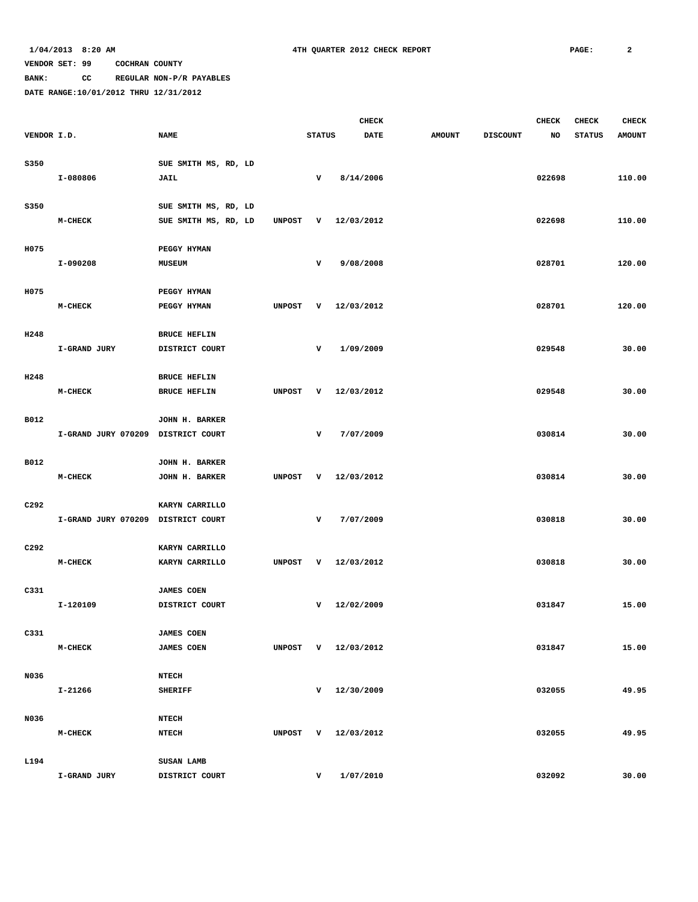VENDOR SET: 99 COCHRAN COUNTY

BANK: CC REGULAR NON-P/R PAYABLES

DATE RANGE:10/01/2012 THRU 12/31/2012

| VENDOR I.D. | NAME | STATUS | | CHECK DATE | AMOUNT | DISCOUNT | CHECK NO | CHECK STATUS | CHECK AMOUNT |
|---|---|---|---|---|---|---|---|---|---|
| S350 | SUE SMITH MS, RD, LD | | | | | | | | |
| I-080806 | JAIL | | V | 8/14/2006 | | | 022698 | | 110.00 |
| S350 | SUE SMITH MS, RD, LD | | | | | | | | |
| M-CHECK | SUE SMITH MS, RD, LD | UNPOST | V | 12/03/2012 | | | 022698 | | 110.00 |
| H075 | PEGGY HYMAN | | | | | | | | |
| I-090208 | MUSEUM | | V | 9/08/2008 | | | 028701 | | 120.00 |
| H075 | PEGGY HYMAN | | | | | | | | |
| M-CHECK | PEGGY HYMAN | UNPOST | V | 12/03/2012 | | | 028701 | | 120.00 |
| H248 | BRUCE HEFLIN | | | | | | | | |
| I-GRAND JURY | DISTRICT COURT | | V | 1/09/2009 | | | 029548 | | 30.00 |
| H248 | BRUCE HEFLIN | | | | | | | | |
| M-CHECK | BRUCE HEFLIN | UNPOST | V | 12/03/2012 | | | 029548 | | 30.00 |
| B012 | JOHN H. BARKER | | | | | | | | |
| I-GRAND JURY 070209 | DISTRICT COURT | | V | 7/07/2009 | | | 030814 | | 30.00 |
| B012 | JOHN H. BARKER | | | | | | | | |
| M-CHECK | JOHN H. BARKER | UNPOST | V | 12/03/2012 | | | 030814 | | 30.00 |
| C292 | KARYN CARRILLO | | | | | | | | |
| I-GRAND JURY 070209 | DISTRICT COURT | | V | 7/07/2009 | | | 030818 | | 30.00 |
| C292 | KARYN CARRILLO | | | | | | | | |
| M-CHECK | KARYN CARRILLO | UNPOST | V | 12/03/2012 | | | 030818 | | 30.00 |
| C331 | JAMES COEN | | | | | | | | |
| I-120109 | DISTRICT COURT | | V | 12/02/2009 | | | 031847 | | 15.00 |
| C331 | JAMES COEN | | | | | | | | |
| M-CHECK | JAMES COEN | UNPOST | V | 12/03/2012 | | | 031847 | | 15.00 |
| N036 | NTECH | | | | | | | | |
| I-21266 | SHERIFF | | V | 12/30/2009 | | | 032055 | | 49.95 |
| N036 | NTECH | | | | | | | | |
| M-CHECK | NTECH | UNPOST | V | 12/03/2012 | | | 032055 | | 49.95 |
| L194 | SUSAN LAMB | | | | | | | | |
| I-GRAND JURY | DISTRICT COURT | | V | 1/07/2010 | | | 032092 | | 30.00 |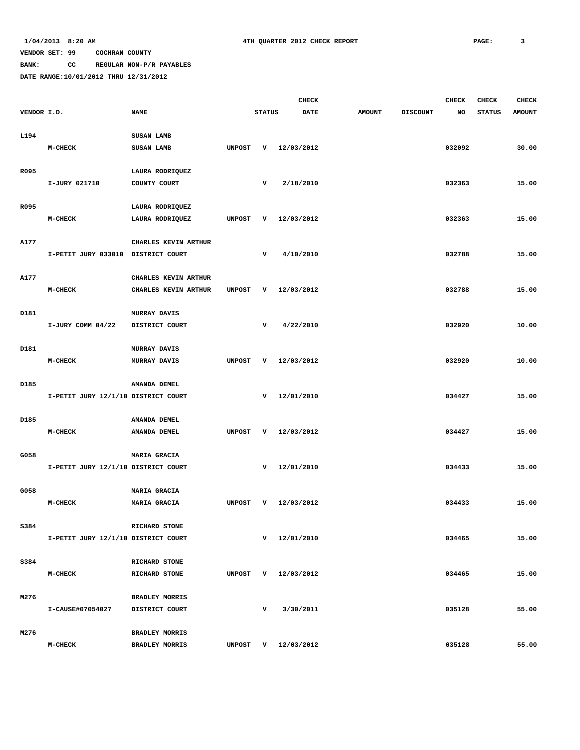1/04/2013 8:20 AM 4TH QUARTER 2012 CHECK REPORT

VENDOR SET: 99 COCHRAN COUNTY

BANK: CC REGULAR NON-P/R PAYABLES

DATE RANGE:10/01/2012 THRU 12/31/2012

| VENDOR I.D. | NAME | STATUS | | CHECK DATE | AMOUNT | DISCOUNT | CHECK NO | CHECK STATUS | CHECK AMOUNT |
|---|---|---|---|---|---|---|---|---|---|
| L194 | SUSAN LAMB | | | | | | | | |
| M-CHECK | SUSAN LAMB | UNPOST | V | 12/03/2012 | | | 032092 | | 30.00 |
| R095 | LAURA RODRIQUEZ | | | | | | | | |
| I-JURY 021710 | COUNTY COURT | | V | 2/18/2010 | | | 032363 | | 15.00 |
| R095 | LAURA RODRIQUEZ | | | | | | | | |
| M-CHECK | LAURA RODRIQUEZ | UNPOST | V | 12/03/2012 | | | 032363 | | 15.00 |
| A177 | CHARLES KEVIN ARTHUR | | | | | | | | |
| I-PETIT JURY 033010 | DISTRICT COURT | | V | 4/10/2010 | | | 032788 | | 15.00 |
| A177 | CHARLES KEVIN ARTHUR | | | | | | | | |
| M-CHECK | CHARLES KEVIN ARTHUR | UNPOST | V | 12/03/2012 | | | 032788 | | 15.00 |
| D181 | MURRAY DAVIS | | | | | | | | |
| I-JURY COMM 04/22 | DISTRICT COURT | | V | 4/22/2010 | | | 032920 | | 10.00 |
| D181 | MURRAY DAVIS | | | | | | | | |
| M-CHECK | MURRAY DAVIS | UNPOST | V | 12/03/2012 | | | 032920 | | 10.00 |
| D185 | AMANDA DEMEL | | | | | | | | |
| I-PETIT JURY 12/1/10 | DISTRICT COURT | | V | 12/01/2010 | | | 034427 | | 15.00 |
| D185 | AMANDA DEMEL | | | | | | | | |
| M-CHECK | AMANDA DEMEL | UNPOST | V | 12/03/2012 | | | 034427 | | 15.00 |
| G058 | MARIA GRACIA | | | | | | | | |
| I-PETIT JURY 12/1/10 | DISTRICT COURT | | V | 12/01/2010 | | | 034433 | | 15.00 |
| G058 | MARIA GRACIA | | | | | | | | |
| M-CHECK | MARIA GRACIA | UNPOST | V | 12/03/2012 | | | 034433 | | 15.00 |
| S384 | RICHARD STONE | | | | | | | | |
| I-PETIT JURY 12/1/10 | DISTRICT COURT | | V | 12/01/2010 | | | 034465 | | 15.00 |
| S384 | RICHARD STONE | | | | | | | | |
| M-CHECK | RICHARD STONE | UNPOST | V | 12/03/2012 | | | 034465 | | 15.00 |
| M276 | BRADLEY MORRIS | | | | | | | | |
| I-CAUSE#07054027 | DISTRICT COURT | | V | 3/30/2011 | | | 035128 | | 55.00 |
| M276 | BRADLEY MORRIS | | | | | | | | |
| M-CHECK | BRADLEY MORRIS | UNPOST | V | 12/03/2012 | | | 035128 | | 55.00 |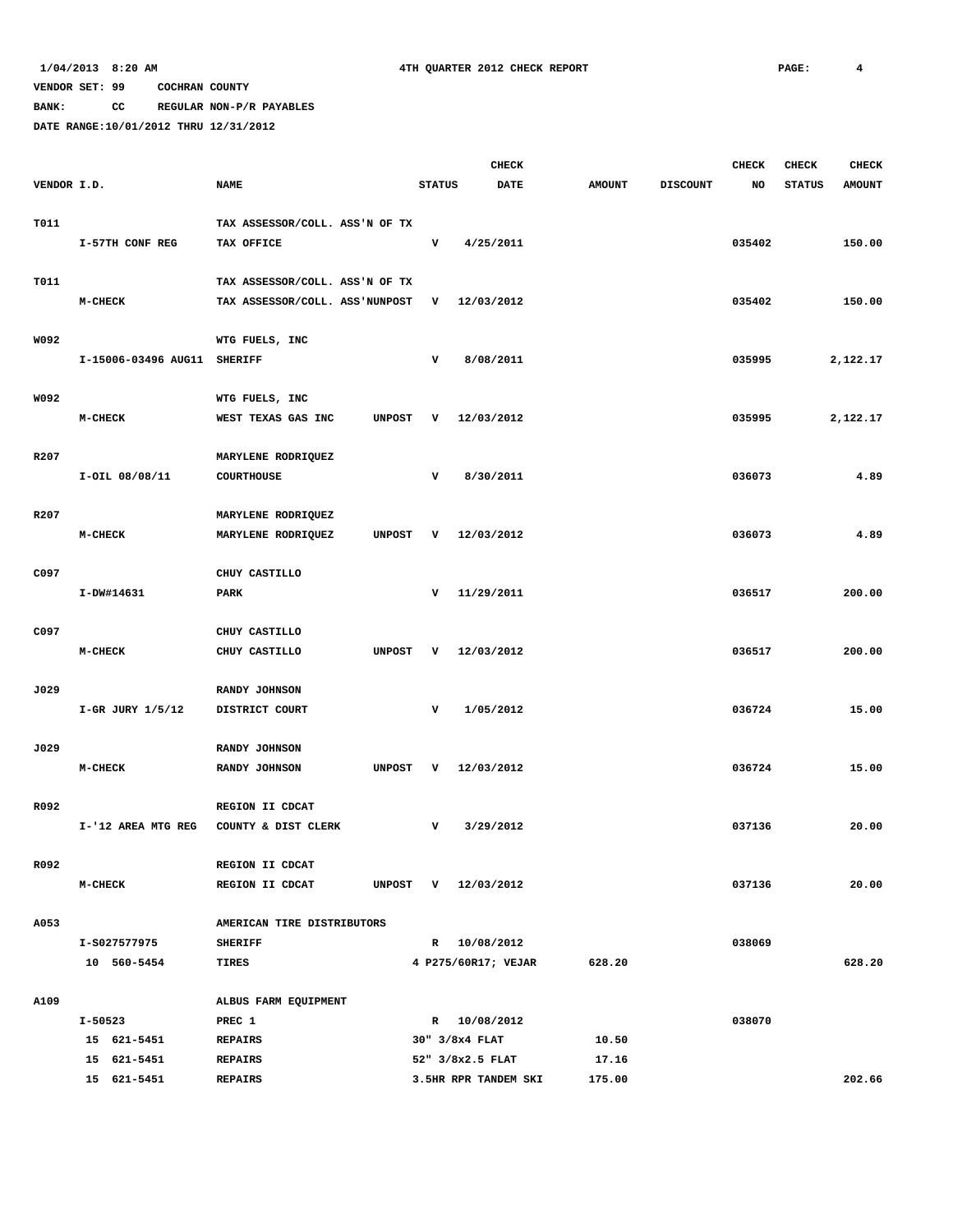1/04/2013 8:20 AM — 4TH QUARTER 2012 CHECK REPORT

VENDOR SET: 99 COCHRAN COUNTY

BANK: CC REGULAR NON-P/R PAYABLES

DATE RANGE:10/01/2012 THRU 12/31/2012

| VENDOR I.D. | NAME | STATUS | CHECK DATE | AMOUNT | DISCOUNT | CHECK NO | CHECK STATUS | CHECK AMOUNT |
|---|---|---|---|---|---|---|---|---|
| T011 | TAX ASSESSOR/COLL. ASS'N OF TX | | | | | | | |
| I-57TH CONF REG | TAX OFFICE | V | 4/25/2011 | | | 035402 | | 150.00 |
| T011 | TAX ASSESSOR/COLL. ASS'N OF TX | | | | | | | |
| M-CHECK | TAX ASSESSOR/COLL. ASS'NUNPOST | V | 12/03/2012 | | | 035402 | | 150.00 |
| W092 | WTG FUELS, INC | | | | | | | |
| I-15006-03496 AUG11 | SHERIFF | V | 8/08/2011 | | | 035995 | | 2,122.17 |
| W092 | WTG FUELS, INC | | | | | | | |
| M-CHECK | WEST TEXAS GAS INC UNPOST | V | 12/03/2012 | | | 035995 | | 2,122.17 |
| R207 | MARYLENE RODRIQUEZ | | | | | | | |
| I-OIL 08/08/11 | COURTHOUSE | V | 8/30/2011 | | | 036073 | | 4.89 |
| R207 | MARYLENE RODRIQUEZ | | | | | | | |
| M-CHECK | MARYLENE RODRIQUEZ UNPOST | V | 12/03/2012 | | | 036073 | | 4.89 |
| C097 | CHUY CASTILLO | | | | | | | |
| I-DW#14631 | PARK | V | 11/29/2011 | | | 036517 | | 200.00 |
| C097 | CHUY CASTILLO | | | | | | | |
| M-CHECK | CHUY CASTILLO UNPOST | V | 12/03/2012 | | | 036517 | | 200.00 |
| J029 | RANDY JOHNSON | | | | | | | |
| I-GR JURY 1/5/12 | DISTRICT COURT | V | 1/05/2012 | | | 036724 | | 15.00 |
| J029 | RANDY JOHNSON | | | | | | | |
| M-CHECK | RANDY JOHNSON UNPOST | V | 12/03/2012 | | | 036724 | | 15.00 |
| R092 | REGION II CDCAT | | | | | | | |
| I-'12 AREA MTG REG | COUNTY & DIST CLERK | V | 3/29/2012 | | | 037136 | | 20.00 |
| R092 | REGION II CDCAT | | | | | | | |
| M-CHECK | REGION II CDCAT UNPOST | V | 12/03/2012 | | | 037136 | | 20.00 |
| A053 | AMERICAN TIRE DISTRIBUTORS | | | | | | | |
| I-S027577975 | SHERIFF | R | 10/08/2012 | | | 038069 | | |
| 10 560-5454 | TIRES | 4 P275/60R17; VEJAR | | 628.20 | | | | 628.20 |
| A109 | ALBUS FARM EQUIPMENT | | | | | | | |
| I-50523 | PREC 1 | R | 10/08/2012 | | | 038070 | | |
| 15 621-5451 | REPAIRS | 30" 3/8x4 FLAT | | 10.50 | | | | |
| 15 621-5451 | REPAIRS | 52" 3/8x2.5 FLAT | | 17.16 | | | | |
| 15 621-5451 | REPAIRS | 3.5HR RPR TANDEM SKI | | 175.00 | | | | 202.66 |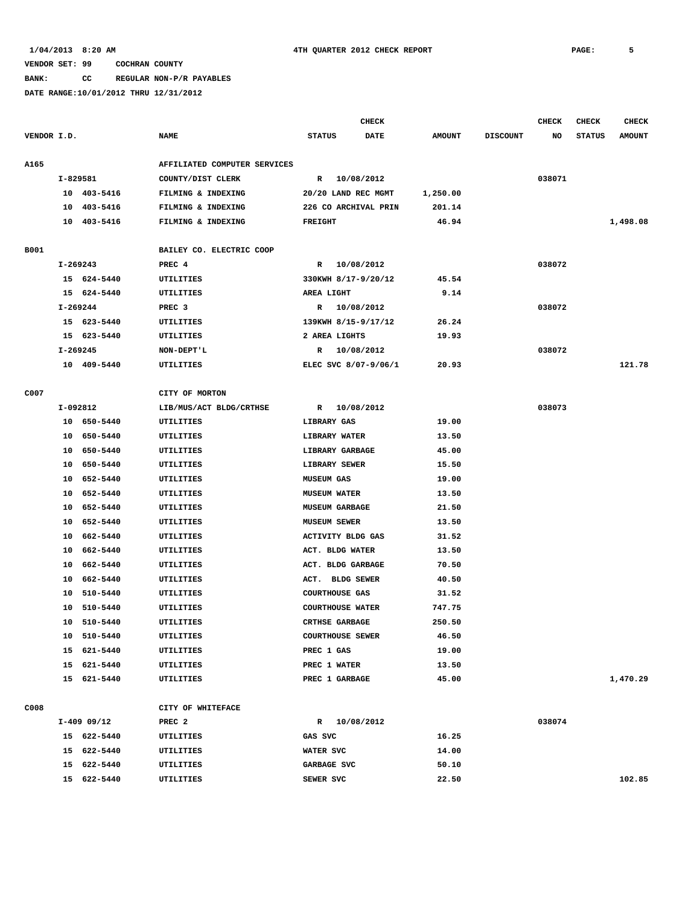VENDOR SET: 99 COCHRAN COUNTY

BANK: CC REGULAR NON-P/R PAYABLES

DATE RANGE:10/01/2012 THRU 12/31/2012

| VENDOR I.D. | NAME | STATUS | CHECK DATE | AMOUNT | DISCOUNT | CHECK NO | CHECK STATUS | CHECK AMOUNT |
|---|---|---|---|---|---|---|---|---|
| A165 | AFFILIATED COMPUTER SERVICES | | | | | | | |
| I-829581 | COUNTY/DIST CLERK | R | 10/08/2012 | | | 038071 | | |
| 10 403-5416 | FILMING & INDEXING | 20/20 LAND REC MGMT | | 1,250.00 | | | | |
| 10 403-5416 | FILMING & INDEXING | 226 CO ARCHIVAL PRIN | | 201.14 | | | | |
| 10 403-5416 | FILMING & INDEXING | FREIGHT | | 46.94 | | | | 1,498.08 |
| B001 | BAILEY CO. ELECTRIC COOP | | | | | | | |
| I-269243 | PREC 4 | R | 10/08/2012 | | | 038072 | | |
| 15 624-5440 | UTILITIES | 330KWH 8/17-9/20/12 | | 45.54 | | | | |
| 15 624-5440 | UTILITIES | AREA LIGHT | | 9.14 | | | | |
| I-269244 | PREC 3 | R | 10/08/2012 | | | 038072 | | |
| 15 623-5440 | UTILITIES | 139KWH 8/15-9/17/12 | | 26.24 | | | | |
| 15 623-5440 | UTILITIES | 2 AREA LIGHTS | | 19.93 | | | | |
| I-269245 | NON-DEPT'L | R | 10/08/2012 | | | 038072 | | |
| 10 409-5440 | UTILITIES | ELEC SVC 8/07-9/06/1 | | 20.93 | | | | 121.78 |
| C007 | CITY OF MORTON | | | | | | | |
| I-092812 | LIB/MUS/ACT BLDG/CRTHSE | R | 10/08/2012 | | | 038073 | | |
| 10 650-5440 | UTILITIES | LIBRARY GAS | | 19.00 | | | | |
| 10 650-5440 | UTILITIES | LIBRARY WATER | | 13.50 | | | | |
| 10 650-5440 | UTILITIES | LIBRARY GARBAGE | | 45.00 | | | | |
| 10 650-5440 | UTILITIES | LIBRARY SEWER | | 15.50 | | | | |
| 10 652-5440 | UTILITIES | MUSEUM GAS | | 19.00 | | | | |
| 10 652-5440 | UTILITIES | MUSEUM WATER | | 13.50 | | | | |
| 10 652-5440 | UTILITIES | MUSEUM GARBAGE | | 21.50 | | | | |
| 10 652-5440 | UTILITIES | MUSEUM SEWER | | 13.50 | | | | |
| 10 662-5440 | UTILITIES | ACTIVITY BLDG GAS | | 31.52 | | | | |
| 10 662-5440 | UTILITIES | ACT. BLDG WATER | | 13.50 | | | | |
| 10 662-5440 | UTILITIES | ACT. BLDG GARBAGE | | 70.50 | | | | |
| 10 662-5440 | UTILITIES | ACT. BLDG SEWER | | 40.50 | | | | |
| 10 510-5440 | UTILITIES | COURTHOUSE GAS | | 31.52 | | | | |
| 10 510-5440 | UTILITIES | COURTHOUSE WATER | | 747.75 | | | | |
| 10 510-5440 | UTILITIES | CRTHSE GARBAGE | | 250.50 | | | | |
| 10 510-5440 | UTILITIES | COURTHOUSE SEWER | | 46.50 | | | | |
| 15 621-5440 | UTILITIES | PREC 1 GAS | | 19.00 | | | | |
| 15 621-5440 | UTILITIES | PREC 1 WATER | | 13.50 | | | | |
| 15 621-5440 | UTILITIES | PREC 1 GARBAGE | | 45.00 | | | | 1,470.29 |
| C008 | CITY OF WHITEFACE | | | | | | | |
| I-409 09/12 | PREC 2 | R | 10/08/2012 | | | 038074 | | |
| 15 622-5440 | UTILITIES | GAS SVC | | 16.25 | | | | |
| 15 622-5440 | UTILITIES | WATER SVC | | 14.00 | | | | |
| 15 622-5440 | UTILITIES | GARBAGE SVC | | 50.10 | | | | |
| 15 622-5440 | UTILITIES | SEWER SVC | | 22.50 | | | | 102.85 |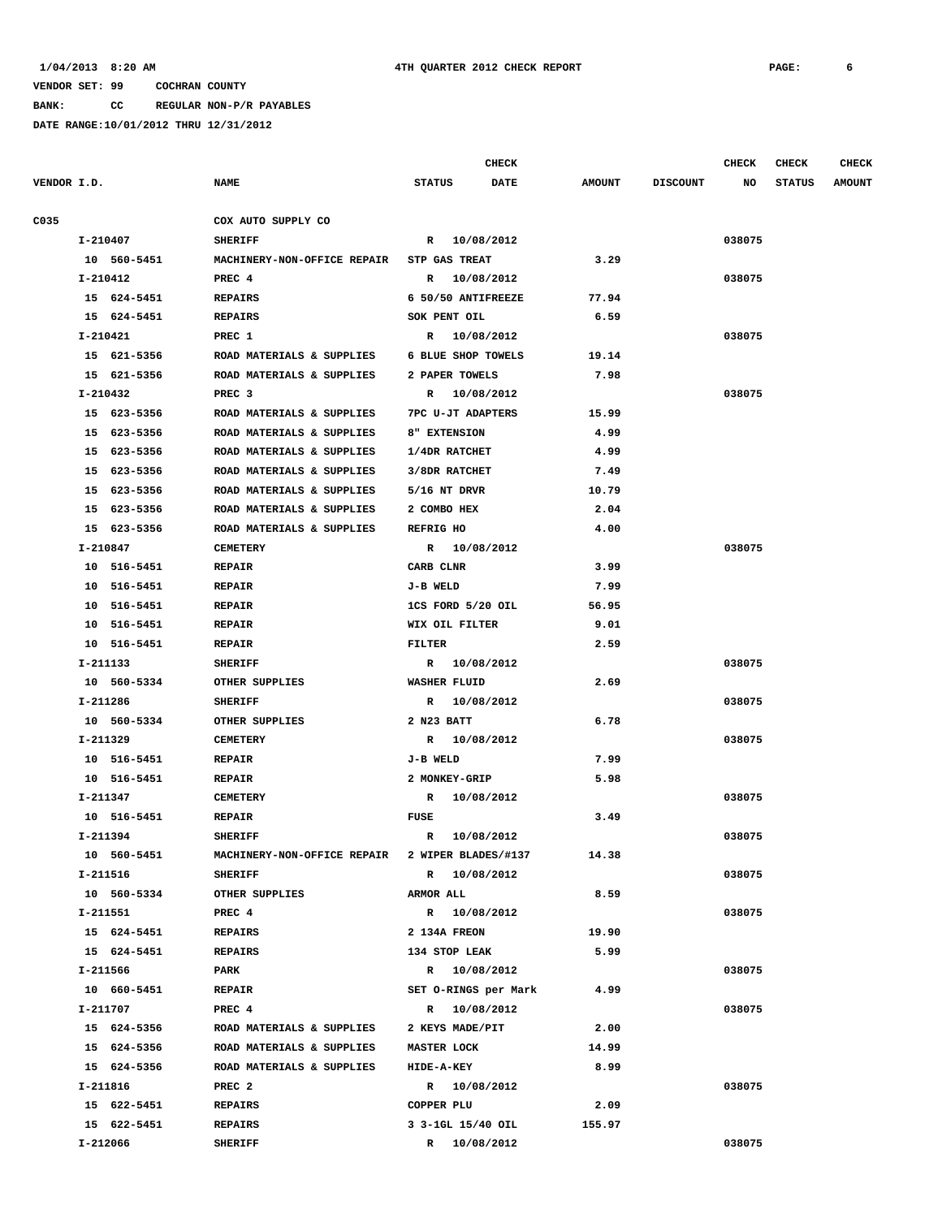1/04/2013 8:20 AM 4TH QUARTER 2012 CHECK REPORT

VENDOR SET: 99 COCHRAN COUNTY

BANK: CC REGULAR NON-P/R PAYABLES

DATE RANGE:10/01/2012 THRU 12/31/2012

| VENDOR I.D. | NAME | STATUS | CHECK DATE | AMOUNT | DISCOUNT | CHECK NO | CHECK STATUS | CHECK AMOUNT |
|---|---|---|---|---|---|---|---|---|
| C035 | COX AUTO SUPPLY CO | | | | | | | |
| I-210407 | SHERIFF | R | 10/08/2012 | | | 038075 | | |
| 10 560-5451 | MACHINERY-NON-OFFICE REPAIR | STP GAS TREAT | | 3.29 | | | | |
| I-210412 | PREC 4 | R | 10/08/2012 | | | 038075 | | |
| 15 624-5451 | REPAIRS | 6 50/50 ANTIFREEZE | | 77.94 | | | | |
| 15 624-5451 | REPAIRS | SOK PENT OIL | | 6.59 | | | | |
| I-210421 | PREC 1 | R | 10/08/2012 | | | 038075 | | |
| 15 621-5356 | ROAD MATERIALS & SUPPLIES | 6 BLUE SHOP TOWELS | | 19.14 | | | | |
| 15 621-5356 | ROAD MATERIALS & SUPPLIES | 2 PAPER TOWELS | | 7.98 | | | | |
| I-210432 | PREC 3 | R | 10/08/2012 | | | 038075 | | |
| 15 623-5356 | ROAD MATERIALS & SUPPLIES | 7PC U-JT ADAPTERS | | 15.99 | | | | |
| 15 623-5356 | ROAD MATERIALS & SUPPLIES | 8" EXTENSION | | 4.99 | | | | |
| 15 623-5356 | ROAD MATERIALS & SUPPLIES | 1/4DR RATCHET | | 4.99 | | | | |
| 15 623-5356 | ROAD MATERIALS & SUPPLIES | 3/8DR RATCHET | | 7.49 | | | | |
| 15 623-5356 | ROAD MATERIALS & SUPPLIES | 5/16 NT DRVR | | 10.79 | | | | |
| 15 623-5356 | ROAD MATERIALS & SUPPLIES | 2 COMBO HEX | | 2.04 | | | | |
| 15 623-5356 | ROAD MATERIALS & SUPPLIES | REFRIG HO | | 4.00 | | | | |
| I-210847 | CEMETERY | R | 10/08/2012 | | | 038075 | | |
| 10 516-5451 | REPAIR | CARB CLNR | | 3.99 | | | | |
| 10 516-5451 | REPAIR | J-B WELD | | 7.99 | | | | |
| 10 516-5451 | REPAIR | 1CS FORD 5/20 OIL | | 56.95 | | | | |
| 10 516-5451 | REPAIR | WIX OIL FILTER | | 9.01 | | | | |
| 10 516-5451 | REPAIR | FILTER | | 2.59 | | | | |
| I-211133 | SHERIFF | R | 10/08/2012 | | | 038075 | | |
| 10 560-5334 | OTHER SUPPLIES | WASHER FLUID | | 2.69 | | | | |
| I-211286 | SHERIFF | R | 10/08/2012 | | | 038075 | | |
| 10 560-5334 | OTHER SUPPLIES | 2 N23 BATT | | 6.78 | | | | |
| I-211329 | CEMETERY | R | 10/08/2012 | | | 038075 | | |
| 10 516-5451 | REPAIR | J-B WELD | | 7.99 | | | | |
| 10 516-5451 | REPAIR | 2 MONKEY-GRIP | | 5.98 | | | | |
| I-211347 | CEMETERY | R | 10/08/2012 | | | 038075 | | |
| 10 516-5451 | REPAIR | FUSE | | 3.49 | | | | |
| I-211394 | SHERIFF | R | 10/08/2012 | | | 038075 | | |
| 10 560-5451 | MACHINERY-NON-OFFICE REPAIR | 2 WIPER BLADES/#137 | | 14.38 | | | | |
| I-211516 | SHERIFF | R | 10/08/2012 | | | 038075 | | |
| 10 560-5334 | OTHER SUPPLIES | ARMOR ALL | | 8.59 | | | | |
| I-211551 | PREC 4 | R | 10/08/2012 | | | 038075 | | |
| 15 624-5451 | REPAIRS | 2 134A FREON | | 19.90 | | | | |
| 15 624-5451 | REPAIRS | 134 STOP LEAK | | 5.99 | | | | |
| I-211566 | PARK | R | 10/08/2012 | | | 038075 | | |
| 10 660-5451 | REPAIR | SET O-RINGS per Mark | | 4.99 | | | | |
| I-211707 | PREC 4 | R | 10/08/2012 | | | 038075 | | |
| 15 624-5356 | ROAD MATERIALS & SUPPLIES | 2 KEYS MADE/PIT | | 2.00 | | | | |
| 15 624-5356 | ROAD MATERIALS & SUPPLIES | MASTER LOCK | | 14.99 | | | | |
| 15 624-5356 | ROAD MATERIALS & SUPPLIES | HIDE-A-KEY | | 8.99 | | | | |
| I-211816 | PREC 2 | R | 10/08/2012 | | | 038075 | | |
| 15 622-5451 | REPAIRS | COPPER PLU | | 2.09 | | | | |
| 15 622-5451 | REPAIRS | 3 3-1GL 15/40 OIL | | 155.97 | | | | |
| I-212066 | SHERIFF | R | 10/08/2012 | | | 038075 | | |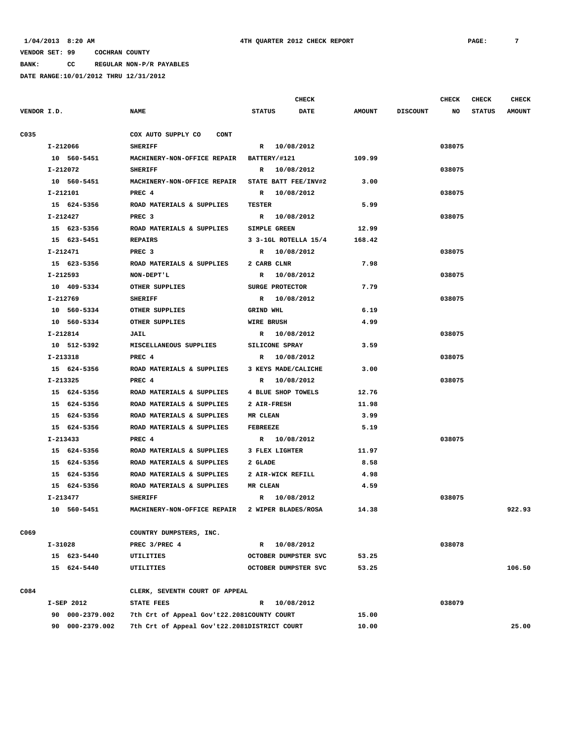1/04/2013 8:20 AM — 4TH QUARTER 2012 CHECK REPORT

VENDOR SET: 99 COCHRAN COUNTY
BANK: CC REGULAR NON-P/R PAYABLES
DATE RANGE:10/01/2012 THRU 12/31/2012

| VENDOR I.D. | NAME | STATUS | CHECK DATE | AMOUNT | DISCOUNT | CHECK NO | CHECK STATUS | CHECK AMOUNT |
|---|---|---|---|---|---|---|---|---|
| C035 | COX AUTO SUPPLY CO CONT | | | | | | | |
| I-212066 | SHERIFF | R | 10/08/2012 | | | 038075 | | |
| 10 560-5451 | MACHINERY-NON-OFFICE REPAIR | BATTERY/#121 | | 109.99 | | | | |
| I-212072 | SHERIFF | R | 10/08/2012 | | | 038075 | | |
| 10 560-5451 | MACHINERY-NON-OFFICE REPAIR | STATE BATT FEE/INV#2 | | 3.00 | | | | |
| I-212101 | PREC 4 | R | 10/08/2012 | | | 038075 | | |
| 15 624-5356 | ROAD MATERIALS & SUPPLIES | TESTER | | 5.99 | | | | |
| I-212427 | PREC 3 | R | 10/08/2012 | | | 038075 | | |
| 15 623-5356 | ROAD MATERIALS & SUPPLIES | SIMPLE GREEN | | 12.99 | | | | |
| 15 623-5451 | REPAIRS | 3 3-1GL ROTELLA 15/4 | | 168.42 | | | | |
| I-212471 | PREC 3 | R | 10/08/2012 | | | 038075 | | |
| 15 623-5356 | ROAD MATERIALS & SUPPLIES | 2 CARB CLNR | | 7.98 | | | | |
| I-212593 | NON-DEPT'L | R | 10/08/2012 | | | 038075 | | |
| 10 409-5334 | OTHER SUPPLIES | SURGE PROTECTOR | | 7.79 | | | | |
| I-212769 | SHERIFF | R | 10/08/2012 | | | 038075 | | |
| 10 560-5334 | OTHER SUPPLIES | GRIND WHL | | 6.19 | | | | |
| 10 560-5334 | OTHER SUPPLIES | WIRE BRUSH | | 4.99 | | | | |
| I-212814 | JAIL | R | 10/08/2012 | | | 038075 | | |
| 10 512-5392 | MISCELLANEOUS SUPPLIES | SILICONE SPRAY | | 3.59 | | | | |
| I-213318 | PREC 4 | R | 10/08/2012 | | | 038075 | | |
| 15 624-5356 | ROAD MATERIALS & SUPPLIES | 3 KEYS MADE/CALICHE | | 3.00 | | | | |
| I-213325 | PREC 4 | R | 10/08/2012 | | | 038075 | | |
| 15 624-5356 | ROAD MATERIALS & SUPPLIES | 4 BLUE SHOP TOWELS | | 12.76 | | | | |
| 15 624-5356 | ROAD MATERIALS & SUPPLIES | 2 AIR-FRESH | | 11.98 | | | | |
| 15 624-5356 | ROAD MATERIALS & SUPPLIES | MR CLEAN | | 3.99 | | | | |
| 15 624-5356 | ROAD MATERIALS & SUPPLIES | FEBREEZE | | 5.19 | | | | |
| I-213433 | PREC 4 | R | 10/08/2012 | | | 038075 | | |
| 15 624-5356 | ROAD MATERIALS & SUPPLIES | 3 FLEX LIGHTER | | 11.97 | | | | |
| 15 624-5356 | ROAD MATERIALS & SUPPLIES | 2 GLADE | | 8.58 | | | | |
| 15 624-5356 | ROAD MATERIALS & SUPPLIES | 2 AIR-WICK REFILL | | 4.98 | | | | |
| 15 624-5356 | ROAD MATERIALS & SUPPLIES | MR CLEAN | | 4.59 | | | | |
| I-213477 | SHERIFF | R | 10/08/2012 | | | 038075 | | |
| 10 560-5451 | MACHINERY-NON-OFFICE REPAIR | 2 WIPER BLADES/ROSA | | 14.38 | | | | 922.93 |
| C069 | COUNTRY DUMPSTERS, INC. | | | | | | | |
| I-31028 | PREC 3/PREC 4 | R | 10/08/2012 | | | 038078 | | |
| 15 623-5440 | UTILITIES | OCTOBER DUMPSTER SVC | | 53.25 | | | | |
| 15 624-5440 | UTILITIES | OCTOBER DUMPSTER SVC | | 53.25 | | | | 106.50 |
| C084 | CLERK, SEVENTH COURT OF APPEAL | | | | | | | |
| I-SEP 2012 | STATE FEES | R | 10/08/2012 | | | 038079 | | |
| 90 000-2379.002 | 7th Crt of Appeal Gov't22.2081COUNTY COURT | | | 15.00 | | | | |
| 90 000-2379.002 | 7th Crt of Appeal Gov't22.2081DISTRICT COURT | | | 10.00 | | | | 25.00 |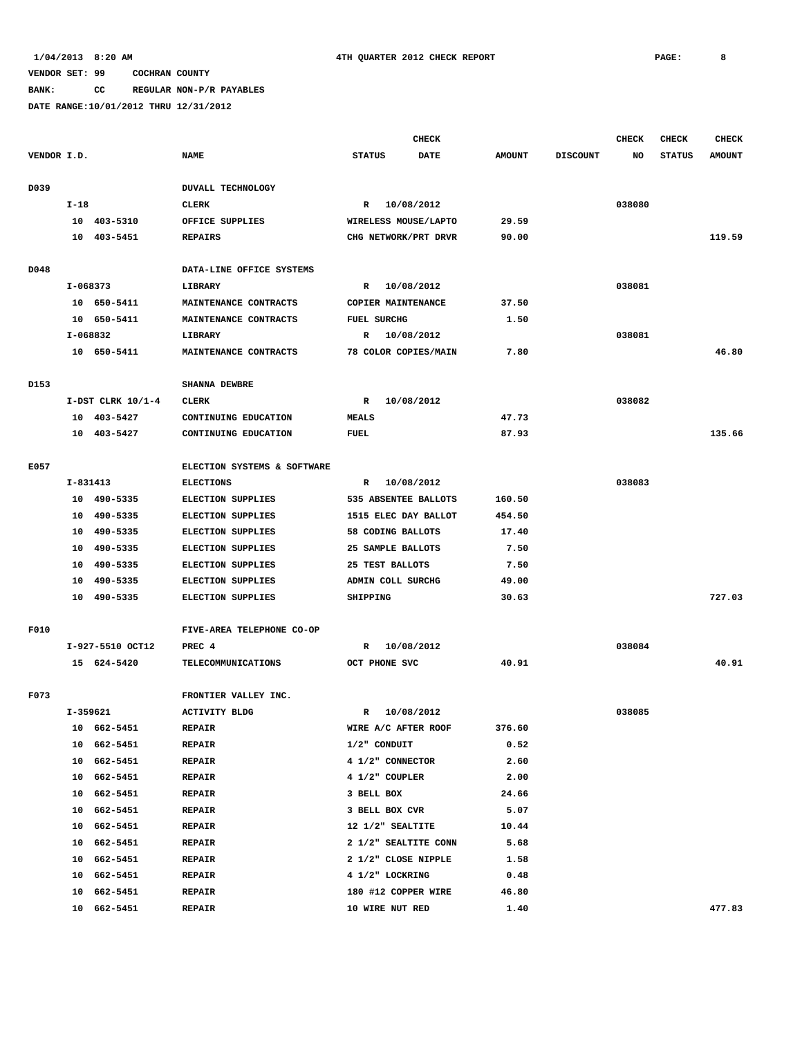1/04/2013 8:20 AM 4TH QUARTER 2012 CHECK REPORT

VENDOR SET: 99 COCHRAN COUNTY

BANK: CC REGULAR NON-P/R PAYABLES

DATE RANGE:10/01/2012 THRU 12/31/2012

| VENDOR I.D. | NAME | CHECK STATUS | CHECK DATE | AMOUNT | DISCOUNT | CHECK NO | CHECK STATUS | CHECK AMOUNT |
|---|---|---|---|---|---|---|---|---|
| D039 | DUVALL TECHNOLOGY | | | | | | | |
| I-18 | CLERK | R | 10/08/2012 | | | 038080 | | |
| 10 403-5310 | OFFICE SUPPLIES | WIRELESS MOUSE/LAPTO | | 29.59 | | | | |
| 10 403-5451 | REPAIRS | CHG NETWORK/PRT DRVR | | 90.00 | | | | 119.59 |
| D048 | DATA-LINE OFFICE SYSTEMS | | | | | | | |
| I-068373 | LIBRARY | R | 10/08/2012 | | | 038081 | | |
| 10 650-5411 | MAINTENANCE CONTRACTS | COPIER MAINTENANCE | | 37.50 | | | | |
| 10 650-5411 | MAINTENANCE CONTRACTS | FUEL SURCHG | | 1.50 | | | | |
| I-068832 | LIBRARY | R | 10/08/2012 | | | 038081 | | |
| 10 650-5411 | MAINTENANCE CONTRACTS | 78 COLOR COPIES/MAIN | | 7.80 | | | | 46.80 |
| D153 | SHANNA DEWBRE | | | | | | | |
| I-DST CLRK 10/1-4 | CLERK | R | 10/08/2012 | | | 038082 | | |
| 10 403-5427 | CONTINUING EDUCATION | MEALS | | 47.73 | | | | |
| 10 403-5427 | CONTINUING EDUCATION | FUEL | | 87.93 | | | | 135.66 |
| E057 | ELECTION SYSTEMS & SOFTWARE | | | | | | | |
| I-831413 | ELECTIONS | R | 10/08/2012 | | | 038083 | | |
| 10 490-5335 | ELECTION SUPPLIES | 535 ABSENTEE BALLOTS | | 160.50 | | | | |
| 10 490-5335 | ELECTION SUPPLIES | 1515 ELEC DAY BALLOT | | 454.50 | | | | |
| 10 490-5335 | ELECTION SUPPLIES | 58 CODING BALLOTS | | 17.40 | | | | |
| 10 490-5335 | ELECTION SUPPLIES | 25 SAMPLE BALLOTS | | 7.50 | | | | |
| 10 490-5335 | ELECTION SUPPLIES | 25 TEST BALLOTS | | 7.50 | | | | |
| 10 490-5335 | ELECTION SUPPLIES | ADMIN COLL SURCHG | | 49.00 | | | | |
| 10 490-5335 | ELECTION SUPPLIES | SHIPPING | | 30.63 | | | | 727.03 |
| F010 | FIVE-AREA TELEPHONE CO-OP | | | | | | | |
| I-927-5510 OCT12 | PREC 4 | R | 10/08/2012 | | | 038084 | | |
| 15 624-5420 | TELECOMMUNICATIONS | OCT PHONE SVC | | 40.91 | | | | 40.91 |
| F073 | FRONTIER VALLEY INC. | | | | | | | |
| I-359621 | ACTIVITY BLDG | R | 10/08/2012 | | | 038085 | | |
| 10 662-5451 | REPAIR | WIRE A/C AFTER ROOF | | 376.60 | | | | |
| 10 662-5451 | REPAIR | 1/2" CONDUIT | | 0.52 | | | | |
| 10 662-5451 | REPAIR | 4 1/2" CONNECTOR | | 2.60 | | | | |
| 10 662-5451 | REPAIR | 4 1/2" COUPLER | | 2.00 | | | | |
| 10 662-5451 | REPAIR | 3 BELL BOX | | 24.66 | | | | |
| 10 662-5451 | REPAIR | 3 BELL BOX CVR | | 5.07 | | | | |
| 10 662-5451 | REPAIR | 12 1/2" SEALTITE | | 10.44 | | | | |
| 10 662-5451 | REPAIR | 2 1/2" SEALTITE CONN | | 5.68 | | | | |
| 10 662-5451 | REPAIR | 2 1/2" CLOSE NIPPLE | | 1.58 | | | | |
| 10 662-5451 | REPAIR | 4 1/2" LOCKRING | | 0.48 | | | | |
| 10 662-5451 | REPAIR | 180 #12 COPPER WIRE | | 46.80 | | | | |
| 10 662-5451 | REPAIR | 10 WIRE NUT RED | | 1.40 | | | | 477.83 |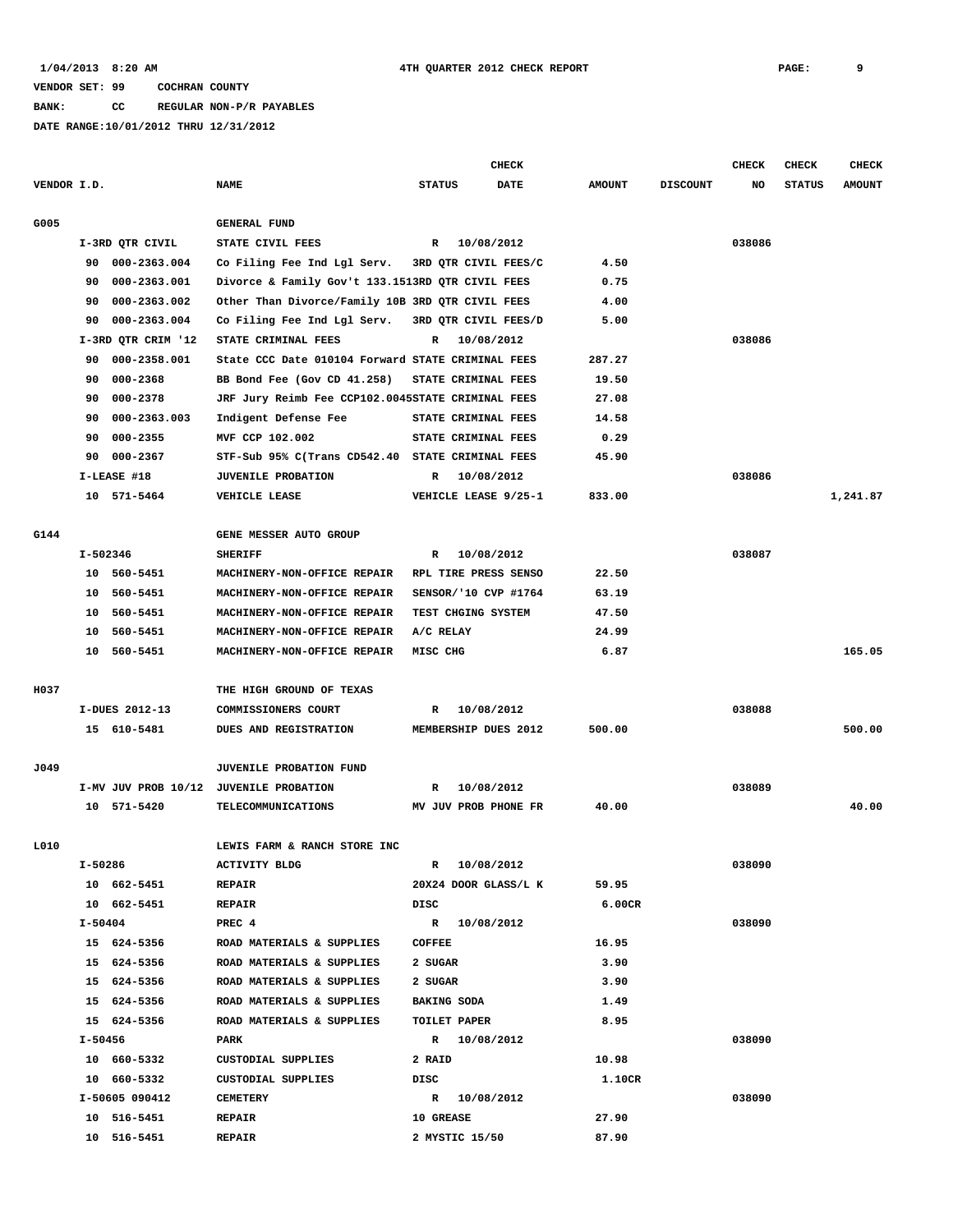1/04/2013 8:20 AM 4TH QUARTER 2012 CHECK REPORT

VENDOR SET: 99 COCHRAN COUNTY

BANK: CC REGULAR NON-P/R PAYABLES

DATE RANGE:10/01/2012 THRU 12/31/2012

| VENDOR I.D. | NAME | STATUS | CHECK DATE | AMOUNT | DISCOUNT | CHECK NO | CHECK STATUS | CHECK AMOUNT |
|---|---|---|---|---|---|---|---|---|
| G005 | GENERAL FUND | | | | | | | |
| I-3RD QTR CIVIL | STATE CIVIL FEES | R | 10/08/2012 | | | 038086 | | |
| 90 000-2363.004 | Co Filing Fee Ind Lgl Serv. | 3RD QTR CIVIL FEES/C | | 4.50 | | | | |
| 90 000-2363.001 | Divorce & Family Gov't 133.151 | 3RD QTR CIVIL FEES | | 0.75 | | | | |
| 90 000-2363.002 | Other Than Divorce/Family 10B | 3RD QTR CIVIL FEES | | 4.00 | | | | |
| 90 000-2363.004 | Co Filing Fee Ind Lgl Serv. | 3RD QTR CIVIL FEES/D | | 5.00 | | | | |
| I-3RD QTR CRIM '12 | STATE CRIMINAL FEES | R | 10/08/2012 | | | 038086 | | |
| 90 000-2358.001 | State CCC Date 010104 Forward | STATE CRIMINAL FEES | | 287.27 | | | | |
| 90 000-2368 | BB Bond Fee (Gov CD 41.258) | STATE CRIMINAL FEES | | 19.50 | | | | |
| 90 000-2378 | JRF Jury Reimb Fee CCP102.0045 | STATE CRIMINAL FEES | | 27.08 | | | | |
| 90 000-2363.003 | Indigent Defense Fee | STATE CRIMINAL FEES | | 14.58 | | | | |
| 90 000-2355 | MVF CCP 102.002 | STATE CRIMINAL FEES | | 0.29 | | | | |
| 90 000-2367 | STF-Sub 95% C(Trans CD542.40 | STATE CRIMINAL FEES | | 45.90 | | | | |
| I-LEASE #18 | JUVENILE PROBATION | R | 10/08/2012 | | | 038086 | | |
| 10 571-5464 | VEHICLE LEASE | VEHICLE LEASE 9/25-1 | | 833.00 | | | | 1,241.87 |
| G144 | GENE MESSER AUTO GROUP | | | | | | | |
| I-502346 | SHERIFF | R | 10/08/2012 | | | 038087 | | |
| 10 560-5451 | MACHINERY-NON-OFFICE REPAIR | RPL TIRE PRESS SENSO | | 22.50 | | | | |
| 10 560-5451 | MACHINERY-NON-OFFICE REPAIR | SENSOR/'10 CVP #1764 | | 63.19 | | | | |
| 10 560-5451 | MACHINERY-NON-OFFICE REPAIR | TEST CHGING SYSTEM | | 47.50 | | | | |
| 10 560-5451 | MACHINERY-NON-OFFICE REPAIR | A/C RELAY | | 24.99 | | | | |
| 10 560-5451 | MACHINERY-NON-OFFICE REPAIR | MISC CHG | | 6.87 | | | | 165.05 |
| H037 | THE HIGH GROUND OF TEXAS | | | | | | | |
| I-DUES 2012-13 | COMMISSIONERS COURT | R | 10/08/2012 | | | 038088 | | |
| 15 610-5481 | DUES AND REGISTRATION | MEMBERSHIP DUES 2012 | | 500.00 | | | | 500.00 |
| J049 | JUVENILE PROBATION FUND | | | | | | | |
| I-MV JUV PROB 10/12 | JUVENILE PROBATION | R | 10/08/2012 | | | 038089 | | |
| 10 571-5420 | TELECOMMUNICATIONS | MV JUV PROB PHONE FR | | 40.00 | | | | 40.00 |
| L010 | LEWIS FARM & RANCH STORE INC | | | | | | | |
| I-50286 | ACTIVITY BLDG | R | 10/08/2012 | | | 038090 | | |
| 10 662-5451 | REPAIR | 20X24 DOOR GLASS/L K | | 59.95 | | | | |
| 10 662-5451 | REPAIR | DISC | | 6.00CR | | | | |
| I-50404 | PREC 4 | R | 10/08/2012 | | | 038090 | | |
| 15 624-5356 | ROAD MATERIALS & SUPPLIES | COFFEE | | 16.95 | | | | |
| 15 624-5356 | ROAD MATERIALS & SUPPLIES | 2 SUGAR | | 3.90 | | | | |
| 15 624-5356 | ROAD MATERIALS & SUPPLIES | 2 SUGAR | | 3.90 | | | | |
| 15 624-5356 | ROAD MATERIALS & SUPPLIES | BAKING SODA | | 1.49 | | | | |
| 15 624-5356 | ROAD MATERIALS & SUPPLIES | TOILET PAPER | | 8.95 | | | | |
| I-50456 | PARK | R | 10/08/2012 | | | 038090 | | |
| 10 660-5332 | CUSTODIAL SUPPLIES | 2 RAID | | 10.98 | | | | |
| 10 660-5332 | CUSTODIAL SUPPLIES | DISC | | 1.10CR | | | | |
| I-50605 090412 | CEMETERY | R | 10/08/2012 | | | 038090 | | |
| 10 516-5451 | REPAIR | 10 GREASE | | 27.90 | | | | |
| 10 516-5451 | REPAIR | 2 MYSTIC 15/50 | | 87.90 | | | | |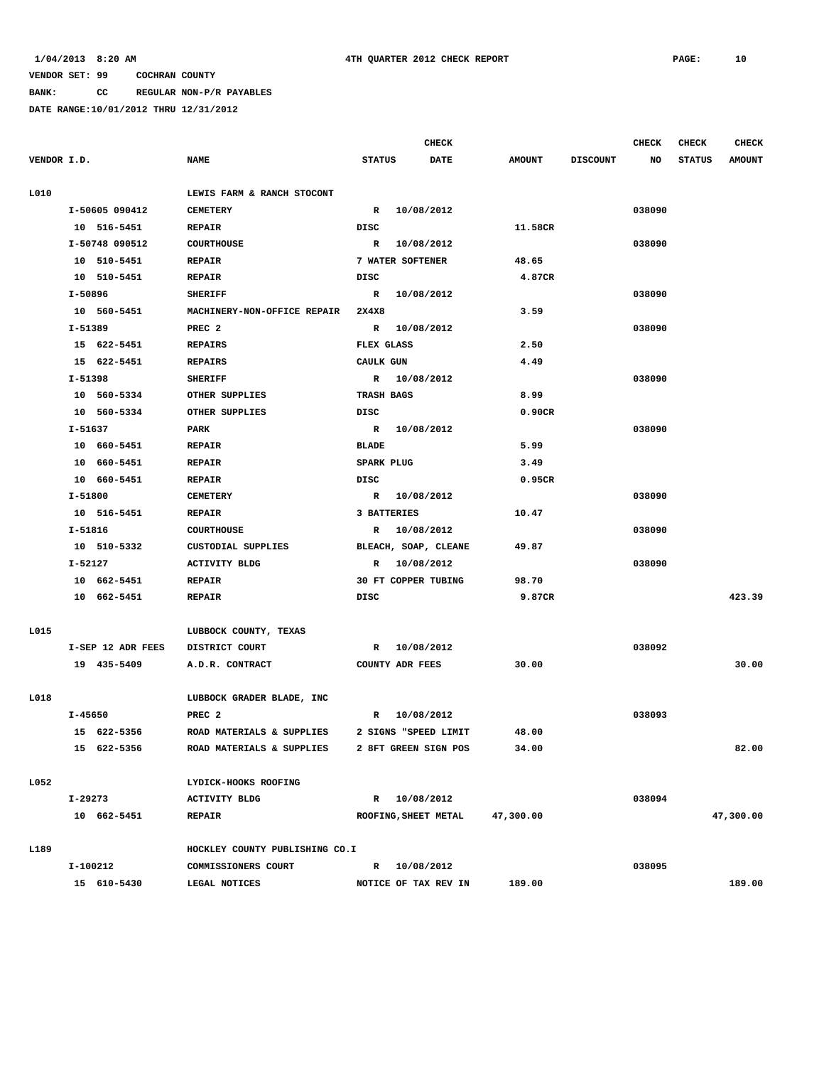**VENDOR SET: 99 COCHRAN COUNTY**

**BANK: CC REGULAR NON-P/R PAYABLES**

**DATE RANGE:10/01/2012 THRU 12/31/2012**

**4TH QUARTER 2012 CHECK REPORT**

| VENDOR I.D. | NAME | STATUS | CHECK DATE | AMOUNT | DISCOUNT | CHECK NO | CHECK STATUS | CHECK AMOUNT |
|---|---|---|---|---|---|---|---|---|
| L010 | LEWIS FARM & RANCH STOCONT | | | | | | | |
| I-50605 090412 | CEMETERY | R | 10/08/2012 | | | 038090 | | |
| 10 516-5451 | REPAIR | DISC | | 11.58CR | | | | |
| I-50748 090512 | COURTHOUSE | R | 10/08/2012 | | | 038090 | | |
| 10 510-5451 | REPAIR | 7 WATER SOFTENER | | 48.65 | | | | |
| 10 510-5451 | REPAIR | DISC | | 4.87CR | | | | |
| I-50896 | SHERIFF | R | 10/08/2012 | | | 038090 | | |
| 10 560-5451 | MACHINERY-NON-OFFICE REPAIR | 2X4X8 | | 3.59 | | | | |
| I-51389 | PREC 2 | R | 10/08/2012 | | | 038090 | | |
| 15 622-5451 | REPAIRS | FLEX GLASS | | 2.50 | | | | |
| 15 622-5451 | REPAIRS | CAULK GUN | | 4.49 | | | | |
| I-51398 | SHERIFF | R | 10/08/2012 | | | 038090 | | |
| 10 560-5334 | OTHER SUPPLIES | TRASH BAGS | | 8.99 | | | | |
| 10 560-5334 | OTHER SUPPLIES | DISC | | 0.90CR | | | | |
| I-51637 | PARK | R | 10/08/2012 | | | 038090 | | |
| 10 660-5451 | REPAIR | BLADE | | 5.99 | | | | |
| 10 660-5451 | REPAIR | SPARK PLUG | | 3.49 | | | | |
| 10 660-5451 | REPAIR | DISC | | 0.95CR | | | | |
| I-51800 | CEMETERY | R | 10/08/2012 | | | 038090 | | |
| 10 516-5451 | REPAIR | 3 BATTERIES | | 10.47 | | | | |
| I-51816 | COURTHOUSE | R | 10/08/2012 | | | 038090 | | |
| 10 510-5332 | CUSTODIAL SUPPLIES | BLEACH, SOAP, CLEANE | | 49.87 | | | | |
| I-52127 | ACTIVITY BLDG | R | 10/08/2012 | | | 038090 | | |
| 10 662-5451 | REPAIR | 30 FT COPPER TUBING | | 98.70 | | | | |
| 10 662-5451 | REPAIR | DISC | | 9.87CR | | | | 423.39 |
| L015 | LUBBOCK COUNTY, TEXAS | | | | | | | |
| I-SEP 12 ADR FEES | DISTRICT COURT | R | 10/08/2012 | | | 038092 | | |
| 19 435-5409 | A.D.R. CONTRACT | COUNTY ADR FEES | | 30.00 | | | | 30.00 |
| L018 | LUBBOCK GRADER BLADE, INC | | | | | | | |
| I-45650 | PREC 2 | R | 10/08/2012 | | | 038093 | | |
| 15 622-5356 | ROAD MATERIALS & SUPPLIES | 2 SIGNS "SPEED LIMIT | | 48.00 | | | | |
| 15 622-5356 | ROAD MATERIALS & SUPPLIES | 2 8FT GREEN SIGN POS | | 34.00 | | | | 82.00 |
| L052 | LYDICK-HOOKS ROOFING | | | | | | | |
| I-29273 | ACTIVITY BLDG | R | 10/08/2012 | | | 038094 | | |
| 10 662-5451 | REPAIR | ROOFING,SHEET METAL | | 47,300.00 | | | | 47,300.00 |
| L189 | HOCKLEY COUNTY PUBLISHING CO.I | | | | | | | |
| I-100212 | COMMISSIONERS COURT | R | 10/08/2012 | | | 038095 | | |
| 15 610-5430 | LEGAL NOTICES | NOTICE OF TAX REV IN | | 189.00 | | | | 189.00 |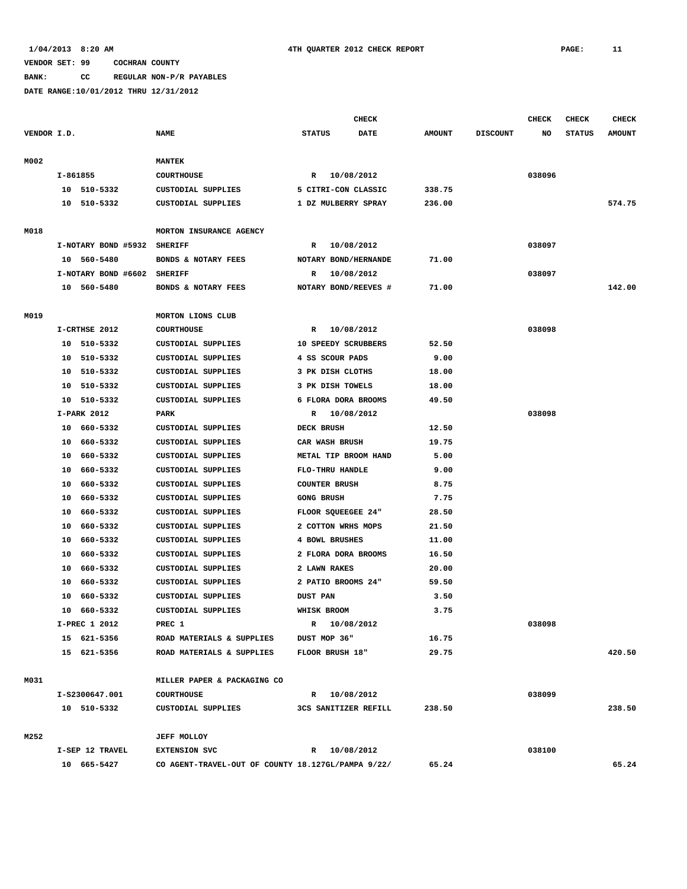1/04/2013 8:20 AM — 4TH QUARTER 2012 CHECK REPORT — PAGE: 11

VENDOR SET: 99 COCHRAN COUNTY

BANK: CC REGULAR NON-P/R PAYABLES

DATE RANGE:10/01/2012 THRU 12/31/2012

| VENDOR I.D. | NAME | STATUS | CHECK DATE | AMOUNT | DISCOUNT | CHECK NO | CHECK STATUS | CHECK AMOUNT |
|---|---|---|---|---|---|---|---|---|
| M002 | MANTEK | | | | | | | |
| I-861855 | COURTHOUSE | R | 10/08/2012 | | | 038096 | | |
| 10 510-5332 | CUSTODIAL SUPPLIES | 5 CITRI-CON CLASSIC | | 338.75 | | | | |
| 10 510-5332 | CUSTODIAL SUPPLIES | 1 DZ MULBERRY SPRAY | | 236.00 | | | | 574.75 |
| M018 | MORTON INSURANCE AGENCY | | | | | | | |
| I-NOTARY BOND #5932 | SHERIFF | R | 10/08/2012 | | | 038097 | | |
| 10 560-5480 | BONDS & NOTARY FEES | NOTARY BOND/HERNANDE | | 71.00 | | | | |
| I-NOTARY BOND #6602 | SHERIFF | R | 10/08/2012 | | | 038097 | | |
| 10 560-5480 | BONDS & NOTARY FEES | NOTARY BOND/REEVES # | | 71.00 | | | | 142.00 |
| M019 | MORTON LIONS CLUB | | | | | | | |
| I-CRTHSE 2012 | COURTHOUSE | R | 10/08/2012 | | | 038098 | | |
| 10 510-5332 | CUSTODIAL SUPPLIES | 10 SPEEDY SCRUBBERS | | 52.50 | | | | |
| 10 510-5332 | CUSTODIAL SUPPLIES | 4 SS SCOUR PADS | | 9.00 | | | | |
| 10 510-5332 | CUSTODIAL SUPPLIES | 3 PK DISH CLOTHS | | 18.00 | | | | |
| 10 510-5332 | CUSTODIAL SUPPLIES | 3 PK DISH TOWELS | | 18.00 | | | | |
| 10 510-5332 | CUSTODIAL SUPPLIES | 6 FLORA DORA BROOMS | | 49.50 | | | | |
| I-PARK 2012 | PARK | R | 10/08/2012 | | | 038098 | | |
| 10 660-5332 | CUSTODIAL SUPPLIES | DECK BRUSH | | 12.50 | | | | |
| 10 660-5332 | CUSTODIAL SUPPLIES | CAR WASH BRUSH | | 19.75 | | | | |
| 10 660-5332 | CUSTODIAL SUPPLIES | METAL TIP BROOM HAND | | 5.00 | | | | |
| 10 660-5332 | CUSTODIAL SUPPLIES | FLO-THRU HANDLE | | 9.00 | | | | |
| 10 660-5332 | CUSTODIAL SUPPLIES | COUNTER BRUSH | | 8.75 | | | | |
| 10 660-5332 | CUSTODIAL SUPPLIES | GONG BRUSH | | 7.75 | | | | |
| 10 660-5332 | CUSTODIAL SUPPLIES | FLOOR SQUEEGEE 24" | | 28.50 | | | | |
| 10 660-5332 | CUSTODIAL SUPPLIES | 2 COTTON WRHS MOPS | | 21.50 | | | | |
| 10 660-5332 | CUSTODIAL SUPPLIES | 4 BOWL BRUSHES | | 11.00 | | | | |
| 10 660-5332 | CUSTODIAL SUPPLIES | 2 FLORA DORA BROOMS | | 16.50 | | | | |
| 10 660-5332 | CUSTODIAL SUPPLIES | 2 LAWN RAKES | | 20.00 | | | | |
| 10 660-5332 | CUSTODIAL SUPPLIES | 2 PATIO BROOMS 24" | | 59.50 | | | | |
| 10 660-5332 | CUSTODIAL SUPPLIES | DUST PAN | | 3.50 | | | | |
| 10 660-5332 | CUSTODIAL SUPPLIES | WHISK BROOM | | 3.75 | | | | |
| I-PREC 1 2012 | PREC 1 | R | 10/08/2012 | | | 038098 | | |
| 15 621-5356 | ROAD MATERIALS & SUPPLIES | DUST MOP 36" | | 16.75 | | | | |
| 15 621-5356 | ROAD MATERIALS & SUPPLIES | FLOOR BRUSH 18" | | 29.75 | | | | 420.50 |
| M031 | MILLER PAPER & PACKAGING CO | | | | | | | |
| I-S2300647.001 | COURTHOUSE | R | 10/08/2012 | | | 038099 | | |
| 10 510-5332 | CUSTODIAL SUPPLIES | 3CS SANITIZER REFILL | | 238.50 | | | | 238.50 |
| M252 | JEFF MOLLOY | | | | | | | |
| I-SEP 12 TRAVEL | EXTENSION SVC | R | 10/08/2012 | | | 038100 | | |
| 10 665-5427 | CO AGENT-TRAVEL-OUT OF COUNTY 18.127GL/PAMPA 9/22/ | | | 65.24 | | | | 65.24 |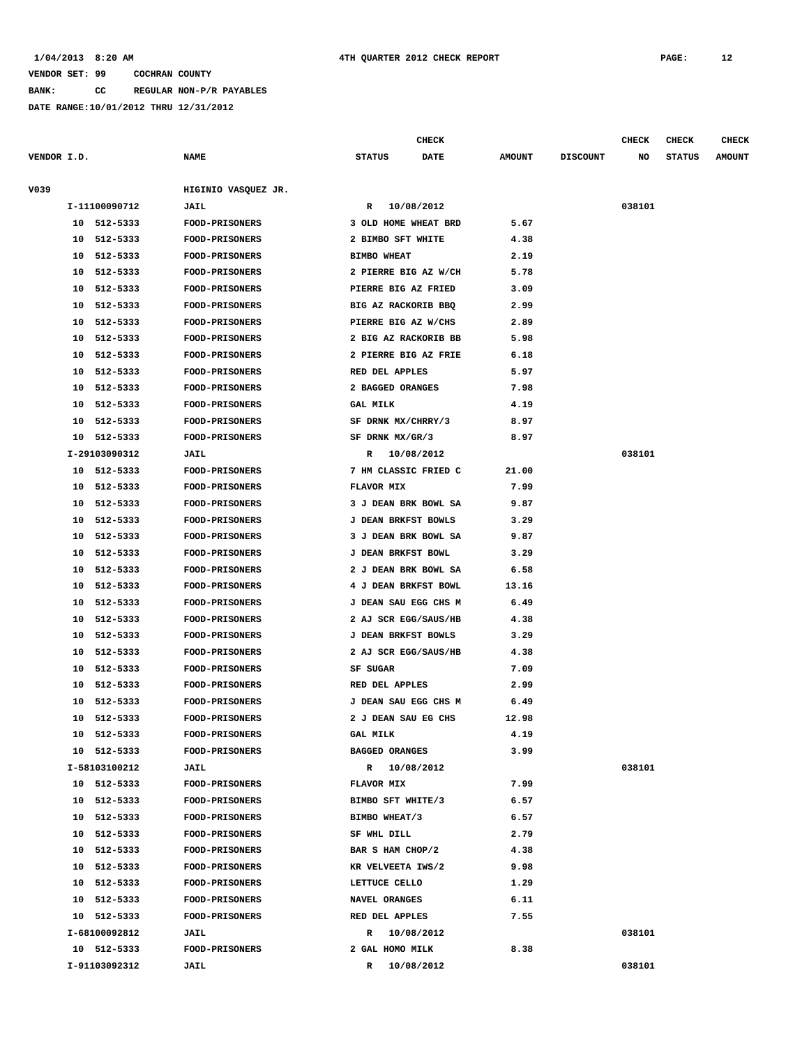1/04/2013 8:20 AM 4TH QUARTER 2012 CHECK REPORT

VENDOR SET: 99 COCHRAN COUNTY

BANK: CC REGULAR NON-P/R PAYABLES

DATE RANGE:10/01/2012 THRU 12/31/2012

| VENDOR I.D. | NAME | STATUS | CHECK DATE | AMOUNT | DISCOUNT | CHECK NO | CHECK STATUS | CHECK AMOUNT |
|---|---|---|---|---|---|---|---|---|
| V039 | HIGINIO VASQUEZ JR. | | | | | | | |
| I-11100090712 | JAIL | R | 10/08/2012 | | | 038101 | | |
| 10 512-5333 | FOOD-PRISONERS | 3 OLD HOME WHEAT BRD | | 5.67 | | | | |
| 10 512-5333 | FOOD-PRISONERS | 2 BIMBO SFT WHITE | | 4.38 | | | | |
| 10 512-5333 | FOOD-PRISONERS | BIMBO WHEAT | | 2.19 | | | | |
| 10 512-5333 | FOOD-PRISONERS | 2 PIERRE BIG AZ W/CH | | 5.78 | | | | |
| 10 512-5333 | FOOD-PRISONERS | PIERRE BIG AZ FRIED | | 3.09 | | | | |
| 10 512-5333 | FOOD-PRISONERS | BIG AZ RACKORIB BBQ | | 2.99 | | | | |
| 10 512-5333 | FOOD-PRISONERS | PIERRE BIG AZ W/CHS | | 2.89 | | | | |
| 10 512-5333 | FOOD-PRISONERS | 2 BIG AZ RACKORIB BB | | 5.98 | | | | |
| 10 512-5333 | FOOD-PRISONERS | 2 PIERRE BIG AZ FRIE | | 6.18 | | | | |
| 10 512-5333 | FOOD-PRISONERS | RED DEL APPLES | | 5.97 | | | | |
| 10 512-5333 | FOOD-PRISONERS | 2 BAGGED ORANGES | | 7.98 | | | | |
| 10 512-5333 | FOOD-PRISONERS | GAL MILK | | 4.19 | | | | |
| 10 512-5333 | FOOD-PRISONERS | SF DRNK MX/CHRRY/3 | | 8.97 | | | | |
| 10 512-5333 | FOOD-PRISONERS | SF DRNK MX/GR/3 | | 8.97 | | | | |
| I-29103090312 | JAIL | R | 10/08/2012 | | | 038101 | | |
| 10 512-5333 | FOOD-PRISONERS | 7 HM CLASSIC FRIED C | | 21.00 | | | | |
| 10 512-5333 | FOOD-PRISONERS | FLAVOR MIX | | 7.99 | | | | |
| 10 512-5333 | FOOD-PRISONERS | 3 J DEAN BRK BOWL SA | | 9.87 | | | | |
| 10 512-5333 | FOOD-PRISONERS | J DEAN BRKFST BOWLS | | 3.29 | | | | |
| 10 512-5333 | FOOD-PRISONERS | 3 J DEAN BRK BOWL SA | | 9.87 | | | | |
| 10 512-5333 | FOOD-PRISONERS | J DEAN BRKFST BOWL | | 3.29 | | | | |
| 10 512-5333 | FOOD-PRISONERS | 2 J DEAN BRK BOWL SA | | 6.58 | | | | |
| 10 512-5333 | FOOD-PRISONERS | 4 J DEAN BRKFST BOWL | | 13.16 | | | | |
| 10 512-5333 | FOOD-PRISONERS | J DEAN SAU EGG CHS M | | 6.49 | | | | |
| 10 512-5333 | FOOD-PRISONERS | 2 AJ SCR EGG/SAUS/HB | | 4.38 | | | | |
| 10 512-5333 | FOOD-PRISONERS | J DEAN BRKFST BOWLS | | 3.29 | | | | |
| 10 512-5333 | FOOD-PRISONERS | 2 AJ SCR EGG/SAUS/HB | | 4.38 | | | | |
| 10 512-5333 | FOOD-PRISONERS | SF SUGAR | | 7.09 | | | | |
| 10 512-5333 | FOOD-PRISONERS | RED DEL APPLES | | 2.99 | | | | |
| 10 512-5333 | FOOD-PRISONERS | J DEAN SAU EGG CHS M | | 6.49 | | | | |
| 10 512-5333 | FOOD-PRISONERS | 2 J DEAN SAU EG CHS | | 12.98 | | | | |
| 10 512-5333 | FOOD-PRISONERS | GAL MILK | | 4.19 | | | | |
| 10 512-5333 | FOOD-PRISONERS | BAGGED ORANGES | | 3.99 | | | | |
| I-58103100212 | JAIL | R | 10/08/2012 | | | 038101 | | |
| 10 512-5333 | FOOD-PRISONERS | FLAVOR MIX | | 7.99 | | | | |
| 10 512-5333 | FOOD-PRISONERS | BIMBO SFT WHITE/3 | | 6.57 | | | | |
| 10 512-5333 | FOOD-PRISONERS | BIMBO WHEAT/3 | | 6.57 | | | | |
| 10 512-5333 | FOOD-PRISONERS | SF WHL DILL | | 2.79 | | | | |
| 10 512-5333 | FOOD-PRISONERS | BAR S HAM CHOP/2 | | 4.38 | | | | |
| 10 512-5333 | FOOD-PRISONERS | KR VELVEETA IWS/2 | | 9.98 | | | | |
| 10 512-5333 | FOOD-PRISONERS | LETTUCE CELLO | | 1.29 | | | | |
| 10 512-5333 | FOOD-PRISONERS | NAVEL ORANGES | | 6.11 | | | | |
| 10 512-5333 | FOOD-PRISONERS | RED DEL APPLES | | 7.55 | | | | |
| I-68100092812 | JAIL | R | 10/08/2012 | | | 038101 | | |
| 10 512-5333 | FOOD-PRISONERS | 2 GAL HOMO MILK | | 8.38 | | | | |
| I-91103092312 | JAIL | R | 10/08/2012 | | | 038101 | | |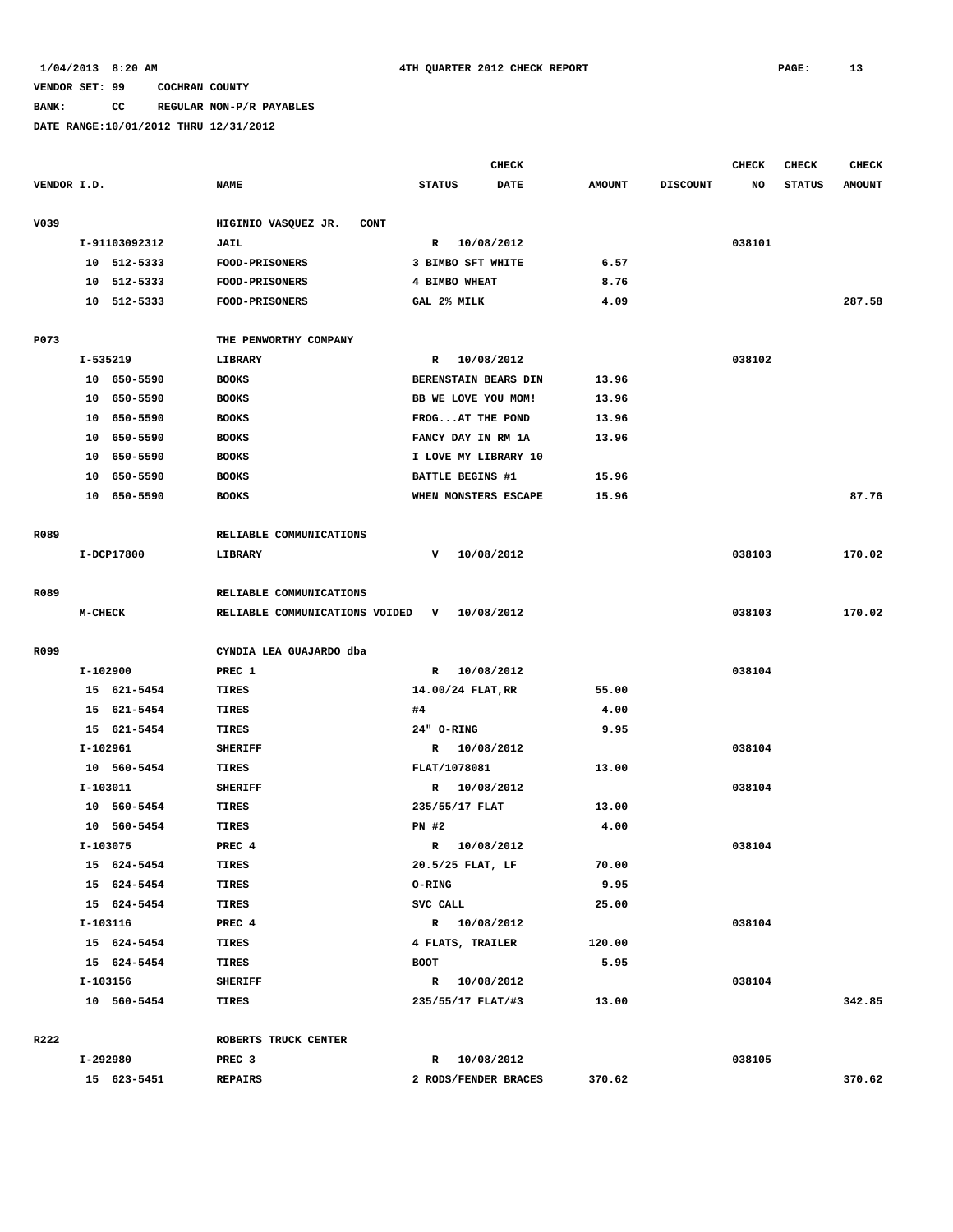1/04/2013 8:20 AM — 4TH QUARTER 2012 CHECK REPORT

VENDOR SET: 99 COCHRAN COUNTY

BANK: CC REGULAR NON-P/R PAYABLES

DATE RANGE:10/01/2012 THRU 12/31/2012

| VENDOR I.D. | NAME | STATUS | CHECK DATE | AMOUNT | DISCOUNT | CHECK NO | CHECK STATUS | CHECK AMOUNT |
|---|---|---|---|---|---|---|---|---|
| V039 | HIGINIO VASQUEZ JR. CONT | | | | | | | |
| I-91103092312 | JAIL | R | 10/08/2012 | | | 038101 | | |
| 10 512-5333 | FOOD-PRISONERS | 3 BIMBO SFT WHITE | | 6.57 | | | | |
| 10 512-5333 | FOOD-PRISONERS | 4 BIMBO WHEAT | | 8.76 | | | | |
| 10 512-5333 | FOOD-PRISONERS | GAL 2% MILK | | 4.09 | | | | 287.58 |
| P073 | THE PENWORTHY COMPANY | | | | | | | |
| I-535219 | LIBRARY | R | 10/08/2012 | | | 038102 | | |
| 10 650-5590 | BOOKS | BERENSTAIN BEARS DIN | | 13.96 | | | | |
| 10 650-5590 | BOOKS | BB WE LOVE YOU MOM! | | 13.96 | | | | |
| 10 650-5590 | BOOKS | FROG...AT THE POND | | 13.96 | | | | |
| 10 650-5590 | BOOKS | FANCY DAY IN RM 1A | | 13.96 | | | | |
| 10 650-5590 | BOOKS | I LOVE MY LIBRARY 10 | | | | | | |
| 10 650-5590 | BOOKS | BATTLE BEGINS #1 | | 15.96 | | | | |
| 10 650-5590 | BOOKS | WHEN MONSTERS ESCAPE | | 15.96 | | | | 87.76 |
| R089 | RELIABLE COMMUNICATIONS | | | | | | | |
| I-DCP17800 | LIBRARY | V | 10/08/2012 | | | 038103 | | 170.02 |
| R089 | RELIABLE COMMUNICATIONS | | | | | | | |
| M-CHECK | RELIABLE COMMUNICATIONS VOIDED | V | 10/08/2012 | | | 038103 | | 170.02 |
| R099 | CYNDIA LEA GUAJARDO dba | | | | | | | |
| I-102900 | PREC 1 | R | 10/08/2012 | | | 038104 | | |
| 15 621-5454 | TIRES | 14.00/24 FLAT,RR | | 55.00 | | | | |
| 15 621-5454 | TIRES | #4 | | 4.00 | | | | |
| 15 621-5454 | TIRES | 24" O-RING | | 9.95 | | | | |
| I-102961 | SHERIFF | R | 10/08/2012 | | | 038104 | | |
| 10 560-5454 | TIRES | FLAT/1078081 | | 13.00 | | | | |
| I-103011 | SHERIFF | R | 10/08/2012 | | | 038104 | | |
| 10 560-5454 | TIRES | 235/55/17 FLAT | | 13.00 | | | | |
| 10 560-5454 | TIRES | PN #2 | | 4.00 | | | | |
| I-103075 | PREC 4 | R | 10/08/2012 | | | 038104 | | |
| 15 624-5454 | TIRES | 20.5/25 FLAT, LF | | 70.00 | | | | |
| 15 624-5454 | TIRES | O-RING | | 9.95 | | | | |
| 15 624-5454 | TIRES | SVC CALL | | 25.00 | | | | |
| I-103116 | PREC 4 | R | 10/08/2012 | | | 038104 | | |
| 15 624-5454 | TIRES | 4 FLATS, TRAILER | | 120.00 | | | | |
| 15 624-5454 | TIRES | BOOT | | 5.95 | | | | |
| I-103156 | SHERIFF | R | 10/08/2012 | | | 038104 | | |
| 10 560-5454 | TIRES | 235/55/17 FLAT/#3 | | 13.00 | | | | 342.85 |
| R222 | ROBERTS TRUCK CENTER | | | | | | | |
| I-292980 | PREC 3 | R | 10/08/2012 | | | 038105 | | |
| 15 623-5451 | REPAIRS | 2 RODS/FENDER BRACES | | 370.62 | | | | 370.62 |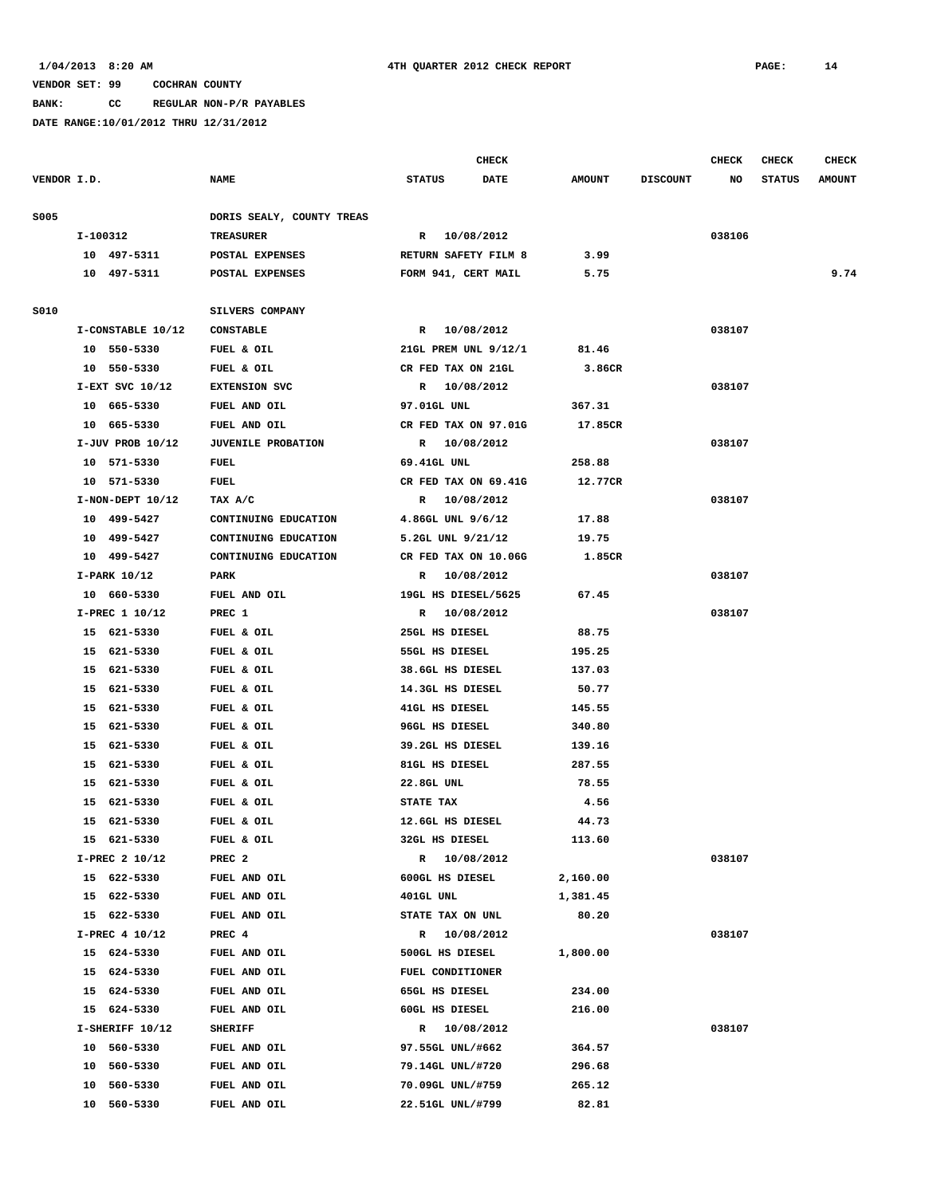1/04/2013 8:20 AM 4TH QUARTER 2012 CHECK REPORT

VENDOR SET: 99 COCHRAN COUNTY

BANK: CC REGULAR NON-P/R PAYABLES

DATE RANGE:10/01/2012 THRU 12/31/2012

| VENDOR I.D. | NAME | STATUS | CHECK DATE | AMOUNT | DISCOUNT | CHECK NO | CHECK STATUS | CHECK AMOUNT |
|---|---|---|---|---|---|---|---|---|
| S005 | DORIS SEALY, COUNTY TREAS | | | | | | | |
| I-100312 | TREASURER | R | 10/08/2012 | | | 038106 | | |
| 10 497-5311 | POSTAL EXPENSES | RETURN SAFETY FILM 8 | | 3.99 | | | | |
| 10 497-5311 | POSTAL EXPENSES | FORM 941, CERT MAIL | | 5.75 | | | | 9.74 |
| S010 | SILVERS COMPANY | | | | | | | |
| I-CONSTABLE 10/12 | CONSTABLE | R | 10/08/2012 | | | 038107 | | |
| 10 550-5330 | FUEL & OIL | 21GL PREM UNL 9/12/1 | | 81.46 | | | | |
| 10 550-5330 | FUEL & OIL | CR FED TAX ON 21GL | | 3.86CR | | | | |
| I-EXT SVC 10/12 | EXTENSION SVC | R | 10/08/2012 | | | 038107 | | |
| 10 665-5330 | FUEL AND OIL | 97.01GL UNL | | 367.31 | | | | |
| 10 665-5330 | FUEL AND OIL | CR FED TAX ON 97.01G | | 17.85CR | | | | |
| I-JUV PROB 10/12 | JUVENILE PROBATION | R | 10/08/2012 | | | 038107 | | |
| 10 571-5330 | FUEL | 69.41GL UNL | | 258.88 | | | | |
| 10 571-5330 | FUEL | CR FED TAX ON 69.41G | | 12.77CR | | | | |
| I-NON-DEPT 10/12 | TAX A/C | R | 10/08/2012 | | | 038107 | | |
| 10 499-5427 | CONTINUING EDUCATION | 4.86GL UNL 9/6/12 | | 17.88 | | | | |
| 10 499-5427 | CONTINUING EDUCATION | 5.2GL UNL 9/21/12 | | 19.75 | | | | |
| 10 499-5427 | CONTINUING EDUCATION | CR FED TAX ON 10.06G | | 1.85CR | | | | |
| I-PARK 10/12 | PARK | R | 10/08/2012 | | | 038107 | | |
| 10 660-5330 | FUEL AND OIL | 19GL HS DIESEL/5625 | | 67.45 | | | | |
| I-PREC 1 10/12 | PREC 1 | R | 10/08/2012 | | | 038107 | | |
| 15 621-5330 | FUEL & OIL | 25GL HS DIESEL | | 88.75 | | | | |
| 15 621-5330 | FUEL & OIL | 55GL HS DIESEL | | 195.25 | | | | |
| 15 621-5330 | FUEL & OIL | 38.6GL HS DIESEL | | 137.03 | | | | |
| 15 621-5330 | FUEL & OIL | 14.3GL HS DIESEL | | 50.77 | | | | |
| 15 621-5330 | FUEL & OIL | 41GL HS DIESEL | | 145.55 | | | | |
| 15 621-5330 | FUEL & OIL | 96GL HS DIESEL | | 340.80 | | | | |
| 15 621-5330 | FUEL & OIL | 39.2GL HS DIESEL | | 139.16 | | | | |
| 15 621-5330 | FUEL & OIL | 81GL HS DIESEL | | 287.55 | | | | |
| 15 621-5330 | FUEL & OIL | 22.8GL UNL | | 78.55 | | | | |
| 15 621-5330 | FUEL & OIL | STATE TAX | | 4.56 | | | | |
| 15 621-5330 | FUEL & OIL | 12.6GL HS DIESEL | | 44.73 | | | | |
| 15 621-5330 | FUEL & OIL | 32GL HS DIESEL | | 113.60 | | | | |
| I-PREC 2 10/12 | PREC 2 | R | 10/08/2012 | | | 038107 | | |
| 15 622-5330 | FUEL AND OIL | 600GL HS DIESEL | | 2,160.00 | | | | |
| 15 622-5330 | FUEL AND OIL | 401GL UNL | | 1,381.45 | | | | |
| 15 622-5330 | FUEL AND OIL | STATE TAX ON UNL | | 80.20 | | | | |
| I-PREC 4 10/12 | PREC 4 | R | 10/08/2012 | | | 038107 | | |
| 15 624-5330 | FUEL AND OIL | 500GL HS DIESEL | | 1,800.00 | | | | |
| 15 624-5330 | FUEL AND OIL | FUEL CONDITIONER | | | | | | |
| 15 624-5330 | FUEL AND OIL | 65GL HS DIESEL | | 234.00 | | | | |
| 15 624-5330 | FUEL AND OIL | 60GL HS DIESEL | | 216.00 | | | | |
| I-SHERIFF 10/12 | SHERIFF | R | 10/08/2012 | | | 038107 | | |
| 10 560-5330 | FUEL AND OIL | 97.55GL UNL/#662 | | 364.57 | | | | |
| 10 560-5330 | FUEL AND OIL | 79.14GL UNL/#720 | | 296.68 | | | | |
| 10 560-5330 | FUEL AND OIL | 70.09GL UNL/#759 | | 265.12 | | | | |
| 10 560-5330 | FUEL AND OIL | 22.51GL UNL/#799 | | 82.81 | | | | |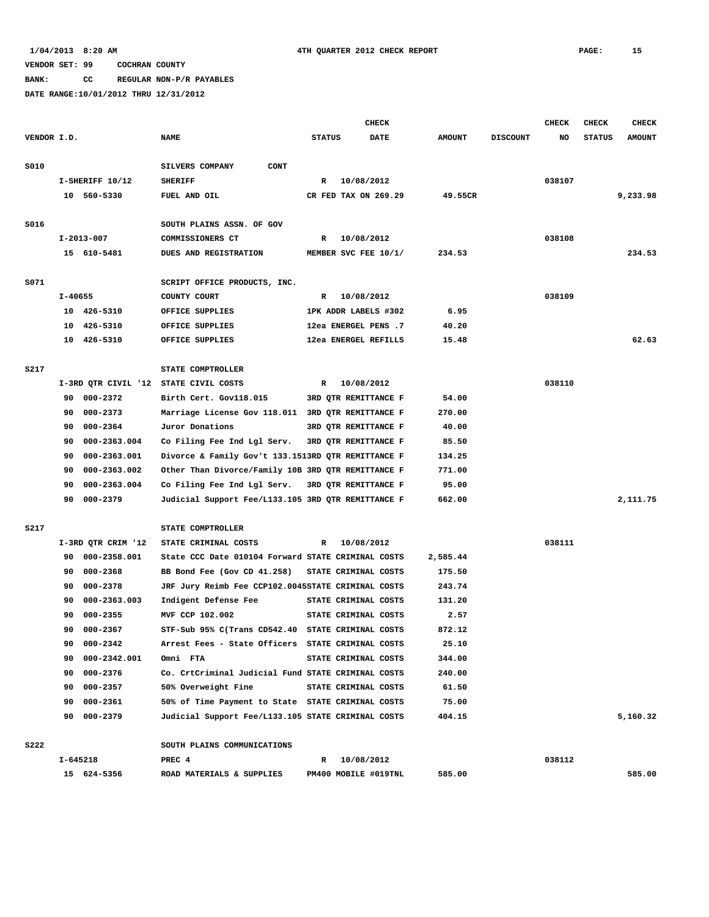**1/04/2013 8:20 AM** **4TH QUARTER 2012 CHECK REPORT** **PAGE: 15**

**VENDOR SET: 99 COCHRAN COUNTY**

**BANK: CC REGULAR NON-P/R PAYABLES**

**DATE RANGE:10/01/2012 THRU 12/31/2012**

| VENDOR I.D. | NAME | STATUS | CHECK DATE | AMOUNT | DISCOUNT | CHECK NO | CHECK STATUS | CHECK AMOUNT |
|---|---|---|---|---|---|---|---|---|
| S010 | SILVERS COMPANY CONT | | | | | | | |
| I-SHERIFF 10/12 | SHERIFF | R | 10/08/2012 | | | 038107 | | |
| 10 560-5330 | FUEL AND OIL | CR FED TAX ON 269.29 | | 49.55CR | | | | 9,233.98 |
| S016 | SOUTH PLAINS ASSN. OF GOV | | | | | | | |
| I-2013-007 | COMMISSIONERS CT | R | 10/08/2012 | | | 038108 | | |
| 15 610-5481 | DUES AND REGISTRATION | MEMBER SVC FEE 10/1/ | | 234.53 | | | | 234.53 |
| S071 | SCRIPT OFFICE PRODUCTS, INC. | | | | | | | |
| I-40655 | COUNTY COURT | R | 10/08/2012 | | | 038109 | | |
| 10 426-5310 | OFFICE SUPPLIES | 1PK ADDR LABELS #302 | | 6.95 | | | | |
| 10 426-5310 | OFFICE SUPPLIES | 12ea ENERGEL PENS .7 | | 40.20 | | | | |
| 10 426-5310 | OFFICE SUPPLIES | 12ea ENERGEL REFILLS | | 15.48 | | | | 62.63 |
| S217 | STATE COMPTROLLER | | | | | | | |
| I-3RD QTR CIVIL '12 | STATE CIVIL COSTS | R | 10/08/2012 | | | 038110 | | |
| 90 000-2372 | Birth Cert. Gov118.015 | 3RD QTR REMITTANCE F | | 54.00 | | | | |
| 90 000-2373 | Marriage License Gov 118.011 | 3RD QTR REMITTANCE F | | 270.00 | | | | |
| 90 000-2364 | Juror Donations | 3RD QTR REMITTANCE F | | 40.00 | | | | |
| 90 000-2363.004 | Co Filing Fee Ind Lgl Serv. | 3RD QTR REMITTANCE F | | 85.50 | | | | |
| 90 000-2363.001 | Divorce & Family Gov't 133.151 | 3RD QTR REMITTANCE F | | 134.25 | | | | |
| 90 000-2363.002 | Other Than Divorce/Family 10B | 3RD QTR REMITTANCE F | | 771.00 | | | | |
| 90 000-2363.004 | Co Filing Fee Ind Lgl Serv. | 3RD QTR REMITTANCE F | | 95.00 | | | | |
| 90 000-2379 | Judicial Support Fee/L133.105 | 3RD QTR REMITTANCE F | | 662.00 | | | | 2,111.75 |
| S217 | STATE COMPTROLLER | | | | | | | |
| I-3RD QTR CRIM '12 | STATE CRIMINAL COSTS | R | 10/08/2012 | | | 038111 | | |
| 90 000-2358.001 | State CCC Date 010104 Forward | STATE CRIMINAL COSTS | | 2,585.44 | | | | |
| 90 000-2368 | BB Bond Fee (Gov CD 41.258) | STATE CRIMINAL COSTS | | 175.50 | | | | |
| 90 000-2378 | JRF Jury Reimb Fee CCP102.0045 | STATE CRIMINAL COSTS | | 243.74 | | | | |
| 90 000-2363.003 | Indigent Defense Fee | STATE CRIMINAL COSTS | | 131.20 | | | | |
| 90 000-2355 | MVF CCP 102.002 | STATE CRIMINAL COSTS | | 2.57 | | | | |
| 90 000-2367 | STF-Sub 95% C(Trans CD542.40 | STATE CRIMINAL COSTS | | 872.12 | | | | |
| 90 000-2342 | Arrest Fees - State Officers | STATE CRIMINAL COSTS | | 25.10 | | | | |
| 90 000-2342.001 | Omni FTA | STATE CRIMINAL COSTS | | 344.00 | | | | |
| 90 000-2376 | Co. CrtCriminal Judicial Fund | STATE CRIMINAL COSTS | | 240.00 | | | | |
| 90 000-2357 | 50% Overweight Fine | STATE CRIMINAL COSTS | | 61.50 | | | | |
| 90 000-2361 | 50% of Time Payment to State | STATE CRIMINAL COSTS | | 75.00 | | | | |
| 90 000-2379 | Judicial Support Fee/L133.105 | STATE CRIMINAL COSTS | | 404.15 | | | | 5,160.32 |
| S222 | SOUTH PLAINS COMMUNICATIONS | | | | | | | |
| I-645218 | PREC 4 | R | 10/08/2012 | | | 038112 | | |
| 15 624-5356 | ROAD MATERIALS & SUPPLIES | PM400 MOBILE #019TNL | | 585.00 | | | | 585.00 |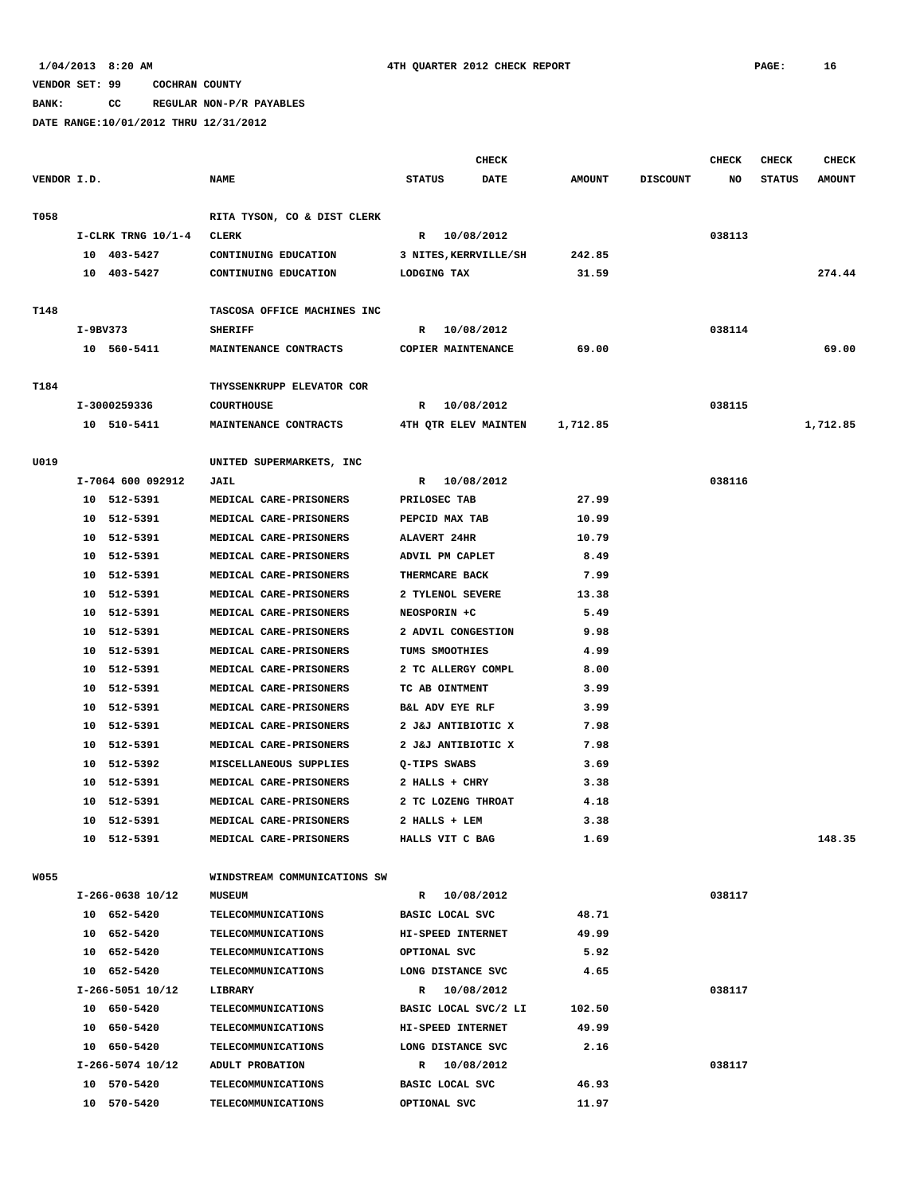1/04/2013 8:20 AM 4TH QUARTER 2012 CHECK REPORT

VENDOR SET: 99 COCHRAN COUNTY

BANK: CC REGULAR NON-P/R PAYABLES

DATE RANGE:10/01/2012 THRU 12/31/2012

| VENDOR I.D. | NAME | STATUS | CHECK DATE | AMOUNT | DISCOUNT | CHECK NO | CHECK STATUS | CHECK AMOUNT |
|---|---|---|---|---|---|---|---|---|
| T058 | RITA TYSON, CO & DIST CLERK | | | | | | | |
| I-CLRK TRNG 10/1-4 | CLERK | R | 10/08/2012 | | | 038113 | | |
| 10 403-5427 | CONTINUING EDUCATION | 3 NITES,KERRVILLE/SH | | 242.85 | | | | |
| 10 403-5427 | CONTINUING EDUCATION | LODGING TAX | | 31.59 | | | | 274.44 |
| T148 | TASCOSA OFFICE MACHINES INC | | | | | | | |
| I-9BV373 | SHERIFF | R | 10/08/2012 | | | 038114 | | |
| 10 560-5411 | MAINTENANCE CONTRACTS | COPIER MAINTENANCE | | 69.00 | | | | 69.00 |
| T184 | THYSSENKRUPP ELEVATOR COR | | | | | | | |
| I-3000259336 | COURTHOUSE | R | 10/08/2012 | | | 038115 | | |
| 10 510-5411 | MAINTENANCE CONTRACTS | 4TH QTR ELEV MAINTEN | | 1,712.85 | | | | 1,712.85 |
| U019 | UNITED SUPERMARKETS, INC | | | | | | | |
| I-7064 600 092912 | JAIL | R | 10/08/2012 | | | 038116 | | |
| 10 512-5391 | MEDICAL CARE-PRISONERS | PRILOSEC TAB | | 27.99 | | | | |
| 10 512-5391 | MEDICAL CARE-PRISONERS | PEPCID MAX TAB | | 10.99 | | | | |
| 10 512-5391 | MEDICAL CARE-PRISONERS | ALAVERT 24HR | | 10.79 | | | | |
| 10 512-5391 | MEDICAL CARE-PRISONERS | ADVIL PM CAPLET | | 8.49 | | | | |
| 10 512-5391 | MEDICAL CARE-PRISONERS | THERMCARE BACK | | 7.99 | | | | |
| 10 512-5391 | MEDICAL CARE-PRISONERS | 2 TYLENOL SEVERE | | 13.38 | | | | |
| 10 512-5391 | MEDICAL CARE-PRISONERS | NEOSPORIN +C | | 5.49 | | | | |
| 10 512-5391 | MEDICAL CARE-PRISONERS | 2 ADVIL CONGESTION | | 9.98 | | | | |
| 10 512-5391 | MEDICAL CARE-PRISONERS | TUMS SMOOTHIES | | 4.99 | | | | |
| 10 512-5391 | MEDICAL CARE-PRISONERS | 2 TC ALLERGY COMPL | | 8.00 | | | | |
| 10 512-5391 | MEDICAL CARE-PRISONERS | TC AB OINTMENT | | 3.99 | | | | |
| 10 512-5391 | MEDICAL CARE-PRISONERS | B&L ADV EYE RLF | | 3.99 | | | | |
| 10 512-5391 | MEDICAL CARE-PRISONERS | 2 J&J ANTIBIOTIC X | | 7.98 | | | | |
| 10 512-5391 | MEDICAL CARE-PRISONERS | 2 J&J ANTIBIOTIC X | | 7.98 | | | | |
| 10 512-5392 | MISCELLANEOUS SUPPLIES | Q-TIPS SWABS | | 3.69 | | | | |
| 10 512-5391 | MEDICAL CARE-PRISONERS | 2 HALLS + CHRY | | 3.38 | | | | |
| 10 512-5391 | MEDICAL CARE-PRISONERS | 2 TC LOZENG THROAT | | 4.18 | | | | |
| 10 512-5391 | MEDICAL CARE-PRISONERS | 2 HALLS + LEM | | 3.38 | | | | |
| 10 512-5391 | MEDICAL CARE-PRISONERS | HALLS VIT C BAG | | 1.69 | | | | 148.35 |
| W055 | WINDSTREAM COMMUNICATIONS SW | | | | | | | |
| I-266-0638 10/12 | MUSEUM | R | 10/08/2012 | | | 038117 | | |
| 10 652-5420 | TELECOMMUNICATIONS | BASIC LOCAL SVC | | 48.71 | | | | |
| 10 652-5420 | TELECOMMUNICATIONS | HI-SPEED INTERNET | | 49.99 | | | | |
| 10 652-5420 | TELECOMMUNICATIONS | OPTIONAL SVC | | 5.92 | | | | |
| 10 652-5420 | TELECOMMUNICATIONS | LONG DISTANCE SVC | | 4.65 | | | | |
| I-266-5051 10/12 | LIBRARY | R | 10/08/2012 | | | 038117 | | |
| 10 650-5420 | TELECOMMUNICATIONS | BASIC LOCAL SVC/2 LI | | 102.50 | | | | |
| 10 650-5420 | TELECOMMUNICATIONS | HI-SPEED INTERNET | | 49.99 | | | | |
| 10 650-5420 | TELECOMMUNICATIONS | LONG DISTANCE SVC | | 2.16 | | | | |
| I-266-5074 10/12 | ADULT PROBATION | R | 10/08/2012 | | | 038117 | | |
| 10 570-5420 | TELECOMMUNICATIONS | BASIC LOCAL SVC | | 46.93 | | | | |
| 10 570-5420 | TELECOMMUNICATIONS | OPTIONAL SVC | | 11.97 | | | | |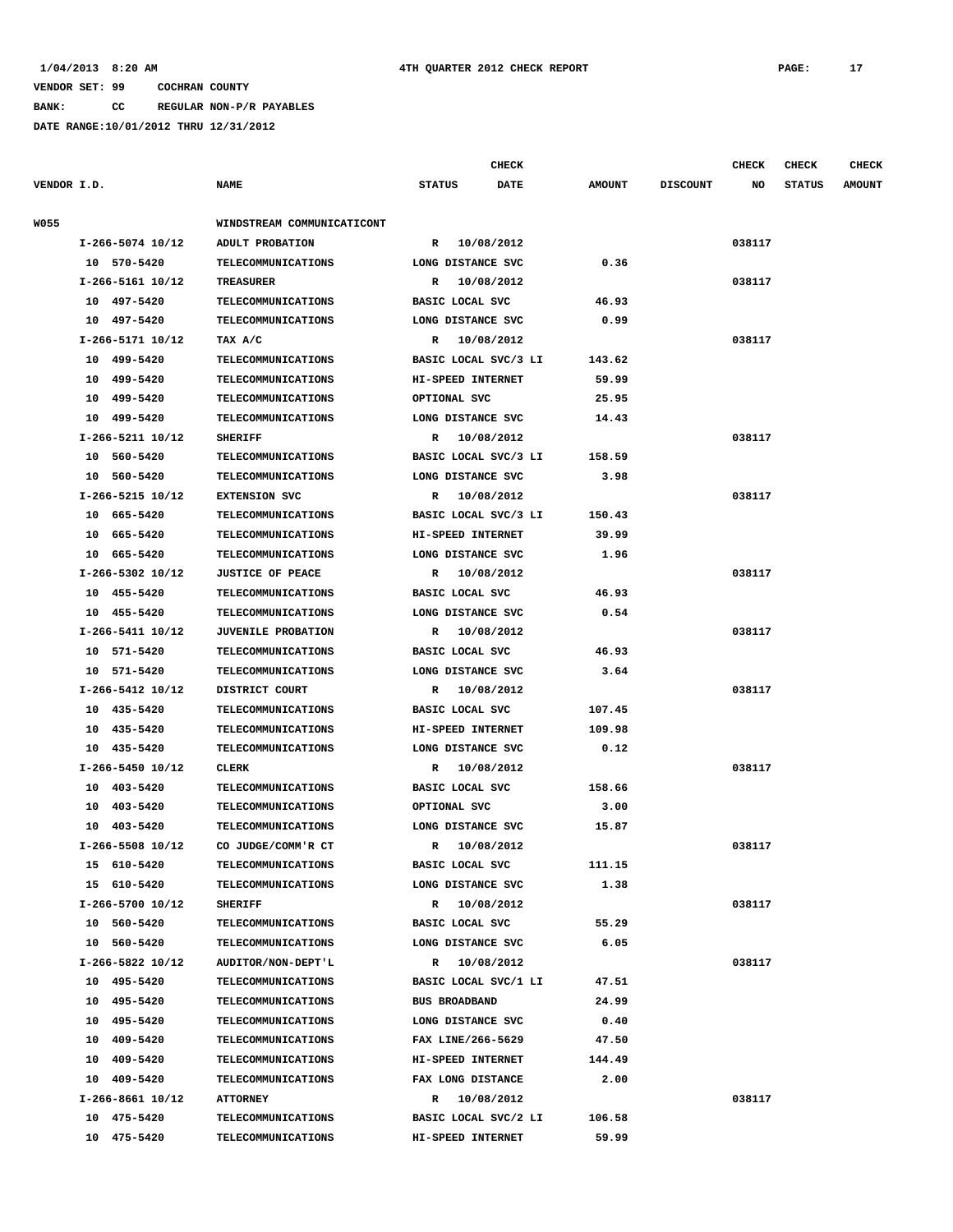VENDOR SET: 99 COCHRAN COUNTY

BANK: CC REGULAR NON-P/R PAYABLES

DATE RANGE:10/01/2012 THRU 12/31/2012

| VENDOR I.D. | NAME | STATUS | CHECK DATE | AMOUNT | DISCOUNT | CHECK NO | CHECK STATUS | CHECK AMOUNT |
|---|---|---|---|---|---|---|---|---|
| W055 | WINDSTREAM COMMUNICATICONT | | | | | | | |
| I-266-5074 10/12 | ADULT PROBATION | R | 10/08/2012 | | | 038117 | | |
| 10 570-5420 | TELECOMMUNICATIONS | LONG DISTANCE SVC | | 0.36 | | | | |
| I-266-5161 10/12 | TREASURER | R | 10/08/2012 | | | 038117 | | |
| 10 497-5420 | TELECOMMUNICATIONS | BASIC LOCAL SVC | | 46.93 | | | | |
| 10 497-5420 | TELECOMMUNICATIONS | LONG DISTANCE SVC | | 0.99 | | | | |
| I-266-5171 10/12 | TAX A/C | R | 10/08/2012 | | | 038117 | | |
| 10 499-5420 | TELECOMMUNICATIONS | BASIC LOCAL SVC/3 LI | | 143.62 | | | | |
| 10 499-5420 | TELECOMMUNICATIONS | HI-SPEED INTERNET | | 59.99 | | | | |
| 10 499-5420 | TELECOMMUNICATIONS | OPTIONAL SVC | | 25.95 | | | | |
| 10 499-5420 | TELECOMMUNICATIONS | LONG DISTANCE SVC | | 14.43 | | | | |
| I-266-5211 10/12 | SHERIFF | R | 10/08/2012 | | | 038117 | | |
| 10 560-5420 | TELECOMMUNICATIONS | BASIC LOCAL SVC/3 LI | | 158.59 | | | | |
| 10 560-5420 | TELECOMMUNICATIONS | LONG DISTANCE SVC | | 3.98 | | | | |
| I-266-5215 10/12 | EXTENSION SVC | R | 10/08/2012 | | | 038117 | | |
| 10 665-5420 | TELECOMMUNICATIONS | BASIC LOCAL SVC/3 LI | | 150.43 | | | | |
| 10 665-5420 | TELECOMMUNICATIONS | HI-SPEED INTERNET | | 39.99 | | | | |
| 10 665-5420 | TELECOMMUNICATIONS | LONG DISTANCE SVC | | 1.96 | | | | |
| I-266-5302 10/12 | JUSTICE OF PEACE | R | 10/08/2012 | | | 038117 | | |
| 10 455-5420 | TELECOMMUNICATIONS | BASIC LOCAL SVC | | 46.93 | | | | |
| 10 455-5420 | TELECOMMUNICATIONS | LONG DISTANCE SVC | | 0.54 | | | | |
| I-266-5411 10/12 | JUVENILE PROBATION | R | 10/08/2012 | | | 038117 | | |
| 10 571-5420 | TELECOMMUNICATIONS | BASIC LOCAL SVC | | 46.93 | | | | |
| 10 571-5420 | TELECOMMUNICATIONS | LONG DISTANCE SVC | | 3.64 | | | | |
| I-266-5412 10/12 | DISTRICT COURT | R | 10/08/2012 | | | 038117 | | |
| 10 435-5420 | TELECOMMUNICATIONS | BASIC LOCAL SVC | | 107.45 | | | | |
| 10 435-5420 | TELECOMMUNICATIONS | HI-SPEED INTERNET | | 109.98 | | | | |
| 10 435-5420 | TELECOMMUNICATIONS | LONG DISTANCE SVC | | 0.12 | | | | |
| I-266-5450 10/12 | CLERK | R | 10/08/2012 | | | 038117 | | |
| 10 403-5420 | TELECOMMUNICATIONS | BASIC LOCAL SVC | | 158.66 | | | | |
| 10 403-5420 | TELECOMMUNICATIONS | OPTIONAL SVC | | 3.00 | | | | |
| 10 403-5420 | TELECOMMUNICATIONS | LONG DISTANCE SVC | | 15.87 | | | | |
| I-266-5508 10/12 | CO JUDGE/COMM'R CT | R | 10/08/2012 | | | 038117 | | |
| 15 610-5420 | TELECOMMUNICATIONS | BASIC LOCAL SVC | | 111.15 | | | | |
| 15 610-5420 | TELECOMMUNICATIONS | LONG DISTANCE SVC | | 1.38 | | | | |
| I-266-5700 10/12 | SHERIFF | R | 10/08/2012 | | | 038117 | | |
| 10 560-5420 | TELECOMMUNICATIONS | BASIC LOCAL SVC | | 55.29 | | | | |
| 10 560-5420 | TELECOMMUNICATIONS | LONG DISTANCE SVC | | 6.05 | | | | |
| I-266-5822 10/12 | AUDITOR/NON-DEPT'L | R | 10/08/2012 | | | 038117 | | |
| 10 495-5420 | TELECOMMUNICATIONS | BASIC LOCAL SVC/1 LI | | 47.51 | | | | |
| 10 495-5420 | TELECOMMUNICATIONS | BUS BROADBAND | | 24.99 | | | | |
| 10 495-5420 | TELECOMMUNICATIONS | LONG DISTANCE SVC | | 0.40 | | | | |
| 10 409-5420 | TELECOMMUNICATIONS | FAX LINE/266-5629 | | 47.50 | | | | |
| 10 409-5420 | TELECOMMUNICATIONS | HI-SPEED INTERNET | | 144.49 | | | | |
| 10 409-5420 | TELECOMMUNICATIONS | FAX LONG DISTANCE | | 2.00 | | | | |
| I-266-8661 10/12 | ATTORNEY | R | 10/08/2012 | | | 038117 | | |
| 10 475-5420 | TELECOMMUNICATIONS | BASIC LOCAL SVC/2 LI | | 106.58 | | | | |
| 10 475-5420 | TELECOMMUNICATIONS | HI-SPEED INTERNET | | 59.99 | | | | |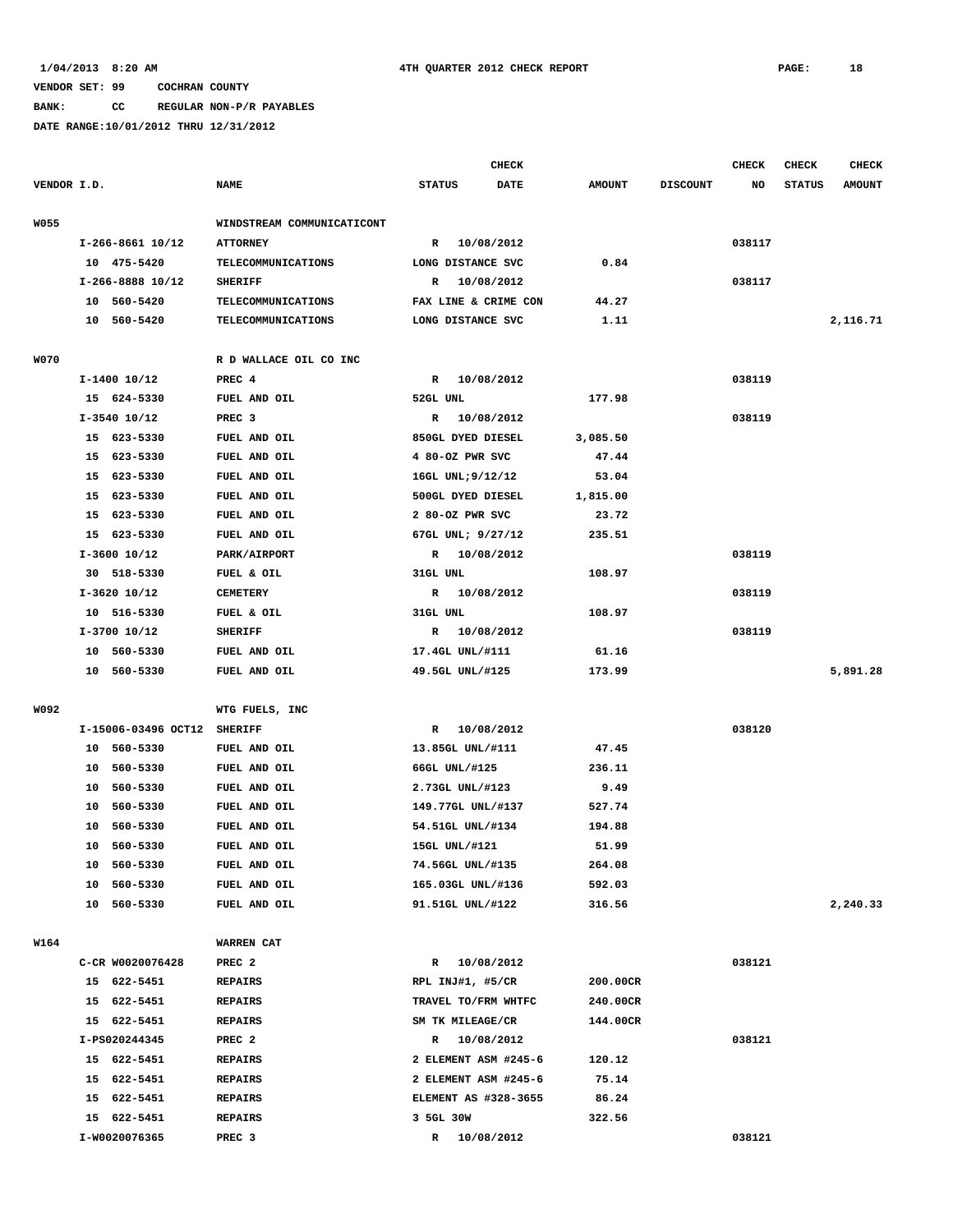1/04/2013 8:20 AM 4TH QUARTER 2012 CHECK REPORT

VENDOR SET: 99 COCHRAN COUNTY

BANK: CC REGULAR NON-P/R PAYABLES

DATE RANGE:10/01/2012 THRU 12/31/2012

| VENDOR I.D. | NAME | STATUS | CHECK DATE | AMOUNT | DISCOUNT | CHECK NO | CHECK STATUS | CHECK AMOUNT |
|---|---|---|---|---|---|---|---|---|
| W055 | WINDSTREAM COMMUNICATICONT | | | | | | | |
| I-266-8661 10/12 | ATTORNEY | R | 10/08/2012 | | | 038117 | | |
| 10 475-5420 | TELECOMMUNICATIONS | LONG DISTANCE SVC | | 0.84 | | | | |
| I-266-8888 10/12 | SHERIFF | R | 10/08/2012 | | | 038117 | | |
| 10 560-5420 | TELECOMMUNICATIONS | FAX LINE & CRIME CON | | 44.27 | | | | |
| 10 560-5420 | TELECOMMUNICATIONS | LONG DISTANCE SVC | | 1.11 | | | | 2,116.71 |
| W070 | R D WALLACE OIL CO INC | | | | | | | |
| I-1400 10/12 | PREC 4 | R | 10/08/2012 | | | 038119 | | |
| 15 624-5330 | FUEL AND OIL | 52GL UNL | | 177.98 | | | | |
| I-3540 10/12 | PREC 3 | R | 10/08/2012 | | | 038119 | | |
| 15 623-5330 | FUEL AND OIL | 850GL DYED DIESEL | | 3,085.50 | | | | |
| 15 623-5330 | FUEL AND OIL | 4 80-OZ PWR SVC | | 47.44 | | | | |
| 15 623-5330 | FUEL AND OIL | 16GL UNL;9/12/12 | | 53.04 | | | | |
| 15 623-5330 | FUEL AND OIL | 500GL DYED DIESEL | | 1,815.00 | | | | |
| 15 623-5330 | FUEL AND OIL | 2 80-OZ PWR SVC | | 23.72 | | | | |
| 15 623-5330 | FUEL AND OIL | 67GL UNL; 9/27/12 | | 235.51 | | | | |
| I-3600 10/12 | PARK/AIRPORT | R | 10/08/2012 | | | 038119 | | |
| 30 518-5330 | FUEL & OIL | 31GL UNL | | 108.97 | | | | |
| I-3620 10/12 | CEMETERY | R | 10/08/2012 | | | 038119 | | |
| 10 516-5330 | FUEL & OIL | 31GL UNL | | 108.97 | | | | |
| I-3700 10/12 | SHERIFF | R | 10/08/2012 | | | 038119 | | |
| 10 560-5330 | FUEL AND OIL | 17.4GL UNL/#111 | | 61.16 | | | | |
| 10 560-5330 | FUEL AND OIL | 49.5GL UNL/#125 | | 173.99 | | | | 5,891.28 |
| W092 | WTG FUELS, INC | | | | | | | |
| I-15006-03496 OCT12 | SHERIFF | R | 10/08/2012 | | | 038120 | | |
| 10 560-5330 | FUEL AND OIL | 13.85GL UNL/#111 | | 47.45 | | | | |
| 10 560-5330 | FUEL AND OIL | 66GL UNL/#125 | | 236.11 | | | | |
| 10 560-5330 | FUEL AND OIL | 2.73GL UNL/#123 | | 9.49 | | | | |
| 10 560-5330 | FUEL AND OIL | 149.77GL UNL/#137 | | 527.74 | | | | |
| 10 560-5330 | FUEL AND OIL | 54.51GL UNL/#134 | | 194.88 | | | | |
| 10 560-5330 | FUEL AND OIL | 15GL UNL/#121 | | 51.99 | | | | |
| 10 560-5330 | FUEL AND OIL | 74.56GL UNL/#135 | | 264.08 | | | | |
| 10 560-5330 | FUEL AND OIL | 165.03GL UNL/#136 | | 592.03 | | | | |
| 10 560-5330 | FUEL AND OIL | 91.51GL UNL/#122 | | 316.56 | | | | 2,240.33 |
| W164 | WARREN CAT | | | | | | | |
| C-CR W0020076428 | PREC 2 | R | 10/08/2012 | | | 038121 | | |
| 15 622-5451 | REPAIRS | RPL INJ#1, #5/CR | | 200.00CR | | | | |
| 15 622-5451 | REPAIRS | TRAVEL TO/FRM WHTFC | | 240.00CR | | | | |
| 15 622-5451 | REPAIRS | SM TK MILEAGE/CR | | 144.00CR | | | | |
| I-PS020244345 | PREC 2 | R | 10/08/2012 | | | 038121 | | |
| 15 622-5451 | REPAIRS | 2 ELEMENT ASM #245-6 | | 120.12 | | | | |
| 15 622-5451 | REPAIRS | 2 ELEMENT ASM #245-6 | | 75.14 | | | | |
| 15 622-5451 | REPAIRS | ELEMENT AS #328-3655 | | 86.24 | | | | |
| 15 622-5451 | REPAIRS | 3 5GL 30W | | 322.56 | | | | |
| I-W0020076365 | PREC 3 | R | 10/08/2012 | | | 038121 | | |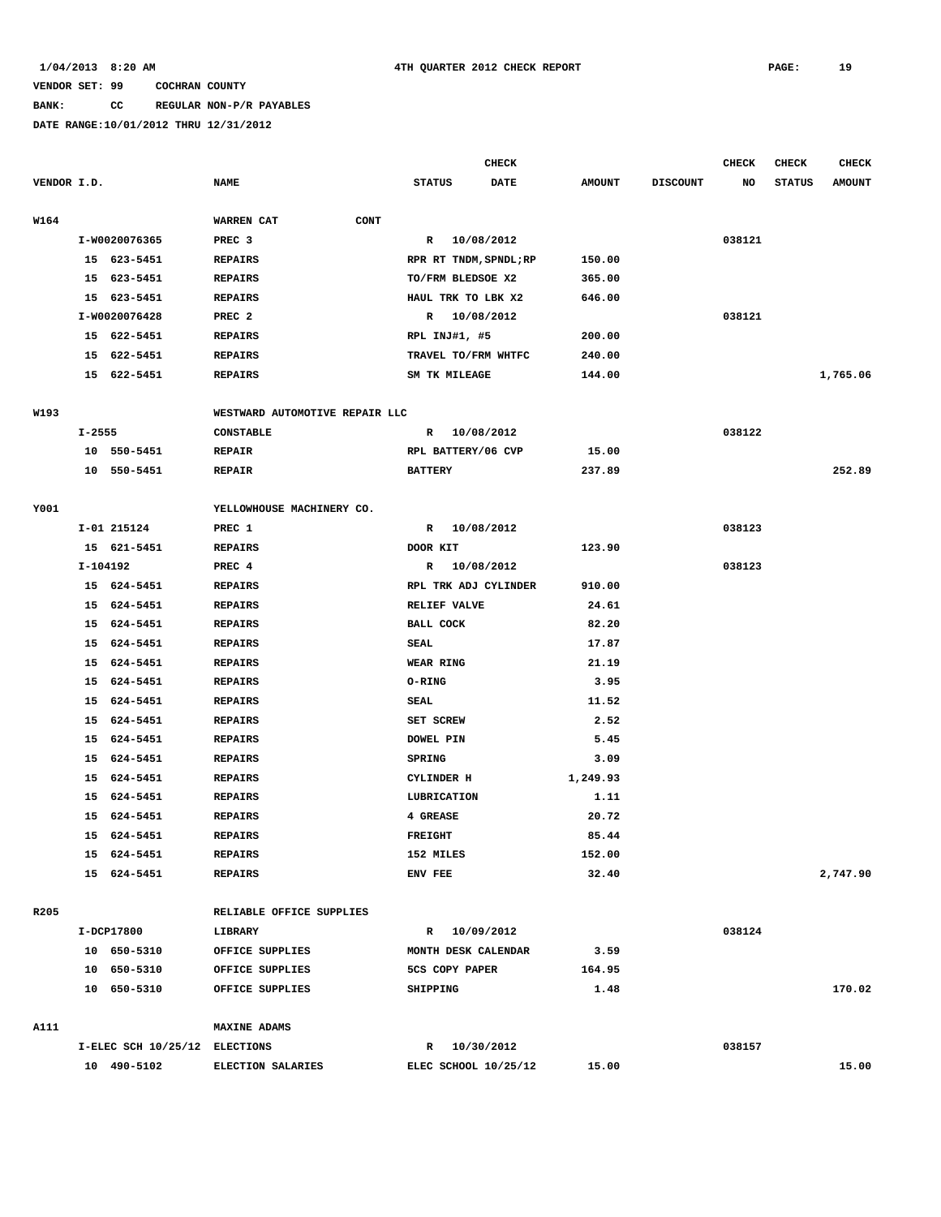1/04/2013 8:20 AM 4TH QUARTER 2012 CHECK REPORT

VENDOR SET: 99 COCHRAN COUNTY

BANK: CC REGULAR NON-P/R PAYABLES

DATE RANGE:10/01/2012 THRU 12/31/2012

| VENDOR I.D. | NAME | STATUS | CHECK DATE | AMOUNT | DISCOUNT | CHECK NO | CHECK STATUS | CHECK AMOUNT |
|---|---|---|---|---|---|---|---|---|
| W164 | WARREN CAT CONT | | | | | | | |
| I-W0020076365 | PREC 3 | R | 10/08/2012 | | | 038121 | | |
| 15 623-5451 | REPAIRS | RPR RT TNDM,SPNDL;RP | | 150.00 | | | | |
| 15 623-5451 | REPAIRS | TO/FRM BLEDSOE X2 | | 365.00 | | | | |
| 15 623-5451 | REPAIRS | HAUL TRK TO LBK X2 | | 646.00 | | | | |
| I-W0020076428 | PREC 2 | R | 10/08/2012 | | | 038121 | | |
| 15 622-5451 | REPAIRS | RPL INJ#1, #5 | | 200.00 | | | | |
| 15 622-5451 | REPAIRS | TRAVEL TO/FRM WHTFC | | 240.00 | | | | |
| 15 622-5451 | REPAIRS | SM TK MILEAGE | | 144.00 | | | | 1,765.06 |
| W193 | WESTWARD AUTOMOTIVE REPAIR LLC | | | | | | | |
| I-2555 | CONSTABLE | R | 10/08/2012 | | | 038122 | | |
| 10 550-5451 | REPAIR | RPL BATTERY/06 CVP | | 15.00 | | | | |
| 10 550-5451 | REPAIR | BATTERY | | 237.89 | | | | 252.89 |
| Y001 | YELLOWHOUSE MACHINERY CO. | | | | | | | |
| I-01 215124 | PREC 1 | R | 10/08/2012 | | | 038123 | | |
| 15 621-5451 | REPAIRS | DOOR KIT | | 123.90 | | | | |
| I-104192 | PREC 4 | R | 10/08/2012 | | | 038123 | | |
| 15 624-5451 | REPAIRS | RPL TRK ADJ CYLINDER | | 910.00 | | | | |
| 15 624-5451 | REPAIRS | RELIEF VALVE | | 24.61 | | | | |
| 15 624-5451 | REPAIRS | BALL COCK | | 82.20 | | | | |
| 15 624-5451 | REPAIRS | SEAL | | 17.87 | | | | |
| 15 624-5451 | REPAIRS | WEAR RING | | 21.19 | | | | |
| 15 624-5451 | REPAIRS | O-RING | | 3.95 | | | | |
| 15 624-5451 | REPAIRS | SEAL | | 11.52 | | | | |
| 15 624-5451 | REPAIRS | SET SCREW | | 2.52 | | | | |
| 15 624-5451 | REPAIRS | DOWEL PIN | | 5.45 | | | | |
| 15 624-5451 | REPAIRS | SPRING | | 3.09 | | | | |
| 15 624-5451 | REPAIRS | CYLINDER H | | 1,249.93 | | | | |
| 15 624-5451 | REPAIRS | LUBRICATION | | 1.11 | | | | |
| 15 624-5451 | REPAIRS | 4 GREASE | | 20.72 | | | | |
| 15 624-5451 | REPAIRS | FREIGHT | | 85.44 | | | | |
| 15 624-5451 | REPAIRS | 152 MILES | | 152.00 | | | | |
| 15 624-5451 | REPAIRS | ENV FEE | | 32.40 | | | | 2,747.90 |
| R205 | RELIABLE OFFICE SUPPLIES | | | | | | | |
| I-DCP17800 | LIBRARY | R | 10/09/2012 | | | 038124 | | |
| 10 650-5310 | OFFICE SUPPLIES | MONTH DESK CALENDAR | | 3.59 | | | | |
| 10 650-5310 | OFFICE SUPPLIES | 5CS COPY PAPER | | 164.95 | | | | |
| 10 650-5310 | OFFICE SUPPLIES | SHIPPING | | 1.48 | | | | 170.02 |
| A111 | MAXINE ADAMS | | | | | | | |
| I-ELEC SCH 10/25/12 | ELECTIONS | R | 10/30/2012 | | | 038157 | | |
| 10 490-5102 | ELECTION SALARIES | ELEC SCHOOL 10/25/12 | | 15.00 | | | | 15.00 |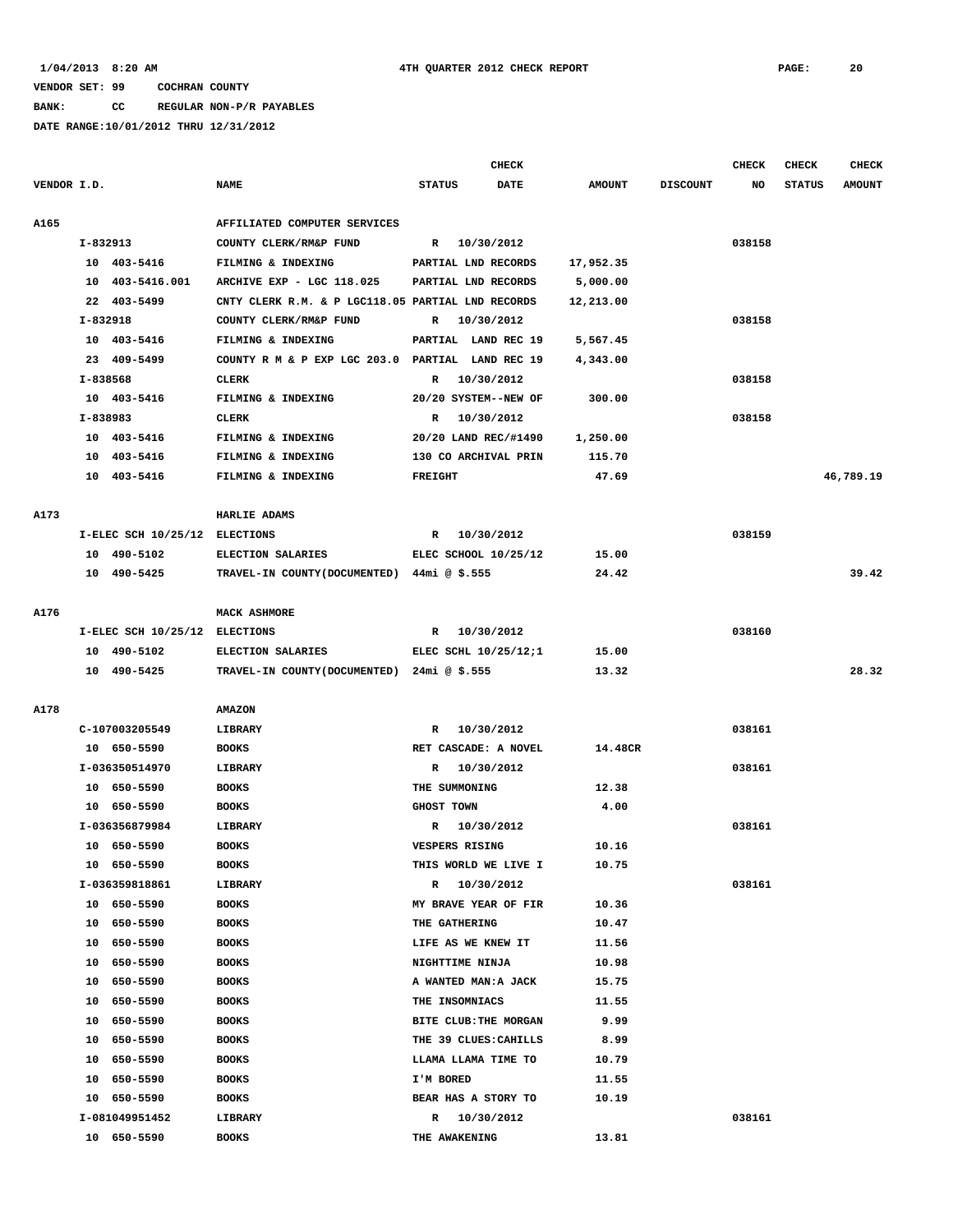1/04/2013 8:20 AM 4TH QUARTER 2012 CHECK REPORT

VENDOR SET: 99 COCHRAN COUNTY

BANK: CC REGULAR NON-P/R PAYABLES

DATE RANGE:10/01/2012 THRU 12/31/2012

| VENDOR I.D. | NAME | STATUS | CHECK DATE | AMOUNT | DISCOUNT | CHECK NO | CHECK STATUS | CHECK AMOUNT |
|---|---|---|---|---|---|---|---|---|
| A165 | AFFILIATED COMPUTER SERVICES | | | | | | | |
| I-832913 | COUNTY CLERK/RM&P FUND | R | 10/30/2012 | | | 038158 | | |
| 10 403-5416 | FILMING & INDEXING | PARTIAL LND RECORDS | | 17,952.35 | | | | |
| 10 403-5416.001 | ARCHIVE EXP - LGC 118.025 | PARTIAL LND RECORDS | | 5,000.00 | | | | |
| 22 403-5499 | CNTY CLERK R.M. & P LGC118.05 | PARTIAL LND RECORDS | | 12,213.00 | | | | |
| I-832918 | COUNTY CLERK/RM&P FUND | R | 10/30/2012 | | | 038158 | | |
| 10 403-5416 | FILMING & INDEXING | PARTIAL LAND REC 19 | | 5,567.45 | | | | |
| 23 409-5499 | COUNTY R M & P EXP LGC 203.0 | PARTIAL LAND REC 19 | | 4,343.00 | | | | |
| I-838568 | CLERK | R | 10/30/2012 | | | 038158 | | |
| 10 403-5416 | FILMING & INDEXING | 20/20 SYSTEM--NEW OF | | 300.00 | | | | |
| I-838983 | CLERK | R | 10/30/2012 | | | 038158 | | |
| 10 403-5416 | FILMING & INDEXING | 20/20 LAND REC/#1490 | | 1,250.00 | | | | |
| 10 403-5416 | FILMING & INDEXING | 130 CO ARCHIVAL PRIN | | 115.70 | | | | |
| 10 403-5416 | FILMING & INDEXING | FREIGHT | | 47.69 | | | | 46,789.19 |
| A173 | HARLIE ADAMS | | | | | | | |
| I-ELEC SCH 10/25/12 | ELECTIONS | R | 10/30/2012 | | | 038159 | | |
| 10 490-5102 | ELECTION SALARIES | ELEC SCHOOL 10/25/12 | | 15.00 | | | | |
| 10 490-5425 | TRAVEL-IN COUNTY(DOCUMENTED) | 44mi @ $.555 | | 24.42 | | | | 39.42 |
| A176 | MACK ASHMORE | | | | | | | |
| I-ELEC SCH 10/25/12 | ELECTIONS | R | 10/30/2012 | | | 038160 | | |
| 10 490-5102 | ELECTION SALARIES | ELEC SCHL 10/25/12;1 | | 15.00 | | | | |
| 10 490-5425 | TRAVEL-IN COUNTY(DOCUMENTED) | 24mi @ $.555 | | 13.32 | | | | 28.32 |
| A178 | AMAZON | | | | | | | |
| C-107003205549 | LIBRARY | R | 10/30/2012 | | | 038161 | | |
| 10 650-5590 | BOOKS | RET CASCADE: A NOVEL | | 14.48CR | | | | |
| I-036350514970 | LIBRARY | R | 10/30/2012 | | | 038161 | | |
| 10 650-5590 | BOOKS | THE SUMMONING | | 12.38 | | | | |
| 10 650-5590 | BOOKS | GHOST TOWN | | 4.00 | | | | |
| I-036356879984 | LIBRARY | R | 10/30/2012 | | | 038161 | | |
| 10 650-5590 | BOOKS | VESPERS RISING | | 10.16 | | | | |
| 10 650-5590 | BOOKS | THIS WORLD WE LIVE I | | 10.75 | | | | |
| I-036359818861 | LIBRARY | R | 10/30/2012 | | | 038161 | | |
| 10 650-5590 | BOOKS | MY BRAVE YEAR OF FIR | | 10.36 | | | | |
| 10 650-5590 | BOOKS | THE GATHERING | | 10.47 | | | | |
| 10 650-5590 | BOOKS | LIFE AS WE KNEW IT | | 11.56 | | | | |
| 10 650-5590 | BOOKS | NIGHTTIME NINJA | | 10.98 | | | | |
| 10 650-5590 | BOOKS | A WANTED MAN:A JACK | | 15.75 | | | | |
| 10 650-5590 | BOOKS | THE INSOMNIACS | | 11.55 | | | | |
| 10 650-5590 | BOOKS | BITE CLUB:THE MORGAN | | 9.99 | | | | |
| 10 650-5590 | BOOKS | THE 39 CLUES:CAHILLS | | 8.99 | | | | |
| 10 650-5590 | BOOKS | LLAMA LLAMA TIME TO | | 10.79 | | | | |
| 10 650-5590 | BOOKS | I'M BORED | | 11.55 | | | | |
| 10 650-5590 | BOOKS | BEAR HAS A STORY TO | | 10.19 | | | | |
| I-081049951452 | LIBRARY | R | 10/30/2012 | | | 038161 | | |
| 10 650-5590 | BOOKS | THE AWAKENING | | 13.81 | | | | |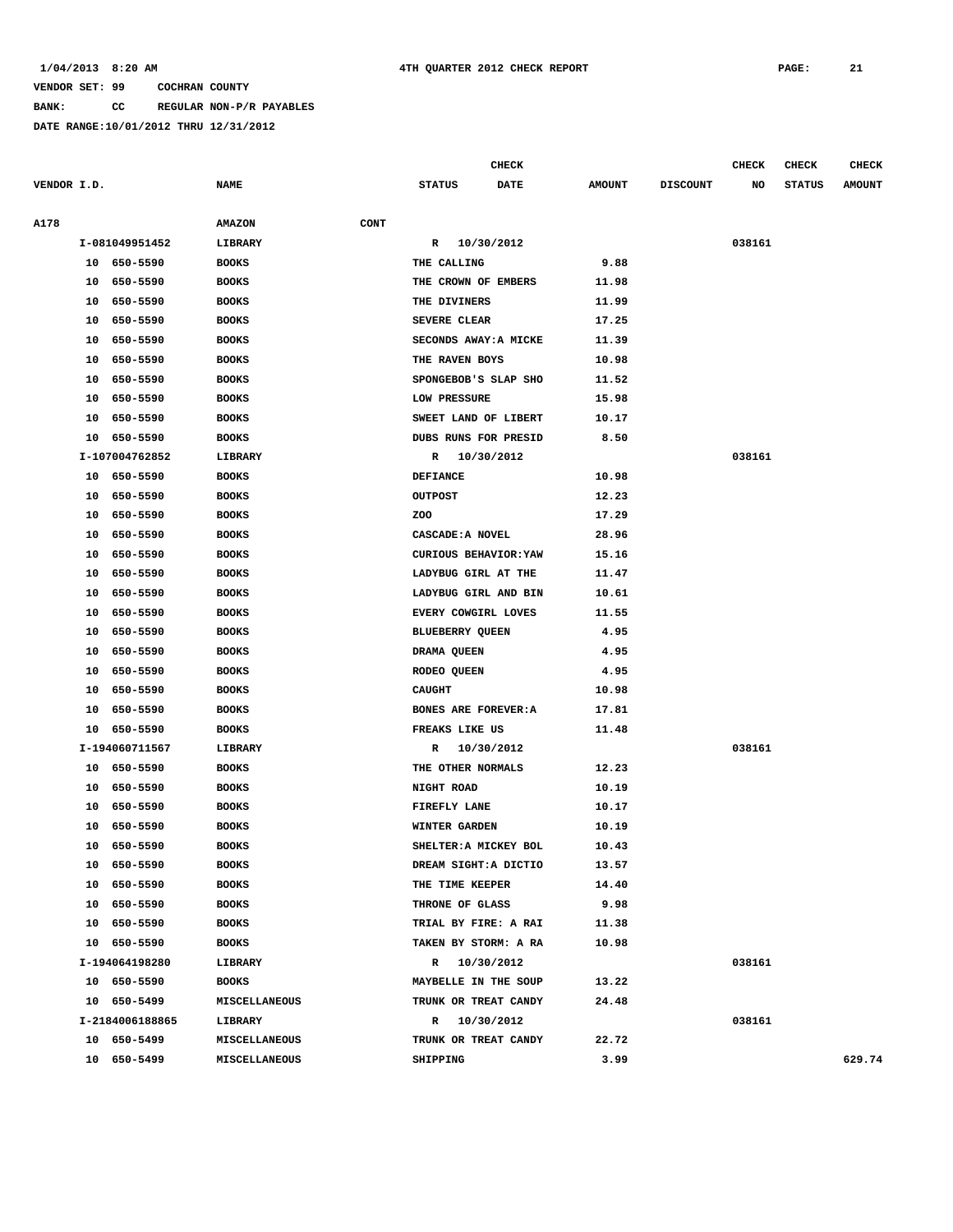1/04/2013 8:20 AM 4TH QUARTER 2012 CHECK REPORT

VENDOR SET: 99 COCHRAN COUNTY

BANK: CC REGULAR NON-P/R PAYABLES

DATE RANGE:10/01/2012 THRU 12/31/2012

| VENDOR I.D. | NAME | STATUS | CHECK DATE | AMOUNT | DISCOUNT | CHECK NO | CHECK STATUS | CHECK AMOUNT |
|---|---|---|---|---|---|---|---|---|
| A178 | AMAZON CONT | | | | | | | |
| I-081049951452 | LIBRARY | R | 10/30/2012 | | | 038161 | | |
| 10 650-5590 | BOOKS | THE CALLING | | 9.88 | | | | |
| 10 650-5590 | BOOKS | THE CROWN OF EMBERS | | 11.98 | | | | |
| 10 650-5590 | BOOKS | THE DIVINERS | | 11.99 | | | | |
| 10 650-5590 | BOOKS | SEVERE CLEAR | | 17.25 | | | | |
| 10 650-5590 | BOOKS | SECONDS AWAY:A MICKE | | 11.39 | | | | |
| 10 650-5590 | BOOKS | THE RAVEN BOYS | | 10.98 | | | | |
| 10 650-5590 | BOOKS | SPONGEBOB'S SLAP SHO | | 11.52 | | | | |
| 10 650-5590 | BOOKS | LOW PRESSURE | | 15.98 | | | | |
| 10 650-5590 | BOOKS | SWEET LAND OF LIBERT | | 10.17 | | | | |
| 10 650-5590 | BOOKS | DUBS RUNS FOR PRESID | | 8.50 | | | | |
| I-107004762852 | LIBRARY | R | 10/30/2012 | | | 038161 | | |
| 10 650-5590 | BOOKS | DEFIANCE | | 10.98 | | | | |
| 10 650-5590 | BOOKS | OUTPOST | | 12.23 | | | | |
| 10 650-5590 | BOOKS | ZOO | | 17.29 | | | | |
| 10 650-5590 | BOOKS | CASCADE:A NOVEL | | 28.96 | | | | |
| 10 650-5590 | BOOKS | CURIOUS BEHAVIOR:YAW | | 15.16 | | | | |
| 10 650-5590 | BOOKS | LADYBUG GIRL AT THE | | 11.47 | | | | |
| 10 650-5590 | BOOKS | LADYBUG GIRL AND BIN | | 10.61 | | | | |
| 10 650-5590 | BOOKS | EVERY COWGIRL LOVES | | 11.55 | | | | |
| 10 650-5590 | BOOKS | BLUEBERRY QUEEN | | 4.95 | | | | |
| 10 650-5590 | BOOKS | DRAMA QUEEN | | 4.95 | | | | |
| 10 650-5590 | BOOKS | RODEO QUEEN | | 4.95 | | | | |
| 10 650-5590 | BOOKS | CAUGHT | | 10.98 | | | | |
| 10 650-5590 | BOOKS | BONES ARE FOREVER:A | | 17.81 | | | | |
| 10 650-5590 | BOOKS | FREAKS LIKE US | | 11.48 | | | | |
| I-194060711567 | LIBRARY | R | 10/30/2012 | | | 038161 | | |
| 10 650-5590 | BOOKS | THE OTHER NORMALS | | 12.23 | | | | |
| 10 650-5590 | BOOKS | NIGHT ROAD | | 10.19 | | | | |
| 10 650-5590 | BOOKS | FIREFLY LANE | | 10.17 | | | | |
| 10 650-5590 | BOOKS | WINTER GARDEN | | 10.19 | | | | |
| 10 650-5590 | BOOKS | SHELTER:A MICKEY BOL | | 10.43 | | | | |
| 10 650-5590 | BOOKS | DREAM SIGHT:A DICTIO | | 13.57 | | | | |
| 10 650-5590 | BOOKS | THE TIME KEEPER | | 14.40 | | | | |
| 10 650-5590 | BOOKS | THRONE OF GLASS | | 9.98 | | | | |
| 10 650-5590 | BOOKS | TRIAL BY FIRE: A RAI | | 11.38 | | | | |
| 10 650-5590 | BOOKS | TAKEN BY STORM: A RA | | 10.98 | | | | |
| I-194064198280 | LIBRARY | R | 10/30/2012 | | | 038161 | | |
| 10 650-5590 | BOOKS | MAYBELLE IN THE SOUP | | 13.22 | | | | |
| 10 650-5499 | MISCELLANEOUS | TRUNK OR TREAT CANDY | | 24.48 | | | | |
| I-2184006188865 | LIBRARY | R | 10/30/2012 | | | 038161 | | |
| 10 650-5499 | MISCELLANEOUS | TRUNK OR TREAT CANDY | | 22.72 | | | | |
| 10 650-5499 | MISCELLANEOUS | SHIPPING | | 3.99 | | | | 629.74 |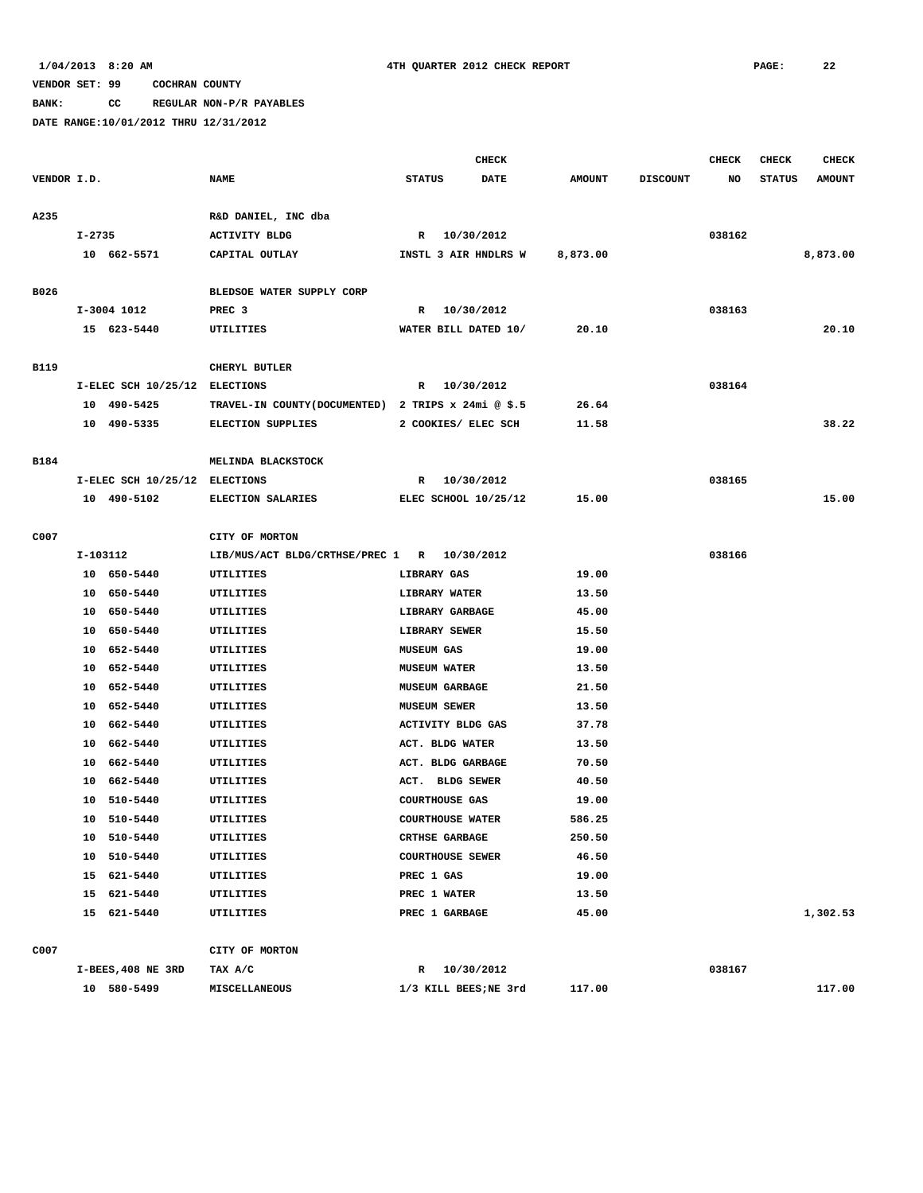1/04/2013 8:20 AM 4TH QUARTER 2012 CHECK REPORT

VENDOR SET: 99 COCHRAN COUNTY

BANK: CC REGULAR NON-P/R PAYABLES

DATE RANGE:10/01/2012 THRU 12/31/2012

| VENDOR I.D. | NAME | STATUS | CHECK DATE | AMOUNT | DISCOUNT | CHECK NO | CHECK STATUS | CHECK AMOUNT |
|---|---|---|---|---|---|---|---|---|
| A235 | R&D DANIEL, INC dba | | | | | | | |
| I-2735 | ACTIVITY BLDG | R | 10/30/2012 | | | 038162 | | |
| 10 662-5571 | CAPITAL OUTLAY | INSTL 3 AIR HNDLRS W | | 8,873.00 | | | | 8,873.00 |
| B026 | BLEDSOE WATER SUPPLY CORP | | | | | | | |
| I-3004 1012 | PREC 3 | R | 10/30/2012 | | | 038163 | | |
| 15 623-5440 | UTILITIES | WATER BILL DATED 10/ | | 20.10 | | | | 20.10 |
| B119 | CHERYL BUTLER | | | | | | | |
| I-ELEC SCH 10/25/12 | ELECTIONS | R | 10/30/2012 | | | 038164 | | |
| 10 490-5425 | TRAVEL-IN COUNTY(DOCUMENTED) | 2 TRIPS x 24mi @ $.5 | | 26.64 | | | | |
| 10 490-5335 | ELECTION SUPPLIES | 2 COOKIES/ ELEC SCH | | 11.58 | | | | 38.22 |
| B184 | MELINDA BLACKSTOCK | | | | | | | |
| I-ELEC SCH 10/25/12 | ELECTIONS | R | 10/30/2012 | | | 038165 | | |
| 10 490-5102 | ELECTION SALARIES | ELEC SCHOOL 10/25/12 | | 15.00 | | | | 15.00 |
| C007 | CITY OF MORTON | | | | | | | |
| I-103112 | LIB/MUS/ACT BLDG/CRTHSE/PREC 1 | R | 10/30/2012 | | | 038166 | | |
| 10 650-5440 | UTILITIES | LIBRARY GAS | | 19.00 | | | | |
| 10 650-5440 | UTILITIES | LIBRARY WATER | | 13.50 | | | | |
| 10 650-5440 | UTILITIES | LIBRARY GARBAGE | | 45.00 | | | | |
| 10 650-5440 | UTILITIES | LIBRARY SEWER | | 15.50 | | | | |
| 10 652-5440 | UTILITIES | MUSEUM GAS | | 19.00 | | | | |
| 10 652-5440 | UTILITIES | MUSEUM WATER | | 13.50 | | | | |
| 10 652-5440 | UTILITIES | MUSEUM GARBAGE | | 21.50 | | | | |
| 10 652-5440 | UTILITIES | MUSEUM SEWER | | 13.50 | | | | |
| 10 662-5440 | UTILITIES | ACTIVITY BLDG GAS | | 37.78 | | | | |
| 10 662-5440 | UTILITIES | ACT. BLDG WATER | | 13.50 | | | | |
| 10 662-5440 | UTILITIES | ACT. BLDG GARBAGE | | 70.50 | | | | |
| 10 662-5440 | UTILITIES | ACT. BLDG SEWER | | 40.50 | | | | |
| 10 510-5440 | UTILITIES | COURTHOUSE GAS | | 19.00 | | | | |
| 10 510-5440 | UTILITIES | COURTHOUSE WATER | | 586.25 | | | | |
| 10 510-5440 | UTILITIES | CRTHSE GARBAGE | | 250.50 | | | | |
| 10 510-5440 | UTILITIES | COURTHOUSE SEWER | | 46.50 | | | | |
| 15 621-5440 | UTILITIES | PREC 1 GAS | | 19.00 | | | | |
| 15 621-5440 | UTILITIES | PREC 1 WATER | | 13.50 | | | | |
| 15 621-5440 | UTILITIES | PREC 1 GARBAGE | | 45.00 | | | | 1,302.53 |
| C007 | CITY OF MORTON | | | | | | | |
| I-BEES,408 NE 3RD | TAX A/C | R | 10/30/2012 | | | 038167 | | |
| 10 580-5499 | MISCELLANEOUS | 1/3 KILL BEES;NE 3rd | | 117.00 | | | | 117.00 |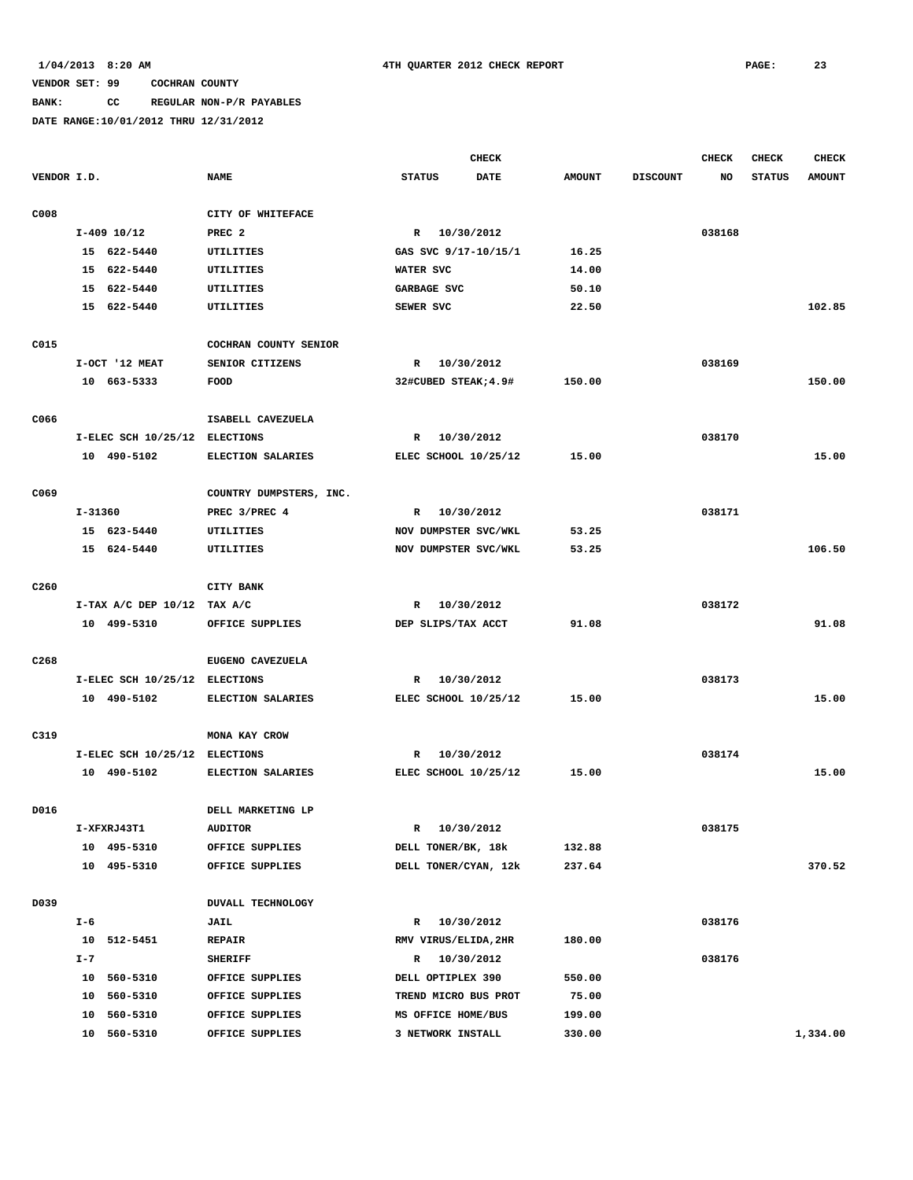1/04/2013 8:20 AM    4TH QUARTER 2012 CHECK REPORT

VENDOR SET: 99    COCHRAN COUNTY

BANK: CC    REGULAR NON-P/R PAYABLES

DATE RANGE:10/01/2012 THRU 12/31/2012

| VENDOR I.D. | NAME | STATUS | CHECK DATE | AMOUNT | DISCOUNT | CHECK NO | CHECK STATUS | CHECK AMOUNT |
|---|---|---|---|---|---|---|---|---|
| C008 | CITY OF WHITEFACE | | | | | | | |
| I-409 10/12 | PREC 2 | R | 10/30/2012 | | | 038168 | | |
| 15 622-5440 | UTILITIES | GAS SVC 9/17-10/15/1 | | 16.25 | | | | |
| 15 622-5440 | UTILITIES | WATER SVC | | 14.00 | | | | |
| 15 622-5440 | UTILITIES | GARBAGE SVC | | 50.10 | | | | |
| 15 622-5440 | UTILITIES | SEWER SVC | | 22.50 | | | | 102.85 |
| C015 | COCHRAN COUNTY SENIOR | | | | | | | |
| I-OCT '12 MEAT | SENIOR CITIZENS | R | 10/30/2012 | | | 038169 | | |
| 10 663-5333 | FOOD | 32#CUBED STEAK;4.9# | | 150.00 | | | | 150.00 |
| C066 | ISABELL CAVEZUELA | | | | | | | |
| I-ELEC SCH 10/25/12 | ELECTIONS | R | 10/30/2012 | | | 038170 | | |
| 10 490-5102 | ELECTION SALARIES | ELEC SCHOOL 10/25/12 | | 15.00 | | | | 15.00 |
| C069 | COUNTRY DUMPSTERS, INC. | | | | | | | |
| I-31360 | PREC 3/PREC 4 | R | 10/30/2012 | | | 038171 | | |
| 15 623-5440 | UTILITIES | NOV DUMPSTER SVC/WKL | | 53.25 | | | | |
| 15 624-5440 | UTILITIES | NOV DUMPSTER SVC/WKL | | 53.25 | | | | 106.50 |
| C260 | CITY BANK | | | | | | | |
| I-TAX A/C DEP 10/12 | TAX A/C | R | 10/30/2012 | | | 038172 | | |
| 10 499-5310 | OFFICE SUPPLIES | DEP SLIPS/TAX ACCT | | 91.08 | | | | 91.08 |
| C268 | EUGENO CAVEZUELA | | | | | | | |
| I-ELEC SCH 10/25/12 | ELECTIONS | R | 10/30/2012 | | | 038173 | | |
| 10 490-5102 | ELECTION SALARIES | ELEC SCHOOL 10/25/12 | | 15.00 | | | | 15.00 |
| C319 | MONA KAY CROW | | | | | | | |
| I-ELEC SCH 10/25/12 | ELECTIONS | R | 10/30/2012 | | | 038174 | | |
| 10 490-5102 | ELECTION SALARIES | ELEC SCHOOL 10/25/12 | | 15.00 | | | | 15.00 |
| D016 | DELL MARKETING LP | | | | | | | |
| I-XFXRJ43T1 | AUDITOR | R | 10/30/2012 | | | 038175 | | |
| 10 495-5310 | OFFICE SUPPLIES | DELL TONER/BK, 18k | | 132.88 | | | | |
| 10 495-5310 | OFFICE SUPPLIES | DELL TONER/CYAN, 12k | | 237.64 | | | | 370.52 |
| D039 | DUVALL TECHNOLOGY | | | | | | | |
| I-6 | JAIL | R | 10/30/2012 | | | 038176 | | |
| 10 512-5451 | REPAIR | RMV VIRUS/ELIDA,2HR | | 180.00 | | | | |
| I-7 | SHERIFF | R | 10/30/2012 | | | 038176 | | |
| 10 560-5310 | OFFICE SUPPLIES | DELL OPTIPLEX 390 | | 550.00 | | | | |
| 10 560-5310 | OFFICE SUPPLIES | TREND MICRO BUS PROT | | 75.00 | | | | |
| 10 560-5310 | OFFICE SUPPLIES | MS OFFICE HOME/BUS | | 199.00 | | | | |
| 10 560-5310 | OFFICE SUPPLIES | 3 NETWORK INSTALL | | 330.00 | | | | 1,334.00 |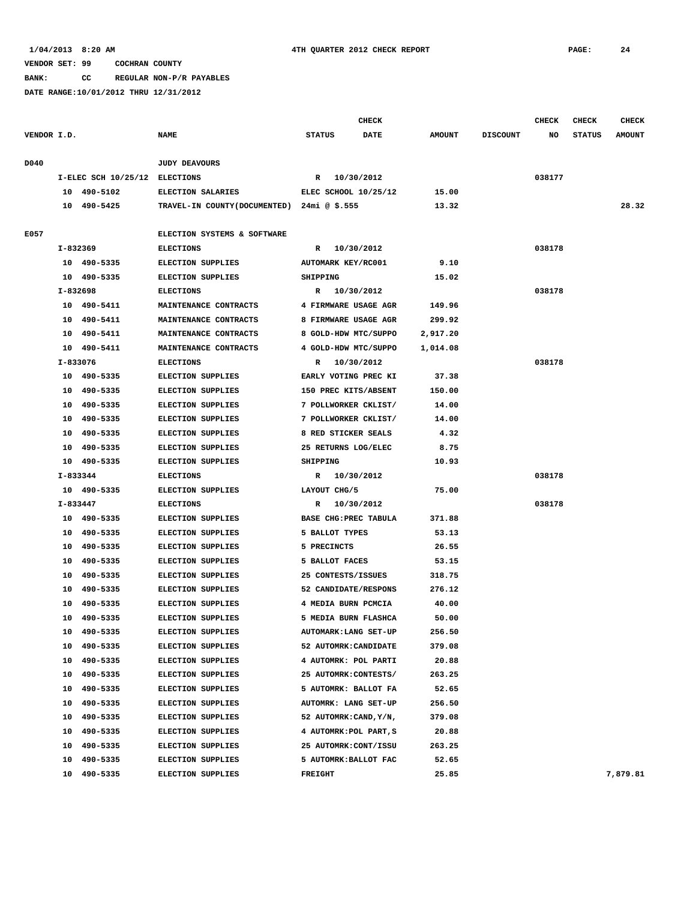1/04/2013 8:20 AM — 4TH QUARTER 2012 CHECK REPORT — PAGE: 24

VENDOR SET: 99 COCHRAN COUNTY

BANK: CC REGULAR NON-P/R PAYABLES

DATE RANGE:10/01/2012 THRU 12/31/2012

| VENDOR I.D. | NAME | STATUS | CHECK DATE | AMOUNT | DISCOUNT | CHECK NO | CHECK STATUS | CHECK AMOUNT |
|---|---|---|---|---|---|---|---|---|
| D040 | JUDY DEAVOURS | | | | | | | |
| I-ELEC SCH 10/25/12 | ELECTIONS | R | 10/30/2012 | | | 038177 | | |
| 10 490-5102 | ELECTION SALARIES | ELEC SCHOOL 10/25/12 | | 15.00 | | | | |
| 10 490-5425 | TRAVEL-IN COUNTY(DOCUMENTED) | 24mi @ $.555 | | 13.32 | | | | 28.32 |
| E057 | ELECTION SYSTEMS & SOFTWARE | | | | | | | |
| I-832369 | ELECTIONS | R | 10/30/2012 | | | 038178 | | |
| 10 490-5335 | ELECTION SUPPLIES | AUTOMARK KEY/RC001 | | 9.10 | | | | |
| 10 490-5335 | ELECTION SUPPLIES | SHIPPING | | 15.02 | | | | |
| I-832698 | ELECTIONS | R | 10/30/2012 | | | 038178 | | |
| 10 490-5411 | MAINTENANCE CONTRACTS | 4 FIRMWARE USAGE AGR | | 149.96 | | | | |
| 10 490-5411 | MAINTENANCE CONTRACTS | 8 FIRMWARE USAGE AGR | | 299.92 | | | | |
| 10 490-5411 | MAINTENANCE CONTRACTS | 8 GOLD-HDW MTC/SUPPO | | 2,917.20 | | | | |
| 10 490-5411 | MAINTENANCE CONTRACTS | 4 GOLD-HDW MTC/SUPPO | | 1,014.08 | | | | |
| I-833076 | ELECTIONS | R | 10/30/2012 | | | 038178 | | |
| 10 490-5335 | ELECTION SUPPLIES | EARLY VOTING PREC KI | | 37.38 | | | | |
| 10 490-5335 | ELECTION SUPPLIES | 150 PREC KITS/ABSENT | | 150.00 | | | | |
| 10 490-5335 | ELECTION SUPPLIES | 7 POLLWORKER CKLIST/ | | 14.00 | | | | |
| 10 490-5335 | ELECTION SUPPLIES | 7 POLLWORKER CKLIST/ | | 14.00 | | | | |
| 10 490-5335 | ELECTION SUPPLIES | 8 RED STICKER SEALS | | 4.32 | | | | |
| 10 490-5335 | ELECTION SUPPLIES | 25 RETURNS LOG/ELEC | | 8.75 | | | | |
| 10 490-5335 | ELECTION SUPPLIES | SHIPPING | | 10.93 | | | | |
| I-833344 | ELECTIONS | R | 10/30/2012 | | | 038178 | | |
| 10 490-5335 | ELECTION SUPPLIES | LAYOUT CHG/5 | | 75.00 | | | | |
| I-833447 | ELECTIONS | R | 10/30/2012 | | | 038178 | | |
| 10 490-5335 | ELECTION SUPPLIES | BASE CHG:PREC TABULA | | 371.88 | | | | |
| 10 490-5335 | ELECTION SUPPLIES | 5 BALLOT TYPES | | 53.13 | | | | |
| 10 490-5335 | ELECTION SUPPLIES | 5 PRECINCTS | | 26.55 | | | | |
| 10 490-5335 | ELECTION SUPPLIES | 5 BALLOT FACES | | 53.15 | | | | |
| 10 490-5335 | ELECTION SUPPLIES | 25 CONTESTS/ISSUES | | 318.75 | | | | |
| 10 490-5335 | ELECTION SUPPLIES | 52 CANDIDATE/RESPONS | | 276.12 | | | | |
| 10 490-5335 | ELECTION SUPPLIES | 4 MEDIA BURN PCMCIA | | 40.00 | | | | |
| 10 490-5335 | ELECTION SUPPLIES | 5 MEDIA BURN FLASHCA | | 50.00 | | | | |
| 10 490-5335 | ELECTION SUPPLIES | AUTOMARK:LANG SET-UP | | 256.50 | | | | |
| 10 490-5335 | ELECTION SUPPLIES | 52 AUTOMRK:CANDIDATE | | 379.08 | | | | |
| 10 490-5335 | ELECTION SUPPLIES | 4 AUTOMRK: POL PARTI | | 20.88 | | | | |
| 10 490-5335 | ELECTION SUPPLIES | 25 AUTOMRK:CONTESTS/ | | 263.25 | | | | |
| 10 490-5335 | ELECTION SUPPLIES | 5 AUTOMRK: BALLOT FA | | 52.65 | | | | |
| 10 490-5335 | ELECTION SUPPLIES | AUTOMRK: LANG SET-UP | | 256.50 | | | | |
| 10 490-5335 | ELECTION SUPPLIES | 52 AUTOMRK:CAND,Y/N, | | 379.08 | | | | |
| 10 490-5335 | ELECTION SUPPLIES | 4 AUTOMRK:POL PART,S | | 20.88 | | | | |
| 10 490-5335 | ELECTION SUPPLIES | 25 AUTOMRK:CONT/ISSU | | 263.25 | | | | |
| 10 490-5335 | ELECTION SUPPLIES | 5 AUTOMRK:BALLOT FAC | | 52.65 | | | | |
| 10 490-5335 | ELECTION SUPPLIES | FREIGHT | | 25.85 | | | | 7,879.81 |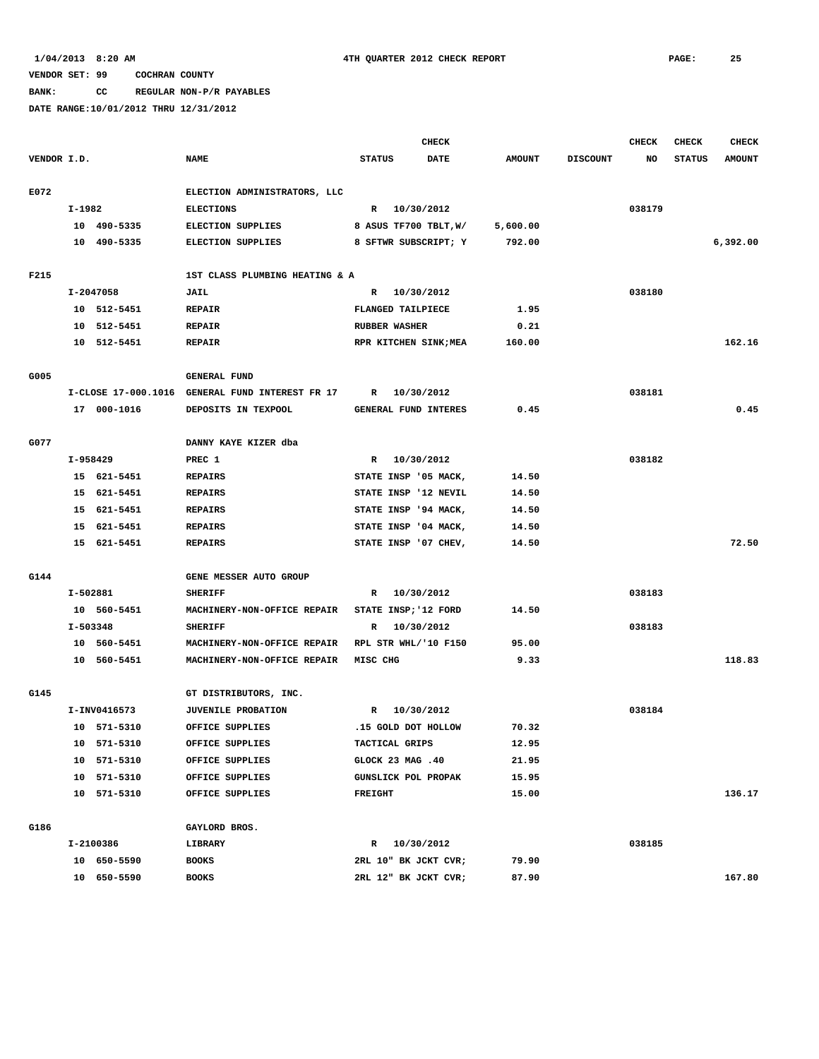1/04/2013 8:20 AM 4TH QUARTER 2012 CHECK REPORT

VENDOR SET: 99 COCHRAN COUNTY

BANK: CC REGULAR NON-P/R PAYABLES

DATE RANGE:10/01/2012 THRU 12/31/2012

| VENDOR I.D. | NAME | STATUS | CHECK DATE | AMOUNT | DISCOUNT | CHECK NO | CHECK STATUS | CHECK AMOUNT |
|---|---|---|---|---|---|---|---|---|
| E072 | ELECTION ADMINISTRATORS, LLC | | | | | | | |
| I-1982 | ELECTIONS | R | 10/30/2012 | | | 038179 | | |
| 10 490-5335 | ELECTION SUPPLIES | 8 ASUS TF700 TBLT,W/ | | 5,600.00 | | | | |
| 10 490-5335 | ELECTION SUPPLIES | 8 SFTWR SUBSCRIPT; Y | | 792.00 | | | | 6,392.00 |
| F215 | 1ST CLASS PLUMBING HEATING & A | | | | | | | |
| I-2047058 | JAIL | R | 10/30/2012 | | | 038180 | | |
| 10 512-5451 | REPAIR | FLANGED TAILPIECE | | 1.95 | | | | |
| 10 512-5451 | REPAIR | RUBBER WASHER | | 0.21 | | | | |
| 10 512-5451 | REPAIR | RPR KITCHEN SINK;MEA | | 160.00 | | | | 162.16 |
| G005 | GENERAL FUND | | | | | | | |
| I-CLOSE 17-000.1016 | GENERAL FUND INTEREST FR 17 | R | 10/30/2012 | | | 038181 | | |
| 17 000-1016 | DEPOSITS IN TEXPOOL | GENERAL FUND INTERES | | 0.45 | | | | 0.45 |
| G077 | DANNY KAYE KIZER dba | | | | | | | |
| I-958429 | PREC 1 | R | 10/30/2012 | | | 038182 | | |
| 15 621-5451 | REPAIRS | STATE INSP '05 MACK, | | 14.50 | | | | |
| 15 621-5451 | REPAIRS | STATE INSP '12 NEVIL | | 14.50 | | | | |
| 15 621-5451 | REPAIRS | STATE INSP '94 MACK, | | 14.50 | | | | |
| 15 621-5451 | REPAIRS | STATE INSP '04 MACK, | | 14.50 | | | | |
| 15 621-5451 | REPAIRS | STATE INSP '07 CHEV, | | 14.50 | | | | 72.50 |
| G144 | GENE MESSER AUTO GROUP | | | | | | | |
| I-502881 | SHERIFF | R | 10/30/2012 | | | 038183 | | |
| 10 560-5451 | MACHINERY-NON-OFFICE REPAIR | STATE INSP;'12 FORD | | 14.50 | | | | |
| I-503348 | SHERIFF | R | 10/30/2012 | | | 038183 | | |
| 10 560-5451 | MACHINERY-NON-OFFICE REPAIR | RPL STR WHL/'10 F150 | | 95.00 | | | | |
| 10 560-5451 | MACHINERY-NON-OFFICE REPAIR | MISC CHG | | 9.33 | | | | 118.83 |
| G145 | GT DISTRIBUTORS, INC. | | | | | | | |
| I-INV0416573 | JUVENILE PROBATION | R | 10/30/2012 | | | 038184 | | |
| 10 571-5310 | OFFICE SUPPLIES | .15 GOLD DOT HOLLOW | | 70.32 | | | | |
| 10 571-5310 | OFFICE SUPPLIES | TACTICAL GRIPS | | 12.95 | | | | |
| 10 571-5310 | OFFICE SUPPLIES | GLOCK 23 MAG .40 | | 21.95 | | | | |
| 10 571-5310 | OFFICE SUPPLIES | GUNSLICK POL PROPAK | | 15.95 | | | | |
| 10 571-5310 | OFFICE SUPPLIES | FREIGHT | | 15.00 | | | | 136.17 |
| G186 | GAYLORD BROS. | | | | | | | |
| I-2100386 | LIBRARY | R | 10/30/2012 | | | 038185 | | |
| 10 650-5590 | BOOKS | 2RL 10" BK JCKT CVR; | | 79.90 | | | | |
| 10 650-5590 | BOOKS | 2RL 12" BK JCKT CVR; | | 87.90 | | | | 167.80 |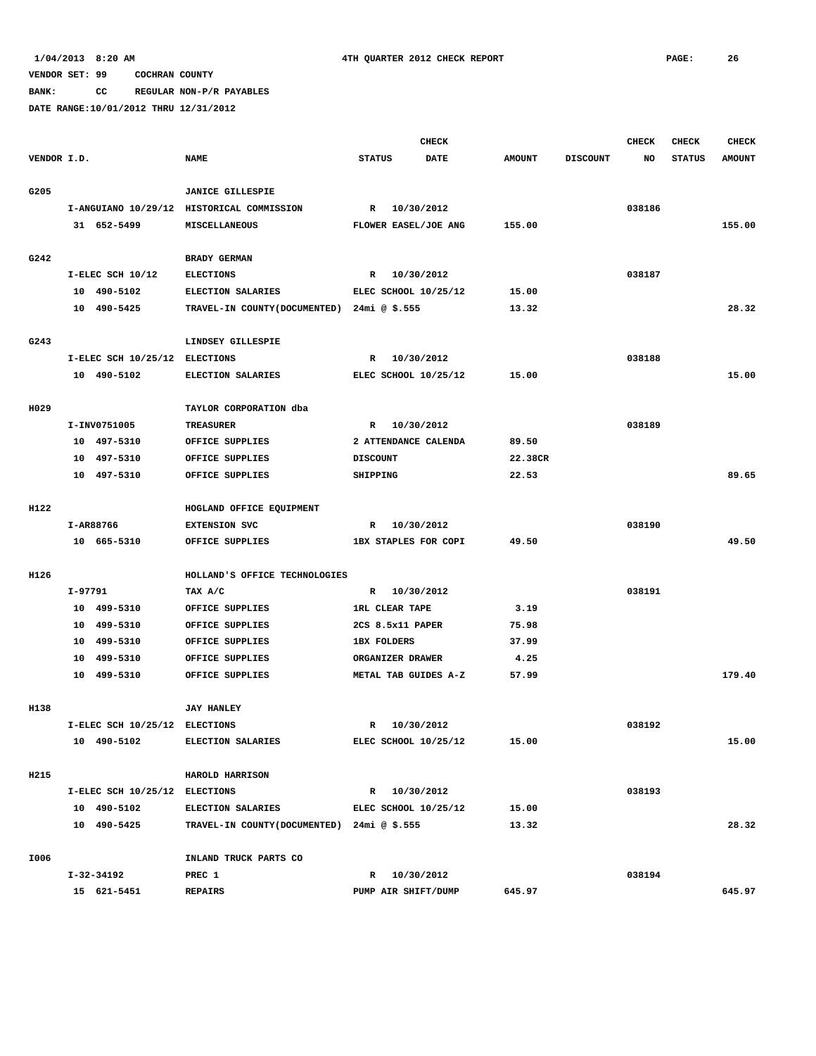1/04/2013 8:20 AM 4TH QUARTER 2012 CHECK REPORT

VENDOR SET: 99 COCHRAN COUNTY

BANK: CC REGULAR NON-P/R PAYABLES

DATE RANGE:10/01/2012 THRU 12/31/2012

| VENDOR I.D. | NAME | STATUS | CHECK DATE | AMOUNT | DISCOUNT | CHECK NO | CHECK STATUS | CHECK AMOUNT |
|---|---|---|---|---|---|---|---|---|
| G205 | JANICE GILLESPIE | | | | | | | |
| I-ANGUIANO 10/29/12 | HISTORICAL COMMISSION | R | 10/30/2012 | | | 038186 | | |
| 31 652-5499 | MISCELLANEOUS | FLOWER EASEL/JOE ANG | | 155.00 | | | | 155.00 |
| G242 | BRADY GERMAN | | | | | | | |
| I-ELEC SCH 10/12 | ELECTIONS | R | 10/30/2012 | | | 038187 | | |
| 10 490-5102 | ELECTION SALARIES | ELEC SCHOOL 10/25/12 | | 15.00 | | | | |
| 10 490-5425 | TRAVEL-IN COUNTY(DOCUMENTED) | 24mi @ $.555 | | 13.32 | | | | 28.32 |
| G243 | LINDSEY GILLESPIE | | | | | | | |
| I-ELEC SCH 10/25/12 | ELECTIONS | R | 10/30/2012 | | | 038188 | | |
| 10 490-5102 | ELECTION SALARIES | ELEC SCHOOL 10/25/12 | | 15.00 | | | | 15.00 |
| H029 | TAYLOR CORPORATION dba | | | | | | | |
| I-INV0751005 | TREASURER | R | 10/30/2012 | | | 038189 | | |
| 10 497-5310 | OFFICE SUPPLIES | 2 ATTENDANCE CALENDA | | 89.50 | | | | |
| 10 497-5310 | OFFICE SUPPLIES | DISCOUNT | | 22.38CR | | | | |
| 10 497-5310 | OFFICE SUPPLIES | SHIPPING | | 22.53 | | | | 89.65 |
| H122 | HOGLAND OFFICE EQUIPMENT | | | | | | | |
| I-AR88766 | EXTENSION SVC | R | 10/30/2012 | | | 038190 | | |
| 10 665-5310 | OFFICE SUPPLIES | 1BX STAPLES FOR COPI | | 49.50 | | | | 49.50 |
| H126 | HOLLAND'S OFFICE TECHNOLOGIES | | | | | | | |
| I-97791 | TAX A/C | R | 10/30/2012 | | | 038191 | | |
| 10 499-5310 | OFFICE SUPPLIES | 1RL CLEAR TAPE | | 3.19 | | | | |
| 10 499-5310 | OFFICE SUPPLIES | 2CS 8.5x11 PAPER | | 75.98 | | | | |
| 10 499-5310 | OFFICE SUPPLIES | 1BX FOLDERS | | 37.99 | | | | |
| 10 499-5310 | OFFICE SUPPLIES | ORGANIZER DRAWER | | 4.25 | | | | |
| 10 499-5310 | OFFICE SUPPLIES | METAL TAB GUIDES A-Z | | 57.99 | | | | 179.40 |
| H138 | JAY HANLEY | | | | | | | |
| I-ELEC SCH 10/25/12 | ELECTIONS | R | 10/30/2012 | | | 038192 | | |
| 10 490-5102 | ELECTION SALARIES | ELEC SCHOOL 10/25/12 | | 15.00 | | | | 15.00 |
| H215 | HAROLD HARRISON | | | | | | | |
| I-ELEC SCH 10/25/12 | ELECTIONS | R | 10/30/2012 | | | 038193 | | |
| 10 490-5102 | ELECTION SALARIES | ELEC SCHOOL 10/25/12 | | 15.00 | | | | |
| 10 490-5425 | TRAVEL-IN COUNTY(DOCUMENTED) | 24mi @ $.555 | | 13.32 | | | | 28.32 |
| I006 | INLAND TRUCK PARTS CO | | | | | | | |
| I-32-34192 | PREC 1 | R | 10/30/2012 | | | 038194 | | |
| 15 621-5451 | REPAIRS | PUMP AIR SHIFT/DUMP | | 645.97 | | | | 645.97 |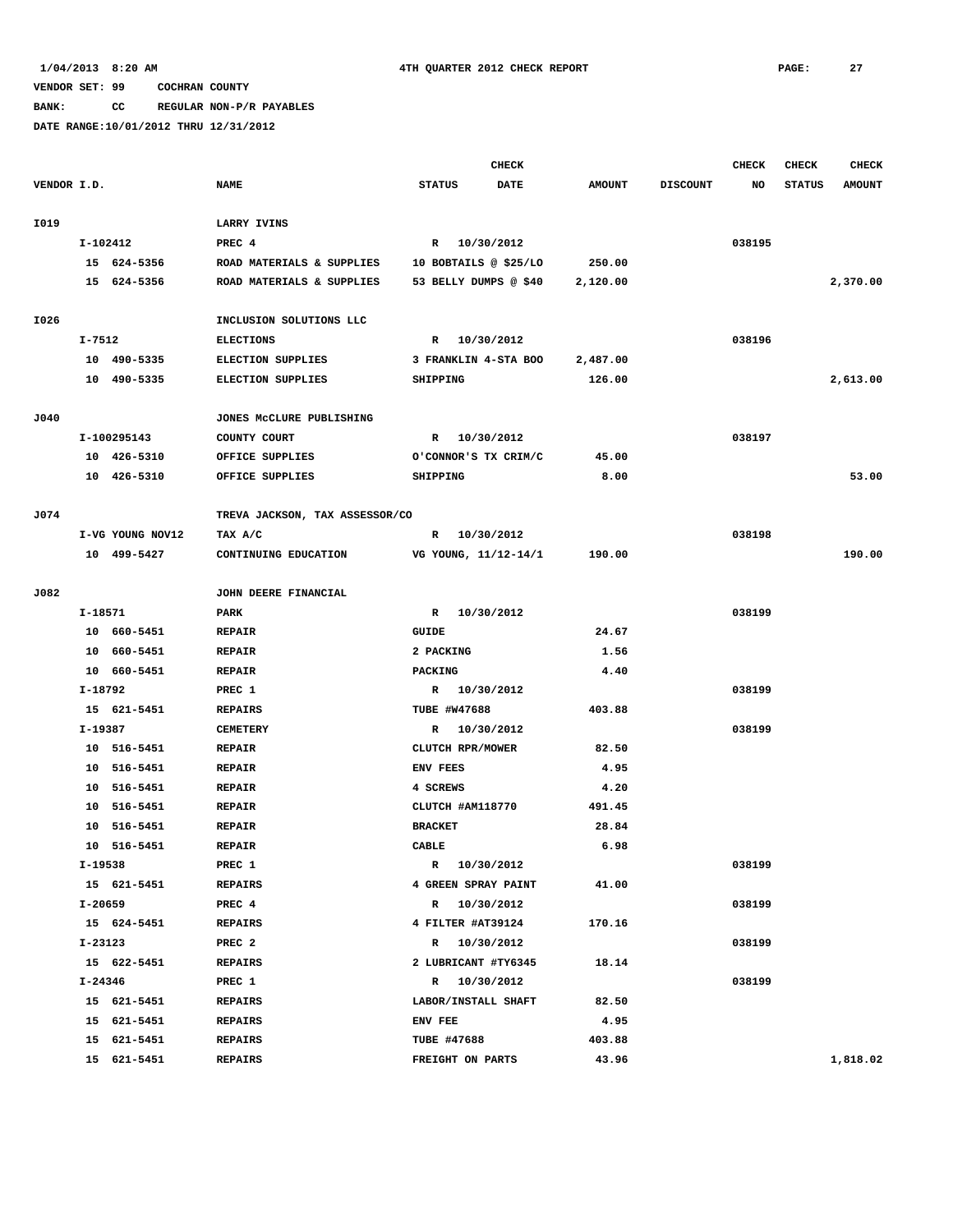1/04/2013 8:20 AM 4TH QUARTER 2012 CHECK REPORT

VENDOR SET: 99 COCHRAN COUNTY

BANK: CC REGULAR NON-P/R PAYABLES

DATE RANGE:10/01/2012 THRU 12/31/2012

| VENDOR I.D. | NAME | STATUS | CHECK DATE | AMOUNT | DISCOUNT | CHECK NO | CHECK STATUS | CHECK AMOUNT |
|---|---|---|---|---|---|---|---|---|
| I019 | LARRY IVINS | | | | | | | |
| I-102412 | PREC 4 | R | 10/30/2012 | | | 038195 | | |
| 15 624-5356 | ROAD MATERIALS & SUPPLIES | 10 BOBTAILS @ $25/LO | | 250.00 | | | | |
| 15 624-5356 | ROAD MATERIALS & SUPPLIES | 53 BELLY DUMPS @ $40 | | 2,120.00 | | | | 2,370.00 |
| I026 | INCLUSION SOLUTIONS LLC | | | | | | | |
| I-7512 | ELECTIONS | R | 10/30/2012 | | | 038196 | | |
| 10 490-5335 | ELECTION SUPPLIES | 3 FRANKLIN 4-STA BOO | | 2,487.00 | | | | |
| 10 490-5335 | ELECTION SUPPLIES | SHIPPING | | 126.00 | | | | 2,613.00 |
| J040 | JONES McCLURE PUBLISHING | | | | | | | |
| I-100295143 | COUNTY COURT | R | 10/30/2012 | | | 038197 | | |
| 10 426-5310 | OFFICE SUPPLIES | O'CONNOR'S TX CRIM/C | | 45.00 | | | | |
| 10 426-5310 | OFFICE SUPPLIES | SHIPPING | | 8.00 | | | | 53.00 |
| J074 | TREVA JACKSON, TAX ASSESSOR/CO | | | | | | | |
| I-VG YOUNG NOV12 | TAX A/C | R | 10/30/2012 | | | 038198 | | |
| 10 499-5427 | CONTINUING EDUCATION | VG YOUNG, 11/12-14/1 | | 190.00 | | | | 190.00 |
| J082 | JOHN DEERE FINANCIAL | | | | | | | |
| I-18571 | PARK | R | 10/30/2012 | | | 038199 | | |
| 10 660-5451 | REPAIR | GUIDE | | 24.67 | | | | |
| 10 660-5451 | REPAIR | 2 PACKING | | 1.56 | | | | |
| 10 660-5451 | REPAIR | PACKING | | 4.40 | | | | |
| I-18792 | PREC 1 | R | 10/30/2012 | | | 038199 | | |
| 15 621-5451 | REPAIRS | TUBE #W47688 | | 403.88 | | | | |
| I-19387 | CEMETERY | R | 10/30/2012 | | | 038199 | | |
| 10 516-5451 | REPAIR | CLUTCH RPR/MOWER | | 82.50 | | | | |
| 10 516-5451 | REPAIR | ENV FEES | | 4.95 | | | | |
| 10 516-5451 | REPAIR | 4 SCREWS | | 4.20 | | | | |
| 10 516-5451 | REPAIR | CLUTCH #AM118770 | | 491.45 | | | | |
| 10 516-5451 | REPAIR | BRACKET | | 28.84 | | | | |
| 10 516-5451 | REPAIR | CABLE | | 6.98 | | | | |
| I-19538 | PREC 1 | R | 10/30/2012 | | | 038199 | | |
| 15 621-5451 | REPAIRS | 4 GREEN SPRAY PAINT | | 41.00 | | | | |
| I-20659 | PREC 4 | R | 10/30/2012 | | | 038199 | | |
| 15 624-5451 | REPAIRS | 4 FILTER #AT39124 | | 170.16 | | | | |
| I-23123 | PREC 2 | R | 10/30/2012 | | | 038199 | | |
| 15 622-5451 | REPAIRS | 2 LUBRICANT #TY6345 | | 18.14 | | | | |
| I-24346 | PREC 1 | R | 10/30/2012 | | | 038199 | | |
| 15 621-5451 | REPAIRS | LABOR/INSTALL SHAFT | | 82.50 | | | | |
| 15 621-5451 | REPAIRS | ENV FEE | | 4.95 | | | | |
| 15 621-5451 | REPAIRS | TUBE #47688 | | 403.88 | | | | |
| 15 621-5451 | REPAIRS | FREIGHT ON PARTS | | 43.96 | | | | 1,818.02 |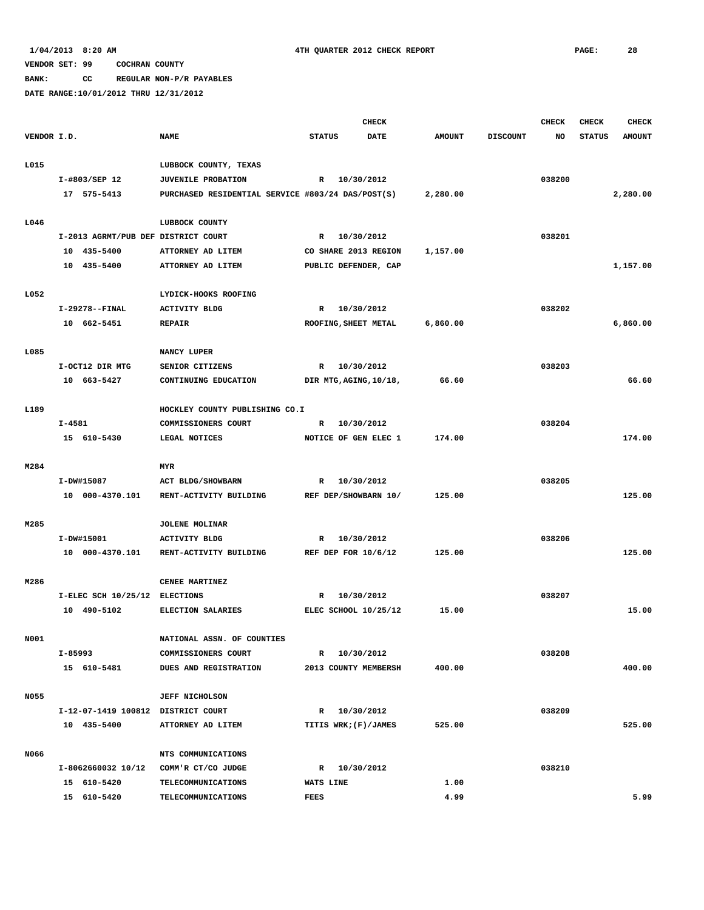1/04/2013 8:20 AM — 4TH QUARTER 2012 CHECK REPORT

VENDOR SET: 99 COCHRAN COUNTY

BANK: CC REGULAR NON-P/R PAYABLES

DATE RANGE:10/01/2012 THRU 12/31/2012

| VENDOR I.D. | NAME | STATUS | CHECK DATE | AMOUNT | DISCOUNT | CHECK NO | CHECK STATUS | CHECK AMOUNT |
|---|---|---|---|---|---|---|---|---|
| L015 | LUBBOCK COUNTY, TEXAS | | | | | | | |
| I-#803/SEP 12 | JUVENILE PROBATION | R | 10/30/2012 | | | 038200 | | |
| 17 575-5413 | PURCHASED RESIDENTIAL SERVICE #803/24 DAS/POST(S) | | | 2,280.00 | | | | 2,280.00 |
| L046 | LUBBOCK COUNTY | | | | | | | |
| I-2013 AGRMT/PUB DEF | DISTRICT COURT | R | 10/30/2012 | | | 038201 | | |
| 10 435-5400 | ATTORNEY AD LITEM | CO SHARE 2013 REGION | | 1,157.00 | | | | |
| 10 435-5400 | ATTORNEY AD LITEM | PUBLIC DEFENDER, CAP | | | | | | 1,157.00 |
| L052 | LYDICK-HOOKS ROOFING | | | | | | | |
| I-29278--FINAL | ACTIVITY BLDG | R | 10/30/2012 | | | 038202 | | |
| 10 662-5451 | REPAIR | ROOFING,SHEET METAL | | 6,860.00 | | | | 6,860.00 |
| L085 | NANCY LUPER | | | | | | | |
| I-OCT12 DIR MTG | SENIOR CITIZENS | R | 10/30/2012 | | | 038203 | | |
| 10 663-5427 | CONTINUING EDUCATION | DIR MTG,AGING,10/18, | | 66.60 | | | | 66.60 |
| L189 | HOCKLEY COUNTY PUBLISHING CO.I | | | | | | | |
| I-4581 | COMMISSIONERS COURT | R | 10/30/2012 | | | 038204 | | |
| 15 610-5430 | LEGAL NOTICES | NOTICE OF GEN ELEC 1 | | 174.00 | | | | 174.00 |
| M284 | MYR | | | | | | | |
| I-DW#15087 | ACT BLDG/SHOWBARN | R | 10/30/2012 | | | 038205 | | |
| 10 000-4370.101 | RENT-ACTIVITY BUILDING | REF DEP/SHOWBARN 10/ | | 125.00 | | | | 125.00 |
| M285 | JOLENE MOLINAR | | | | | | | |
| I-DW#15001 | ACTIVITY BLDG | R | 10/30/2012 | | | 038206 | | |
| 10 000-4370.101 | RENT-ACTIVITY BUILDING | REF DEP FOR 10/6/12 | | 125.00 | | | | 125.00 |
| M286 | CENEE MARTINEZ | | | | | | | |
| I-ELEC SCH 10/25/12 | ELECTIONS | R | 10/30/2012 | | | 038207 | | |
| 10 490-5102 | ELECTION SALARIES | ELEC SCHOOL 10/25/12 | | 15.00 | | | | 15.00 |
| N001 | NATIONAL ASSN. OF COUNTIES | | | | | | | |
| I-85993 | COMMISSIONERS COURT | R | 10/30/2012 | | | 038208 | | |
| 15 610-5481 | DUES AND REGISTRATION | 2013 COUNTY MEMBERSH | | 400.00 | | | | 400.00 |
| N055 | JEFF NICHOLSON | | | | | | | |
| I-12-07-1419 100812 | DISTRICT COURT | R | 10/30/2012 | | | 038209 | | |
| 10 435-5400 | ATTORNEY AD LITEM | TITIS WRK;(F)/JAMES | | 525.00 | | | | 525.00 |
| N066 | NTS COMMUNICATIONS | | | | | | | |
| I-8062660032 10/12 | COMM'R CT/CO JUDGE | R | 10/30/2012 | | | 038210 | | |
| 15 610-5420 | TELECOMMUNICATIONS | WATS LINE | | 1.00 | | | | |
| 15 610-5420 | TELECOMMUNICATIONS | FEES | | 4.99 | | | | 5.99 |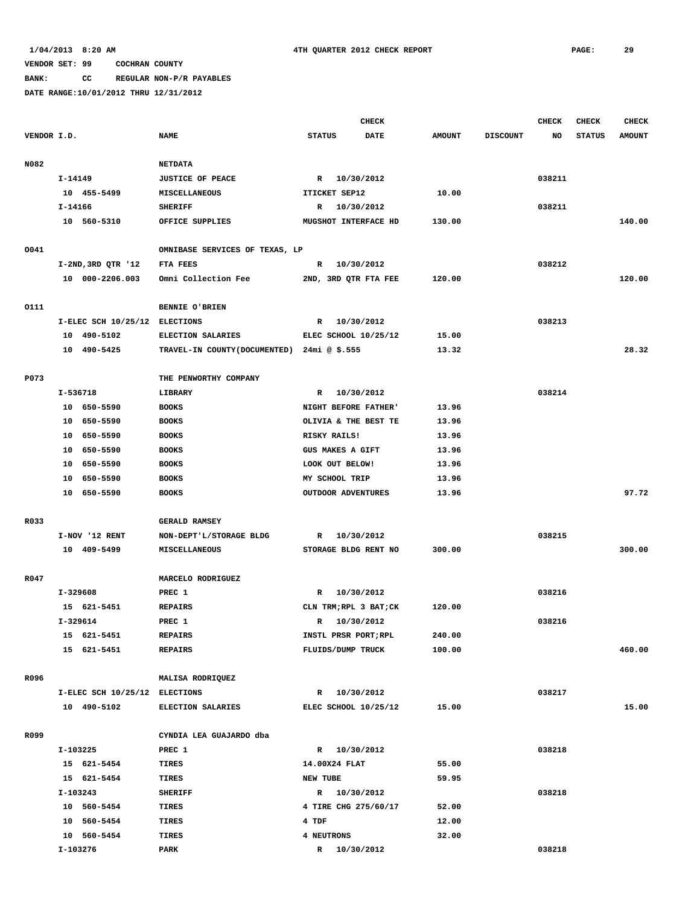1/04/2013 8:20 AM 4TH QUARTER 2012 CHECK REPORT

VENDOR SET: 99 COCHRAN COUNTY

BANK: CC REGULAR NON-P/R PAYABLES

DATE RANGE:10/01/2012 THRU 12/31/2012

| VENDOR I.D. | NAME | STATUS | CHECK DATE | AMOUNT | DISCOUNT | CHECK NO | CHECK STATUS | CHECK AMOUNT |
|---|---|---|---|---|---|---|---|---|
| N082 | NETDATA | | | | | | | |
| I-14149 | JUSTICE OF PEACE | R | 10/30/2012 | | | 038211 | | |
| 10 455-5499 | MISCELLANEOUS | ITICKET SEP12 | | 10.00 | | | | |
| I-14166 | SHERIFF | R | 10/30/2012 | | | 038211 | | |
| 10 560-5310 | OFFICE SUPPLIES | MUGSHOT INTERFACE HD | | 130.00 | | | | 140.00 |
| O041 | OMNIBASE SERVICES OF TEXAS, LP | | | | | | | |
| I-2ND,3RD QTR '12 | FTA FEES | R | 10/30/2012 | | | 038212 | | |
| 10 000-2206.003 | Omni Collection Fee | 2ND, 3RD QTR FTA FEE | | 120.00 | | | | 120.00 |
| O111 | BENNIE O'BRIEN | | | | | | | |
| I-ELEC SCH 10/25/12 | ELECTIONS | R | 10/30/2012 | | | 038213 | | |
| 10 490-5102 | ELECTION SALARIES | ELEC SCHOOL 10/25/12 | | 15.00 | | | | |
| 10 490-5425 | TRAVEL-IN COUNTY(DOCUMENTED) | 24mi @ $.555 | | 13.32 | | | | 28.32 |
| P073 | THE PENWORTHY COMPANY | | | | | | | |
| I-536718 | LIBRARY | R | 10/30/2012 | | | 038214 | | |
| 10 650-5590 | BOOKS | NIGHT BEFORE FATHER' | | 13.96 | | | | |
| 10 650-5590 | BOOKS | OLIVIA & THE BEST TE | | 13.96 | | | | |
| 10 650-5590 | BOOKS | RISKY RAILS! | | 13.96 | | | | |
| 10 650-5590 | BOOKS | GUS MAKES A GIFT | | 13.96 | | | | |
| 10 650-5590 | BOOKS | LOOK OUT BELOW! | | 13.96 | | | | |
| 10 650-5590 | BOOKS | MY SCHOOL TRIP | | 13.96 | | | | |
| 10 650-5590 | BOOKS | OUTDOOR ADVENTURES | | 13.96 | | | | 97.72 |
| R033 | GERALD RAMSEY | | | | | | | |
| I-NOV '12 RENT | NON-DEPT'L/STORAGE BLDG | R | 10/30/2012 | | | 038215 | | |
| 10 409-5499 | MISCELLANEOUS | STORAGE BLDG RENT NO | | 300.00 | | | | 300.00 |
| R047 | MARCELO RODRIGUEZ | | | | | | | |
| I-329608 | PREC 1 | R | 10/30/2012 | | | 038216 | | |
| 15 621-5451 | REPAIRS | CLN TRM;RPL 3 BAT;CK | | 120.00 | | | | |
| I-329614 | PREC 1 | R | 10/30/2012 | | | 038216 | | |
| 15 621-5451 | REPAIRS | INSTL PRSR PORT;RPL | | 240.00 | | | | |
| 15 621-5451 | REPAIRS | FLUIDS/DUMP TRUCK | | 100.00 | | | | 460.00 |
| R096 | MALISA RODRIQUEZ | | | | | | | |
| I-ELEC SCH 10/25/12 | ELECTIONS | R | 10/30/2012 | | | 038217 | | |
| 10 490-5102 | ELECTION SALARIES | ELEC SCHOOL 10/25/12 | | 15.00 | | | | 15.00 |
| R099 | CYNDIA LEA GUAJARDO dba | | | | | | | |
| I-103225 | PREC 1 | R | 10/30/2012 | | | 038218 | | |
| 15 621-5454 | TIRES | 14.00X24 FLAT | | 55.00 | | | | |
| 15 621-5454 | TIRES | NEW TUBE | | 59.95 | | | | |
| I-103243 | SHERIFF | R | 10/30/2012 | | | 038218 | | |
| 10 560-5454 | TIRES | 4 TIRE CHG 275/60/17 | | 52.00 | | | | |
| 10 560-5454 | TIRES | 4 TDF | | 12.00 | | | | |
| 10 560-5454 | TIRES | 4 NEUTRONS | | 32.00 | | | | |
| I-103276 | PARK | R | 10/30/2012 | | | 038218 | | |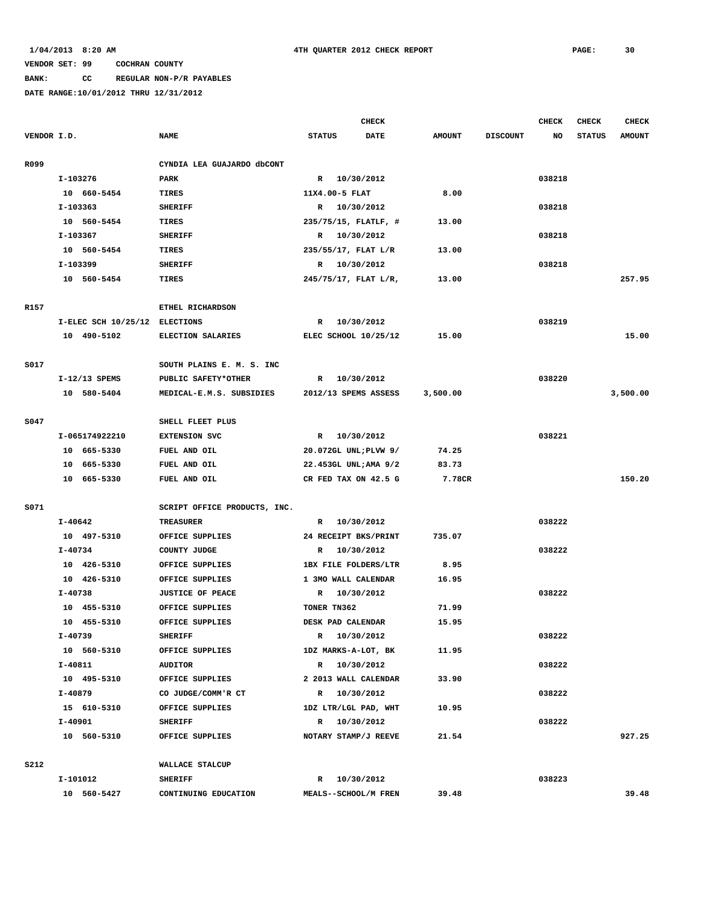1/04/2013 8:20 AM 4TH QUARTER 2012 CHECK REPORT

VENDOR SET: 99 COCHRAN COUNTY

BANK: CC REGULAR NON-P/R PAYABLES

DATE RANGE:10/01/2012 THRU 12/31/2012

| VENDOR I.D. | NAME | STATUS | CHECK DATE | AMOUNT | DISCOUNT | CHECK NO | CHECK STATUS | CHECK AMOUNT |
|---|---|---|---|---|---|---|---|---|
| R099 | CYNDIA LEA GUAJARDO dbCONT | | | | | | | |
| I-103276 | PARK | R | 10/30/2012 | | | 038218 | | |
| 10 660-5454 | TIRES | 11X4.00-5 FLAT | | 8.00 | | | | |
| I-103363 | SHERIFF | R | 10/30/2012 | | | 038218 | | |
| 10 560-5454 | TIRES | 235/75/15, FLATLF, # | | 13.00 | | | | |
| I-103367 | SHERIFF | R | 10/30/2012 | | | 038218 | | |
| 10 560-5454 | TIRES | 235/55/17, FLAT L/R | | 13.00 | | | | |
| I-103399 | SHERIFF | R | 10/30/2012 | | | 038218 | | |
| 10 560-5454 | TIRES | 245/75/17, FLAT L/R, | | 13.00 | | | | 257.95 |
| R157 | ETHEL RICHARDSON | | | | | | | |
| I-ELEC SCH 10/25/12 | ELECTIONS | R | 10/30/2012 | | | 038219 | | |
| 10 490-5102 | ELECTION SALARIES | ELEC SCHOOL 10/25/12 | | 15.00 | | | | 15.00 |
| S017 | SOUTH PLAINS E. M. S. INC | | | | | | | |
| I-12/13 SPEMS | PUBLIC SAFETY*OTHER | R | 10/30/2012 | | | 038220 | | |
| 10 580-5404 | MEDICAL-E.M.S. SUBSIDIES | 2012/13 SPEMS ASSESS | | 3,500.00 | | | | 3,500.00 |
| S047 | SHELL FLEET PLUS | | | | | | | |
| I-065174922210 | EXTENSION SVC | R | 10/30/2012 | | | 038221 | | |
| 10 665-5330 | FUEL AND OIL | 20.072GL UNL;PLVW 9/ | | 74.25 | | | | |
| 10 665-5330 | FUEL AND OIL | 22.453GL UNL;AMA 9/2 | | 83.73 | | | | |
| 10 665-5330 | FUEL AND OIL | CR FED TAX ON 42.5 G | | 7.78CR | | | | 150.20 |
| S071 | SCRIPT OFFICE PRODUCTS, INC. | | | | | | | |
| I-40642 | TREASURER | R | 10/30/2012 | | | 038222 | | |
| 10 497-5310 | OFFICE SUPPLIES | 24 RECEIPT BKS/PRINT | | 735.07 | | | | |
| I-40734 | COUNTY JUDGE | R | 10/30/2012 | | | 038222 | | |
| 10 426-5310 | OFFICE SUPPLIES | 1BX FILE FOLDERS/LTR | | 8.95 | | | | |
| 10 426-5310 | OFFICE SUPPLIES | 1 3MO WALL CALENDAR | | 16.95 | | | | |
| I-40738 | JUSTICE OF PEACE | R | 10/30/2012 | | | 038222 | | |
| 10 455-5310 | OFFICE SUPPLIES | TONER TN362 | | 71.99 | | | | |
| 10 455-5310 | OFFICE SUPPLIES | DESK PAD CALENDAR | | 15.95 | | | | |
| I-40739 | SHERIFF | R | 10/30/2012 | | | 038222 | | |
| 10 560-5310 | OFFICE SUPPLIES | 1DZ MARKS-A-LOT, BK | | 11.95 | | | | |
| I-40811 | AUDITOR | R | 10/30/2012 | | | 038222 | | |
| 10 495-5310 | OFFICE SUPPLIES | 2 2013 WALL CALENDAR | | 33.90 | | | | |
| I-40879 | CO JUDGE/COMM'R CT | R | 10/30/2012 | | | 038222 | | |
| 15 610-5310 | OFFICE SUPPLIES | 1DZ LTR/LGL PAD, WHT | | 10.95 | | | | |
| I-40901 | SHERIFF | R | 10/30/2012 | | | 038222 | | |
| 10 560-5310 | OFFICE SUPPLIES | NOTARY STAMP/J REEVE | | 21.54 | | | | 927.25 |
| S212 | WALLACE STALCUP | | | | | | | |
| I-101012 | SHERIFF | R | 10/30/2012 | | | 038223 | | |
| 10 560-5427 | CONTINUING EDUCATION | MEALS--SCHOOL/M FREN | | 39.48 | | | | 39.48 |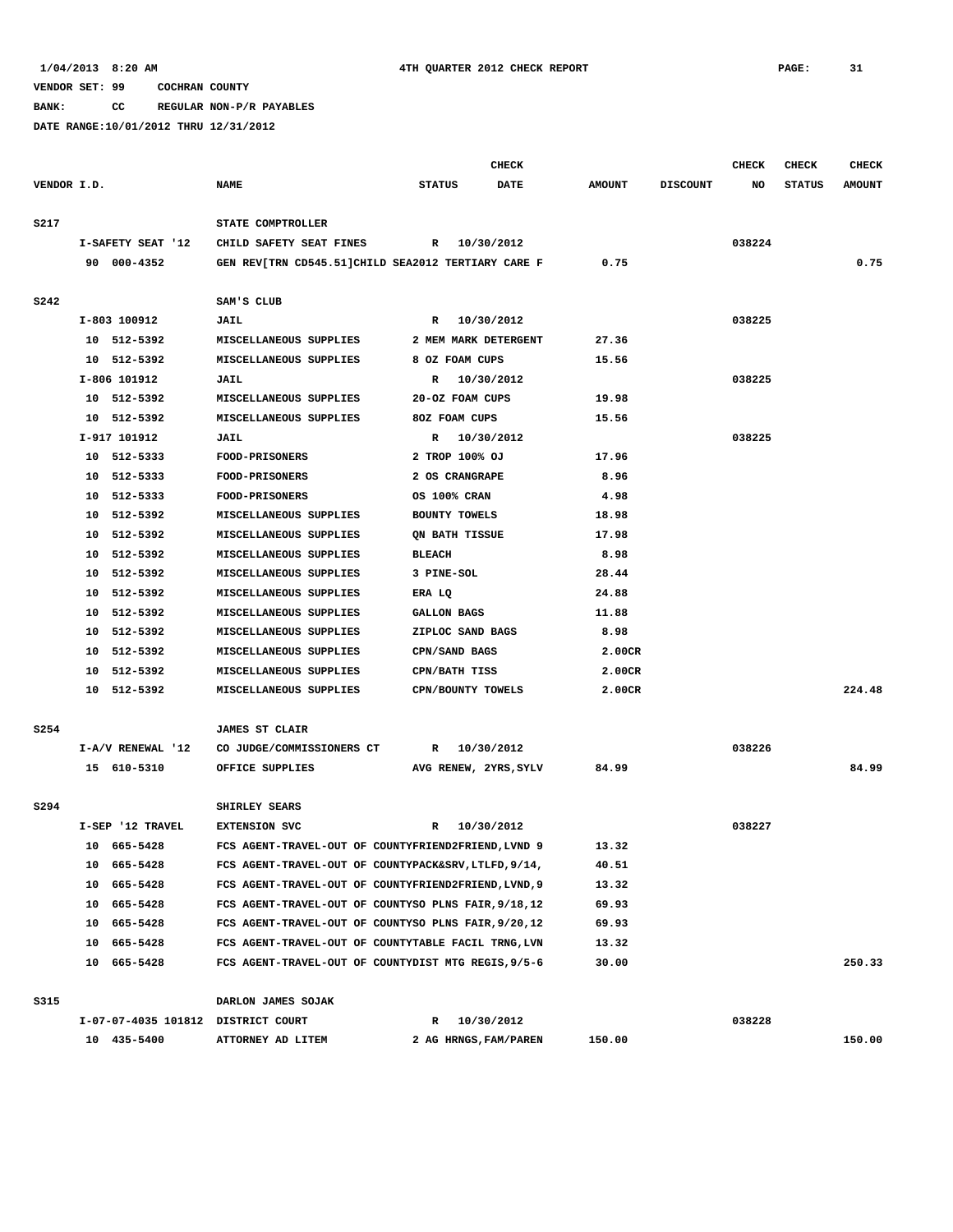1/04/2013 8:20 AM    4TH QUARTER 2012 CHECK REPORT

VENDOR SET: 99    COCHRAN COUNTY

BANK:    CC    REGULAR NON-P/R PAYABLES

DATE RANGE:10/01/2012 THRU 12/31/2012

| VENDOR I.D. | NAME | STATUS | CHECK DATE | AMOUNT | DISCOUNT | CHECK NO | CHECK STATUS | CHECK AMOUNT |
|---|---|---|---|---|---|---|---|---|
| S217 | STATE COMPTROLLER | | | | | | | |
| I-SAFETY SEAT '12 | CHILD SAFETY SEAT FINES | R | 10/30/2012 | | | 038224 | | |
| 90 000-4352 | GEN REV[TRN CD545.51]CHILD SEA2012 TERTIARY CARE F | | | 0.75 | | | | 0.75 |
| S242 | SAM'S CLUB | | | | | | | |
| I-803 100912 | JAIL | R | 10/30/2012 | | | 038225 | | |
| 10 512-5392 | MISCELLANEOUS SUPPLIES | 2 MEM MARK DETERGENT | | 27.36 | | | | |
| 10 512-5392 | MISCELLANEOUS SUPPLIES | 8 OZ FOAM CUPS | | 15.56 | | | | |
| I-806 101912 | JAIL | R | 10/30/2012 | | | 038225 | | |
| 10 512-5392 | MISCELLANEOUS SUPPLIES | 20-OZ FOAM CUPS | | 19.98 | | | | |
| 10 512-5392 | MISCELLANEOUS SUPPLIES | 8OZ FOAM CUPS | | 15.56 | | | | |
| I-917 101912 | JAIL | R | 10/30/2012 | | | 038225 | | |
| 10 512-5333 | FOOD-PRISONERS | 2 TROP 100% OJ | | 17.96 | | | | |
| 10 512-5333 | FOOD-PRISONERS | 2 OS CRANGRAPE | | 8.96 | | | | |
| 10 512-5333 | FOOD-PRISONERS | OS 100% CRAN | | 4.98 | | | | |
| 10 512-5392 | MISCELLANEOUS SUPPLIES | BOUNTY TOWELS | | 18.98 | | | | |
| 10 512-5392 | MISCELLANEOUS SUPPLIES | QN BATH TISSUE | | 17.98 | | | | |
| 10 512-5392 | MISCELLANEOUS SUPPLIES | BLEACH | | 8.98 | | | | |
| 10 512-5392 | MISCELLANEOUS SUPPLIES | 3 PINE-SOL | | 28.44 | | | | |
| 10 512-5392 | MISCELLANEOUS SUPPLIES | ERA LQ | | 24.88 | | | | |
| 10 512-5392 | MISCELLANEOUS SUPPLIES | GALLON BAGS | | 11.88 | | | | |
| 10 512-5392 | MISCELLANEOUS SUPPLIES | ZIPLOC SAND BAGS | | 8.98 | | | | |
| 10 512-5392 | MISCELLANEOUS SUPPLIES | CPN/SAND BAGS | | 2.00CR | | | | |
| 10 512-5392 | MISCELLANEOUS SUPPLIES | CPN/BATH TISS | | 2.00CR | | | | |
| 10 512-5392 | MISCELLANEOUS SUPPLIES | CPN/BOUNTY TOWELS | | 2.00CR | | | | 224.48 |
| S254 | JAMES ST CLAIR | | | | | | | |
| I-A/V RENEWAL '12 | CO JUDGE/COMMISSIONERS CT | R | 10/30/2012 | | | 038226 | | |
| 15 610-5310 | OFFICE SUPPLIES | AVG RENEW, 2YRS,SYLV | | 84.99 | | | | 84.99 |
| S294 | SHIRLEY SEARS | | | | | | | |
| I-SEP '12 TRAVEL | EXTENSION SVC | R | 10/30/2012 | | | 038227 | | |
| 10 665-5428 | FCS AGENT-TRAVEL-OUT OF COUNTYFRIEND2FRIEND,LVND 9 | | | 13.32 | | | | |
| 10 665-5428 | FCS AGENT-TRAVEL-OUT OF COUNTYPACK&SRV,LTLFD,9/14, | | | 40.51 | | | | |
| 10 665-5428 | FCS AGENT-TRAVEL-OUT OF COUNTYFRIEND2FRIEND,LVND,9 | | | 13.32 | | | | |
| 10 665-5428 | FCS AGENT-TRAVEL-OUT OF COUNTYSO PLNS FAIR,9/18,12 | | | 69.93 | | | | |
| 10 665-5428 | FCS AGENT-TRAVEL-OUT OF COUNTYSO PLNS FAIR,9/20,12 | | | 69.93 | | | | |
| 10 665-5428 | FCS AGENT-TRAVEL-OUT OF COUNTYTABLE FACIL TRNG,LVN | | | 13.32 | | | | |
| 10 665-5428 | FCS AGENT-TRAVEL-OUT OF COUNTYDIST MTG REGIS,9/5-6 | | | 30.00 | | | | 250.33 |
| S315 | DARLON JAMES SOJAK | | | | | | | |
| I-07-07-4035 101812 | DISTRICT COURT | R | 10/30/2012 | | | 038228 | | |
| 10 435-5400 | ATTORNEY AD LITEM | 2 AG HRNGS,FAM/PAREN | | 150.00 | | | | 150.00 |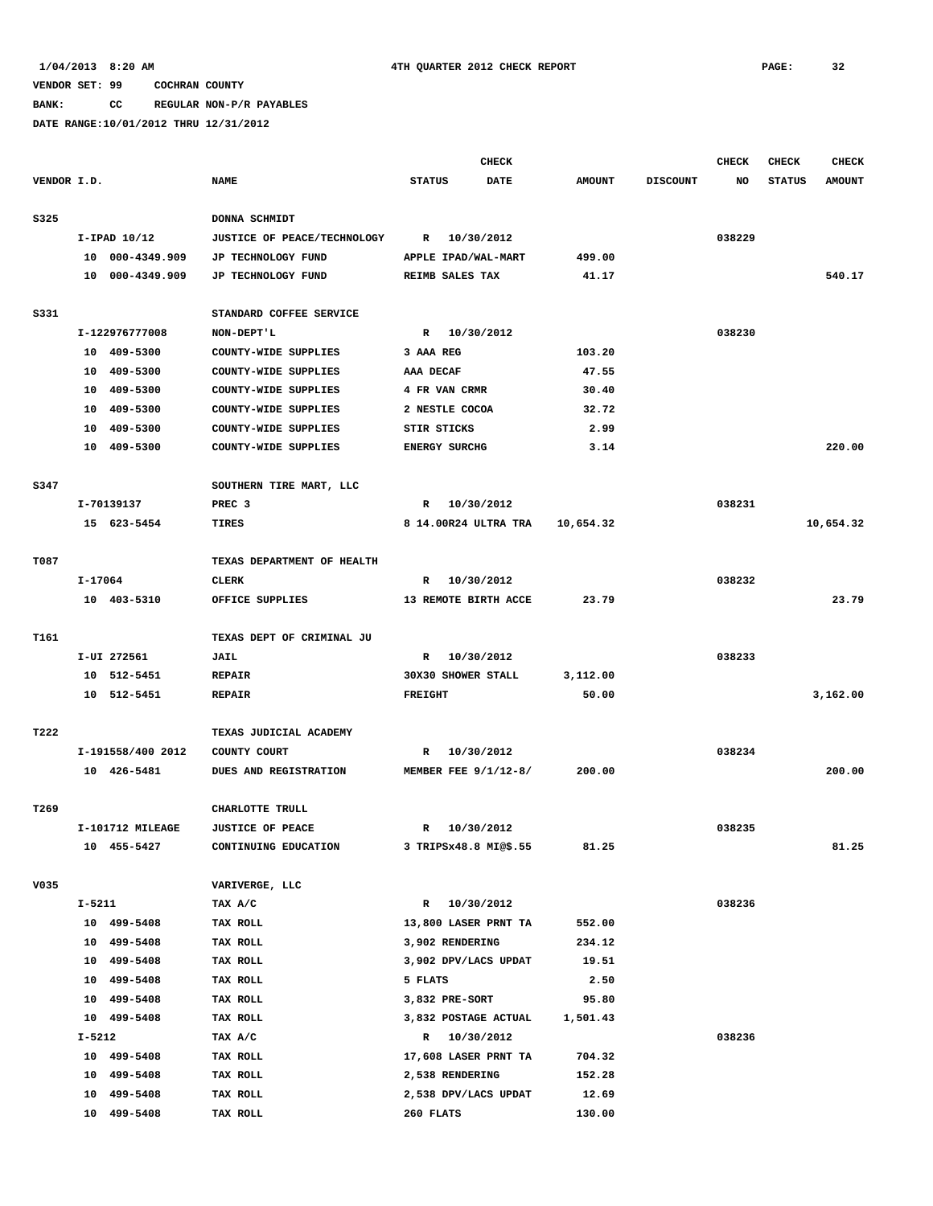1/04/2013 8:20 AM 4TH QUARTER 2012 CHECK REPORT

VENDOR SET: 99 COCHRAN COUNTY

BANK: CC REGULAR NON-P/R PAYABLES

DATE RANGE:10/01/2012 THRU 12/31/2012

| VENDOR I.D. | NAME | STATUS | CHECK DATE | AMOUNT | DISCOUNT | CHECK NO | CHECK STATUS | CHECK AMOUNT |
|---|---|---|---|---|---|---|---|---|
| S325 | DONNA SCHMIDT | | | | | | | |
| I-IPAD 10/12 | JUSTICE OF PEACE/TECHNOLOGY | R | 10/30/2012 | | | 038229 | | |
| 10 000-4349.909 | JP TECHNOLOGY FUND | APPLE IPAD/WAL-MART | | 499.00 | | | | |
| 10 000-4349.909 | JP TECHNOLOGY FUND | REIMB SALES TAX | | 41.17 | | | | 540.17 |
| S331 | STANDARD COFFEE SERVICE | | | | | | | |
| I-122976777008 | NON-DEPT'L | R | 10/30/2012 | | | 038230 | | |
| 10 409-5300 | COUNTY-WIDE SUPPLIES | 3 AAA REG | | 103.20 | | | | |
| 10 409-5300 | COUNTY-WIDE SUPPLIES | AAA DECAF | | 47.55 | | | | |
| 10 409-5300 | COUNTY-WIDE SUPPLIES | 4 FR VAN CRMR | | 30.40 | | | | |
| 10 409-5300 | COUNTY-WIDE SUPPLIES | 2 NESTLE COCOA | | 32.72 | | | | |
| 10 409-5300 | COUNTY-WIDE SUPPLIES | STIR STICKS | | 2.99 | | | | |
| 10 409-5300 | COUNTY-WIDE SUPPLIES | ENERGY SURCHG | | 3.14 | | | | 220.00 |
| S347 | SOUTHERN TIRE MART, LLC | | | | | | | |
| I-70139137 | PREC 3 | R | 10/30/2012 | | | 038231 | | |
| 15 623-5454 | TIRES | 8 14.00R24 ULTRA TRA | | 10,654.32 | | | | 10,654.32 |
| T087 | TEXAS DEPARTMENT OF HEALTH | | | | | | | |
| I-17064 | CLERK | R | 10/30/2012 | | | 038232 | | |
| 10 403-5310 | OFFICE SUPPLIES | 13 REMOTE BIRTH ACCE | | 23.79 | | | | 23.79 |
| T161 | TEXAS DEPT OF CRIMINAL JU | | | | | | | |
| I-UI 272561 | JAIL | R | 10/30/2012 | | | 038233 | | |
| 10 512-5451 | REPAIR | 30X30 SHOWER STALL | | 3,112.00 | | | | |
| 10 512-5451 | REPAIR | FREIGHT | | 50.00 | | | | 3,162.00 |
| T222 | TEXAS JUDICIAL ACADEMY | | | | | | | |
| I-191558/400 2012 | COUNTY COURT | R | 10/30/2012 | | | 038234 | | |
| 10 426-5481 | DUES AND REGISTRATION | MEMBER FEE 9/1/12-8/ | | 200.00 | | | | 200.00 |
| T269 | CHARLOTTE TRULL | | | | | | | |
| I-101712 MILEAGE | JUSTICE OF PEACE | R | 10/30/2012 | | | 038235 | | |
| 10 455-5427 | CONTINUING EDUCATION | 3 TRIPSx48.8 MI@$.55 | | 81.25 | | | | 81.25 |
| V035 | VARIVERGE, LLC | | | | | | | |
| I-5211 | TAX A/C | R | 10/30/2012 | | | 038236 | | |
| 10 499-5408 | TAX ROLL | 13,800 LASER PRNT TA | | 552.00 | | | | |
| 10 499-5408 | TAX ROLL | 3,902 RENDERING | | 234.12 | | | | |
| 10 499-5408 | TAX ROLL | 3,902 DPV/LACS UPDAT | | 19.51 | | | | |
| 10 499-5408 | TAX ROLL | 5 FLATS | | 2.50 | | | | |
| 10 499-5408 | TAX ROLL | 3,832 PRE-SORT | | 95.80 | | | | |
| 10 499-5408 | TAX ROLL | 3,832 POSTAGE ACTUAL | | 1,501.43 | | | | |
| I-5212 | TAX A/C | R | 10/30/2012 | | | 038236 | | |
| 10 499-5408 | TAX ROLL | 17,608 LASER PRNT TA | | 704.32 | | | | |
| 10 499-5408 | TAX ROLL | 2,538 RENDERING | | 152.28 | | | | |
| 10 499-5408 | TAX ROLL | 2,538 DPV/LACS UPDAT | | 12.69 | | | | |
| 10 499-5408 | TAX ROLL | 260 FLATS | | 130.00 | | | | |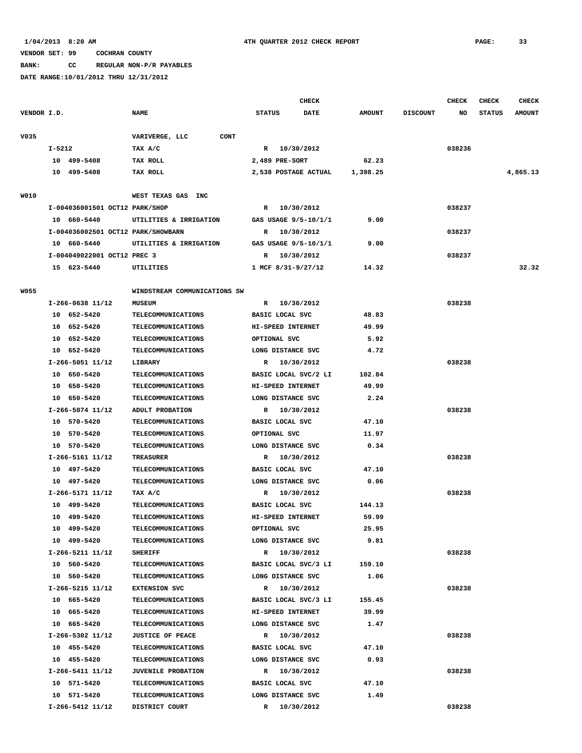1/04/2013 8:20 AM 4TH QUARTER 2012 CHECK REPORT

VENDOR SET: 99 COCHRAN COUNTY

BANK: CC REGULAR NON-P/R PAYABLES

DATE RANGE:10/01/2012 THRU 12/31/2012

| VENDOR I.D. | NAME | STATUS | CHECK DATE | AMOUNT | DISCOUNT | CHECK NO | CHECK STATUS | CHECK AMOUNT |
|---|---|---|---|---|---|---|---|---|
| V035 | VARIVERGE, LLC CONT | | | | | | | |
| I-5212 | TAX A/C | R | 10/30/2012 | | | 038236 | | |
| 10 499-5408 | TAX ROLL | 2,489 PRE-SORT | | 62.23 | | | | |
| 10 499-5408 | TAX ROLL | 2,538 POSTAGE ACTUAL | | 1,398.25 | | | | 4,865.13 |
| W010 | WEST TEXAS GAS INC | | | | | | | |
| I-004036001501 OCT12 PARK/SHOP | | R | 10/30/2012 | | | 038237 | | |
| 10 660-5440 | UTILITIES & IRRIGATION | GAS USAGE 9/5-10/1/1 | | 9.00 | | | | |
| I-004036002501 OCT12 PARK/SHOWBARN | | R | 10/30/2012 | | | 038237 | | |
| 10 660-5440 | UTILITIES & IRRIGATION | GAS USAGE 9/5-10/1/1 | | 9.00 | | | | |
| I-004049022001 OCT12 PREC 3 | | R | 10/30/2012 | | | 038237 | | |
| 15 623-5440 | UTILITIES | 1 MCF 8/31-9/27/12 | | 14.32 | | | | 32.32 |
| W055 | WINDSTREAM COMMUNICATIONS SW | | | | | | | |
| I-266-0638 11/12 | MUSEUM | R | 10/30/2012 | | | 038238 | | |
| 10 652-5420 | TELECOMMUNICATIONS | BASIC LOCAL SVC | | 48.83 | | | | |
| 10 652-5420 | TELECOMMUNICATIONS | HI-SPEED INTERNET | | 49.99 | | | | |
| 10 652-5420 | TELECOMMUNICATIONS | OPTIONAL SVC | | 5.92 | | | | |
| 10 652-5420 | TELECOMMUNICATIONS | LONG DISTANCE SVC | | 4.72 | | | | |
| I-266-5051 11/12 | LIBRARY | R | 10/30/2012 | | | 038238 | | |
| 10 650-5420 | TELECOMMUNICATIONS | BASIC LOCAL SVC/2 LI | | 102.84 | | | | |
| 10 650-5420 | TELECOMMUNICATIONS | HI-SPEED INTERNET | | 49.99 | | | | |
| 10 650-5420 | TELECOMMUNICATIONS | LONG DISTANCE SVC | | 2.24 | | | | |
| I-266-5074 11/12 | ADULT PROBATION | R | 10/30/2012 | | | 038238 | | |
| 10 570-5420 | TELECOMMUNICATIONS | BASIC LOCAL SVC | | 47.10 | | | | |
| 10 570-5420 | TELECOMMUNICATIONS | OPTIONAL SVC | | 11.97 | | | | |
| 10 570-5420 | TELECOMMUNICATIONS | LONG DISTANCE SVC | | 0.34 | | | | |
| I-266-5161 11/12 | TREASURER | R | 10/30/2012 | | | 038238 | | |
| 10 497-5420 | TELECOMMUNICATIONS | BASIC LOCAL SVC | | 47.10 | | | | |
| 10 497-5420 | TELECOMMUNICATIONS | LONG DISTANCE SVC | | 0.06 | | | | |
| I-266-5171 11/12 | TAX A/C | R | 10/30/2012 | | | 038238 | | |
| 10 499-5420 | TELECOMMUNICATIONS | BASIC LOCAL SVC | | 144.13 | | | | |
| 10 499-5420 | TELECOMMUNICATIONS | HI-SPEED INTERNET | | 59.99 | | | | |
| 10 499-5420 | TELECOMMUNICATIONS | OPTIONAL SVC | | 25.95 | | | | |
| 10 499-5420 | TELECOMMUNICATIONS | LONG DISTANCE SVC | | 9.81 | | | | |
| I-266-5211 11/12 | SHERIFF | R | 10/30/2012 | | | 038238 | | |
| 10 560-5420 | TELECOMMUNICATIONS | BASIC LOCAL SVC/3 LI | | 159.10 | | | | |
| 10 560-5420 | TELECOMMUNICATIONS | LONG DISTANCE SVC | | 1.06 | | | | |
| I-266-5215 11/12 | EXTENSION SVC | R | 10/30/2012 | | | 038238 | | |
| 10 665-5420 | TELECOMMUNICATIONS | BASIC LOCAL SVC/3 LI | | 155.45 | | | | |
| 10 665-5420 | TELECOMMUNICATIONS | HI-SPEED INTERNET | | 39.99 | | | | |
| 10 665-5420 | TELECOMMUNICATIONS | LONG DISTANCE SVC | | 1.47 | | | | |
| I-266-5302 11/12 | JUSTICE OF PEACE | R | 10/30/2012 | | | 038238 | | |
| 10 455-5420 | TELECOMMUNICATIONS | BASIC LOCAL SVC | | 47.10 | | | | |
| 10 455-5420 | TELECOMMUNICATIONS | LONG DISTANCE SVC | | 0.93 | | | | |
| I-266-5411 11/12 | JUVENILE PROBATION | R | 10/30/2012 | | | 038238 | | |
| 10 571-5420 | TELECOMMUNICATIONS | BASIC LOCAL SVC | | 47.10 | | | | |
| 10 571-5420 | TELECOMMUNICATIONS | LONG DISTANCE SVC | | 1.49 | | | | |
| I-266-5412 11/12 | DISTRICT COURT | R | 10/30/2012 | | | 038238 | | |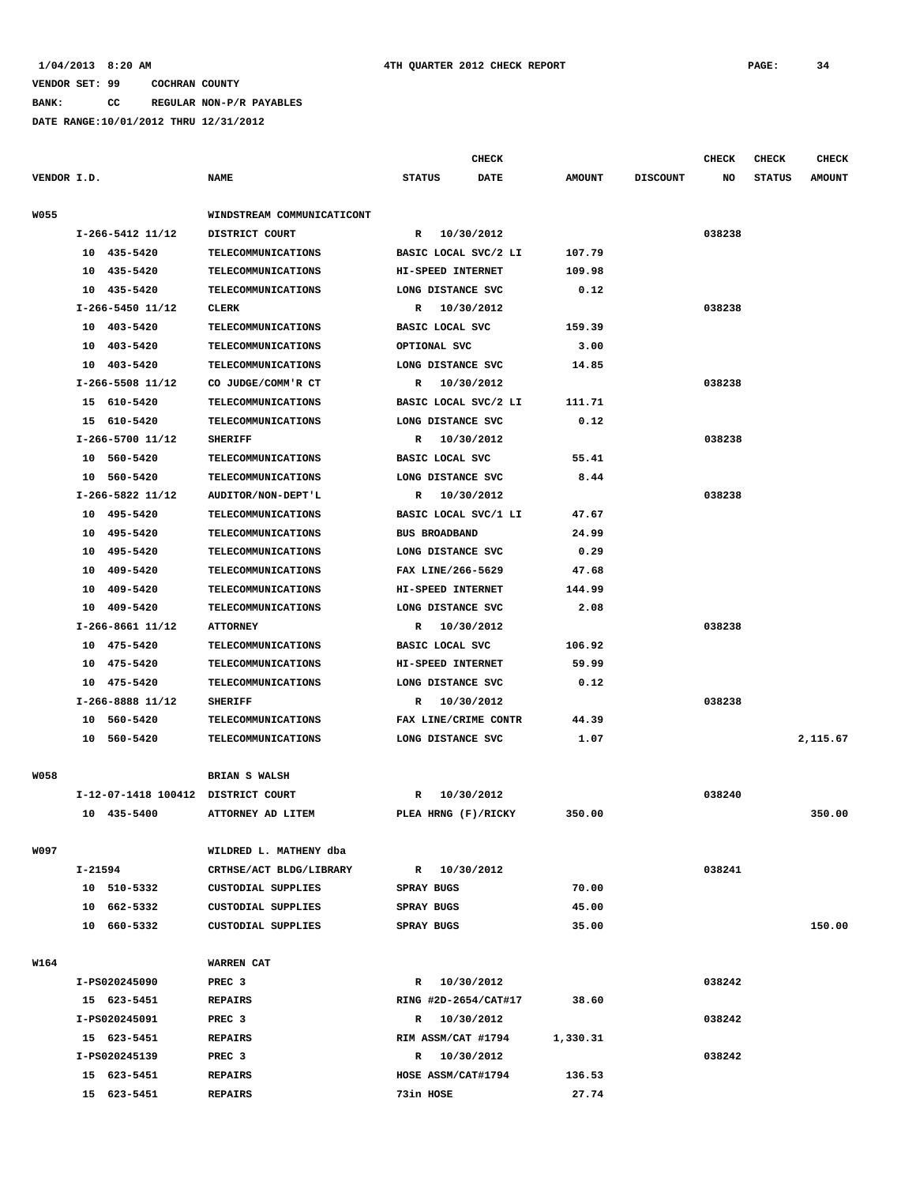1/04/2013 8:20 AM 4TH QUARTER 2012 CHECK REPORT

VENDOR SET: 99 COCHRAN COUNTY

BANK: CC REGULAR NON-P/R PAYABLES

DATE RANGE:10/01/2012 THRU 12/31/2012

| VENDOR I.D. | NAME | STATUS | CHECK DATE | AMOUNT | DISCOUNT | CHECK NO | CHECK STATUS | CHECK AMOUNT |
|---|---|---|---|---|---|---|---|---|
| W055 | WINDSTREAM COMMUNICATICONT | | | | | | | |
| I-266-5412 11/12 | DISTRICT COURT | R | 10/30/2012 | | | 038238 | | |
| 10 435-5420 | TELECOMMUNICATIONS | BASIC LOCAL SVC/2 LI | | 107.79 | | | | |
| 10 435-5420 | TELECOMMUNICATIONS | HI-SPEED INTERNET | | 109.98 | | | | |
| 10 435-5420 | TELECOMMUNICATIONS | LONG DISTANCE SVC | | 0.12 | | | | |
| I-266-5450 11/12 | CLERK | R | 10/30/2012 | | | 038238 | | |
| 10 403-5420 | TELECOMMUNICATIONS | BASIC LOCAL SVC | | 159.39 | | | | |
| 10 403-5420 | TELECOMMUNICATIONS | OPTIONAL SVC | | 3.00 | | | | |
| 10 403-5420 | TELECOMMUNICATIONS | LONG DISTANCE SVC | | 14.85 | | | | |
| I-266-5508 11/12 | CO JUDGE/COMM'R CT | R | 10/30/2012 | | | 038238 | | |
| 15 610-5420 | TELECOMMUNICATIONS | BASIC LOCAL SVC/2 LI | | 111.71 | | | | |
| 15 610-5420 | TELECOMMUNICATIONS | LONG DISTANCE SVC | | 0.12 | | | | |
| I-266-5700 11/12 | SHERIFF | R | 10/30/2012 | | | 038238 | | |
| 10 560-5420 | TELECOMMUNICATIONS | BASIC LOCAL SVC | | 55.41 | | | | |
| 10 560-5420 | TELECOMMUNICATIONS | LONG DISTANCE SVC | | 8.44 | | | | |
| I-266-5822 11/12 | AUDITOR/NON-DEPT'L | R | 10/30/2012 | | | 038238 | | |
| 10 495-5420 | TELECOMMUNICATIONS | BASIC LOCAL SVC/1 LI | | 47.67 | | | | |
| 10 495-5420 | TELECOMMUNICATIONS | BUS BROADBAND | | 24.99 | | | | |
| 10 495-5420 | TELECOMMUNICATIONS | LONG DISTANCE SVC | | 0.29 | | | | |
| 10 409-5420 | TELECOMMUNICATIONS | FAX LINE/266-5629 | | 47.68 | | | | |
| 10 409-5420 | TELECOMMUNICATIONS | HI-SPEED INTERNET | | 144.99 | | | | |
| 10 409-5420 | TELECOMMUNICATIONS | LONG DISTANCE SVC | | 2.08 | | | | |
| I-266-8661 11/12 | ATTORNEY | R | 10/30/2012 | | | 038238 | | |
| 10 475-5420 | TELECOMMUNICATIONS | BASIC LOCAL SVC | | 106.92 | | | | |
| 10 475-5420 | TELECOMMUNICATIONS | HI-SPEED INTERNET | | 59.99 | | | | |
| 10 475-5420 | TELECOMMUNICATIONS | LONG DISTANCE SVC | | 0.12 | | | | |
| I-266-8888 11/12 | SHERIFF | R | 10/30/2012 | | | 038238 | | |
| 10 560-5420 | TELECOMMUNICATIONS | FAX LINE/CRIME CONTR | | 44.39 | | | | |
| 10 560-5420 | TELECOMMUNICATIONS | LONG DISTANCE SVC | | 1.07 | | | | 2,115.67 |
| W058 | BRIAN S WALSH | | | | | | | |
| I-12-07-1418 100412 | DISTRICT COURT | R | 10/30/2012 | | | 038240 | | |
| 10 435-5400 | ATTORNEY AD LITEM | PLEA HRNG (F)/RICKY | | 350.00 | | | | 350.00 |
| W097 | WILDRED L. MATHENY dba | | | | | | | |
| I-21594 | CRTHSE/ACT BLDG/LIBRARY | R | 10/30/2012 | | | 038241 | | |
| 10 510-5332 | CUSTODIAL SUPPLIES | SPRAY BUGS | | 70.00 | | | | |
| 10 662-5332 | CUSTODIAL SUPPLIES | SPRAY BUGS | | 45.00 | | | | |
| 10 660-5332 | CUSTODIAL SUPPLIES | SPRAY BUGS | | 35.00 | | | | 150.00 |
| W164 | WARREN CAT | | | | | | | |
| I-PS020245090 | PREC 3 | R | 10/30/2012 | | | 038242 | | |
| 15 623-5451 | REPAIRS | RING #2D-2654/CAT#17 | | 38.60 | | | | |
| I-PS020245091 | PREC 3 | R | 10/30/2012 | | | 038242 | | |
| 15 623-5451 | REPAIRS | RIM ASSM/CAT #1794 | | 1,330.31 | | | | |
| I-PS020245139 | PREC 3 | R | 10/30/2012 | | | 038242 | | |
| 15 623-5451 | REPAIRS | HOSE ASSM/CAT#1794 | | 136.53 | | | | |
| 15 623-5451 | REPAIRS | 73in HOSE | | 27.74 | | | | |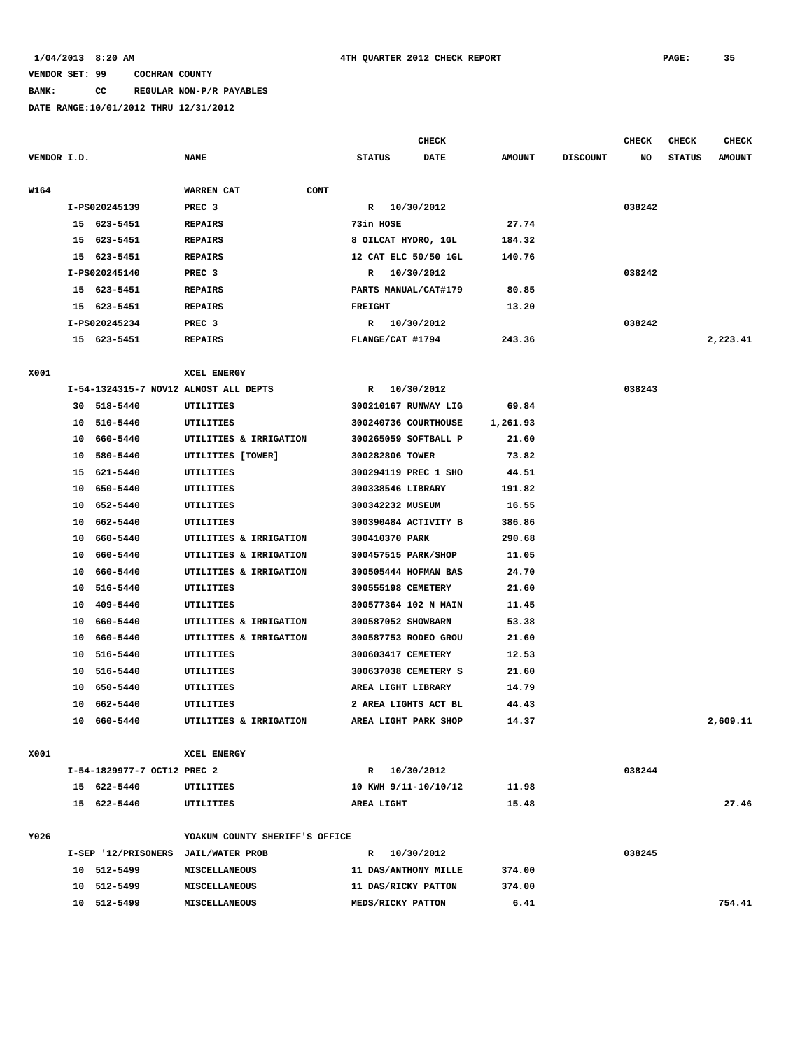1/04/2013 8:20 AM — 4TH QUARTER 2012 CHECK REPORT

VENDOR SET: 99 COCHRAN COUNTY

BANK: CC REGULAR NON-P/R PAYABLES

DATE RANGE:10/01/2012 THRU 12/31/2012

| VENDOR I.D. | NAME | STATUS | CHECK DATE | AMOUNT | DISCOUNT | CHECK NO | CHECK STATUS | CHECK AMOUNT |
|---|---|---|---|---|---|---|---|---|
| W164 | WARREN CAT CONT | | | | | | | |
| I-PS020245139 | PREC 3 | R | 10/30/2012 | | | 038242 | | |
| 15 623-5451 | REPAIRS | 73in HOSE | | 27.74 | | | | |
| 15 623-5451 | REPAIRS | 8 OILCAT HYDRO, 1GL | | 184.32 | | | | |
| 15 623-5451 | REPAIRS | 12 CAT ELC 50/50 1GL | | 140.76 | | | | |
| I-PS020245140 | PREC 3 | R | 10/30/2012 | | | 038242 | | |
| 15 623-5451 | REPAIRS | PARTS MANUAL/CAT#179 | | 80.85 | | | | |
| 15 623-5451 | REPAIRS | FREIGHT | | 13.20 | | | | |
| I-PS020245234 | PREC 3 | R | 10/30/2012 | | | 038242 | | |
| 15 623-5451 | REPAIRS | FLANGE/CAT #1794 | | 243.36 | | | | 2,223.41 |
| X001 | XCEL ENERGY | | | | | | | |
| I-54-1324315-7 NOV12 | ALMOST ALL DEPTS | R | 10/30/2012 | | | 038243 | | |
| 30 518-5440 | UTILITIES | 300210167 RUNWAY LIG | | 69.84 | | | | |
| 10 510-5440 | UTILITIES | 300240736 COURTHOUSE | | 1,261.93 | | | | |
| 10 660-5440 | UTILITIES & IRRIGATION | 300265059 SOFTBALL P | | 21.60 | | | | |
| 10 580-5440 | UTILITIES [TOWER] | 300282806 TOWER | | 73.82 | | | | |
| 15 621-5440 | UTILITIES | 300294119 PREC 1 SHO | | 44.51 | | | | |
| 10 650-5440 | UTILITIES | 300338546 LIBRARY | | 191.82 | | | | |
| 10 652-5440 | UTILITIES | 300342232 MUSEUM | | 16.55 | | | | |
| 10 662-5440 | UTILITIES | 300390484 ACTIVITY B | | 386.86 | | | | |
| 10 660-5440 | UTILITIES & IRRIGATION | 300410370 PARK | | 290.68 | | | | |
| 10 660-5440 | UTILITIES & IRRIGATION | 300457515 PARK/SHOP | | 11.05 | | | | |
| 10 660-5440 | UTILITIES & IRRIGATION | 300505444 HOFMAN BAS | | 24.70 | | | | |
| 10 516-5440 | UTILITIES | 300555198 CEMETERY | | 21.60 | | | | |
| 10 409-5440 | UTILITIES | 300577364 102 N MAIN | | 11.45 | | | | |
| 10 660-5440 | UTILITIES & IRRIGATION | 300587052 SHOWBARN | | 53.38 | | | | |
| 10 660-5440 | UTILITIES & IRRIGATION | 300587753 RODEO GROU | | 21.60 | | | | |
| 10 516-5440 | UTILITIES | 300603417 CEMETERY | | 12.53 | | | | |
| 10 516-5440 | UTILITIES | 300637038 CEMETERY S | | 21.60 | | | | |
| 10 650-5440 | UTILITIES | AREA LIGHT LIBRARY | | 14.79 | | | | |
| 10 662-5440 | UTILITIES | 2 AREA LIGHTS ACT BL | | 44.43 | | | | |
| 10 660-5440 | UTILITIES & IRRIGATION | AREA LIGHT PARK SHOP | | 14.37 | | | | 2,609.11 |
| X001 | XCEL ENERGY | | | | | | | |
| I-54-1829977-7 OCT12 | PREC 2 | R | 10/30/2012 | | | 038244 | | |
| 15 622-5440 | UTILITIES | 10 KWH 9/11-10/10/12 | | 11.98 | | | | |
| 15 622-5440 | UTILITIES | AREA LIGHT | | 15.48 | | | | 27.46 |
| Y026 | YOAKUM COUNTY SHERIFF'S OFFICE | | | | | | | |
| I-SEP '12/PRISONERS | JAIL/WATER PROB | R | 10/30/2012 | | | 038245 | | |
| 10 512-5499 | MISCELLANEOUS | 11 DAS/ANTHONY MILLE | | 374.00 | | | | |
| 10 512-5499 | MISCELLANEOUS | 11 DAS/RICKY PATTON | | 374.00 | | | | |
| 10 512-5499 | MISCELLANEOUS | MEDS/RICKY PATTON | | 6.41 | | | | 754.41 |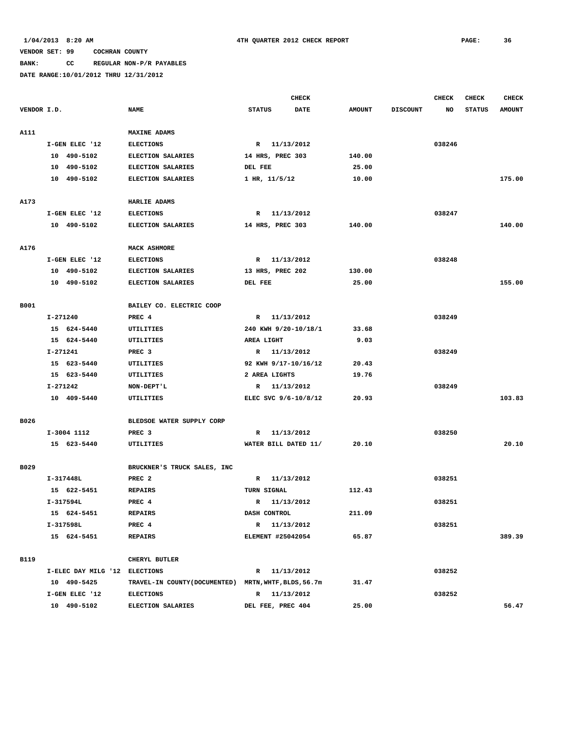1/04/2013 8:20 AM — 4TH QUARTER 2012 CHECK REPORT

VENDOR SET: 99 COCHRAN COUNTY

BANK: CC REGULAR NON-P/R PAYABLES

DATE RANGE:10/01/2012 THRU 12/31/2012

| VENDOR I.D. | NAME | CHECK STATUS | CHECK DATE | AMOUNT | DISCOUNT | CHECK NO | CHECK STATUS | CHECK AMOUNT |
|---|---|---|---|---|---|---|---|---|
| A111 | MAXINE ADAMS | | | | | | | |
| I-GEN ELEC '12 | ELECTIONS | R | 11/13/2012 | | | 038246 | | |
| 10 490-5102 | ELECTION SALARIES | 14 HRS, PREC 303 | | 140.00 | | | | |
| 10 490-5102 | ELECTION SALARIES | DEL FEE | | 25.00 | | | | |
| 10 490-5102 | ELECTION SALARIES | 1 HR, 11/5/12 | | 10.00 | | | | 175.00 |
| A173 | HARLIE ADAMS | | | | | | | |
| I-GEN ELEC '12 | ELECTIONS | R | 11/13/2012 | | | 038247 | | |
| 10 490-5102 | ELECTION SALARIES | 14 HRS, PREC 303 | | 140.00 | | | | 140.00 |
| A176 | MACK ASHMORE | | | | | | | |
| I-GEN ELEC '12 | ELECTIONS | R | 11/13/2012 | | | 038248 | | |
| 10 490-5102 | ELECTION SALARIES | 13 HRS, PREC 202 | | 130.00 | | | | |
| 10 490-5102 | ELECTION SALARIES | DEL FEE | | 25.00 | | | | 155.00 |
| B001 | BAILEY CO. ELECTRIC COOP | | | | | | | |
| I-271240 | PREC 4 | R | 11/13/2012 | | | 038249 | | |
| 15 624-5440 | UTILITIES | 240 KWH 9/20-10/18/1 | | 33.68 | | | | |
| 15 624-5440 | UTILITIES | AREA LIGHT | | 9.03 | | | | |
| I-271241 | PREC 3 | R | 11/13/2012 | | | 038249 | | |
| 15 623-5440 | UTILITIES | 92 KWH 9/17-10/16/12 | | 20.43 | | | | |
| 15 623-5440 | UTILITIES | 2 AREA LIGHTS | | 19.76 | | | | |
| I-271242 | NON-DEPT'L | R | 11/13/2012 | | | 038249 | | |
| 10 409-5440 | UTILITIES | ELEC SVC 9/6-10/8/12 | | 20.93 | | | | 103.83 |
| B026 | BLEDSOE WATER SUPPLY CORP | | | | | | | |
| I-3004 1112 | PREC 3 | R | 11/13/2012 | | | 038250 | | |
| 15 623-5440 | UTILITIES | WATER BILL DATED 11/ | | 20.10 | | | | 20.10 |
| B029 | BRUCKNER'S TRUCK SALES, INC | | | | | | | |
| I-317448L | PREC 2 | R | 11/13/2012 | | | 038251 | | |
| 15 622-5451 | REPAIRS | TURN SIGNAL | | 112.43 | | | | |
| I-317594L | PREC 4 | R | 11/13/2012 | | | 038251 | | |
| 15 624-5451 | REPAIRS | DASH CONTROL | | 211.09 | | | | |
| I-317598L | PREC 4 | R | 11/13/2012 | | | 038251 | | |
| 15 624-5451 | REPAIRS | ELEMENT #25042054 | | 65.87 | | | | 389.39 |
| B119 | CHERYL BUTLER | | | | | | | |
| I-ELEC DAY MILG '12 | ELECTIONS | R | 11/13/2012 | | | 038252 | | |
| 10 490-5425 | TRAVEL-IN COUNTY(DOCUMENTED) | MRTN,WHTF,BLDS,56.7m | | 31.47 | | | | |
| I-GEN ELEC '12 | ELECTIONS | R | 11/13/2012 | | | 038252 | | |
| 10 490-5102 | ELECTION SALARIES | DEL FEE, PREC 404 | | 25.00 | | | | 56.47 |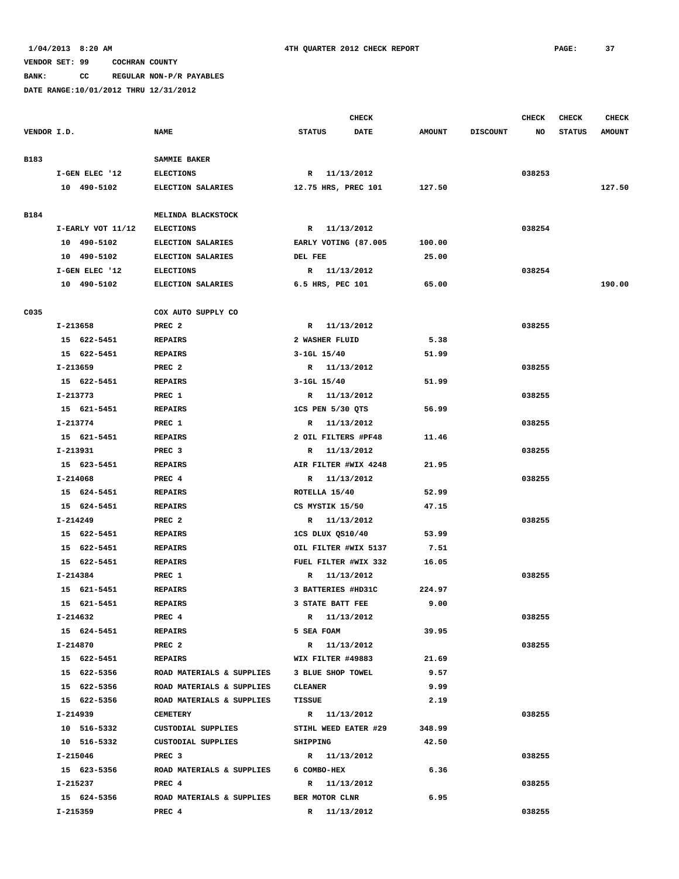1/04/2013 8:20 AM 4TH QUARTER 2012 CHECK REPORT

VENDOR SET: 99 COCHRAN COUNTY

BANK: CC REGULAR NON-P/R PAYABLES

DATE RANGE:10/01/2012 THRU 12/31/2012

| VENDOR I.D. | NAME | STATUS | CHECK DATE | AMOUNT | DISCOUNT | CHECK NO | CHECK STATUS | CHECK AMOUNT |
|---|---|---|---|---|---|---|---|---|
| B183 | SAMMIE BAKER | | | | | | | |
| I-GEN ELEC '12 | ELECTIONS | R | 11/13/2012 | | | 038253 | | |
| 10 490-5102 | ELECTION SALARIES | 12.75 HRS, PREC 101 | | 127.50 | | | | 127.50 |
| B184 | MELINDA BLACKSTOCK | | | | | | | |
| I-EARLY VOT 11/12 | ELECTIONS | R | 11/13/2012 | | | 038254 | | |
| 10 490-5102 | ELECTION SALARIES | EARLY VOTING (87.005 | | 100.00 | | | | |
| 10 490-5102 | ELECTION SALARIES | DEL FEE | | 25.00 | | | | |
| I-GEN ELEC '12 | ELECTIONS | R | 11/13/2012 | | | 038254 | | |
| 10 490-5102 | ELECTION SALARIES | 6.5 HRS, PEC 101 | | 65.00 | | | | 190.00 |
| C035 | COX AUTO SUPPLY CO | | | | | | | |
| I-213658 | PREC 2 | R | 11/13/2012 | | | 038255 | | |
| 15 622-5451 | REPAIRS | 2 WASHER FLUID | | 5.38 | | | | |
| 15 622-5451 | REPAIRS | 3-1GL 15/40 | | 51.99 | | | | |
| I-213659 | PREC 2 | R | 11/13/2012 | | | 038255 | | |
| 15 622-5451 | REPAIRS | 3-1GL 15/40 | | 51.99 | | | | |
| I-213773 | PREC 1 | R | 11/13/2012 | | | 038255 | | |
| 15 621-5451 | REPAIRS | 1CS PEN 5/30 QTS | | 56.99 | | | | |
| I-213774 | PREC 1 | R | 11/13/2012 | | | 038255 | | |
| 15 621-5451 | REPAIRS | 2 OIL FILTERS #PF48 | | 11.46 | | | | |
| I-213931 | PREC 3 | R | 11/13/2012 | | | 038255 | | |
| 15 623-5451 | REPAIRS | AIR FILTER #WIX 4248 | | 21.95 | | | | |
| I-214068 | PREC 4 | R | 11/13/2012 | | | 038255 | | |
| 15 624-5451 | REPAIRS | ROTELLA 15/40 | | 52.99 | | | | |
| 15 624-5451 | REPAIRS | CS MYSTIK 15/50 | | 47.15 | | | | |
| I-214249 | PREC 2 | R | 11/13/2012 | | | 038255 | | |
| 15 622-5451 | REPAIRS | 1CS DLUX QS10/40 | | 53.99 | | | | |
| 15 622-5451 | REPAIRS | OIL FILTER #WIX 5137 | | 7.51 | | | | |
| 15 622-5451 | REPAIRS | FUEL FILTER #WIX 332 | | 16.05 | | | | |
| I-214384 | PREC 1 | R | 11/13/2012 | | | 038255 | | |
| 15 621-5451 | REPAIRS | 3 BATTERIES #HD31C | | 224.97 | | | | |
| 15 621-5451 | REPAIRS | 3 STATE BATT FEE | | 9.00 | | | | |
| I-214632 | PREC 4 | R | 11/13/2012 | | | 038255 | | |
| 15 624-5451 | REPAIRS | 5 SEA FOAM | | 39.95 | | | | |
| I-214870 | PREC 2 | R | 11/13/2012 | | | 038255 | | |
| 15 622-5451 | REPAIRS | WIX FILTER #49883 | | 21.69 | | | | |
| 15 622-5356 | ROAD MATERIALS & SUPPLIES | 3 BLUE SHOP TOWEL | | 9.57 | | | | |
| 15 622-5356 | ROAD MATERIALS & SUPPLIES | CLEANER | | 9.99 | | | | |
| 15 622-5356 | ROAD MATERIALS & SUPPLIES | TISSUE | | 2.19 | | | | |
| I-214939 | CEMETERY | R | 11/13/2012 | | | 038255 | | |
| 10 516-5332 | CUSTODIAL SUPPLIES | STIHL WEED EATER #29 | | 348.99 | | | | |
| 10 516-5332 | CUSTODIAL SUPPLIES | SHIPPING | | 42.50 | | | | |
| I-215046 | PREC 3 | R | 11/13/2012 | | | 038255 | | |
| 15 623-5356 | ROAD MATERIALS & SUPPLIES | 6 COMBO-HEX | | 6.36 | | | | |
| I-215237 | PREC 4 | R | 11/13/2012 | | | 038255 | | |
| 15 624-5356 | ROAD MATERIALS & SUPPLIES | BER MOTOR CLNR | | 6.95 | | | | |
| I-215359 | PREC 4 | R | 11/13/2012 | | | 038255 | | |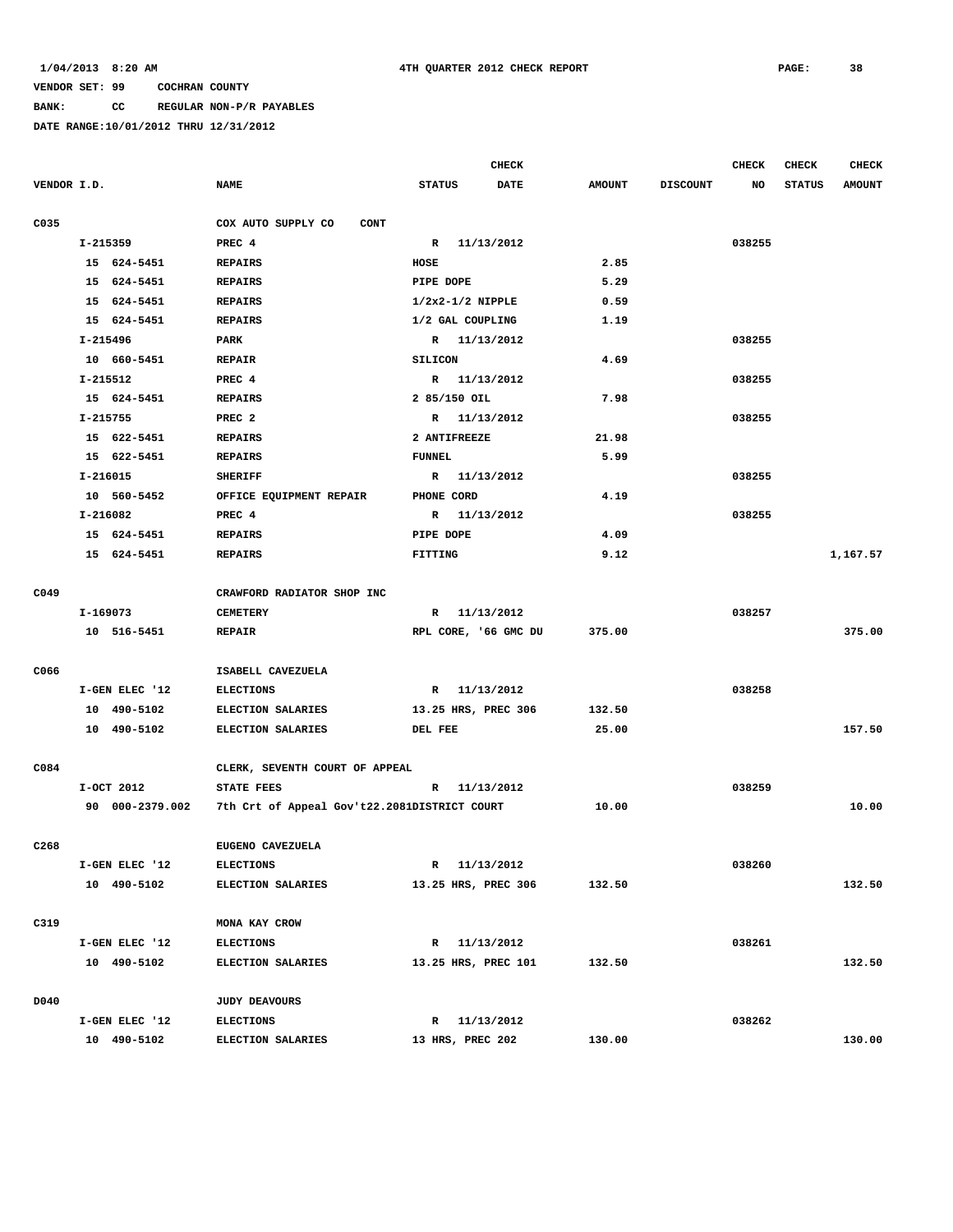1/04/2013 8:20 AM 4TH QUARTER 2012 CHECK REPORT

VENDOR SET: 99 COCHRAN COUNTY

BANK: CC REGULAR NON-P/R PAYABLES

DATE RANGE:10/01/2012 THRU 12/31/2012

| VENDOR I.D. | NAME | STATUS | CHECK DATE | AMOUNT | DISCOUNT | CHECK NO | CHECK STATUS | CHECK AMOUNT |
|---|---|---|---|---|---|---|---|---|
| C035 | COX AUTO SUPPLY CO CONT | | | | | | | |
| I-215359 | PREC 4 | R | 11/13/2012 | | | 038255 | | |
| 15 624-5451 | REPAIRS | HOSE | | 2.85 | | | | |
| 15 624-5451 | REPAIRS | PIPE DOPE | | 5.29 | | | | |
| 15 624-5451 | REPAIRS | 1/2x2-1/2 NIPPLE | | 0.59 | | | | |
| 15 624-5451 | REPAIRS | 1/2 GAL COUPLING | | 1.19 | | | | |
| I-215496 | PARK | R | 11/13/2012 | | | 038255 | | |
| 10 660-5451 | REPAIR | SILICON | | 4.69 | | | | |
| I-215512 | PREC 4 | R | 11/13/2012 | | | 038255 | | |
| 15 624-5451 | REPAIRS | 2 85/150 OIL | | 7.98 | | | | |
| I-215755 | PREC 2 | R | 11/13/2012 | | | 038255 | | |
| 15 622-5451 | REPAIRS | 2 ANTIFREEZE | | 21.98 | | | | |
| 15 622-5451 | REPAIRS | FUNNEL | | 5.99 | | | | |
| I-216015 | SHERIFF | R | 11/13/2012 | | | 038255 | | |
| 10 560-5452 | OFFICE EQUIPMENT REPAIR | PHONE CORD | | 4.19 | | | | |
| I-216082 | PREC 4 | R | 11/13/2012 | | | 038255 | | |
| 15 624-5451 | REPAIRS | PIPE DOPE | | 4.09 | | | | |
| 15 624-5451 | REPAIRS | FITTING | | 9.12 | | | | 1,167.57 |
| C049 | CRAWFORD RADIATOR SHOP INC | | | | | | | |
| I-169073 | CEMETERY | R | 11/13/2012 | | | 038257 | | |
| 10 516-5451 | REPAIR | RPL CORE, '66 GMC DU | | 375.00 | | | | 375.00 |
| C066 | ISABELL CAVEZUELA | | | | | | | |
| I-GEN ELEC '12 | ELECTIONS | R | 11/13/2012 | | | 038258 | | |
| 10 490-5102 | ELECTION SALARIES | 13.25 HRS, PREC 306 | | 132.50 | | | | |
| 10 490-5102 | ELECTION SALARIES | DEL FEE | | 25.00 | | | | 157.50 |
| C084 | CLERK, SEVENTH COURT OF APPEAL | | | | | | | |
| I-OCT 2012 | STATE FEES | R | 11/13/2012 | | | 038259 | | |
| 90 000-2379.002 | 7th Crt of Appeal Gov't22.2081 | DISTRICT COURT | | 10.00 | | | | 10.00 |
| C268 | EUGENO CAVEZUELA | | | | | | | |
| I-GEN ELEC '12 | ELECTIONS | R | 11/13/2012 | | | 038260 | | |
| 10 490-5102 | ELECTION SALARIES | 13.25 HRS, PREC 306 | | 132.50 | | | | 132.50 |
| C319 | MONA KAY CROW | | | | | | | |
| I-GEN ELEC '12 | ELECTIONS | R | 11/13/2012 | | | 038261 | | |
| 10 490-5102 | ELECTION SALARIES | 13.25 HRS, PREC 101 | | 132.50 | | | | 132.50 |
| D040 | JUDY DEAVOURS | | | | | | | |
| I-GEN ELEC '12 | ELECTIONS | R | 11/13/2012 | | | 038262 | | |
| 10 490-5102 | ELECTION SALARIES | 13 HRS, PREC 202 | | 130.00 | | | | 130.00 |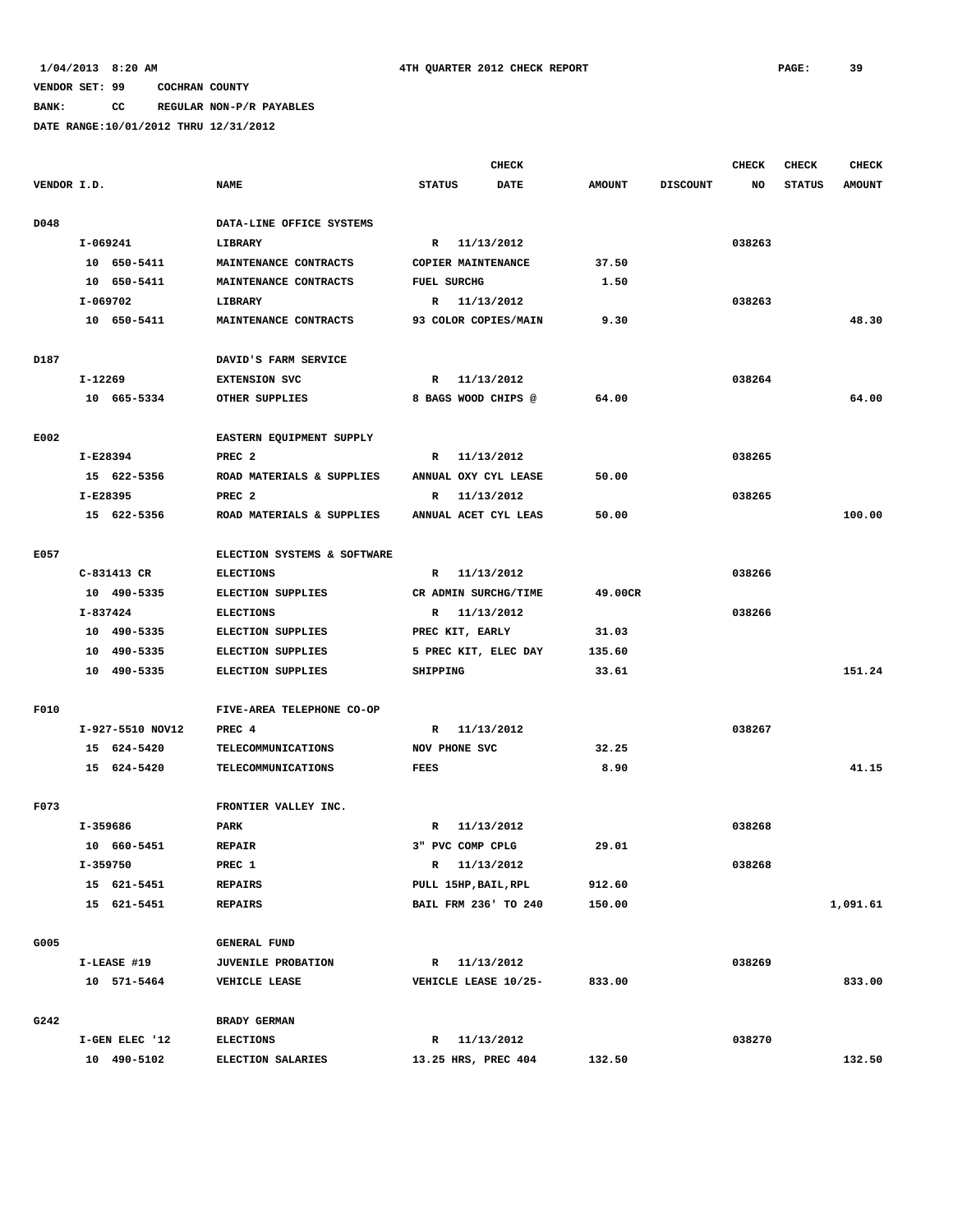**VENDOR SET: 99 COCHRAN COUNTY**

**BANK: CC REGULAR NON-P/R PAYABLES**

**DATE RANGE:10/01/2012 THRU 12/31/2012**

| VENDOR I.D. | NAME | STATUS | CHECK DATE | AMOUNT | DISCOUNT | CHECK NO | CHECK STATUS | CHECK AMOUNT |
|---|---|---|---|---|---|---|---|---|
| D048 | DATA-LINE OFFICE SYSTEMS | | | | | | | |
| I-069241 | LIBRARY | R | 11/13/2012 | | | 038263 | | |
| 10 650-5411 | MAINTENANCE CONTRACTS | COPIER MAINTENANCE | | 37.50 | | | | |
| 10 650-5411 | MAINTENANCE CONTRACTS | FUEL SURCHG | | 1.50 | | | | |
| I-069702 | LIBRARY | R | 11/13/2012 | | | 038263 | | |
| 10 650-5411 | MAINTENANCE CONTRACTS | 93 COLOR COPIES/MAIN | | 9.30 | | | | 48.30 |
| D187 | DAVID'S FARM SERVICE | | | | | | | |
| I-12269 | EXTENSION SVC | R | 11/13/2012 | | | 038264 | | |
| 10 665-5334 | OTHER SUPPLIES | 8 BAGS WOOD CHIPS @ | | 64.00 | | | | 64.00 |
| E002 | EASTERN EQUIPMENT SUPPLY | | | | | | | |
| I-E28394 | PREC 2 | R | 11/13/2012 | | | 038265 | | |
| 15 622-5356 | ROAD MATERIALS & SUPPLIES | ANNUAL OXY CYL LEASE | | 50.00 | | | | |
| I-E28395 | PREC 2 | R | 11/13/2012 | | | 038265 | | |
| 15 622-5356 | ROAD MATERIALS & SUPPLIES | ANNUAL ACET CYL LEAS | | 50.00 | | | | 100.00 |
| E057 | ELECTION SYSTEMS & SOFTWARE | | | | | | | |
| C-831413 CR | ELECTIONS | R | 11/13/2012 | | | 038266 | | |
| 10 490-5335 | ELECTION SUPPLIES | CR ADMIN SURCHG/TIME | | 49.00CR | | | | |
| I-837424 | ELECTIONS | R | 11/13/2012 | | | 038266 | | |
| 10 490-5335 | ELECTION SUPPLIES | PREC KIT, EARLY | | 31.03 | | | | |
| 10 490-5335 | ELECTION SUPPLIES | 5 PREC KIT, ELEC DAY | | 135.60 | | | | |
| 10 490-5335 | ELECTION SUPPLIES | SHIPPING | | 33.61 | | | | 151.24 |
| F010 | FIVE-AREA TELEPHONE CO-OP | | | | | | | |
| I-927-5510 NOV12 | PREC 4 | R | 11/13/2012 | | | 038267 | | |
| 15 624-5420 | TELECOMMUNICATIONS | NOV PHONE SVC | | 32.25 | | | | |
| 15 624-5420 | TELECOMMUNICATIONS | FEES | | 8.90 | | | | 41.15 |
| F073 | FRONTIER VALLEY INC. | | | | | | | |
| I-359686 | PARK | R | 11/13/2012 | | | 038268 | | |
| 10 660-5451 | REPAIR | 3" PVC COMP CPLG | | 29.01 | | | | |
| I-359750 | PREC 1 | R | 11/13/2012 | | | 038268 | | |
| 15 621-5451 | REPAIRS | PULL 15HP,BAIL,RPL | | 912.60 | | | | |
| 15 621-5451 | REPAIRS | BAIL FRM 236' TO 240 | | 150.00 | | | | 1,091.61 |
| G005 | GENERAL FUND | | | | | | | |
| I-LEASE #19 | JUVENILE PROBATION | R | 11/13/2012 | | | 038269 | | |
| 10 571-5464 | VEHICLE LEASE | VEHICLE LEASE 10/25- | | 833.00 | | | | 833.00 |
| G242 | BRADY GERMAN | | | | | | | |
| I-GEN ELEC '12 | ELECTIONS | R | 11/13/2012 | | | 038270 | | |
| 10 490-5102 | ELECTION SALARIES | 13.25 HRS, PREC 404 | | 132.50 | | | | 132.50 |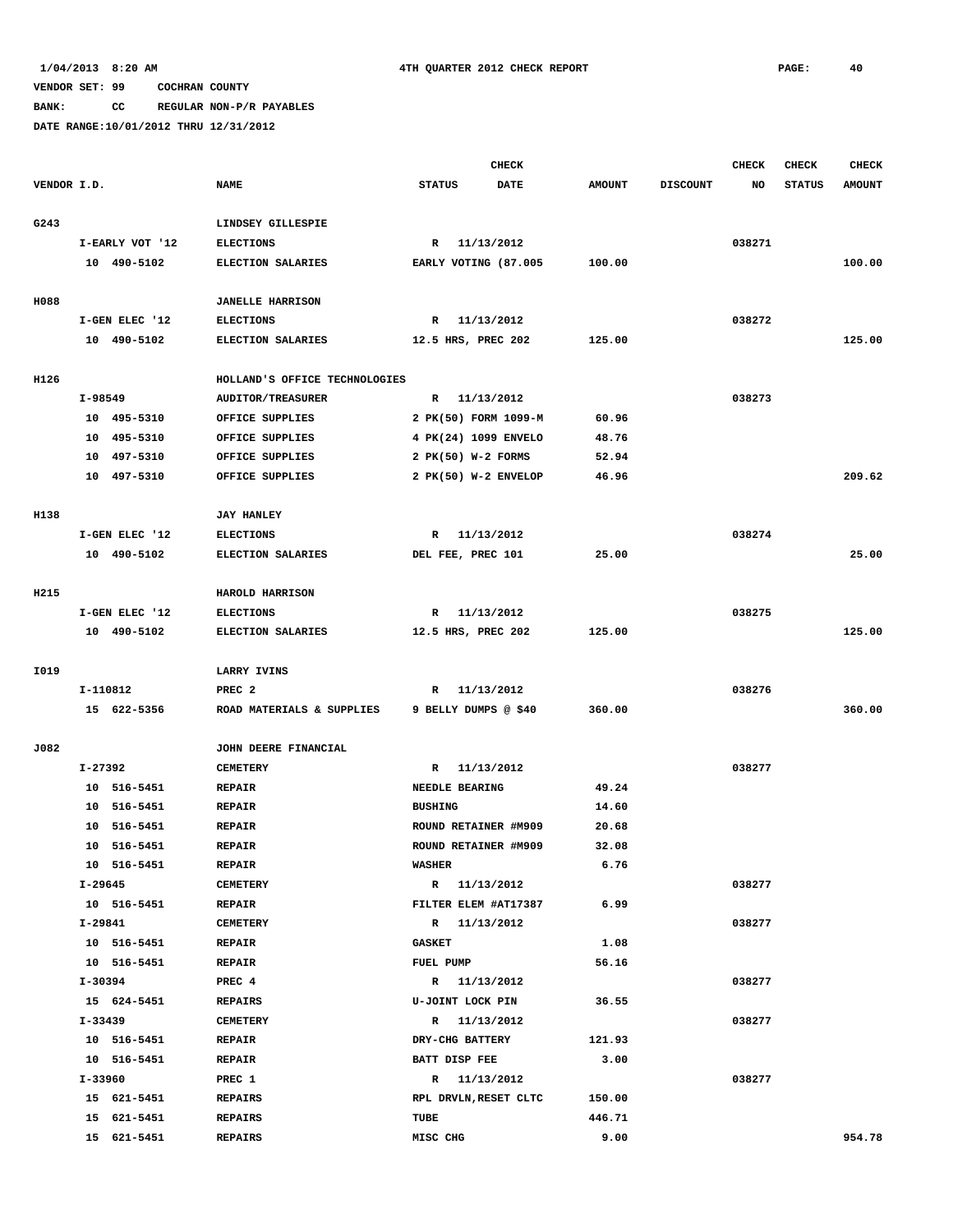1/04/2013 8:20 AM 4TH QUARTER 2012 CHECK REPORT

VENDOR SET: 99 COCHRAN COUNTY

BANK: CC REGULAR NON-P/R PAYABLES

DATE RANGE:10/01/2012 THRU 12/31/2012

| VENDOR I.D. | | NAME | CHECK STATUS | CHECK DATE | AMOUNT | DISCOUNT | CHECK NO | CHECK STATUS | CHECK AMOUNT |
|---|---|---|---|---|---|---|---|---|---|
| G243 | | LINDSEY GILLESPIE | | | | | | | |
| | I-EARLY VOT '12 | ELECTIONS | R | 11/13/2012 | | | 038271 | | |
| | 10 490-5102 | ELECTION SALARIES | EARLY VOTING (87.005 | | 100.00 | | | | 100.00 |
| H088 | | JANELLE HARRISON | | | | | | | |
| | I-GEN ELEC '12 | ELECTIONS | R | 11/13/2012 | | | 038272 | | |
| | 10 490-5102 | ELECTION SALARIES | 12.5 HRS, PREC 202 | | 125.00 | | | | 125.00 |
| H126 | | HOLLAND'S OFFICE TECHNOLOGIES | | | | | | | |
| | I-98549 | AUDITOR/TREASURER | R | 11/13/2012 | | | 038273 | | |
| | 10 495-5310 | OFFICE SUPPLIES | 2 PK(50) FORM 1099-M | | 60.96 | | | | |
| | 10 495-5310 | OFFICE SUPPLIES | 4 PK(24) 1099 ENVELO | | 48.76 | | | | |
| | 10 497-5310 | OFFICE SUPPLIES | 2 PK(50) W-2 FORMS | | 52.94 | | | | |
| | 10 497-5310 | OFFICE SUPPLIES | 2 PK(50) W-2 ENVELOP | | 46.96 | | | | 209.62 |
| H138 | | JAY HANLEY | | | | | | | |
| | I-GEN ELEC '12 | ELECTIONS | R | 11/13/2012 | | | 038274 | | |
| | 10 490-5102 | ELECTION SALARIES | DEL FEE, PREC 101 | | 25.00 | | | | 25.00 |
| H215 | | HAROLD HARRISON | | | | | | | |
| | I-GEN ELEC '12 | ELECTIONS | R | 11/13/2012 | | | 038275 | | |
| | 10 490-5102 | ELECTION SALARIES | 12.5 HRS, PREC 202 | | 125.00 | | | | 125.00 |
| I019 | | LARRY IVINS | | | | | | | |
| | I-110812 | PREC 2 | R | 11/13/2012 | | | 038276 | | |
| | 15 622-5356 | ROAD MATERIALS & SUPPLIES | 9 BELLY DUMPS @ $40 | | 360.00 | | | | 360.00 |
| J082 | | JOHN DEERE FINANCIAL | | | | | | | |
| | I-27392 | CEMETERY | R | 11/13/2012 | | | 038277 | | |
| | 10 516-5451 | REPAIR | NEEDLE BEARING | | 49.24 | | | | |
| | 10 516-5451 | REPAIR | BUSHING | | 14.60 | | | | |
| | 10 516-5451 | REPAIR | ROUND RETAINER #M909 | | 20.68 | | | | |
| | 10 516-5451 | REPAIR | ROUND RETAINER #M909 | | 32.08 | | | | |
| | 10 516-5451 | REPAIR | WASHER | | 6.76 | | | | |
| | I-29645 | CEMETERY | R | 11/13/2012 | | | 038277 | | |
| | 10 516-5451 | REPAIR | FILTER ELEM #AT17387 | | 6.99 | | | | |
| | I-29841 | CEMETERY | R | 11/13/2012 | | | 038277 | | |
| | 10 516-5451 | REPAIR | GASKET | | 1.08 | | | | |
| | 10 516-5451 | REPAIR | FUEL PUMP | | 56.16 | | | | |
| | I-30394 | PREC 4 | R | 11/13/2012 | | | 038277 | | |
| | 15 624-5451 | REPAIRS | U-JOINT LOCK PIN | | 36.55 | | | | |
| | I-33439 | CEMETERY | R | 11/13/2012 | | | 038277 | | |
| | 10 516-5451 | REPAIR | DRY-CHG BATTERY | | 121.93 | | | | |
| | 10 516-5451 | REPAIR | BATT DISP FEE | | 3.00 | | | | |
| | I-33960 | PREC 1 | R | 11/13/2012 | | | 038277 | | |
| | 15 621-5451 | REPAIRS | RPL DRVLN,RESET CLTC | | 150.00 | | | | |
| | 15 621-5451 | REPAIRS | TUBE | | 446.71 | | | | |
| | 15 621-5451 | REPAIRS | MISC CHG | | 9.00 | | | | 954.78 |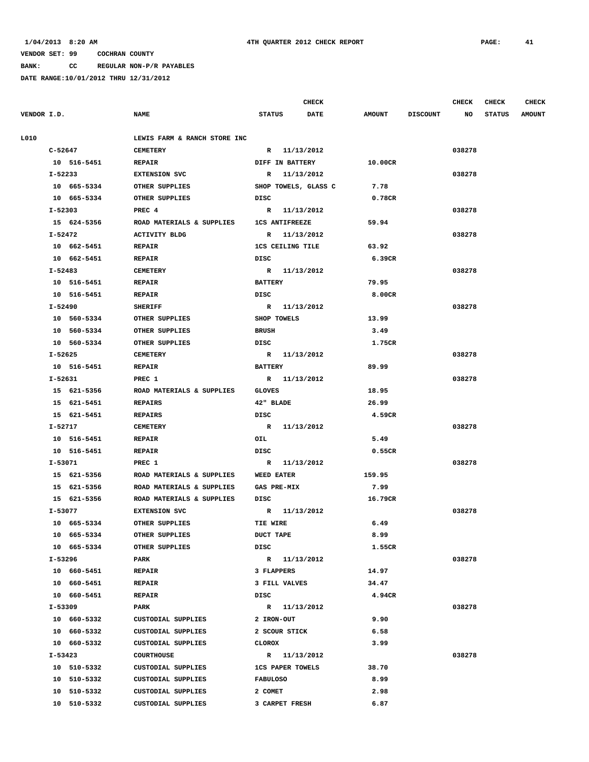1/04/2013 8:20 AM 4TH QUARTER 2012 CHECK REPORT

VENDOR SET: 99 COCHRAN COUNTY

BANK: CC REGULAR NON-P/R PAYABLES

DATE RANGE:10/01/2012 THRU 12/31/2012

| VENDOR I.D. | NAME | STATUS | CHECK DATE | AMOUNT | DISCOUNT | CHECK NO | CHECK STATUS | CHECK AMOUNT |
|---|---|---|---|---|---|---|---|---|
| L010 | LEWIS FARM & RANCH STORE INC | | | | | | | |
| C-52647 | CEMETERY | R | 11/13/2012 | | | 038278 | | |
| 10 516-5451 | REPAIR | DIFF IN BATTERY | | 10.00CR | | | | |
| I-52233 | EXTENSION SVC | R | 11/13/2012 | | | 038278 | | |
| 10 665-5334 | OTHER SUPPLIES | SHOP TOWELS, GLASS C | | 7.78 | | | | |
| 10 665-5334 | OTHER SUPPLIES | DISC | | 0.78CR | | | | |
| I-52303 | PREC 4 | R | 11/13/2012 | | | 038278 | | |
| 15 624-5356 | ROAD MATERIALS & SUPPLIES | 1CS ANTIFREEZE | | 59.94 | | | | |
| I-52472 | ACTIVITY BLDG | R | 11/13/2012 | | | 038278 | | |
| 10 662-5451 | REPAIR | 1CS CEILING TILE | | 63.92 | | | | |
| 10 662-5451 | REPAIR | DISC | | 6.39CR | | | | |
| I-52483 | CEMETERY | R | 11/13/2012 | | | 038278 | | |
| 10 516-5451 | REPAIR | BATTERY | | 79.95 | | | | |
| 10 516-5451 | REPAIR | DISC | | 8.00CR | | | | |
| I-52490 | SHERIFF | R | 11/13/2012 | | | 038278 | | |
| 10 560-5334 | OTHER SUPPLIES | SHOP TOWELS | | 13.99 | | | | |
| 10 560-5334 | OTHER SUPPLIES | BRUSH | | 3.49 | | | | |
| 10 560-5334 | OTHER SUPPLIES | DISC | | 1.75CR | | | | |
| I-52625 | CEMETERY | R | 11/13/2012 | | | 038278 | | |
| 10 516-5451 | REPAIR | BATTERY | | 89.99 | | | | |
| I-52631 | PREC 1 | R | 11/13/2012 | | | 038278 | | |
| 15 621-5356 | ROAD MATERIALS & SUPPLIES | GLOVES | | 18.95 | | | | |
| 15 621-5451 | REPAIRS | 42" BLADE | | 26.99 | | | | |
| 15 621-5451 | REPAIRS | DISC | | 4.59CR | | | | |
| I-52717 | CEMETERY | R | 11/13/2012 | | | 038278 | | |
| 10 516-5451 | REPAIR | OIL | | 5.49 | | | | |
| 10 516-5451 | REPAIR | DISC | | 0.55CR | | | | |
| I-53071 | PREC 1 | R | 11/13/2012 | | | 038278 | | |
| 15 621-5356 | ROAD MATERIALS & SUPPLIES | WEED EATER | | 159.95 | | | | |
| 15 621-5356 | ROAD MATERIALS & SUPPLIES | GAS PRE-MIX | | 7.99 | | | | |
| 15 621-5356 | ROAD MATERIALS & SUPPLIES | DISC | | 16.79CR | | | | |
| I-53077 | EXTENSION SVC | R | 11/13/2012 | | | 038278 | | |
| 10 665-5334 | OTHER SUPPLIES | TIE WIRE | | 6.49 | | | | |
| 10 665-5334 | OTHER SUPPLIES | DUCT TAPE | | 8.99 | | | | |
| 10 665-5334 | OTHER SUPPLIES | DISC | | 1.55CR | | | | |
| I-53296 | PARK | R | 11/13/2012 | | | 038278 | | |
| 10 660-5451 | REPAIR | 3 FLAPPERS | | 14.97 | | | | |
| 10 660-5451 | REPAIR | 3 FILL VALVES | | 34.47 | | | | |
| 10 660-5451 | REPAIR | DISC | | 4.94CR | | | | |
| I-53309 | PARK | R | 11/13/2012 | | | 038278 | | |
| 10 660-5332 | CUSTODIAL SUPPLIES | 2 IRON-OUT | | 9.90 | | | | |
| 10 660-5332 | CUSTODIAL SUPPLIES | 2 SCOUR STICK | | 6.58 | | | | |
| 10 660-5332 | CUSTODIAL SUPPLIES | CLOROX | | 3.99 | | | | |
| I-53423 | COURTHOUSE | R | 11/13/2012 | | | 038278 | | |
| 10 510-5332 | CUSTODIAL SUPPLIES | 1CS PAPER TOWELS | | 38.70 | | | | |
| 10 510-5332 | CUSTODIAL SUPPLIES | FABULOSO | | 8.99 | | | | |
| 10 510-5332 | CUSTODIAL SUPPLIES | 2 COMET | | 2.98 | | | | |
| 10 510-5332 | CUSTODIAL SUPPLIES | 3 CARPET FRESH | | 6.87 | | | | |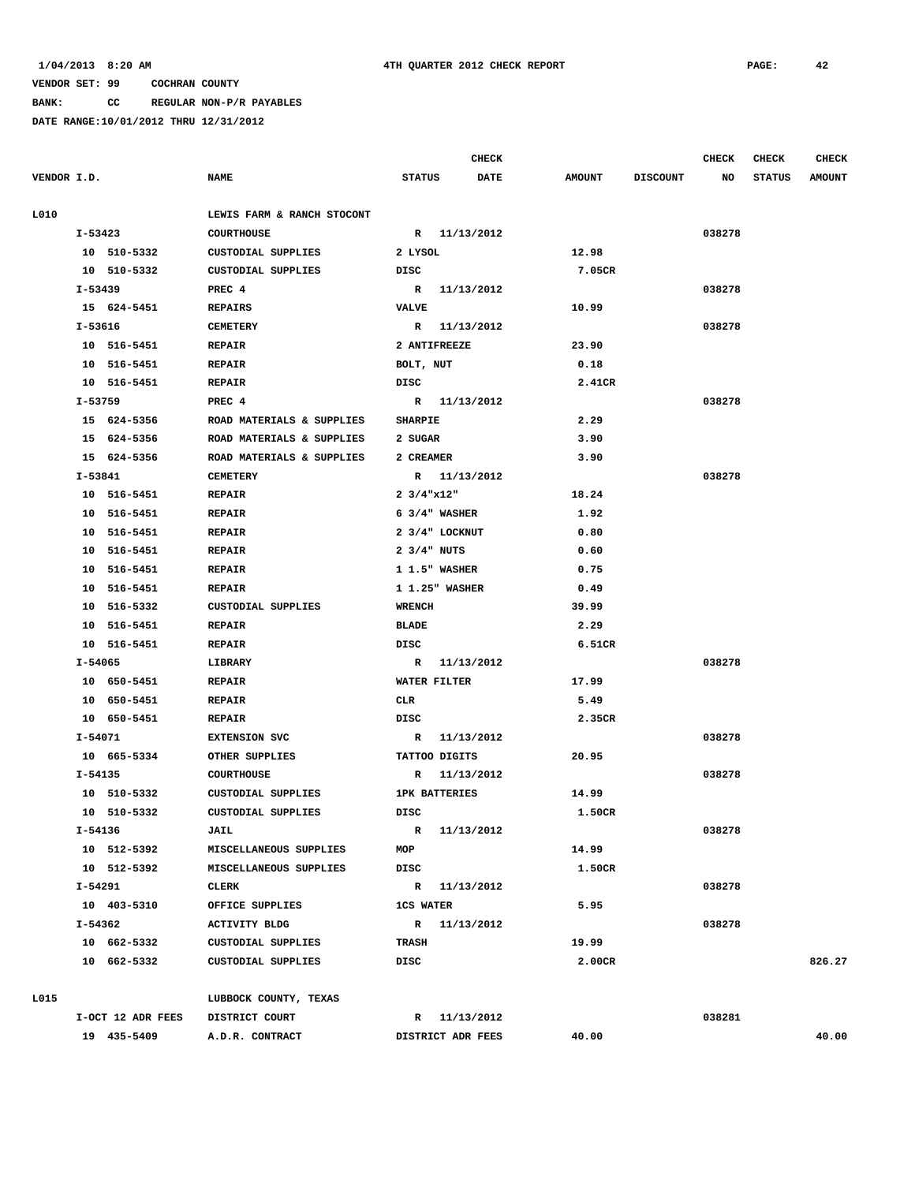1/04/2013 8:20 AM 4TH QUARTER 2012 CHECK REPORT

VENDOR SET: 99 COCHRAN COUNTY

BANK: CC REGULAR NON-P/R PAYABLES

DATE RANGE:10/01/2012 THRU 12/31/2012

| VENDOR I.D. | NAME | STATUS | CHECK DATE | AMOUNT | DISCOUNT | CHECK NO | CHECK STATUS | CHECK AMOUNT |
|---|---|---|---|---|---|---|---|---|
| L010 | LEWIS FARM & RANCH STOCONT | | | | | | | |
| I-53423 | COURTHOUSE | R | 11/13/2012 | | | 038278 | | |
| 10 510-5332 | CUSTODIAL SUPPLIES | 2 LYSOL | | 12.98 | | | | |
| 10 510-5332 | CUSTODIAL SUPPLIES | DISC | | 7.05CR | | | | |
| I-53439 | PREC 4 | R | 11/13/2012 | | | 038278 | | |
| 15 624-5451 | REPAIRS | VALVE | | 10.99 | | | | |
| I-53616 | CEMETERY | R | 11/13/2012 | | | 038278 | | |
| 10 516-5451 | REPAIR | 2 ANTIFREEZE | | 23.90 | | | | |
| 10 516-5451 | REPAIR | BOLT, NUT | | 0.18 | | | | |
| 10 516-5451 | REPAIR | DISC | | 2.41CR | | | | |
| I-53759 | PREC 4 | R | 11/13/2012 | | | 038278 | | |
| 15 624-5356 | ROAD MATERIALS & SUPPLIES | SHARPIE | | 2.29 | | | | |
| 15 624-5356 | ROAD MATERIALS & SUPPLIES | 2 SUGAR | | 3.90 | | | | |
| 15 624-5356 | ROAD MATERIALS & SUPPLIES | 2 CREAMER | | 3.90 | | | | |
| I-53841 | CEMETERY | R | 11/13/2012 | | | 038278 | | |
| 10 516-5451 | REPAIR | 2 3/4"x12" | | 18.24 | | | | |
| 10 516-5451 | REPAIR | 6 3/4" WASHER | | 1.92 | | | | |
| 10 516-5451 | REPAIR | 2 3/4" LOCKNUT | | 0.80 | | | | |
| 10 516-5451 | REPAIR | 2 3/4" NUTS | | 0.60 | | | | |
| 10 516-5451 | REPAIR | 1 1.5" WASHER | | 0.75 | | | | |
| 10 516-5451 | REPAIR | 1 1.25" WASHER | | 0.49 | | | | |
| 10 516-5332 | CUSTODIAL SUPPLIES | WRENCH | | 39.99 | | | | |
| 10 516-5451 | REPAIR | BLADE | | 2.29 | | | | |
| 10 516-5451 | REPAIR | DISC | | 6.51CR | | | | |
| I-54065 | LIBRARY | R | 11/13/2012 | | | 038278 | | |
| 10 650-5451 | REPAIR | WATER FILTER | | 17.99 | | | | |
| 10 650-5451 | REPAIR | CLR | | 5.49 | | | | |
| 10 650-5451 | REPAIR | DISC | | 2.35CR | | | | |
| I-54071 | EXTENSION SVC | R | 11/13/2012 | | | 038278 | | |
| 10 665-5334 | OTHER SUPPLIES | TATTOO DIGITS | | 20.95 | | | | |
| I-54135 | COURTHOUSE | R | 11/13/2012 | | | 038278 | | |
| 10 510-5332 | CUSTODIAL SUPPLIES | 1PK BATTERIES | | 14.99 | | | | |
| 10 510-5332 | CUSTODIAL SUPPLIES | DISC | | 1.50CR | | | | |
| I-54136 | JAIL | R | 11/13/2012 | | | 038278 | | |
| 10 512-5392 | MISCELLANEOUS SUPPLIES | MOP | | 14.99 | | | | |
| 10 512-5392 | MISCELLANEOUS SUPPLIES | DISC | | 1.50CR | | | | |
| I-54291 | CLERK | R | 11/13/2012 | | | 038278 | | |
| 10 403-5310 | OFFICE SUPPLIES | 1CS WATER | | 5.95 | | | | |
| I-54362 | ACTIVITY BLDG | R | 11/13/2012 | | | 038278 | | |
| 10 662-5332 | CUSTODIAL SUPPLIES | TRASH | | 19.99 | | | | |
| 10 662-5332 | CUSTODIAL SUPPLIES | DISC | | 2.00CR | | | | 826.27 |
| L015 | LUBBOCK COUNTY, TEXAS | | | | | | | |
| I-OCT 12 ADR FEES | DISTRICT COURT | R | 11/13/2012 | | | 038281 | | |
| 19 435-5409 | A.D.R. CONTRACT | DISTRICT ADR FEES | | 40.00 | | | | 40.00 |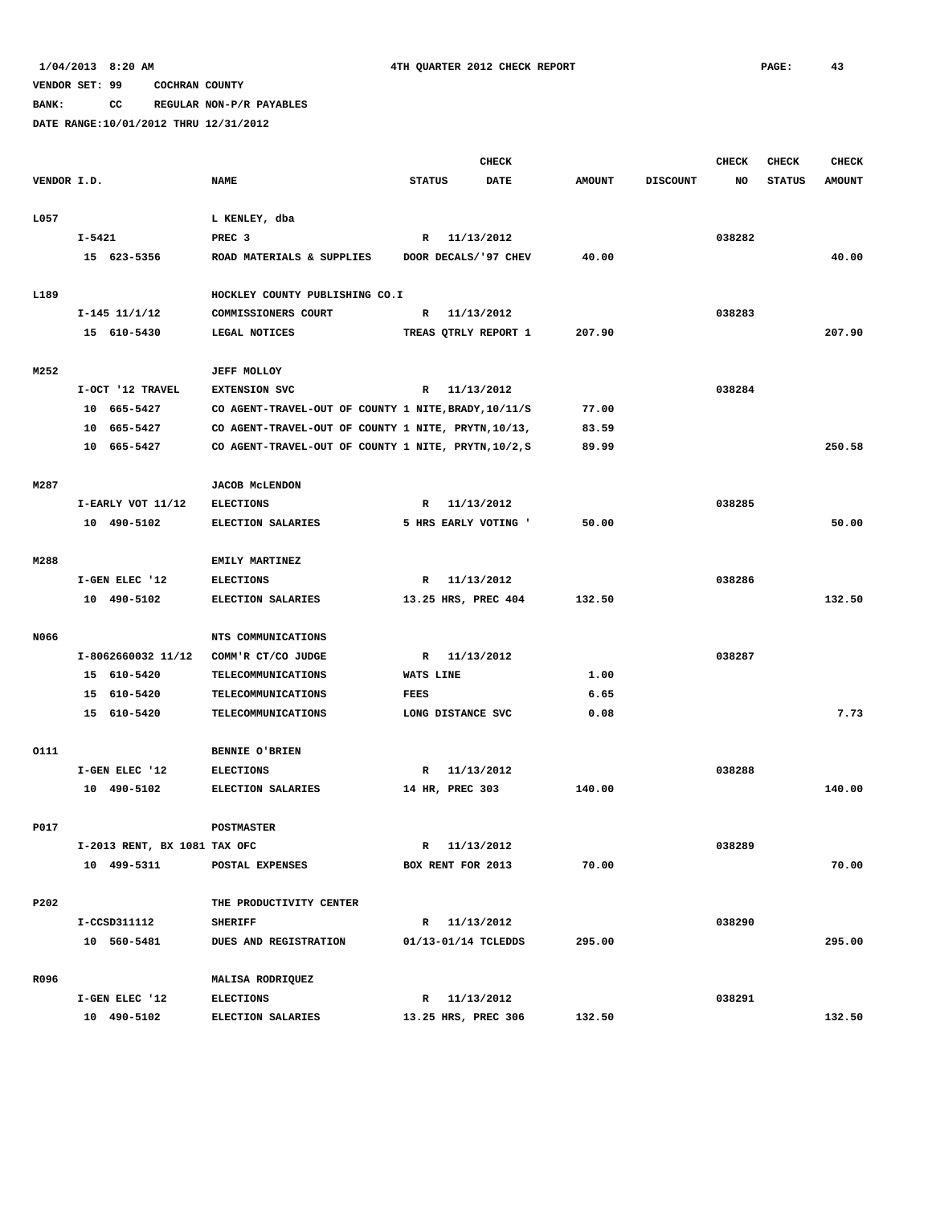1/04/2013 8:20 AM 4TH QUARTER 2012 CHECK REPORT

VENDOR SET: 99 COCHRAN COUNTY

BANK: CC REGULAR NON-P/R PAYABLES

DATE RANGE:10/01/2012 THRU 12/31/2012

| VENDOR I.D. | NAME | STATUS | CHECK DATE | AMOUNT | DISCOUNT | CHECK NO | CHECK STATUS | CHECK AMOUNT |
|---|---|---|---|---|---|---|---|---|
| L057 | L KENLEY, dba | | | | | | | |
| I-5421 | PREC 3 | R | 11/13/2012 | | | 038282 | | |
| 15 623-5356 | ROAD MATERIALS & SUPPLIES | DOOR DECALS/'97 CHEV | | 40.00 | | | | 40.00 |
| L189 | HOCKLEY COUNTY PUBLISHING CO.I | | | | | | | |
| I-145 11/1/12 | COMMISSIONERS COURT | R | 11/13/2012 | | | 038283 | | |
| 15 610-5430 | LEGAL NOTICES | TREAS QTRLY REPORT 1 | | 207.90 | | | | 207.90 |
| M252 | JEFF MOLLOY | | | | | | | |
| I-OCT '12 TRAVEL | EXTENSION SVC | R | 11/13/2012 | | | 038284 | | |
| 10 665-5427 | CO AGENT-TRAVEL-OUT OF COUNTY 1 NITE,BRADY,10/11/S | | | 77.00 | | | | |
| 10 665-5427 | CO AGENT-TRAVEL-OUT OF COUNTY 1 NITE, PRYTN,10/13, | | | 83.59 | | | | |
| 10 665-5427 | CO AGENT-TRAVEL-OUT OF COUNTY 1 NITE, PRYTN,10/2,S | | | 89.99 | | | | 250.58 |
| M287 | JACOB McLENDON | | | | | | | |
| I-EARLY VOT 11/12 | ELECTIONS | R | 11/13/2012 | | | 038285 | | |
| 10 490-5102 | ELECTION SALARIES | 5 HRS EARLY VOTING ' | | 50.00 | | | | 50.00 |
| M288 | EMILY MARTINEZ | | | | | | | |
| I-GEN ELEC '12 | ELECTIONS | R | 11/13/2012 | | | 038286 | | |
| 10 490-5102 | ELECTION SALARIES | 13.25 HRS, PREC 404 | | 132.50 | | | | 132.50 |
| N066 | NTS COMMUNICATIONS | | | | | | | |
| I-8062660032 11/12 | COMM'R CT/CO JUDGE | R | 11/13/2012 | | | 038287 | | |
| 15 610-5420 | TELECOMMUNICATIONS | WATS LINE | | 1.00 | | | | |
| 15 610-5420 | TELECOMMUNICATIONS | FEES | | 6.65 | | | | |
| 15 610-5420 | TELECOMMUNICATIONS | LONG DISTANCE SVC | | 0.08 | | | | 7.73 |
| O111 | BENNIE O'BRIEN | | | | | | | |
| I-GEN ELEC '12 | ELECTIONS | R | 11/13/2012 | | | 038288 | | |
| 10 490-5102 | ELECTION SALARIES | 14 HR, PREC 303 | | 140.00 | | | | 140.00 |
| P017 | POSTMASTER | | | | | | | |
| I-2013 RENT, BX 1081 TAX OFC | | R | 11/13/2012 | | | 038289 | | |
| 10 499-5311 | POSTAL EXPENSES | BOX RENT FOR 2013 | | 70.00 | | | | 70.00 |
| P202 | THE PRODUCTIVITY CENTER | | | | | | | |
| I-CCSD311112 | SHERIFF | R | 11/13/2012 | | | 038290 | | |
| 10 560-5481 | DUES AND REGISTRATION | 01/13-01/14 TCLEDDS | | 295.00 | | | | 295.00 |
| R096 | MALISA RODRIQUEZ | | | | | | | |
| I-GEN ELEC '12 | ELECTIONS | R | 11/13/2012 | | | 038291 | | |
| 10 490-5102 | ELECTION SALARIES | 13.25 HRS, PREC 306 | | 132.50 | | | | 132.50 |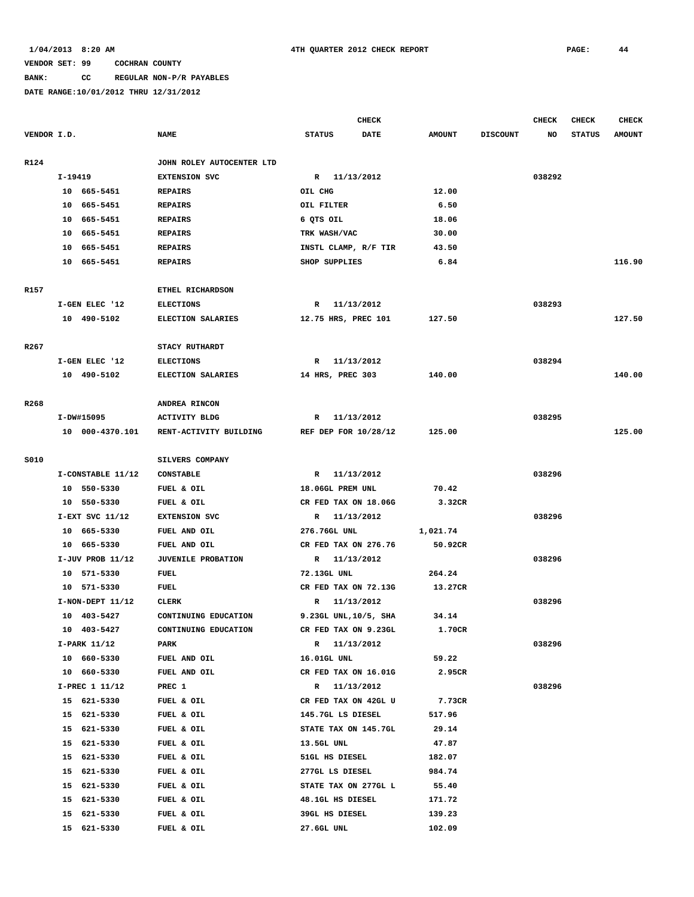1/04/2013 8:20 AM 4TH QUARTER 2012 CHECK REPORT

VENDOR SET: 99 COCHRAN COUNTY

BANK: CC REGULAR NON-P/R PAYABLES

DATE RANGE:10/01/2012 THRU 12/31/2012

| VENDOR I.D. | NAME | STATUS | CHECK DATE | AMOUNT | DISCOUNT | CHECK NO | CHECK STATUS | CHECK AMOUNT |
|---|---|---|---|---|---|---|---|---|
| R124 | JOHN ROLEY AUTOCENTER LTD | | | | | | | |
| I-19419 | EXTENSION SVC | R | 11/13/2012 | | | 038292 | | |
| 10 665-5451 | REPAIRS | OIL CHG | | 12.00 | | | | |
| 10 665-5451 | REPAIRS | OIL FILTER | | 6.50 | | | | |
| 10 665-5451 | REPAIRS | 6 QTS OIL | | 18.06 | | | | |
| 10 665-5451 | REPAIRS | TRK WASH/VAC | | 30.00 | | | | |
| 10 665-5451 | REPAIRS | INSTL CLAMP, R/F TIR | | 43.50 | | | | |
| 10 665-5451 | REPAIRS | SHOP SUPPLIES | | 6.84 | | | | 116.90 |
| R157 | ETHEL RICHARDSON | | | | | | | |
| I-GEN ELEC '12 | ELECTIONS | R | 11/13/2012 | | | 038293 | | |
| 10 490-5102 | ELECTION SALARIES | 12.75 HRS, PREC 101 | | 127.50 | | | | 127.50 |
| R267 | STACY RUTHARDT | | | | | | | |
| I-GEN ELEC '12 | ELECTIONS | R | 11/13/2012 | | | 038294 | | |
| 10 490-5102 | ELECTION SALARIES | 14 HRS, PREC 303 | | 140.00 | | | | 140.00 |
| R268 | ANDREA RINCON | | | | | | | |
| I-DW#15095 | ACTIVITY BLDG | R | 11/13/2012 | | | 038295 | | |
| 10 000-4370.101 | RENT-ACTIVITY BUILDING | REF DEP FOR 10/28/12 | | 125.00 | | | | 125.00 |
| S010 | SILVERS COMPANY | | | | | | | |
| I-CONSTABLE 11/12 | CONSTABLE | R | 11/13/2012 | | | 038296 | | |
| 10 550-5330 | FUEL & OIL | 18.06GL PREM UNL | | 70.42 | | | | |
| 10 550-5330 | FUEL & OIL | CR FED TAX ON 18.06G | | 3.32CR | | | | |
| I-EXT SVC 11/12 | EXTENSION SVC | R | 11/13/2012 | | | 038296 | | |
| 10 665-5330 | FUEL AND OIL | 276.76GL UNL | | 1,021.74 | | | | |
| 10 665-5330 | FUEL AND OIL | CR FED TAX ON 276.76 | | 50.92CR | | | | |
| I-JUV PROB 11/12 | JUVENILE PROBATION | R | 11/13/2012 | | | 038296 | | |
| 10 571-5330 | FUEL | 72.13GL UNL | | 264.24 | | | | |
| 10 571-5330 | FUEL | CR FED TAX ON 72.13G | | 13.27CR | | | | |
| I-NON-DEPT 11/12 | CLERK | R | 11/13/2012 | | | 038296 | | |
| 10 403-5427 | CONTINUING EDUCATION | 9.23GL UNL,10/5, SHA | | 34.14 | | | | |
| 10 403-5427 | CONTINUING EDUCATION | CR FED TAX ON 9.23GL | | 1.70CR | | | | |
| I-PARK 11/12 | PARK | R | 11/13/2012 | | | 038296 | | |
| 10 660-5330 | FUEL AND OIL | 16.01GL UNL | | 59.22 | | | | |
| 10 660-5330 | FUEL AND OIL | CR FED TAX ON 16.01G | | 2.95CR | | | | |
| I-PREC 1 11/12 | PREC 1 | R | 11/13/2012 | | | 038296 | | |
| 15 621-5330 | FUEL & OIL | CR FED TAX ON 42GL U | | 7.73CR | | | | |
| 15 621-5330 | FUEL & OIL | 145.7GL LS DIESEL | | 517.96 | | | | |
| 15 621-5330 | FUEL & OIL | STATE TAX ON 145.7GL | | 29.14 | | | | |
| 15 621-5330 | FUEL & OIL | 13.5GL UNL | | 47.87 | | | | |
| 15 621-5330 | FUEL & OIL | 51GL HS DIESEL | | 182.07 | | | | |
| 15 621-5330 | FUEL & OIL | 277GL LS DIESEL | | 984.74 | | | | |
| 15 621-5330 | FUEL & OIL | STATE TAX ON 277GL L | | 55.40 | | | | |
| 15 621-5330 | FUEL & OIL | 48.1GL HS DIESEL | | 171.72 | | | | |
| 15 621-5330 | FUEL & OIL | 39GL HS DIESEL | | 139.23 | | | | |
| 15 621-5330 | FUEL & OIL | 27.6GL UNL | | 102.09 | | | | |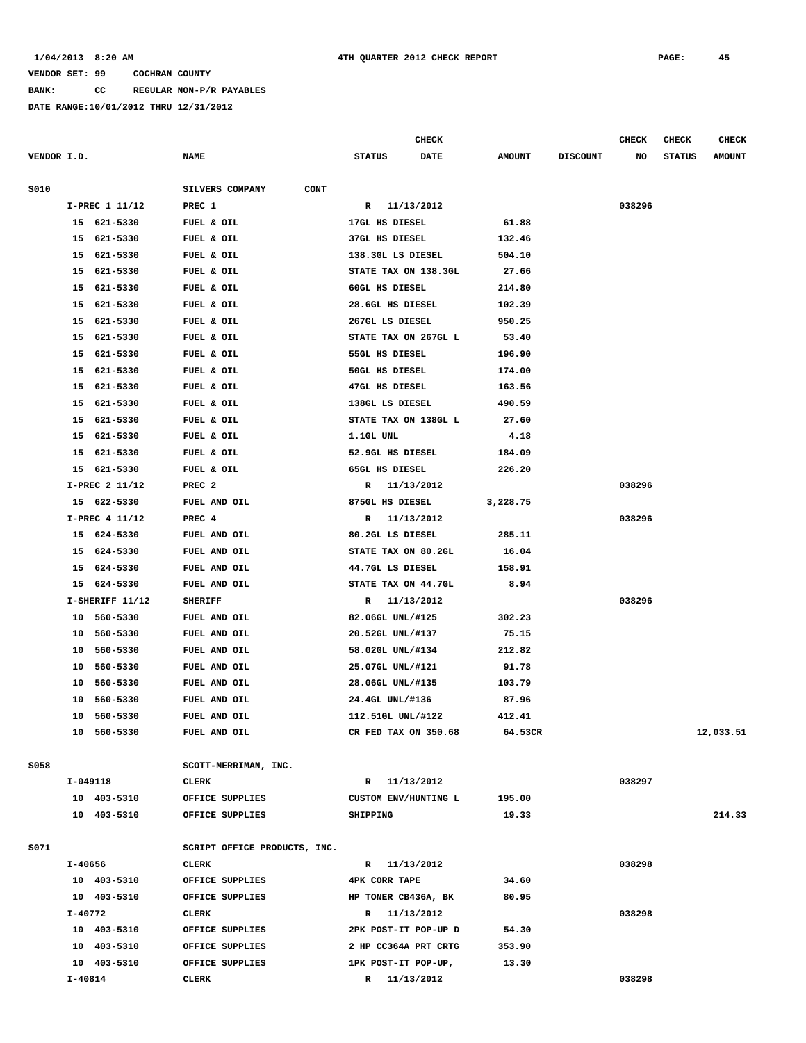1/04/2013 8:20 AM 4TH QUARTER 2012 CHECK REPORT

VENDOR SET: 99 COCHRAN COUNTY

BANK: CC REGULAR NON-P/R PAYABLES

DATE RANGE:10/01/2012 THRU 12/31/2012

| VENDOR I.D. | NAME | STATUS | CHECK DATE | AMOUNT | DISCOUNT | CHECK NO | CHECK STATUS | CHECK AMOUNT |
|---|---|---|---|---|---|---|---|---|
| S010 | SILVERS COMPANY CONT | | | | | | | |
| I-PREC 1 11/12 | PREC 1 | R | 11/13/2012 | | | 038296 | | |
| 15 621-5330 | FUEL & OIL | 17GL HS DIESEL | | 61.88 | | | | |
| 15 621-5330 | FUEL & OIL | 37GL HS DIESEL | | 132.46 | | | | |
| 15 621-5330 | FUEL & OIL | 138.3GL LS DIESEL | | 504.10 | | | | |
| 15 621-5330 | FUEL & OIL | STATE TAX ON 138.3GL | | 27.66 | | | | |
| 15 621-5330 | FUEL & OIL | 60GL HS DIESEL | | 214.80 | | | | |
| 15 621-5330 | FUEL & OIL | 28.6GL HS DIESEL | | 102.39 | | | | |
| 15 621-5330 | FUEL & OIL | 267GL LS DIESEL | | 950.25 | | | | |
| 15 621-5330 | FUEL & OIL | STATE TAX ON 267GL L | | 53.40 | | | | |
| 15 621-5330 | FUEL & OIL | 55GL HS DIESEL | | 196.90 | | | | |
| 15 621-5330 | FUEL & OIL | 50GL HS DIESEL | | 174.00 | | | | |
| 15 621-5330 | FUEL & OIL | 47GL HS DIESEL | | 163.56 | | | | |
| 15 621-5330 | FUEL & OIL | 138GL LS DIESEL | | 490.59 | | | | |
| 15 621-5330 | FUEL & OIL | STATE TAX ON 138GL L | | 27.60 | | | | |
| 15 621-5330 | FUEL & OIL | 1.1GL UNL | | 4.18 | | | | |
| 15 621-5330 | FUEL & OIL | 52.9GL HS DIESEL | | 184.09 | | | | |
| 15 621-5330 | FUEL & OIL | 65GL HS DIESEL | | 226.20 | | | | |
| I-PREC 2 11/12 | PREC 2 | R | 11/13/2012 | | | 038296 | | |
| 15 622-5330 | FUEL AND OIL | 875GL HS DIESEL | | 3,228.75 | | | | |
| I-PREC 4 11/12 | PREC 4 | R | 11/13/2012 | | | 038296 | | |
| 15 624-5330 | FUEL AND OIL | 80.2GL LS DIESEL | | 285.11 | | | | |
| 15 624-5330 | FUEL AND OIL | STATE TAX ON 80.2GL | | 16.04 | | | | |
| 15 624-5330 | FUEL AND OIL | 44.7GL LS DIESEL | | 158.91 | | | | |
| 15 624-5330 | FUEL AND OIL | STATE TAX ON 44.7GL | | 8.94 | | | | |
| I-SHERIFF 11/12 | SHERIFF | R | 11/13/2012 | | | 038296 | | |
| 10 560-5330 | FUEL AND OIL | 82.06GL UNL/#125 | | 302.23 | | | | |
| 10 560-5330 | FUEL AND OIL | 20.52GL UNL/#137 | | 75.15 | | | | |
| 10 560-5330 | FUEL AND OIL | 58.02GL UNL/#134 | | 212.82 | | | | |
| 10 560-5330 | FUEL AND OIL | 25.07GL UNL/#121 | | 91.78 | | | | |
| 10 560-5330 | FUEL AND OIL | 28.06GL UNL/#135 | | 103.79 | | | | |
| 10 560-5330 | FUEL AND OIL | 24.4GL UNL/#136 | | 87.96 | | | | |
| 10 560-5330 | FUEL AND OIL | 112.51GL UNL/#122 | | 412.41 | | | | |
| 10 560-5330 | FUEL AND OIL | CR FED TAX ON 350.68 | | 64.53CR | | | | 12,033.51 |
| S058 | SCOTT-MERRIMAN, INC. | | | | | | | |
| I-049118 | CLERK | R | 11/13/2012 | | | 038297 | | |
| 10 403-5310 | OFFICE SUPPLIES | CUSTOM ENV/HUNTING L | | 195.00 | | | | |
| 10 403-5310 | OFFICE SUPPLIES | SHIPPING | | 19.33 | | | | 214.33 |
| S071 | SCRIPT OFFICE PRODUCTS, INC. | | | | | | | |
| I-40656 | CLERK | R | 11/13/2012 | | | 038298 | | |
| 10 403-5310 | OFFICE SUPPLIES | 4PK CORR TAPE | | 34.60 | | | | |
| 10 403-5310 | OFFICE SUPPLIES | HP TONER CB436A, BK | | 80.95 | | | | |
| I-40772 | CLERK | R | 11/13/2012 | | | 038298 | | |
| 10 403-5310 | OFFICE SUPPLIES | 2PK POST-IT POP-UP D | | 54.30 | | | | |
| 10 403-5310 | OFFICE SUPPLIES | 2 HP CC364A PRT CRTG | | 353.90 | | | | |
| 10 403-5310 | OFFICE SUPPLIES | 1PK POST-IT POP-UP, | | 13.30 | | | | |
| I-40814 | CLERK | R | 11/13/2012 | | | 038298 | | |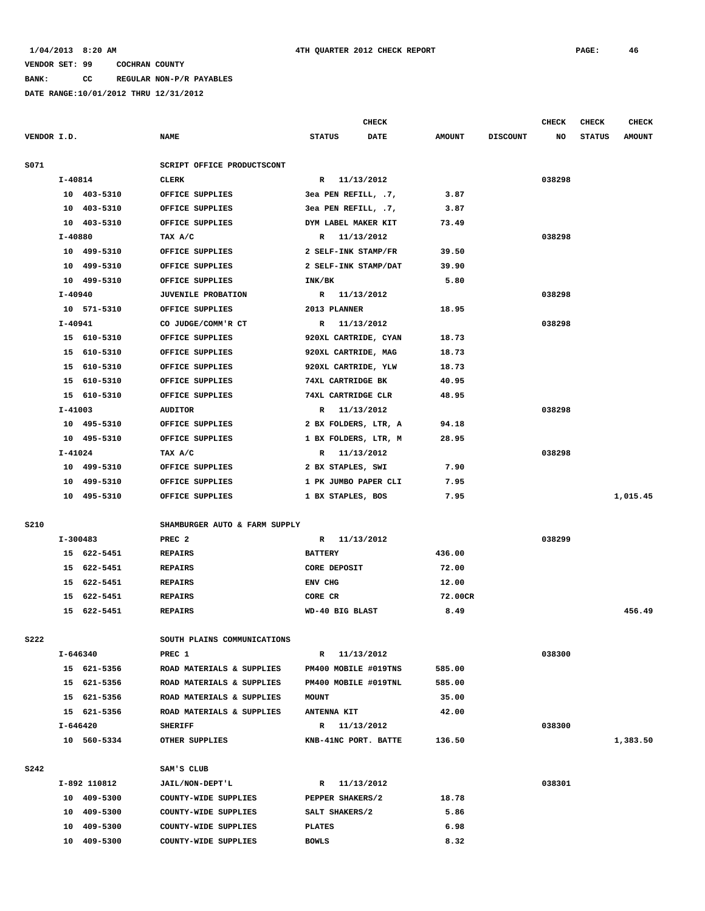VENDOR SET: 99 COCHRAN COUNTY

BANK: CC REGULAR NON-P/R PAYABLES

DATE RANGE:10/01/2012 THRU 12/31/2012

| VENDOR I.D. | NAME | STATUS | CHECK DATE | AMOUNT | DISCOUNT | CHECK NO | CHECK STATUS | CHECK AMOUNT |
|---|---|---|---|---|---|---|---|---|
| S071 | SCRIPT OFFICE PRODUCTSCONT | | | | | | | |
| I-40814 | CLERK | R | 11/13/2012 | | | 038298 | | |
| 10 403-5310 | OFFICE SUPPLIES | 3ea PEN REFILL, .7, | | 3.87 | | | | |
| 10 403-5310 | OFFICE SUPPLIES | 3ea PEN REFILL, .7, | | 3.87 | | | | |
| 10 403-5310 | OFFICE SUPPLIES | DYM LABEL MAKER KIT | | 73.49 | | | | |
| I-40880 | TAX A/C | R | 11/13/2012 | | | 038298 | | |
| 10 499-5310 | OFFICE SUPPLIES | 2 SELF-INK STAMP/FR | | 39.50 | | | | |
| 10 499-5310 | OFFICE SUPPLIES | 2 SELF-INK STAMP/DAT | | 39.90 | | | | |
| 10 499-5310 | OFFICE SUPPLIES | INK/BK | | 5.80 | | | | |
| I-40940 | JUVENILE PROBATION | R | 11/13/2012 | | | 038298 | | |
| 10 571-5310 | OFFICE SUPPLIES | 2013 PLANNER | | 18.95 | | | | |
| I-40941 | CO JUDGE/COMM'R CT | R | 11/13/2012 | | | 038298 | | |
| 15 610-5310 | OFFICE SUPPLIES | 920XL CARTRIDE, CYAN | | 18.73 | | | | |
| 15 610-5310 | OFFICE SUPPLIES | 920XL CARTRIDE, MAG | | 18.73 | | | | |
| 15 610-5310 | OFFICE SUPPLIES | 920XL CARTRIDE, YLW | | 18.73 | | | | |
| 15 610-5310 | OFFICE SUPPLIES | 74XL CARTRIDGE BK | | 40.95 | | | | |
| 15 610-5310 | OFFICE SUPPLIES | 74XL CARTRIDGE CLR | | 48.95 | | | | |
| I-41003 | AUDITOR | R | 11/13/2012 | | | 038298 | | |
| 10 495-5310 | OFFICE SUPPLIES | 2 BX FOLDERS, LTR, A | | 94.18 | | | | |
| 10 495-5310 | OFFICE SUPPLIES | 1 BX FOLDERS, LTR, M | | 28.95 | | | | |
| I-41024 | TAX A/C | R | 11/13/2012 | | | 038298 | | |
| 10 499-5310 | OFFICE SUPPLIES | 2 BX STAPLES, SWI | | 7.90 | | | | |
| 10 499-5310 | OFFICE SUPPLIES | 1 PK JUMBO PAPER CLI | | 7.95 | | | | |
| 10 495-5310 | OFFICE SUPPLIES | 1 BX STAPLES, BOS | | 7.95 | | | | 1,015.45 |
| S210 | SHAMBURGER AUTO & FARM SUPPLY | | | | | | | |
| I-300483 | PREC 2 | R | 11/13/2012 | | | 038299 | | |
| 15 622-5451 | REPAIRS | BATTERY | | 436.00 | | | | |
| 15 622-5451 | REPAIRS | CORE DEPOSIT | | 72.00 | | | | |
| 15 622-5451 | REPAIRS | ENV CHG | | 12.00 | | | | |
| 15 622-5451 | REPAIRS | CORE CR | | 72.00CR | | | | |
| 15 622-5451 | REPAIRS | WD-40 BIG BLAST | | 8.49 | | | | 456.49 |
| S222 | SOUTH PLAINS COMMUNICATIONS | | | | | | | |
| I-646340 | PREC 1 | R | 11/13/2012 | | | 038300 | | |
| 15 621-5356 | ROAD MATERIALS & SUPPLIES | PM400 MOBILE #019TNS | | 585.00 | | | | |
| 15 621-5356 | ROAD MATERIALS & SUPPLIES | PM400 MOBILE #019TNL | | 585.00 | | | | |
| 15 621-5356 | ROAD MATERIALS & SUPPLIES | MOUNT | | 35.00 | | | | |
| 15 621-5356 | ROAD MATERIALS & SUPPLIES | ANTENNA KIT | | 42.00 | | | | |
| I-646420 | SHERIFF | R | 11/13/2012 | | | 038300 | | |
| 10 560-5334 | OTHER SUPPLIES | KNB-41NC PORT. BATTE | | 136.50 | | | | 1,383.50 |
| S242 | SAM'S CLUB | | | | | | | |
| I-892 110812 | JAIL/NON-DEPT'L | R | 11/13/2012 | | | 038301 | | |
| 10 409-5300 | COUNTY-WIDE SUPPLIES | PEPPER SHAKERS/2 | | 18.78 | | | | |
| 10 409-5300 | COUNTY-WIDE SUPPLIES | SALT SHAKERS/2 | | 5.86 | | | | |
| 10 409-5300 | COUNTY-WIDE SUPPLIES | PLATES | | 6.98 | | | | |
| 10 409-5300 | COUNTY-WIDE SUPPLIES | BOWLS | | 8.32 | | | | |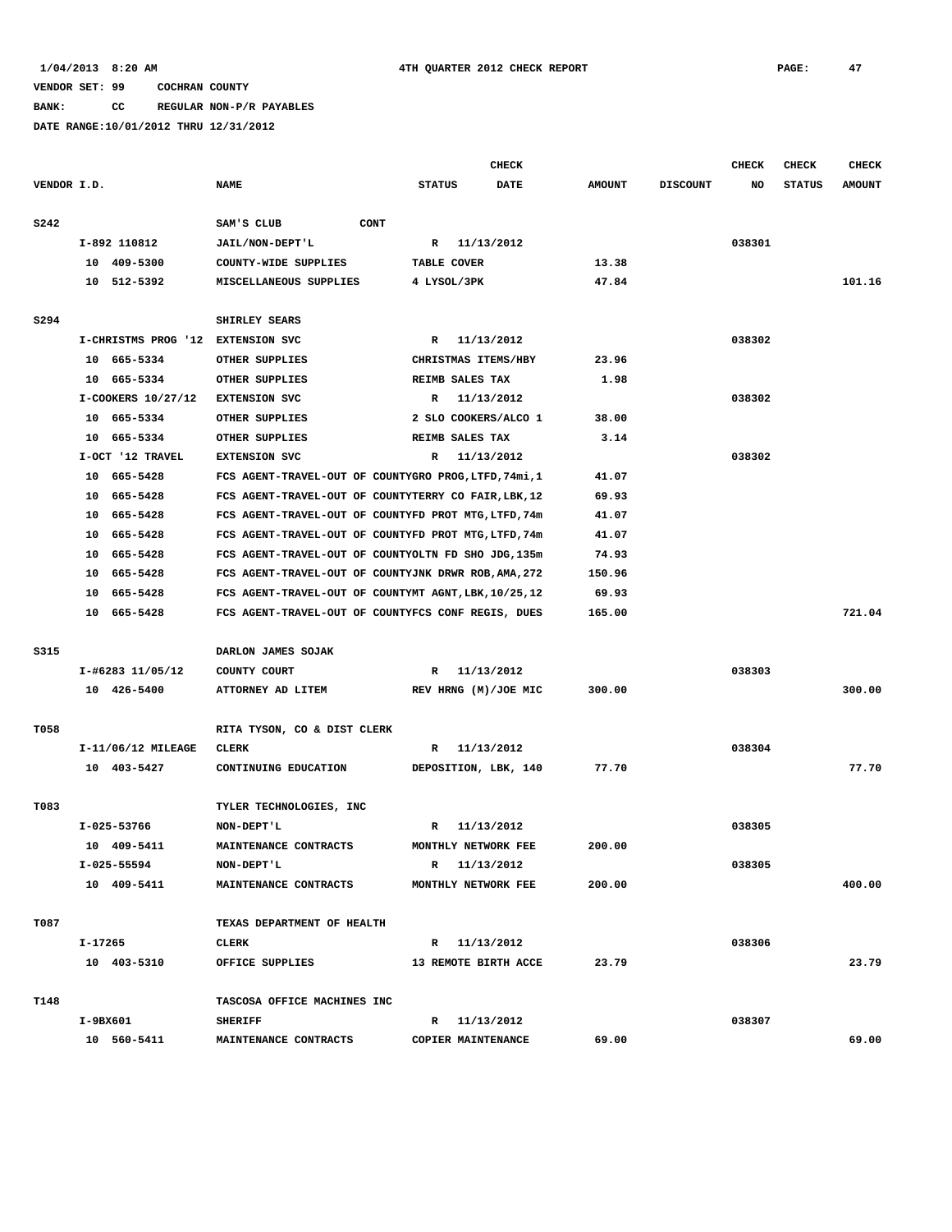1/04/2013 8:20 AM 4TH QUARTER 2012 CHECK REPORT

VENDOR SET: 99 COCHRAN COUNTY

BANK: CC REGULAR NON-P/R PAYABLES

DATE RANGE:10/01/2012 THRU 12/31/2012

| VENDOR I.D. | NAME | CHECK STATUS | CHECK DATE | AMOUNT | DISCOUNT | CHECK NO | CHECK STATUS | CHECK AMOUNT |
|---|---|---|---|---|---|---|---|---|
| S242 | SAM'S CLUB CONT | | | | | | | |
| I-892 110812 | JAIL/NON-DEPT'L | R | 11/13/2012 | | | 038301 | | |
| 10 409-5300 | COUNTY-WIDE SUPPLIES | TABLE COVER | | 13.38 | | | | |
| 10 512-5392 | MISCELLANEOUS SUPPLIES | 4 LYSOL/3PK | | 47.84 | | | | 101.16 |
| S294 | SHIRLEY SEARS | | | | | | | |
| I-CHRISTMS PROG '12 | EXTENSION SVC | R | 11/13/2012 | | | 038302 | | |
| 10 665-5334 | OTHER SUPPLIES | CHRISTMAS ITEMS/HBY | | 23.96 | | | | |
| 10 665-5334 | OTHER SUPPLIES | REIMB SALES TAX | | 1.98 | | | | |
| I-COOKERS 10/27/12 | EXTENSION SVC | R | 11/13/2012 | | | 038302 | | |
| 10 665-5334 | OTHER SUPPLIES | 2 SLO COOKERS/ALCO 1 | | 38.00 | | | | |
| 10 665-5334 | OTHER SUPPLIES | REIMB SALES TAX | | 3.14 | | | | |
| I-OCT '12 TRAVEL | EXTENSION SVC | R | 11/13/2012 | | | 038302 | | |
| 10 665-5428 | FCS AGENT-TRAVEL-OUT OF COUNTY | GRO PROG,LTFD,74mi,1 | | 41.07 | | | | |
| 10 665-5428 | FCS AGENT-TRAVEL-OUT OF COUNTY | TERRY CO FAIR,LBK,12 | | 69.93 | | | | |
| 10 665-5428 | FCS AGENT-TRAVEL-OUT OF COUNTY | FD PROT MTG,LTFD,74m | | 41.07 | | | | |
| 10 665-5428 | FCS AGENT-TRAVEL-OUT OF COUNTY | FD PROT MTG,LTFD,74m | | 41.07 | | | | |
| 10 665-5428 | FCS AGENT-TRAVEL-OUT OF COUNTY | OLTN FD SHO JDG,135m | | 74.93 | | | | |
| 10 665-5428 | FCS AGENT-TRAVEL-OUT OF COUNTY | JNK DRWR ROB,AMA,272 | | 150.96 | | | | |
| 10 665-5428 | FCS AGENT-TRAVEL-OUT OF COUNTY | MT AGNT,LBK,10/25,12 | | 69.93 | | | | |
| 10 665-5428 | FCS AGENT-TRAVEL-OUT OF COUNTY | FCS CONF REGIS, DUES | | 165.00 | | | | 721.04 |
| S315 | DARLON JAMES SOJAK | | | | | | | |
| I-#6283 11/05/12 | COUNTY COURT | R | 11/13/2012 | | | 038303 | | |
| 10 426-5400 | ATTORNEY AD LITEM | REV HRNG (M)/JOE MIC | | 300.00 | | | | 300.00 |
| T058 | RITA TYSON, CO & DIST CLERK | | | | | | | |
| I-11/06/12 MILEAGE | CLERK | R | 11/13/2012 | | | 038304 | | |
| 10 403-5427 | CONTINUING EDUCATION | DEPOSITION, LBK, 140 | | 77.70 | | | | 77.70 |
| T083 | TYLER TECHNOLOGIES, INC | | | | | | | |
| I-025-53766 | NON-DEPT'L | R | 11/13/2012 | | | 038305 | | |
| 10 409-5411 | MAINTENANCE CONTRACTS | MONTHLY NETWORK FEE | | 200.00 | | | | |
| I-025-55594 | NON-DEPT'L | R | 11/13/2012 | | | 038305 | | |
| 10 409-5411 | MAINTENANCE CONTRACTS | MONTHLY NETWORK FEE | | 200.00 | | | | 400.00 |
| T087 | TEXAS DEPARTMENT OF HEALTH | | | | | | | |
| I-17265 | CLERK | R | 11/13/2012 | | | 038306 | | |
| 10 403-5310 | OFFICE SUPPLIES | 13 REMOTE BIRTH ACCE | | 23.79 | | | | 23.79 |
| T148 | TASCOSA OFFICE MACHINES INC | | | | | | | |
| I-9BX601 | SHERIFF | R | 11/13/2012 | | | 038307 | | |
| 10 560-5411 | MAINTENANCE CONTRACTS | COPIER MAINTENANCE | | 69.00 | | | | 69.00 |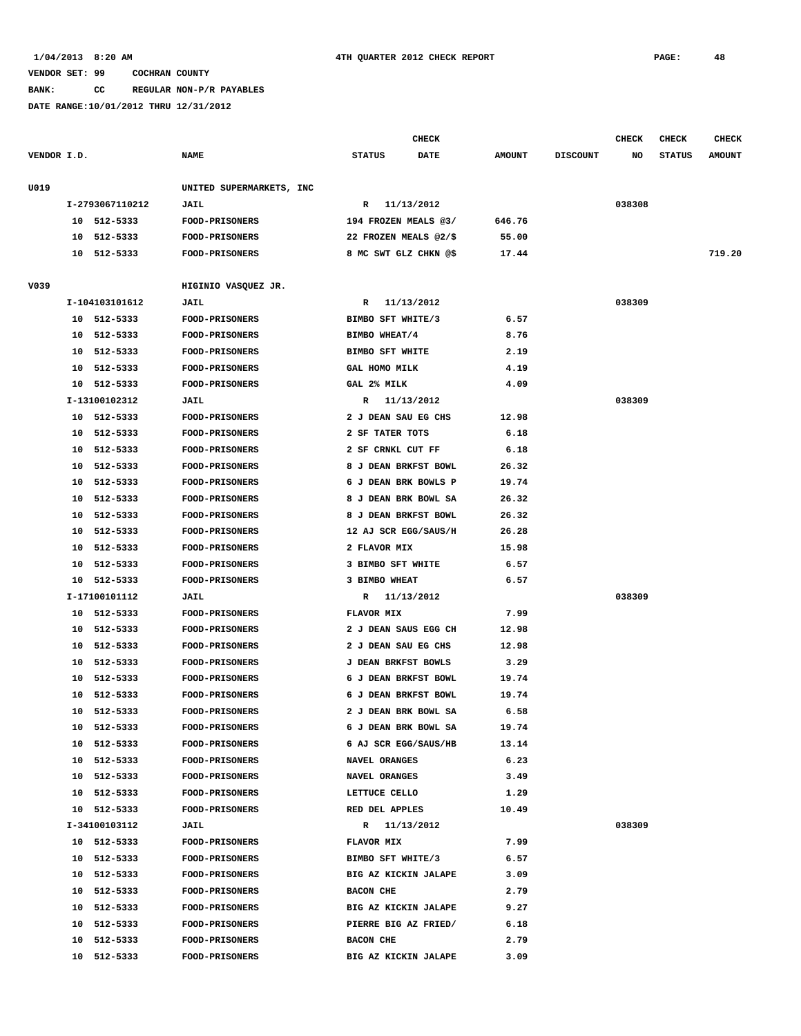1/04/2013 8:20 AM 4TH QUARTER 2012 CHECK REPORT

VENDOR SET: 99 COCHRAN COUNTY

BANK: CC REGULAR NON-P/R PAYABLES

DATE RANGE:10/01/2012 THRU 12/31/2012

| VENDOR I.D. | NAME | CHECK STATUS | CHECK DATE | AMOUNT | DISCOUNT | CHECK NO | CHECK STATUS | CHECK AMOUNT |
|---|---|---|---|---|---|---|---|---|
| U019 | UNITED SUPERMARKETS, INC | | | | | | | |
| I-2793067110212 | JAIL | R | 11/13/2012 | | | 038308 | | |
| 10 512-5333 | FOOD-PRISONERS | 194 FROZEN MEALS @3/ | | 646.76 | | | | |
| 10 512-5333 | FOOD-PRISONERS | 22 FROZEN MEALS @2/$ | | 55.00 | | | | |
| 10 512-5333 | FOOD-PRISONERS | 8 MC SWT GLZ CHKN @$ | | 17.44 | | | | 719.20 |
| V039 | HIGINIO VASQUEZ JR. | | | | | | | |
| I-104103101612 | JAIL | R | 11/13/2012 | | | 038309 | | |
| 10 512-5333 | FOOD-PRISONERS | BIMBO SFT WHITE/3 | | 6.57 | | | | |
| 10 512-5333 | FOOD-PRISONERS | BIMBO WHEAT/4 | | 8.76 | | | | |
| 10 512-5333 | FOOD-PRISONERS | BIMBO SFT WHITE | | 2.19 | | | | |
| 10 512-5333 | FOOD-PRISONERS | GAL HOMO MILK | | 4.19 | | | | |
| 10 512-5333 | FOOD-PRISONERS | GAL 2% MILK | | 4.09 | | | | |
| I-13100102312 | JAIL | R | 11/13/2012 | | | 038309 | | |
| 10 512-5333 | FOOD-PRISONERS | 2 J DEAN SAU EG CHS | | 12.98 | | | | |
| 10 512-5333 | FOOD-PRISONERS | 2 SF TATER TOTS | | 6.18 | | | | |
| 10 512-5333 | FOOD-PRISONERS | 2 SF CRNKL CUT FF | | 6.18 | | | | |
| 10 512-5333 | FOOD-PRISONERS | 8 J DEAN BRKFST BOWL | | 26.32 | | | | |
| 10 512-5333 | FOOD-PRISONERS | 6 J DEAN BRK BOWLS P | | 19.74 | | | | |
| 10 512-5333 | FOOD-PRISONERS | 8 J DEAN BRK BOWL SA | | 26.32 | | | | |
| 10 512-5333 | FOOD-PRISONERS | 8 J DEAN BRKFST BOWL | | 26.32 | | | | |
| 10 512-5333 | FOOD-PRISONERS | 12 AJ SCR EGG/SAUS/H | | 26.28 | | | | |
| 10 512-5333 | FOOD-PRISONERS | 2 FLAVOR MIX | | 15.98 | | | | |
| 10 512-5333 | FOOD-PRISONERS | 3 BIMBO SFT WHITE | | 6.57 | | | | |
| 10 512-5333 | FOOD-PRISONERS | 3 BIMBO WHEAT | | 6.57 | | | | |
| I-17100101112 | JAIL | R | 11/13/2012 | | | 038309 | | |
| 10 512-5333 | FOOD-PRISONERS | FLAVOR MIX | | 7.99 | | | | |
| 10 512-5333 | FOOD-PRISONERS | 2 J DEAN SAUS EGG CH | | 12.98 | | | | |
| 10 512-5333 | FOOD-PRISONERS | 2 J DEAN SAU EG CHS | | 12.98 | | | | |
| 10 512-5333 | FOOD-PRISONERS | J DEAN BRKFST BOWLS | | 3.29 | | | | |
| 10 512-5333 | FOOD-PRISONERS | 6 J DEAN BRKFST BOWL | | 19.74 | | | | |
| 10 512-5333 | FOOD-PRISONERS | 6 J DEAN BRKFST BOWL | | 19.74 | | | | |
| 10 512-5333 | FOOD-PRISONERS | 2 J DEAN BRK BOWL SA | | 6.58 | | | | |
| 10 512-5333 | FOOD-PRISONERS | 6 J DEAN BRK BOWL SA | | 19.74 | | | | |
| 10 512-5333 | FOOD-PRISONERS | 6 AJ SCR EGG/SAUS/HB | | 13.14 | | | | |
| 10 512-5333 | FOOD-PRISONERS | NAVEL ORANGES | | 6.23 | | | | |
| 10 512-5333 | FOOD-PRISONERS | NAVEL ORANGES | | 3.49 | | | | |
| 10 512-5333 | FOOD-PRISONERS | LETTUCE CELLO | | 1.29 | | | | |
| 10 512-5333 | FOOD-PRISONERS | RED DEL APPLES | | 10.49 | | | | |
| I-34100103112 | JAIL | R | 11/13/2012 | | | 038309 | | |
| 10 512-5333 | FOOD-PRISONERS | FLAVOR MIX | | 7.99 | | | | |
| 10 512-5333 | FOOD-PRISONERS | BIMBO SFT WHITE/3 | | 6.57 | | | | |
| 10 512-5333 | FOOD-PRISONERS | BIG AZ KICKIN JALAPE | | 3.09 | | | | |
| 10 512-5333 | FOOD-PRISONERS | BACON CHE | | 2.79 | | | | |
| 10 512-5333 | FOOD-PRISONERS | BIG AZ KICKIN JALAPE | | 9.27 | | | | |
| 10 512-5333 | FOOD-PRISONERS | PIERRE BIG AZ FRIED/ | | 6.18 | | | | |
| 10 512-5333 | FOOD-PRISONERS | BACON CHE | | 2.79 | | | | |
| 10 512-5333 | FOOD-PRISONERS | BIG AZ KICKIN JALAPE | | 3.09 | | | | |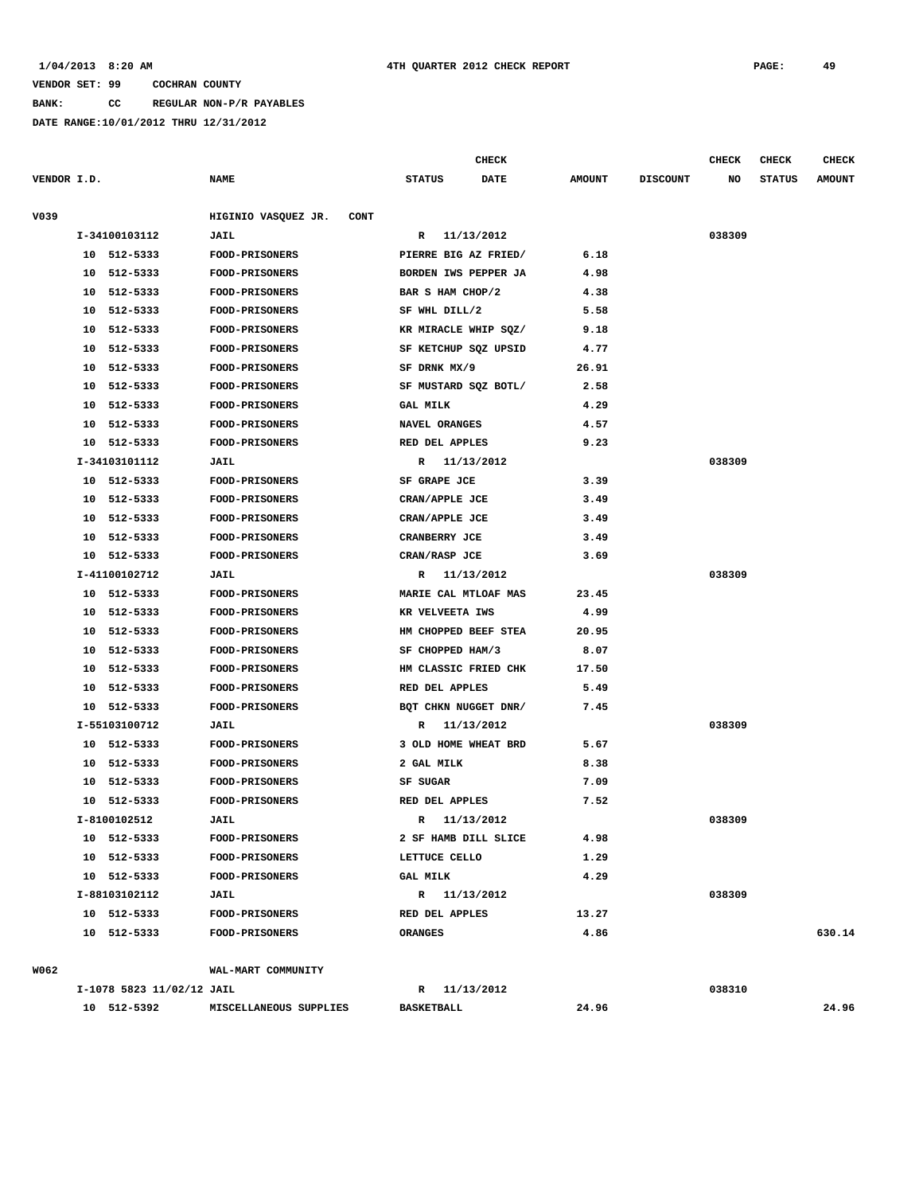1/04/2013 8:20 AM 4TH QUARTER 2012 CHECK REPORT

VENDOR SET: 99 COCHRAN COUNTY

BANK: CC REGULAR NON-P/R PAYABLES

DATE RANGE:10/01/2012 THRU 12/31/2012

| VENDOR I.D. | NAME | STATUS | CHECK DATE | AMOUNT | DISCOUNT | CHECK NO | CHECK STATUS | CHECK AMOUNT |
|---|---|---|---|---|---|---|---|---|
| V039 | HIGINIO VASQUEZ JR. CONT | | | | | | | |
| I-34100103112 | JAIL | R | 11/13/2012 | | | 038309 | | |
| 10 512-5333 | FOOD-PRISONERS | PIERRE BIG AZ FRIED/ | | 6.18 | | | | |
| 10 512-5333 | FOOD-PRISONERS | BORDEN IWS PEPPER JA | | 4.98 | | | | |
| 10 512-5333 | FOOD-PRISONERS | BAR S HAM CHOP/2 | | 4.38 | | | | |
| 10 512-5333 | FOOD-PRISONERS | SF WHL DILL/2 | | 5.58 | | | | |
| 10 512-5333 | FOOD-PRISONERS | KR MIRACLE WHIP SQZ/ | | 9.18 | | | | |
| 10 512-5333 | FOOD-PRISONERS | SF KETCHUP SQZ UPSID | | 4.77 | | | | |
| 10 512-5333 | FOOD-PRISONERS | SF DRNK MX/9 | | 26.91 | | | | |
| 10 512-5333 | FOOD-PRISONERS | SF MUSTARD SQZ BOTL/ | | 2.58 | | | | |
| 10 512-5333 | FOOD-PRISONERS | GAL MILK | | 4.29 | | | | |
| 10 512-5333 | FOOD-PRISONERS | NAVEL ORANGES | | 4.57 | | | | |
| 10 512-5333 | FOOD-PRISONERS | RED DEL APPLES | | 9.23 | | | | |
| I-34103101112 | JAIL | R | 11/13/2012 | | | 038309 | | |
| 10 512-5333 | FOOD-PRISONERS | SF GRAPE JCE | | 3.39 | | | | |
| 10 512-5333 | FOOD-PRISONERS | CRAN/APPLE JCE | | 3.49 | | | | |
| 10 512-5333 | FOOD-PRISONERS | CRAN/APPLE JCE | | 3.49 | | | | |
| 10 512-5333 | FOOD-PRISONERS | CRANBERRY JCE | | 3.49 | | | | |
| 10 512-5333 | FOOD-PRISONERS | CRAN/RASP JCE | | 3.69 | | | | |
| I-41100102712 | JAIL | R | 11/13/2012 | | | 038309 | | |
| 10 512-5333 | FOOD-PRISONERS | MARIE CAL MTLOAF MAS | | 23.45 | | | | |
| 10 512-5333 | FOOD-PRISONERS | KR VELVEETA IWS | | 4.99 | | | | |
| 10 512-5333 | FOOD-PRISONERS | HM CHOPPED BEEF STEA | | 20.95 | | | | |
| 10 512-5333 | FOOD-PRISONERS | SF CHOPPED HAM/3 | | 8.07 | | | | |
| 10 512-5333 | FOOD-PRISONERS | HM CLASSIC FRIED CHK | | 17.50 | | | | |
| 10 512-5333 | FOOD-PRISONERS | RED DEL APPLES | | 5.49 | | | | |
| 10 512-5333 | FOOD-PRISONERS | BQT CHKN NUGGET DNR/ | | 7.45 | | | | |
| I-55103100712 | JAIL | R | 11/13/2012 | | | 038309 | | |
| 10 512-5333 | FOOD-PRISONERS | 3 OLD HOME WHEAT BRD | | 5.67 | | | | |
| 10 512-5333 | FOOD-PRISONERS | 2 GAL MILK | | 8.38 | | | | |
| 10 512-5333 | FOOD-PRISONERS | SF SUGAR | | 7.09 | | | | |
| 10 512-5333 | FOOD-PRISONERS | RED DEL APPLES | | 7.52 | | | | |
| I-8100102512 | JAIL | R | 11/13/2012 | | | 038309 | | |
| 10 512-5333 | FOOD-PRISONERS | 2 SF HAMB DILL SLICE | | 4.98 | | | | |
| 10 512-5333 | FOOD-PRISONERS | LETTUCE CELLO | | 1.29 | | | | |
| 10 512-5333 | FOOD-PRISONERS | GAL MILK | | 4.29 | | | | |
| I-88103102112 | JAIL | R | 11/13/2012 | | | 038309 | | |
| 10 512-5333 | FOOD-PRISONERS | RED DEL APPLES | | 13.27 | | | | |
| 10 512-5333 | FOOD-PRISONERS | ORANGES | | 4.86 | | | | 630.14 |
| W062 | WAL-MART COMMUNITY | | | | | | | |
| I-1078 5823 11/02/12 | JAIL | R | 11/13/2012 | | | 038310 | | |
| 10 512-5392 | MISCELLANEOUS SUPPLIES | BASKETBALL | | 24.96 | | | | 24.96 |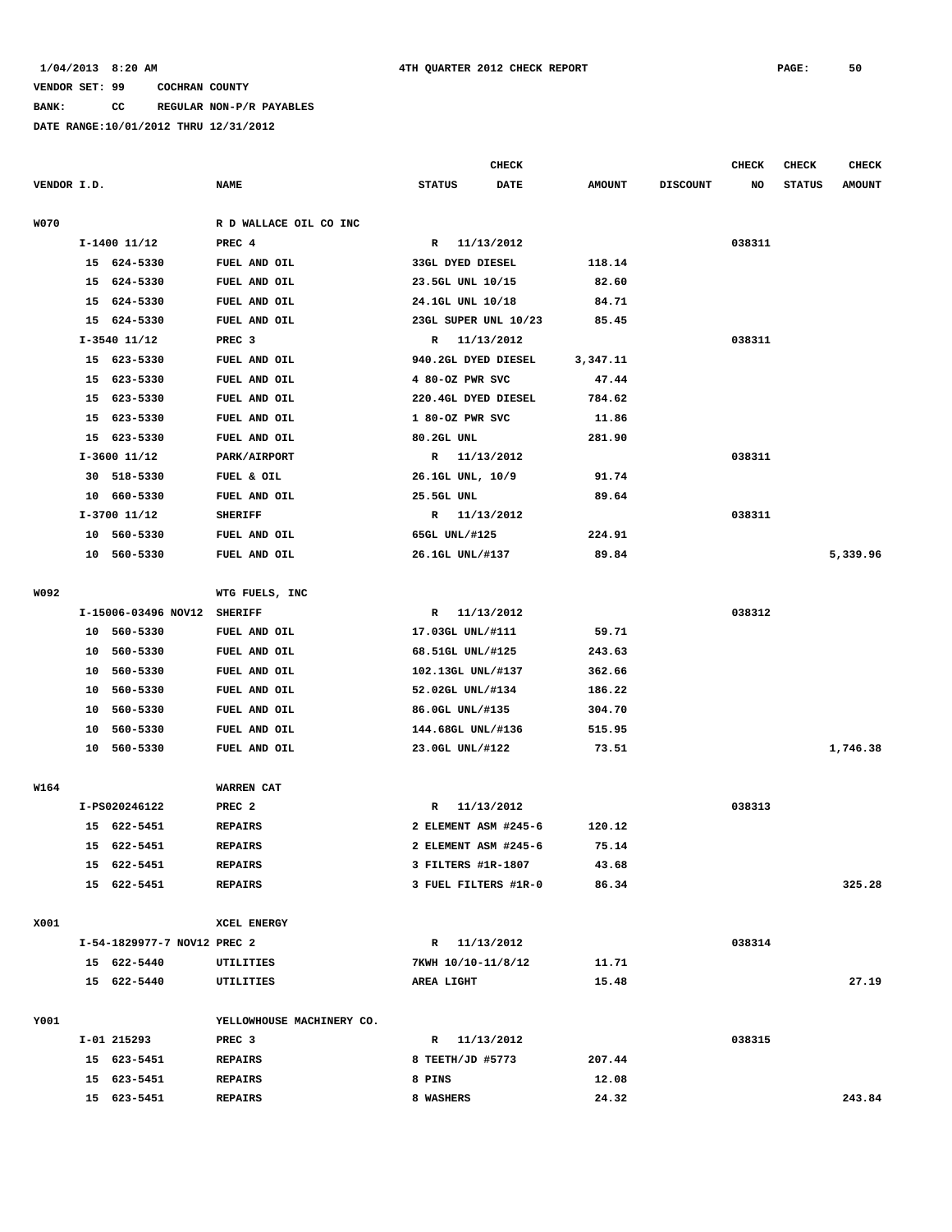1/04/2013 8:20 AM 4TH QUARTER 2012 CHECK REPORT

VENDOR SET: 99 COCHRAN COUNTY

BANK: CC REGULAR NON-P/R PAYABLES

DATE RANGE:10/01/2012 THRU 12/31/2012

| VENDOR I.D. | NAME | STATUS | CHECK DATE | AMOUNT | DISCOUNT | CHECK NO | CHECK STATUS | CHECK AMOUNT |
|---|---|---|---|---|---|---|---|---|
| W070 | R D WALLACE OIL CO INC | | | | | | | |
| I-1400 11/12 | PREC 4 | R | 11/13/2012 | | | 038311 | | |
| 15 624-5330 | FUEL AND OIL | 33GL DYED DIESEL | | 118.14 | | | | |
| 15 624-5330 | FUEL AND OIL | 23.5GL UNL 10/15 | | 82.60 | | | | |
| 15 624-5330 | FUEL AND OIL | 24.1GL UNL 10/18 | | 84.71 | | | | |
| 15 624-5330 | FUEL AND OIL | 23GL SUPER UNL 10/23 | | 85.45 | | | | |
| I-3540 11/12 | PREC 3 | R | 11/13/2012 | | | 038311 | | |
| 15 623-5330 | FUEL AND OIL | 940.2GL DYED DIESEL | | 3,347.11 | | | | |
| 15 623-5330 | FUEL AND OIL | 4 80-OZ PWR SVC | | 47.44 | | | | |
| 15 623-5330 | FUEL AND OIL | 220.4GL DYED DIESEL | | 784.62 | | | | |
| 15 623-5330 | FUEL AND OIL | 1 80-OZ PWR SVC | | 11.86 | | | | |
| 15 623-5330 | FUEL AND OIL | 80.2GL UNL | | 281.90 | | | | |
| I-3600 11/12 | PARK/AIRPORT | R | 11/13/2012 | | | 038311 | | |
| 30 518-5330 | FUEL & OIL | 26.1GL UNL, 10/9 | | 91.74 | | | | |
| 10 660-5330 | FUEL AND OIL | 25.5GL UNL | | 89.64 | | | | |
| I-3700 11/12 | SHERIFF | R | 11/13/2012 | | | 038311 | | |
| 10 560-5330 | FUEL AND OIL | 65GL UNL/#125 | | 224.91 | | | | |
| 10 560-5330 | FUEL AND OIL | 26.1GL UNL/#137 | | 89.84 | | | | 5,339.96 |
| W092 | WTG FUELS, INC | | | | | | | |
| I-15006-03496 NOV12 | SHERIFF | R | 11/13/2012 | | | 038312 | | |
| 10 560-5330 | FUEL AND OIL | 17.03GL UNL/#111 | | 59.71 | | | | |
| 10 560-5330 | FUEL AND OIL | 68.51GL UNL/#125 | | 243.63 | | | | |
| 10 560-5330 | FUEL AND OIL | 102.13GL UNL/#137 | | 362.66 | | | | |
| 10 560-5330 | FUEL AND OIL | 52.02GL UNL/#134 | | 186.22 | | | | |
| 10 560-5330 | FUEL AND OIL | 86.0GL UNL/#135 | | 304.70 | | | | |
| 10 560-5330 | FUEL AND OIL | 144.68GL UNL/#136 | | 515.95 | | | | |
| 10 560-5330 | FUEL AND OIL | 23.0GL UNL/#122 | | 73.51 | | | | 1,746.38 |
| W164 | WARREN CAT | | | | | | | |
| I-PS020246122 | PREC 2 | R | 11/13/2012 | | | 038313 | | |
| 15 622-5451 | REPAIRS | 2 ELEMENT ASM #245-6 | | 120.12 | | | | |
| 15 622-5451 | REPAIRS | 2 ELEMENT ASM #245-6 | | 75.14 | | | | |
| 15 622-5451 | REPAIRS | 3 FILTERS #1R-1807 | | 43.68 | | | | |
| 15 622-5451 | REPAIRS | 3 FUEL FILTERS #1R-0 | | 86.34 | | | | 325.28 |
| X001 | XCEL ENERGY | | | | | | | |
| I-54-1829977-7 NOV12 | PREC 2 | R | 11/13/2012 | | | 038314 | | |
| 15 622-5440 | UTILITIES | 7KWH 10/10-11/8/12 | | 11.71 | | | | |
| 15 622-5440 | UTILITIES | AREA LIGHT | | 15.48 | | | | 27.19 |
| Y001 | YELLOWHOUSE MACHINERY CO. | | | | | | | |
| I-01 215293 | PREC 3 | R | 11/13/2012 | | | 038315 | | |
| 15 623-5451 | REPAIRS | 8 TEETH/JD #5773 | | 207.44 | | | | |
| 15 623-5451 | REPAIRS | 8 PINS | | 12.08 | | | | |
| 15 623-5451 | REPAIRS | 8 WASHERS | | 24.32 | | | | 243.84 |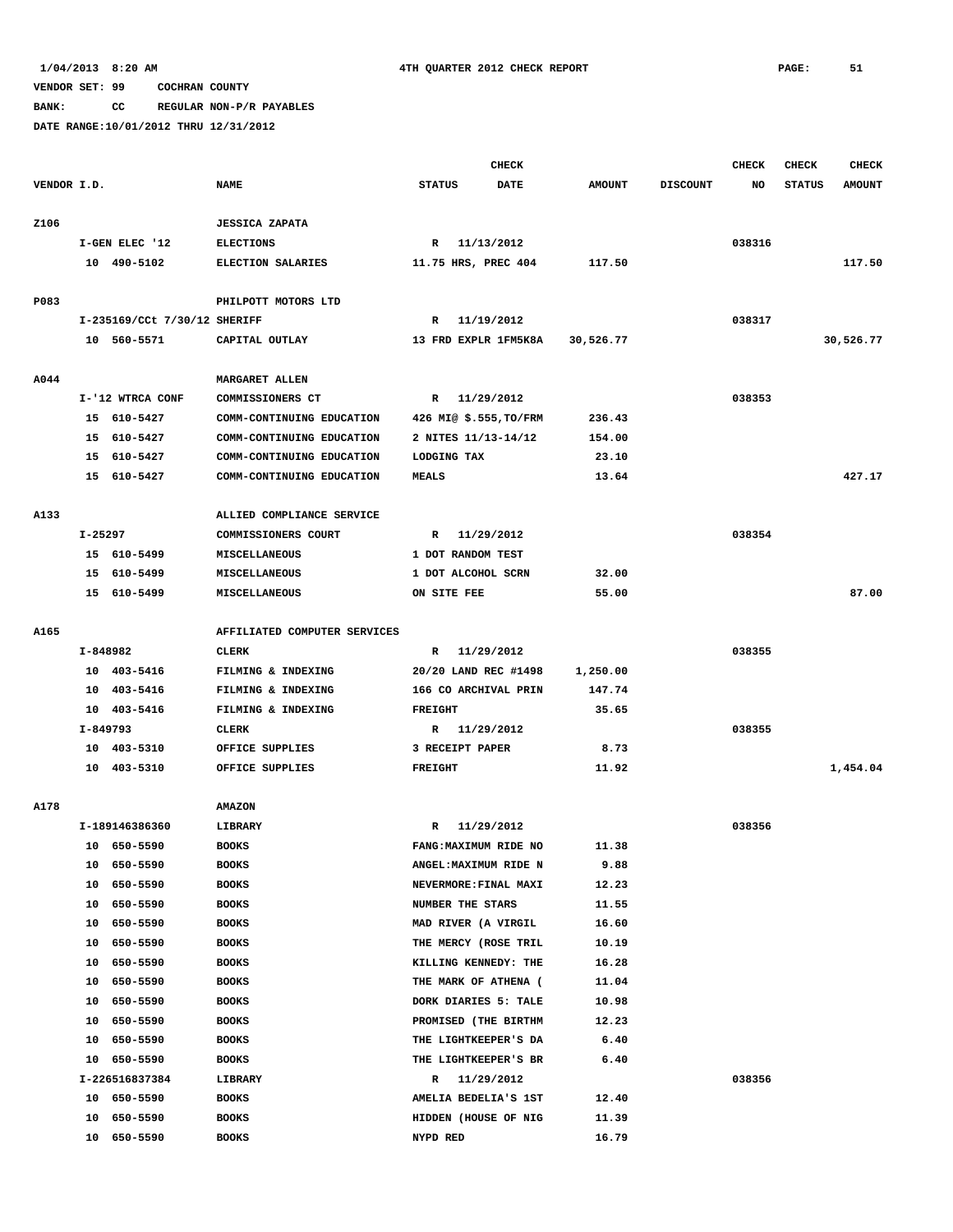1/04/2013 8:20 AM    4TH QUARTER 2012 CHECK REPORT

VENDOR SET: 99    COCHRAN COUNTY

BANK: CC    REGULAR NON-P/R PAYABLES

DATE RANGE:10/01/2012 THRU 12/31/2012

| VENDOR I.D. | NAME | STATUS | CHECK DATE | AMOUNT | DISCOUNT | CHECK NO | CHECK STATUS | CHECK AMOUNT |
|---|---|---|---|---|---|---|---|---|
| Z106 | JESSICA ZAPATA | | | | | | | |
| I-GEN ELEC '12 | ELECTIONS | R | 11/13/2012 | | | 038316 | | |
| 10 490-5102 | ELECTION SALARIES | 11.75 HRS, PREC 404 | | 117.50 | | | | 117.50 |
| P083 | PHILPOTT MOTORS LTD | | | | | | | |
| I-235169/CCt 7/30/12 | SHERIFF | R | 11/19/2012 | | | 038317 | | |
| 10 560-5571 | CAPITAL OUTLAY | 13 FRD EXPLR 1FM5K8A | | 30,526.77 | | | | 30,526.77 |
| A044 | MARGARET ALLEN | | | | | | | |
| I-'12 WTRCA CONF | COMMISSIONERS CT | R | 11/29/2012 | | | 038353 | | |
| 15 610-5427 | COMM-CONTINUING EDUCATION | 426 MI@ $.555,TO/FRM | | 236.43 | | | | |
| 15 610-5427 | COMM-CONTINUING EDUCATION | 2 NITES 11/13-14/12 | | 154.00 | | | | |
| 15 610-5427 | COMM-CONTINUING EDUCATION | LODGING TAX | | 23.10 | | | | |
| 15 610-5427 | COMM-CONTINUING EDUCATION | MEALS | | 13.64 | | | | 427.17 |
| A133 | ALLIED COMPLIANCE SERVICE | | | | | | | |
| I-25297 | COMMISSIONERS COURT | R | 11/29/2012 | | | 038354 | | |
| 15 610-5499 | MISCELLANEOUS | 1 DOT RANDOM TEST | | | | | | |
| 15 610-5499 | MISCELLANEOUS | 1 DOT ALCOHOL SCRN | | 32.00 | | | | |
| 15 610-5499 | MISCELLANEOUS | ON SITE FEE | | 55.00 | | | | 87.00 |
| A165 | AFFILIATED COMPUTER SERVICES | | | | | | | |
| I-848982 | CLERK | R | 11/29/2012 | | | 038355 | | |
| 10 403-5416 | FILMING & INDEXING | 20/20 LAND REC #1498 | | 1,250.00 | | | | |
| 10 403-5416 | FILMING & INDEXING | 166 CO ARCHIVAL PRIN | | 147.74 | | | | |
| 10 403-5416 | FILMING & INDEXING | FREIGHT | | 35.65 | | | | |
| I-849793 | CLERK | R | 11/29/2012 | | | 038355 | | |
| 10 403-5310 | OFFICE SUPPLIES | 3 RECEIPT PAPER | | 8.73 | | | | |
| 10 403-5310 | OFFICE SUPPLIES | FREIGHT | | 11.92 | | | | 1,454.04 |
| A178 | AMAZON | | | | | | | |
| I-189146386360 | LIBRARY | R | 11/29/2012 | | | 038356 | | |
| 10 650-5590 | BOOKS | FANG:MAXIMUM RIDE NO | | 11.38 | | | | |
| 10 650-5590 | BOOKS | ANGEL:MAXIMUM RIDE N | | 9.88 | | | | |
| 10 650-5590 | BOOKS | NEVERMORE:FINAL MAXI | | 12.23 | | | | |
| 10 650-5590 | BOOKS | NUMBER THE STARS | | 11.55 | | | | |
| 10 650-5590 | BOOKS | MAD RIVER (A VIRGIL | | 16.60 | | | | |
| 10 650-5590 | BOOKS | THE MERCY (ROSE TRIL | | 10.19 | | | | |
| 10 650-5590 | BOOKS | KILLING KENNEDY: THE | | 16.28 | | | | |
| 10 650-5590 | BOOKS | THE MARK OF ATHENA ( | | 11.04 | | | | |
| 10 650-5590 | BOOKS | DORK DIARIES 5: TALE | | 10.98 | | | | |
| 10 650-5590 | BOOKS | PROMISED (THE BIRTHM | | 12.23 | | | | |
| 10 650-5590 | BOOKS | THE LIGHTKEEPER'S DA | | 6.40 | | | | |
| 10 650-5590 | BOOKS | THE LIGHTKEEPER'S BR | | 6.40 | | | | |
| I-226516837384 | LIBRARY | R | 11/29/2012 | | | 038356 | | |
| 10 650-5590 | BOOKS | AMELIA BEDELIA'S 1ST | | 12.40 | | | | |
| 10 650-5590 | BOOKS | HIDDEN (HOUSE OF NIG | | 11.39 | | | | |
| 10 650-5590 | BOOKS | NYPD RED | | 16.79 | | | | |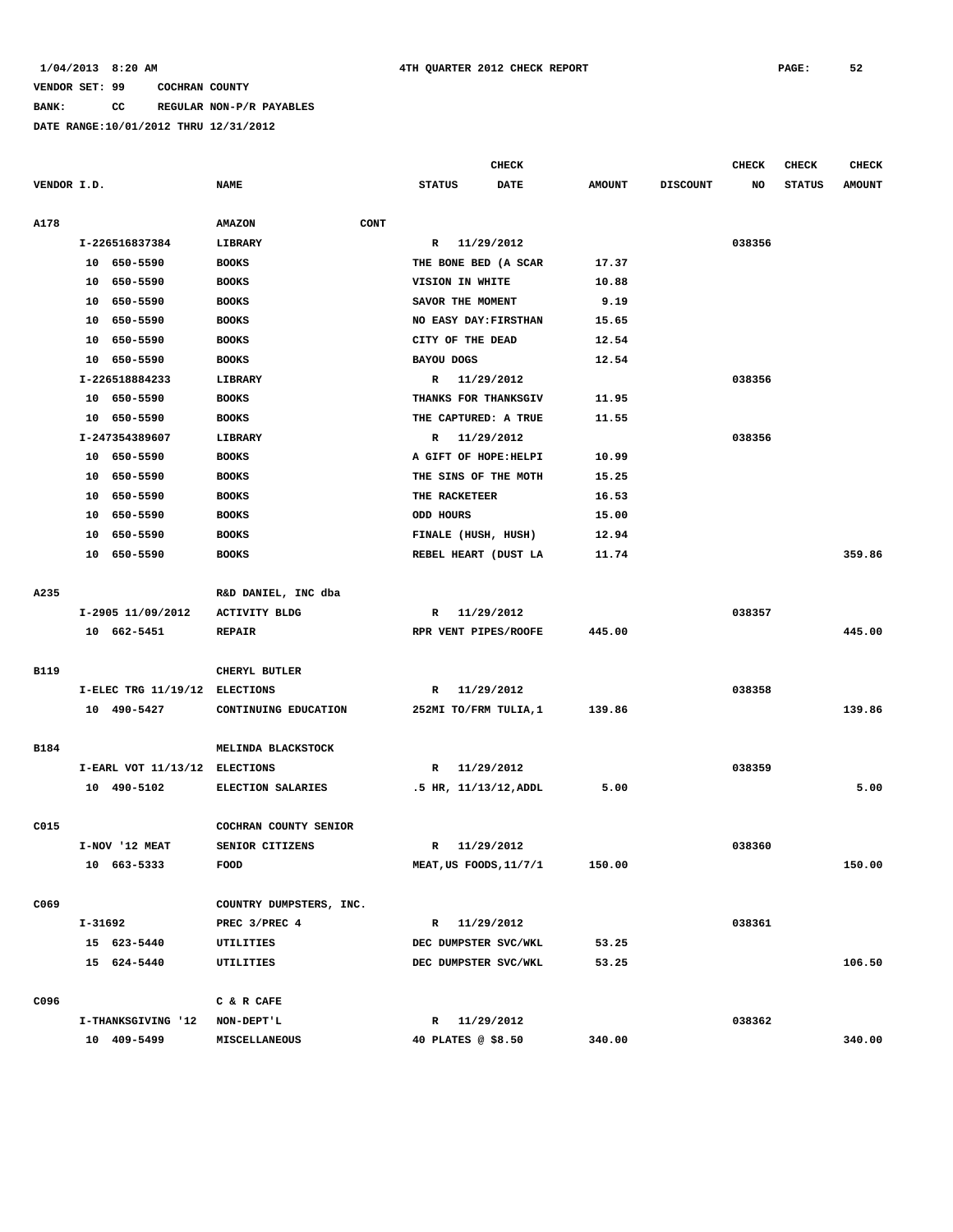1/04/2013 8:20 AM 4TH QUARTER 2012 CHECK REPORT PAGE: 52

VENDOR SET: 99 COCHRAN COUNTY

BANK: CC REGULAR NON-P/R PAYABLES

DATE RANGE:10/01/2012 THRU 12/31/2012

| VENDOR I.D. | NAME | STATUS | CHECK DATE | AMOUNT | DISCOUNT | CHECK NO | CHECK STATUS | CHECK AMOUNT |
|---|---|---|---|---|---|---|---|---|
| A178 | AMAZON CONT | | | | | | | |
| I-226516837384 | LIBRARY | R | 11/29/2012 | | | 038356 | | |
| 10 650-5590 | BOOKS | THE BONE BED (A SCAR | | 17.37 | | | | |
| 10 650-5590 | BOOKS | VISION IN WHITE | | 10.88 | | | | |
| 10 650-5590 | BOOKS | SAVOR THE MOMENT | | 9.19 | | | | |
| 10 650-5590 | BOOKS | NO EASY DAY:FIRSTHAN | | 15.65 | | | | |
| 10 650-5590 | BOOKS | CITY OF THE DEAD | | 12.54 | | | | |
| 10 650-5590 | BOOKS | BAYOU DOGS | | 12.54 | | | | |
| I-226518884233 | LIBRARY | R | 11/29/2012 | | | 038356 | | |
| 10 650-5590 | BOOKS | THANKS FOR THANKSGIV | | 11.95 | | | | |
| 10 650-5590 | BOOKS | THE CAPTURED: A TRUE | | 11.55 | | | | |
| I-247354389607 | LIBRARY | R | 11/29/2012 | | | 038356 | | |
| 10 650-5590 | BOOKS | A GIFT OF HOPE:HELPI | | 10.99 | | | | |
| 10 650-5590 | BOOKS | THE SINS OF THE MOTH | | 15.25 | | | | |
| 10 650-5590 | BOOKS | THE RACKETEER | | 16.53 | | | | |
| 10 650-5590 | BOOKS | ODD HOURS | | 15.00 | | | | |
| 10 650-5590 | BOOKS | FINALE (HUSH, HUSH) | | 12.94 | | | | |
| 10 650-5590 | BOOKS | REBEL HEART (DUST LA | | 11.74 | | | | 359.86 |
| A235 | R&D DANIEL, INC dba | | | | | | | |
| I-2905 11/09/2012 | ACTIVITY BLDG | R | 11/29/2012 | | | 038357 | | |
| 10 662-5451 | REPAIR | RPR VENT PIPES/ROOFE | | 445.00 | | | | 445.00 |
| B119 | CHERYL BUTLER | | | | | | | |
| I-ELEC TRG 11/19/12 | ELECTIONS | R | 11/29/2012 | | | 038358 | | |
| 10 490-5427 | CONTINUING EDUCATION | 252MI TO/FRM TULIA,1 | | 139.86 | | | | 139.86 |
| B184 | MELINDA BLACKSTOCK | | | | | | | |
| I-EARL VOT 11/13/12 | ELECTIONS | R | 11/29/2012 | | | 038359 | | |
| 10 490-5102 | ELECTION SALARIES | .5 HR, 11/13/12,ADDL | | 5.00 | | | | 5.00 |
| C015 | COCHRAN COUNTY SENIOR | | | | | | | |
| I-NOV '12 MEAT | SENIOR CITIZENS | R | 11/29/2012 | | | 038360 | | |
| 10 663-5333 | FOOD | MEAT,US FOODS,11/7/1 | | 150.00 | | | | 150.00 |
| C069 | COUNTRY DUMPSTERS, INC. | | | | | | | |
| I-31692 | PREC 3/PREC 4 | R | 11/29/2012 | | | 038361 | | |
| 15 623-5440 | UTILITIES | DEC DUMPSTER SVC/WKL | | 53.25 | | | | |
| 15 624-5440 | UTILITIES | DEC DUMPSTER SVC/WKL | | 53.25 | | | | 106.50 |
| C096 | C & R CAFE | | | | | | | |
| I-THANKSGIVING '12 | NON-DEPT'L | R | 11/29/2012 | | | 038362 | | |
| 10 409-5499 | MISCELLANEOUS | 40 PLATES @ $8.50 | | 340.00 | | | | 340.00 |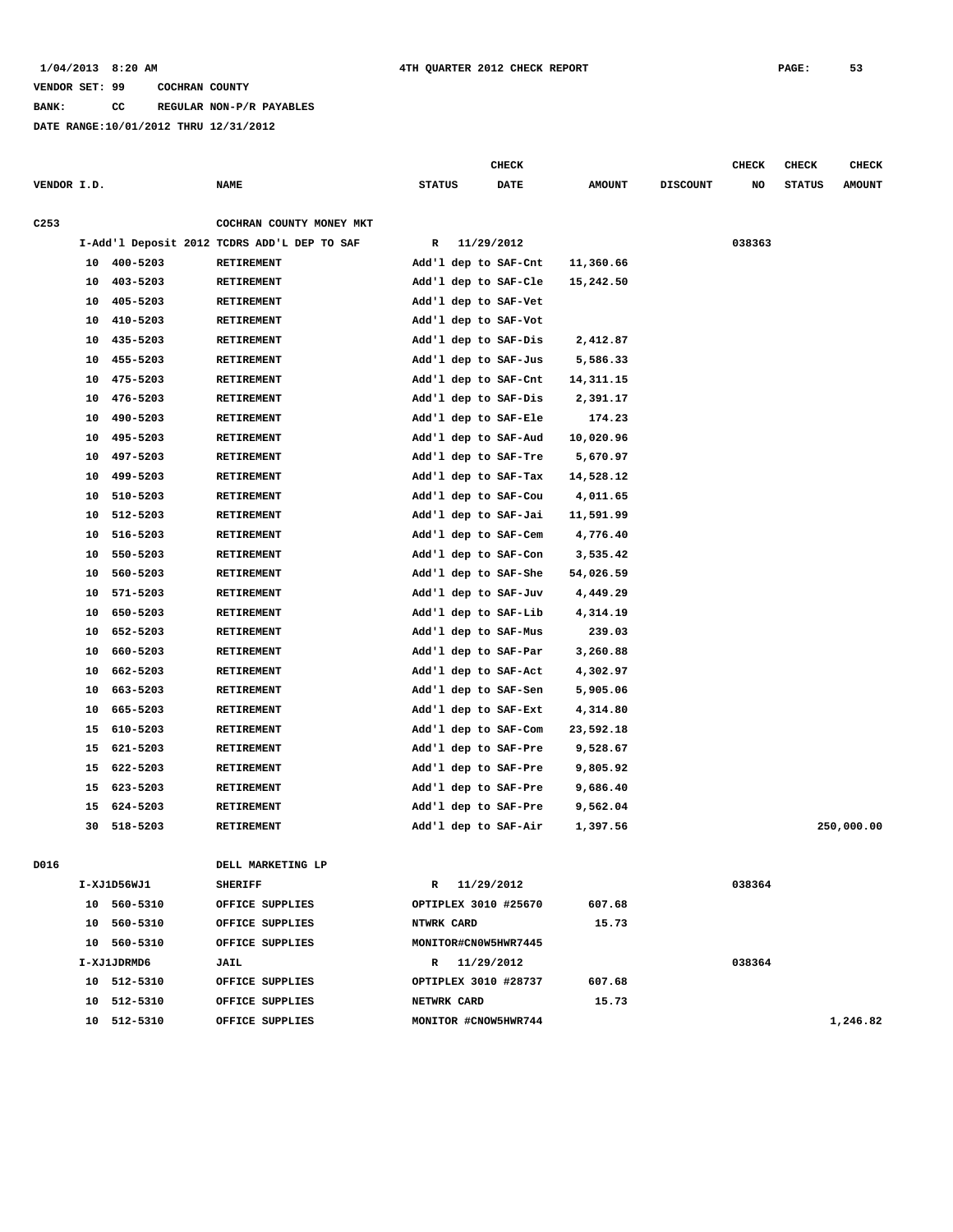1/04/2013 8:20 AM 4TH QUARTER 2012 CHECK REPORT

VENDOR SET: 99 COCHRAN COUNTY

BANK: CC REGULAR NON-P/R PAYABLES

DATE RANGE:10/01/2012 THRU 12/31/2012

| VENDOR I.D. | | NAME | STATUS | CHECK DATE | AMOUNT | DISCOUNT | CHECK NO | CHECK STATUS | CHECK AMOUNT |
|---|---|---|---|---|---|---|---|---|---|
| C253 | | COCHRAN COUNTY MONEY MKT | | | | | | | |
| | I-Add'l Deposit 2012 | TCDRS ADD'L DEP TO SAF | R | 11/29/2012 | | | 038363 | | |
| | 10 400-5203 | RETIREMENT | Add'l dep to SAF-Cnt | | 11,360.66 | | | | |
| | 10 403-5203 | RETIREMENT | Add'l dep to SAF-Cle | | 15,242.50 | | | | |
| | 10 405-5203 | RETIREMENT | Add'l dep to SAF-Vet | | | | | | |
| | 10 410-5203 | RETIREMENT | Add'l dep to SAF-Vot | | | | | | |
| | 10 435-5203 | RETIREMENT | Add'l dep to SAF-Dis | | 2,412.87 | | | | |
| | 10 455-5203 | RETIREMENT | Add'l dep to SAF-Jus | | 5,586.33 | | | | |
| | 10 475-5203 | RETIREMENT | Add'l dep to SAF-Cnt | | 14,311.15 | | | | |
| | 10 476-5203 | RETIREMENT | Add'l dep to SAF-Dis | | 2,391.17 | | | | |
| | 10 490-5203 | RETIREMENT | Add'l dep to SAF-Ele | | 174.23 | | | | |
| | 10 495-5203 | RETIREMENT | Add'l dep to SAF-Aud | | 10,020.96 | | | | |
| | 10 497-5203 | RETIREMENT | Add'l dep to SAF-Tre | | 5,670.97 | | | | |
| | 10 499-5203 | RETIREMENT | Add'l dep to SAF-Tax | | 14,528.12 | | | | |
| | 10 510-5203 | RETIREMENT | Add'l dep to SAF-Cou | | 4,011.65 | | | | |
| | 10 512-5203 | RETIREMENT | Add'l dep to SAF-Jai | | 11,591.99 | | | | |
| | 10 516-5203 | RETIREMENT | Add'l dep to SAF-Cem | | 4,776.40 | | | | |
| | 10 550-5203 | RETIREMENT | Add'l dep to SAF-Con | | 3,535.42 | | | | |
| | 10 560-5203 | RETIREMENT | Add'l dep to SAF-She | | 54,026.59 | | | | |
| | 10 571-5203 | RETIREMENT | Add'l dep to SAF-Juv | | 4,449.29 | | | | |
| | 10 650-5203 | RETIREMENT | Add'l dep to SAF-Lib | | 4,314.19 | | | | |
| | 10 652-5203 | RETIREMENT | Add'l dep to SAF-Mus | | 239.03 | | | | |
| | 10 660-5203 | RETIREMENT | Add'l dep to SAF-Par | | 3,260.88 | | | | |
| | 10 662-5203 | RETIREMENT | Add'l dep to SAF-Act | | 4,302.97 | | | | |
| | 10 663-5203 | RETIREMENT | Add'l dep to SAF-Sen | | 5,905.06 | | | | |
| | 10 665-5203 | RETIREMENT | Add'l dep to SAF-Ext | | 4,314.80 | | | | |
| | 15 610-5203 | RETIREMENT | Add'l dep to SAF-Com | | 23,592.18 | | | | |
| | 15 621-5203 | RETIREMENT | Add'l dep to SAF-Pre | | 9,528.67 | | | | |
| | 15 622-5203 | RETIREMENT | Add'l dep to SAF-Pre | | 9,805.92 | | | | |
| | 15 623-5203 | RETIREMENT | Add'l dep to SAF-Pre | | 9,686.40 | | | | |
| | 15 624-5203 | RETIREMENT | Add'l dep to SAF-Pre | | 9,562.04 | | | | |
| | 30 518-5203 | RETIREMENT | Add'l dep to SAF-Air | | 1,397.56 | | | | 250,000.00 |
| D016 | | DELL MARKETING LP | | | | | | | |
| | I-XJ1D56WJ1 | SHERIFF | R | 11/29/2012 | | | 038364 | | |
| | 10 560-5310 | OFFICE SUPPLIES | OPTIPLEX 3010 #25670 | | 607.68 | | | | |
| | 10 560-5310 | OFFICE SUPPLIES | NTWRK CARD | | 15.73 | | | | |
| | 10 560-5310 | OFFICE SUPPLIES | MONITOR#CN0W5HWR7445 | | | | | | |
| | I-XJ1JDRMD6 | JAIL | R | 11/29/2012 | | | 038364 | | |
| | 10 512-5310 | OFFICE SUPPLIES | OPTIPLEX 3010 #28737 | | 607.68 | | | | |
| | 10 512-5310 | OFFICE SUPPLIES | NETWRK CARD | | 15.73 | | | | |
| | 10 512-5310 | OFFICE SUPPLIES | MONITOR #CNOW5HWR744 | | | | | | 1,246.82 |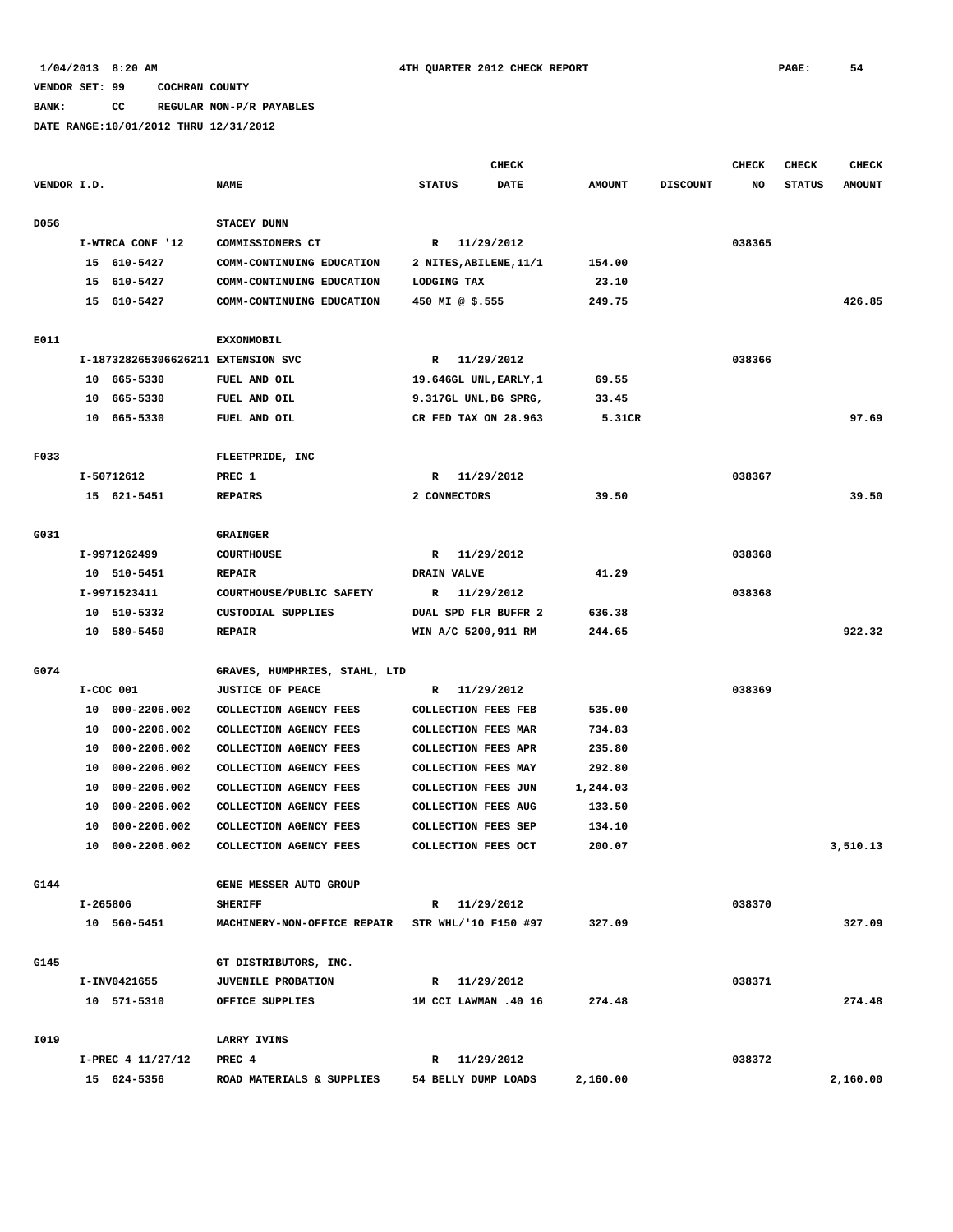1/04/2013 8:20 AM 4TH QUARTER 2012 CHECK REPORT PAGE: 54

VENDOR SET: 99 COCHRAN COUNTY

BANK: CC REGULAR NON-P/R PAYABLES

DATE RANGE:10/01/2012 THRU 12/31/2012

| VENDOR I.D. | NAME | CHECK STATUS | CHECK DATE | AMOUNT | DISCOUNT | CHECK NO | CHECK STATUS | CHECK AMOUNT |
|---|---|---|---|---|---|---|---|---|
| D056 | STACEY DUNN | | | | | | | |
| I-WTRCA CONF '12 | COMMISSIONERS CT | R | 11/29/2012 | | | 038365 | | |
| 15 610-5427 | COMM-CONTINUING EDUCATION | 2 NITES,ABILENE,11/1 | | 154.00 | | | | |
| 15 610-5427 | COMM-CONTINUING EDUCATION | LODGING TAX | | 23.10 | | | | |
| 15 610-5427 | COMM-CONTINUING EDUCATION | 450 MI @ $.555 | | 249.75 | | | | 426.85 |
| E011 | EXXONMOBIL | | | | | | | |
| I-187328265306626211 | EXTENSION SVC | R | 11/29/2012 | | | 038366 | | |
| 10 665-5330 | FUEL AND OIL | 19.646GL UNL,EARLY,1 | | 69.55 | | | | |
| 10 665-5330 | FUEL AND OIL | 9.317GL UNL,BG SPRG, | | 33.45 | | | | |
| 10 665-5330 | FUEL AND OIL | CR FED TAX ON 28.963 | | 5.31CR | | | | 97.69 |
| F033 | FLEETPRIDE, INC | | | | | | | |
| I-50712612 | PREC 1 | R | 11/29/2012 | | | 038367 | | |
| 15 621-5451 | REPAIRS | 2 CONNECTORS | | 39.50 | | | | 39.50 |
| G031 | GRAINGER | | | | | | | |
| I-9971262499 | COURTHOUSE | R | 11/29/2012 | | | 038368 | | |
| 10 510-5451 | REPAIR | DRAIN VALVE | | 41.29 | | | | |
| I-9971523411 | COURTHOUSE/PUBLIC SAFETY | R | 11/29/2012 | | | 038368 | | |
| 10 510-5332 | CUSTODIAL SUPPLIES | DUAL SPD FLR BUFFR 2 | | 636.38 | | | | |
| 10 580-5450 | REPAIR | WIN A/C 5200,911 RM | | 244.65 | | | | 922.32 |
| G074 | GRAVES, HUMPHRIES, STAHL, LTD | | | | | | | |
| I-COC 001 | JUSTICE OF PEACE | R | 11/29/2012 | | | 038369 | | |
| 10 000-2206.002 | COLLECTION AGENCY FEES | COLLECTION FEES FEB | | 535.00 | | | | |
| 10 000-2206.002 | COLLECTION AGENCY FEES | COLLECTION FEES MAR | | 734.83 | | | | |
| 10 000-2206.002 | COLLECTION AGENCY FEES | COLLECTION FEES APR | | 235.80 | | | | |
| 10 000-2206.002 | COLLECTION AGENCY FEES | COLLECTION FEES MAY | | 292.80 | | | | |
| 10 000-2206.002 | COLLECTION AGENCY FEES | COLLECTION FEES JUN | | 1,244.03 | | | | |
| 10 000-2206.002 | COLLECTION AGENCY FEES | COLLECTION FEES AUG | | 133.50 | | | | |
| 10 000-2206.002 | COLLECTION AGENCY FEES | COLLECTION FEES SEP | | 134.10 | | | | |
| 10 000-2206.002 | COLLECTION AGENCY FEES | COLLECTION FEES OCT | | 200.07 | | | | 3,510.13 |
| G144 | GENE MESSER AUTO GROUP | | | | | | | |
| I-265806 | SHERIFF | R | 11/29/2012 | | | 038370 | | |
| 10 560-5451 | MACHINERY-NON-OFFICE REPAIR | STR WHL/'10 F150 #97 | | 327.09 | | | | 327.09 |
| G145 | GT DISTRIBUTORS, INC. | | | | | | | |
| I-INV0421655 | JUVENILE PROBATION | R | 11/29/2012 | | | 038371 | | |
| 10 571-5310 | OFFICE SUPPLIES | 1M CCI LAWMAN .40 16 | | 274.48 | | | | 274.48 |
| I019 | LARRY IVINS | | | | | | | |
| I-PREC 4 11/27/12 | PREC 4 | R | 11/29/2012 | | | 038372 | | |
| 15 624-5356 | ROAD MATERIALS & SUPPLIES | 54 BELLY DUMP LOADS | | 2,160.00 | | | | 2,160.00 |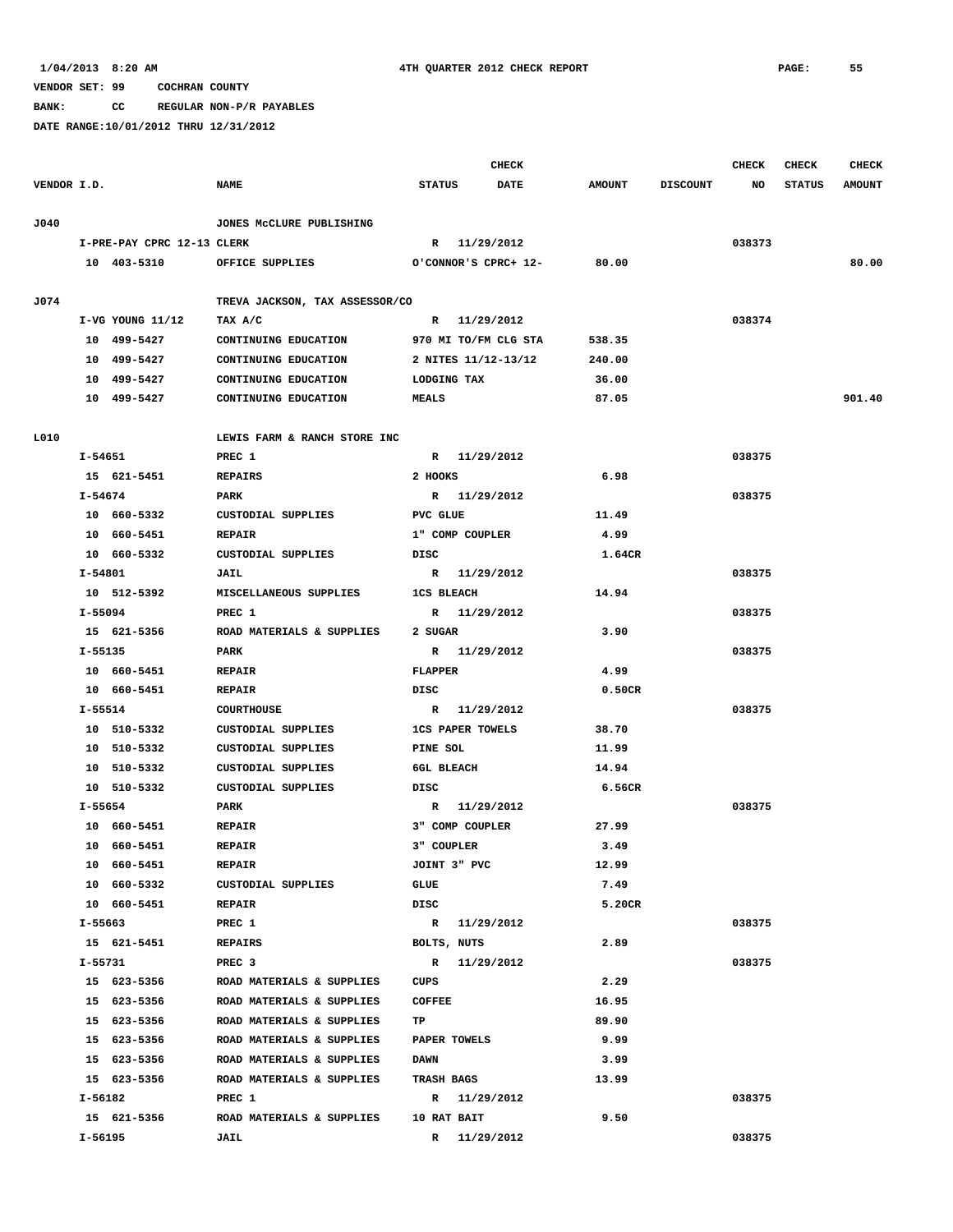VENDOR SET: 99 COCHRAN COUNTY

BANK: CC REGULAR NON-P/R PAYABLES

DATE RANGE:10/01/2012 THRU 12/31/2012

| VENDOR I.D. | NAME | STATUS | CHECK DATE | AMOUNT | DISCOUNT | CHECK NO | CHECK STATUS | CHECK AMOUNT |
|---|---|---|---|---|---|---|---|---|
| J040 | JONES McCLURE PUBLISHING | | | | | | | |
| I-PRE-PAY CPRC 12-13 CLERK | | R | 11/29/2012 | | | 038373 | | |
| 10 403-5310 | OFFICE SUPPLIES | O'CONNOR'S CPRC+ 12- | | 80.00 | | | | 80.00 |
| J074 | TREVA JACKSON, TAX ASSESSOR/CO | | | | | | | |
| I-VG YOUNG 11/12 | TAX A/C | R | 11/29/2012 | | | 038374 | | |
| 10 499-5427 | CONTINUING EDUCATION | 970 MI TO/FM CLG STA | | 538.35 | | | | |
| 10 499-5427 | CONTINUING EDUCATION | 2 NITES 11/12-13/12 | | 240.00 | | | | |
| 10 499-5427 | CONTINUING EDUCATION | LODGING TAX | | 36.00 | | | | |
| 10 499-5427 | CONTINUING EDUCATION | MEALS | | 87.05 | | | | 901.40 |
| L010 | LEWIS FARM & RANCH STORE INC | | | | | | | |
| I-54651 | PREC 1 | R | 11/29/2012 | | | 038375 | | |
| 15 621-5451 | REPAIRS | 2 HOOKS | | 6.98 | | | | |
| I-54674 | PARK | R | 11/29/2012 | | | 038375 | | |
| 10 660-5332 | CUSTODIAL SUPPLIES | PVC GLUE | | 11.49 | | | | |
| 10 660-5451 | REPAIR | 1" COMP COUPLER | | 4.99 | | | | |
| 10 660-5332 | CUSTODIAL SUPPLIES | DISC | | 1.64CR | | | | |
| I-54801 | JAIL | R | 11/29/2012 | | | 038375 | | |
| 10 512-5392 | MISCELLANEOUS SUPPLIES | 1CS BLEACH | | 14.94 | | | | |
| I-55094 | PREC 1 | R | 11/29/2012 | | | 038375 | | |
| 15 621-5356 | ROAD MATERIALS & SUPPLIES | 2 SUGAR | | 3.90 | | | | |
| I-55135 | PARK | R | 11/29/2012 | | | 038375 | | |
| 10 660-5451 | REPAIR | FLAPPER | | 4.99 | | | | |
| 10 660-5451 | REPAIR | DISC | | 0.50CR | | | | |
| I-55514 | COURTHOUSE | R | 11/29/2012 | | | 038375 | | |
| 10 510-5332 | CUSTODIAL SUPPLIES | 1CS PAPER TOWELS | | 38.70 | | | | |
| 10 510-5332 | CUSTODIAL SUPPLIES | PINE SOL | | 11.99 | | | | |
| 10 510-5332 | CUSTODIAL SUPPLIES | 6GL BLEACH | | 14.94 | | | | |
| 10 510-5332 | CUSTODIAL SUPPLIES | DISC | | 6.56CR | | | | |
| I-55654 | PARK | R | 11/29/2012 | | | 038375 | | |
| 10 660-5451 | REPAIR | 3" COMP COUPLER | | 27.99 | | | | |
| 10 660-5451 | REPAIR | 3" COUPLER | | 3.49 | | | | |
| 10 660-5451 | REPAIR | JOINT 3" PVC | | 12.99 | | | | |
| 10 660-5332 | CUSTODIAL SUPPLIES | GLUE | | 7.49 | | | | |
| 10 660-5451 | REPAIR | DISC | | 5.20CR | | | | |
| I-55663 | PREC 1 | R | 11/29/2012 | | | 038375 | | |
| 15 621-5451 | REPAIRS | BOLTS, NUTS | | 2.89 | | | | |
| I-55731 | PREC 3 | R | 11/29/2012 | | | 038375 | | |
| 15 623-5356 | ROAD MATERIALS & SUPPLIES | CUPS | | 2.29 | | | | |
| 15 623-5356 | ROAD MATERIALS & SUPPLIES | COFFEE | | 16.95 | | | | |
| 15 623-5356 | ROAD MATERIALS & SUPPLIES | TP | | 89.90 | | | | |
| 15 623-5356 | ROAD MATERIALS & SUPPLIES | PAPER TOWELS | | 9.99 | | | | |
| 15 623-5356 | ROAD MATERIALS & SUPPLIES | DAWN | | 3.99 | | | | |
| 15 623-5356 | ROAD MATERIALS & SUPPLIES | TRASH BAGS | | 13.99 | | | | |
| I-56182 | PREC 1 | R | 11/29/2012 | | | 038375 | | |
| 15 621-5356 | ROAD MATERIALS & SUPPLIES | 10 RAT BAIT | | 9.50 | | | | |
| I-56195 | JAIL | R | 11/29/2012 | | | 038375 | | |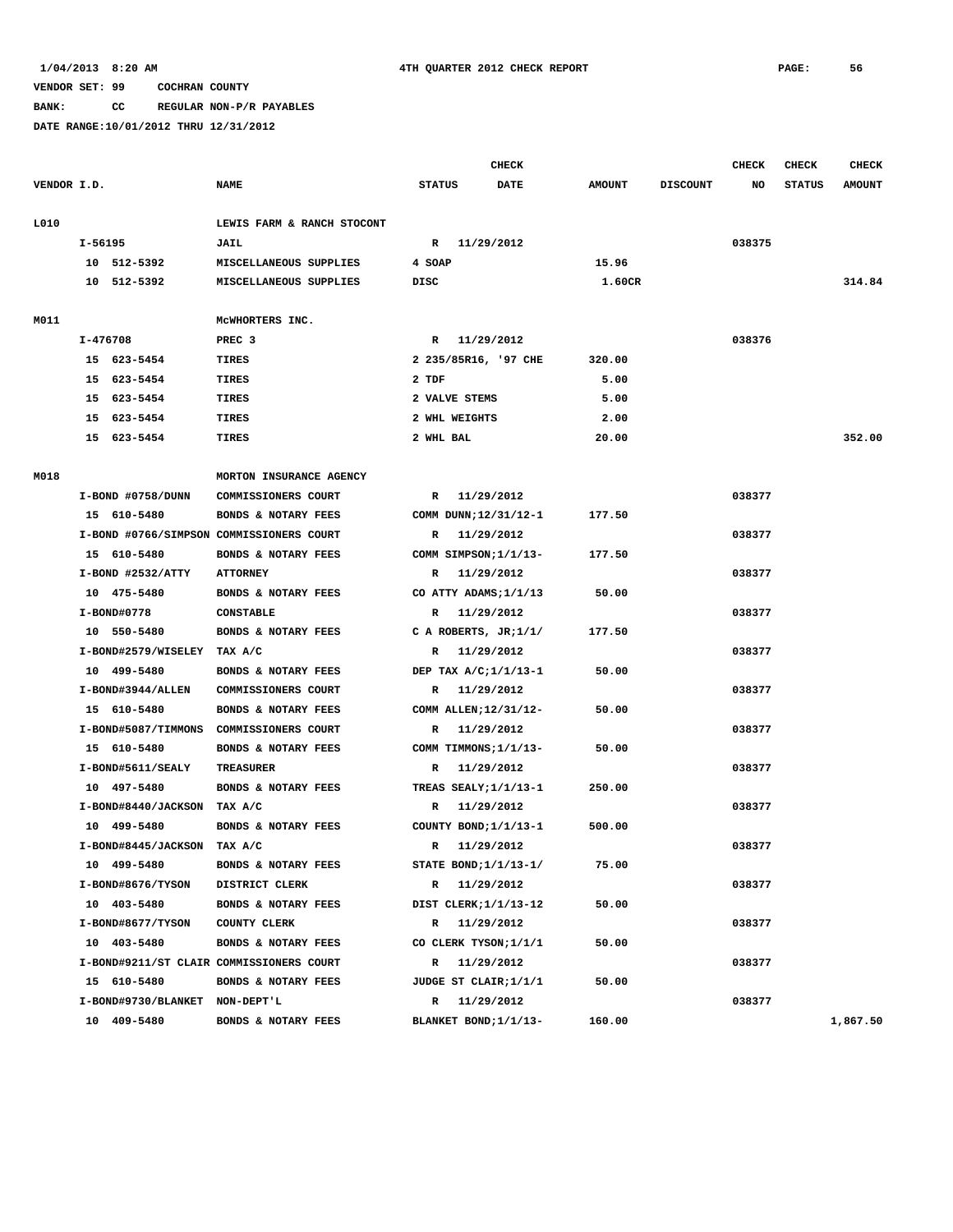1/04/2013 8:20 AM 4TH QUARTER 2012 CHECK REPORT

VENDOR SET: 99 COCHRAN COUNTY

BANK: CC REGULAR NON-P/R PAYABLES

DATE RANGE:10/01/2012 THRU 12/31/2012

| VENDOR I.D. | NAME | STATUS | CHECK DATE | AMOUNT | DISCOUNT | CHECK NO | CHECK STATUS | CHECK AMOUNT |
|---|---|---|---|---|---|---|---|---|
| L010 | LEWIS FARM & RANCH STOCONT | | | | | | | |
| I-56195 | JAIL | R | 11/29/2012 | | | 038375 | | |
| 10 512-5392 | MISCELLANEOUS SUPPLIES | 4 SOAP | | 15.96 | | | | |
| 10 512-5392 | MISCELLANEOUS SUPPLIES | DISC | | 1.60CR | | | | 314.84 |
| M011 | McWHORTERS INC. | | | | | | | |
| I-476708 | PREC 3 | R | 11/29/2012 | | | 038376 | | |
| 15 623-5454 | TIRES | 2 235/85R16, '97 CHE | | 320.00 | | | | |
| 15 623-5454 | TIRES | 2 TDF | | 5.00 | | | | |
| 15 623-5454 | TIRES | 2 VALVE STEMS | | 5.00 | | | | |
| 15 623-5454 | TIRES | 2 WHL WEIGHTS | | 2.00 | | | | |
| 15 623-5454 | TIRES | 2 WHL BAL | | 20.00 | | | | 352.00 |
| M018 | MORTON INSURANCE AGENCY | | | | | | | |
| I-BOND #0758/DUNN | COMMISSIONERS COURT | R | 11/29/2012 | | | 038377 | | |
| 15 610-5480 | BONDS & NOTARY FEES | COMM DUNN;12/31/12-1 | | 177.50 | | | | |
| I-BOND #0766/SIMPSON | COMMISSIONERS COURT | R | 11/29/2012 | | | 038377 | | |
| 15 610-5480 | BONDS & NOTARY FEES | COMM SIMPSON;1/1/13- | | 177.50 | | | | |
| I-BOND #2532/ATTY | ATTORNEY | R | 11/29/2012 | | | 038377 | | |
| 10 475-5480 | BONDS & NOTARY FEES | CO ATTY ADAMS;1/1/13 | | 50.00 | | | | |
| I-BOND#0778 | CONSTABLE | R | 11/29/2012 | | | 038377 | | |
| 10 550-5480 | BONDS & NOTARY FEES | C A ROBERTS, JR;1/1/ | | 177.50 | | | | |
| I-BOND#2579/WISELEY | TAX A/C | R | 11/29/2012 | | | 038377 | | |
| 10 499-5480 | BONDS & NOTARY FEES | DEP TAX A/C;1/1/13-1 | | 50.00 | | | | |
| I-BOND#3944/ALLEN | COMMISSIONERS COURT | R | 11/29/2012 | | | 038377 | | |
| 15 610-5480 | BONDS & NOTARY FEES | COMM ALLEN;12/31/12- | | 50.00 | | | | |
| I-BOND#5087/TIMMONS | COMMISSIONERS COURT | R | 11/29/2012 | | | 038377 | | |
| 15 610-5480 | BONDS & NOTARY FEES | COMM TIMMONS;1/1/13- | | 50.00 | | | | |
| I-BOND#5611/SEALY | TREASURER | R | 11/29/2012 | | | 038377 | | |
| 10 497-5480 | BONDS & NOTARY FEES | TREAS SEALY;1/1/13-1 | | 250.00 | | | | |
| I-BOND#8440/JACKSON | TAX A/C | R | 11/29/2012 | | | 038377 | | |
| 10 499-5480 | BONDS & NOTARY FEES | COUNTY BOND;1/1/13-1 | | 500.00 | | | | |
| I-BOND#8445/JACKSON | TAX A/C | R | 11/29/2012 | | | 038377 | | |
| 10 499-5480 | BONDS & NOTARY FEES | STATE BOND;1/1/13-1/ | | 75.00 | | | | |
| I-BOND#8676/TYSON | DISTRICT CLERK | R | 11/29/2012 | | | 038377 | | |
| 10 403-5480 | BONDS & NOTARY FEES | DIST CLERK;1/1/13-12 | | 50.00 | | | | |
| I-BOND#8677/TYSON | COUNTY CLERK | R | 11/29/2012 | | | 038377 | | |
| 10 403-5480 | BONDS & NOTARY FEES | CO CLERK TYSON;1/1/1 | | 50.00 | | | | |
| I-BOND#9211/ST CLAIR | COMMISSIONERS COURT | R | 11/29/2012 | | | 038377 | | |
| 15 610-5480 | BONDS & NOTARY FEES | JUDGE ST CLAIR;1/1/1 | | 50.00 | | | | |
| I-BOND#9730/BLANKET | NON-DEPT'L | R | 11/29/2012 | | | 038377 | | |
| 10 409-5480 | BONDS & NOTARY FEES | BLANKET BOND;1/1/13- | | 160.00 | | | | 1,867.50 |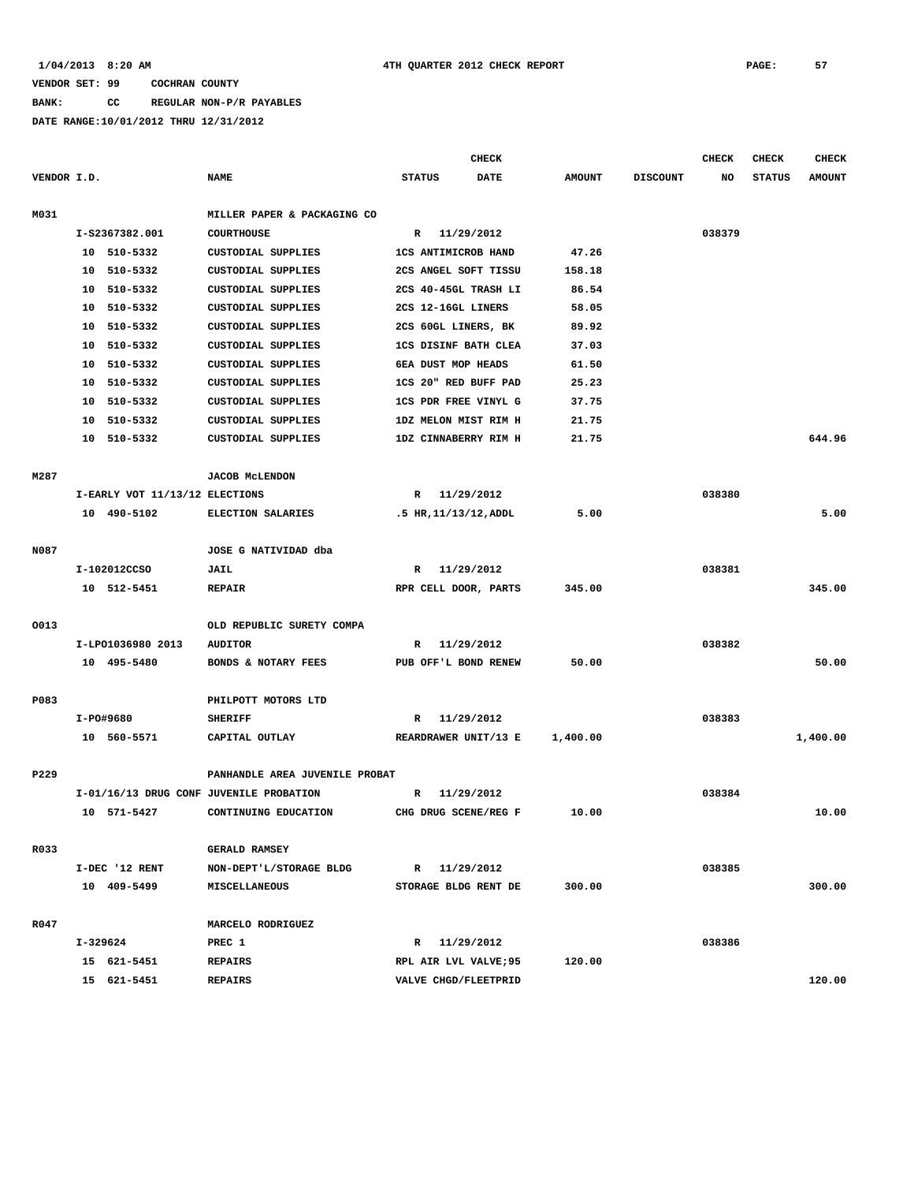1/04/2013 8:20 AM 4TH QUARTER 2012 CHECK REPORT

VENDOR SET: 99 COCHRAN COUNTY

BANK: CC REGULAR NON-P/R PAYABLES

DATE RANGE:10/01/2012 THRU 12/31/2012

| VENDOR I.D. | NAME | STATUS | CHECK DATE | AMOUNT | DISCOUNT | CHECK NO | CHECK STATUS | CHECK AMOUNT |
|---|---|---|---|---|---|---|---|---|
| M031 | MILLER PAPER & PACKAGING CO | | | | | | | |
| I-S2367382.001 | COURTHOUSE | R | 11/29/2012 | | | 038379 | | |
| 10 510-5332 | CUSTODIAL SUPPLIES | 1CS ANTIMICROB HAND | | 47.26 | | | | |
| 10 510-5332 | CUSTODIAL SUPPLIES | 2CS ANGEL SOFT TISSU | | 158.18 | | | | |
| 10 510-5332 | CUSTODIAL SUPPLIES | 2CS 40-45GL TRASH LI | | 86.54 | | | | |
| 10 510-5332 | CUSTODIAL SUPPLIES | 2CS 12-16GL LINERS | | 58.05 | | | | |
| 10 510-5332 | CUSTODIAL SUPPLIES | 2CS 60GL LINERS, BK | | 89.92 | | | | |
| 10 510-5332 | CUSTODIAL SUPPLIES | 1CS DISINF BATH CLEA | | 37.03 | | | | |
| 10 510-5332 | CUSTODIAL SUPPLIES | 6EA DUST MOP HEADS | | 61.50 | | | | |
| 10 510-5332 | CUSTODIAL SUPPLIES | 1CS 20" RED BUFF PAD | | 25.23 | | | | |
| 10 510-5332 | CUSTODIAL SUPPLIES | 1CS PDR FREE VINYL G | | 37.75 | | | | |
| 10 510-5332 | CUSTODIAL SUPPLIES | 1DZ MELON MIST RIM H | | 21.75 | | | | |
| 10 510-5332 | CUSTODIAL SUPPLIES | 1DZ CINNABERRY RIM H | | 21.75 | | | | 644.96 |
| M287 | JACOB McLENDON | | | | | | | |
| I-EARLY VOT 11/13/12 | ELECTIONS | R | 11/29/2012 | | | 038380 | | |
| 10 490-5102 | ELECTION SALARIES | .5 HR,11/13/12,ADDL | | 5.00 | | | | 5.00 |
| N087 | JOSE G NATIVIDAD dba | | | | | | | |
| I-102012CCSO | JAIL | R | 11/29/2012 | | | 038381 | | |
| 10 512-5451 | REPAIR | RPR CELL DOOR, PARTS | | 345.00 | | | | 345.00 |
| O013 | OLD REPUBLIC SURETY COMPA | | | | | | | |
| I-LPO1036980 2013 | AUDITOR | R | 11/29/2012 | | | 038382 | | |
| 10 495-5480 | BONDS & NOTARY FEES | PUB OFF'L BOND RENEW | | 50.00 | | | | 50.00 |
| P083 | PHILPOTT MOTORS LTD | | | | | | | |
| I-PO#9680 | SHERIFF | R | 11/29/2012 | | | 038383 | | |
| 10 560-5571 | CAPITAL OUTLAY | REARDRAWER UNIT/13 E | | 1,400.00 | | | | 1,400.00 |
| P229 | PANHANDLE AREA JUVENILE PROBAT | | | | | | | |
| I-01/16/13 DRUG CONF | JUVENILE PROBATION | R | 11/29/2012 | | | 038384 | | |
| 10 571-5427 | CONTINUING EDUCATION | CHG DRUG SCENE/REG F | | 10.00 | | | | 10.00 |
| R033 | GERALD RAMSEY | | | | | | | |
| I-DEC '12 RENT | NON-DEPT'L/STORAGE BLDG | R | 11/29/2012 | | | 038385 | | |
| 10 409-5499 | MISCELLANEOUS | STORAGE BLDG RENT DE | | 300.00 | | | | 300.00 |
| R047 | MARCELO RODRIGUEZ | | | | | | | |
| I-329624 | PREC 1 | R | 11/29/2012 | | | 038386 | | |
| 15 621-5451 | REPAIRS | RPL AIR LVL VALVE;95 | | 120.00 | | | | |
| 15 621-5451 | REPAIRS | VALVE CHGD/FLEETPRID | | | | | | 120.00 |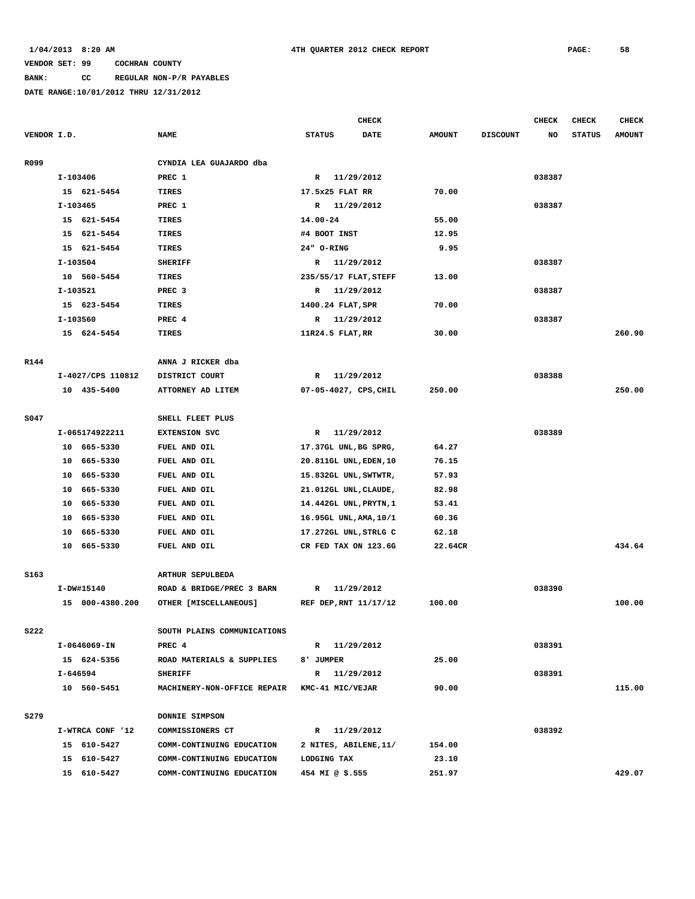1/04/2013 8:20 AM 4TH QUARTER 2012 CHECK REPORT

VENDOR SET: 99 COCHRAN COUNTY

BANK: CC REGULAR NON-P/R PAYABLES

DATE RANGE:10/01/2012 THRU 12/31/2012

| VENDOR I.D. | NAME | CHECK STATUS | CHECK DATE | AMOUNT | DISCOUNT | CHECK NO | CHECK STATUS | CHECK AMOUNT |
|---|---|---|---|---|---|---|---|---|
| R099 | CYNDIA LEA GUAJARDO dba | | | | | | | |
| I-103406 | PREC 1 | R | 11/29/2012 | | | 038387 | | |
| 15 621-5454 | TIRES | 17.5x25 FLAT RR | | 70.00 | | | | |
| I-103465 | PREC 1 | R | 11/29/2012 | | | 038387 | | |
| 15 621-5454 | TIRES | 14.00-24 | | 55.00 | | | | |
| 15 621-5454 | TIRES | #4 BOOT INST | | 12.95 | | | | |
| 15 621-5454 | TIRES | 24" O-RING | | 9.95 | | | | |
| I-103504 | SHERIFF | R | 11/29/2012 | | | 038387 | | |
| 10 560-5454 | TIRES | 235/55/17 FLAT,STEFF | | 13.00 | | | | |
| I-103521 | PREC 3 | R | 11/29/2012 | | | 038387 | | |
| 15 623-5454 | TIRES | 1400.24 FLAT,SPR | | 70.00 | | | | |
| I-103560 | PREC 4 | R | 11/29/2012 | | | 038387 | | |
| 15 624-5454 | TIRES | 11R24.5 FLAT,RR | | 30.00 | | | | 260.90 |
| R144 | ANNA J RICKER dba | | | | | | | |
| I-4027/CPS 110812 | DISTRICT COURT | R | 11/29/2012 | | | 038388 | | |
| 10 435-5400 | ATTORNEY AD LITEM | 07-05-4027, CPS,CHIL | | 250.00 | | | | 250.00 |
| S047 | SHELL FLEET PLUS | | | | | | | |
| I-065174922211 | EXTENSION SVC | R | 11/29/2012 | | | 038389 | | |
| 10 665-5330 | FUEL AND OIL | 17.37GL UNL,BG SPRG, | | 64.27 | | | | |
| 10 665-5330 | FUEL AND OIL | 20.811GL UNL,EDEN,10 | | 76.15 | | | | |
| 10 665-5330 | FUEL AND OIL | 15.832GL UNL,SWTWTR, | | 57.93 | | | | |
| 10 665-5330 | FUEL AND OIL | 21.012GL UNL,CLAUDE, | | 82.98 | | | | |
| 10 665-5330 | FUEL AND OIL | 14.442GL UNL,PRYTN,1 | | 53.41 | | | | |
| 10 665-5330 | FUEL AND OIL | 16.95GL UNL,AMA,10/1 | | 60.36 | | | | |
| 10 665-5330 | FUEL AND OIL | 17.272GL UNL,STRLG C | | 62.18 | | | | |
| 10 665-5330 | FUEL AND OIL | CR FED TAX ON 123.6G | | 22.64CR | | | | 434.64 |
| S163 | ARTHUR SEPULBEDA | | | | | | | |
| I-DW#15140 | ROAD & BRIDGE/PREC 3 BARN | R | 11/29/2012 | | | 038390 | | |
| 15 000-4380.200 | OTHER [MISCELLANEOUS] | REF DEP,RNT 11/17/12 | | 100.00 | | | | 100.00 |
| S222 | SOUTH PLAINS COMMUNICATIONS | | | | | | | |
| I-0646069-IN | PREC 4 | R | 11/29/2012 | | | 038391 | | |
| 15 624-5356 | ROAD MATERIALS & SUPPLIES | 8' JUMPER | | 25.00 | | | | |
| I-646594 | SHERIFF | R | 11/29/2012 | | | 038391 | | |
| 10 560-5451 | MACHINERY-NON-OFFICE REPAIR | KMC-41 MIC/VEJAR | | 90.00 | | | | 115.00 |
| S279 | DONNIE SIMPSON | | | | | | | |
| I-WTRCA CONF '12 | COMMISSIONERS CT | R | 11/29/2012 | | | 038392 | | |
| 15 610-5427 | COMM-CONTINUING EDUCATION | 2 NITES, ABILENE,11/ | | 154.00 | | | | |
| 15 610-5427 | COMM-CONTINUING EDUCATION | LODGING TAX | | 23.10 | | | | |
| 15 610-5427 | COMM-CONTINUING EDUCATION | 454 MI @ $.555 | | 251.97 | | | | 429.07 |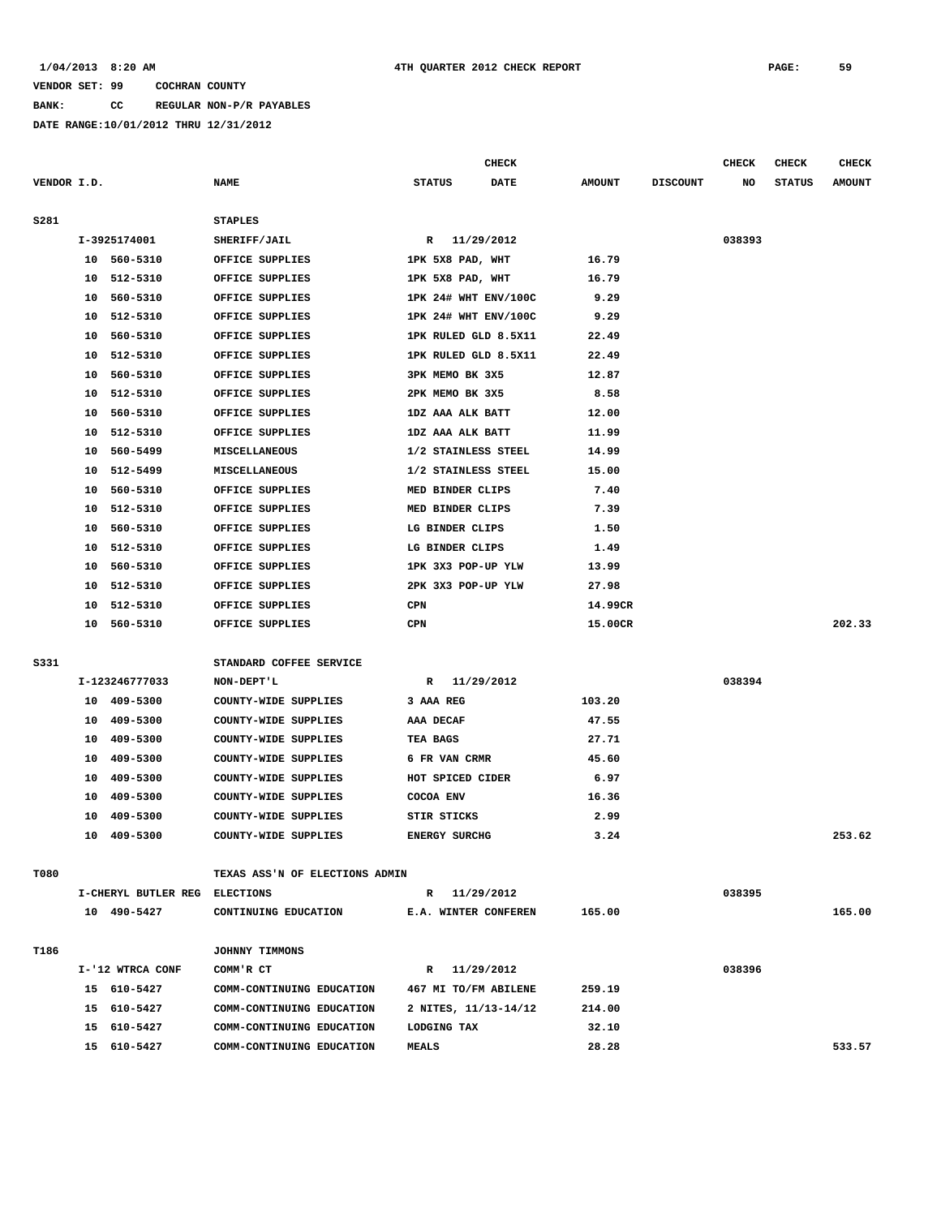1/04/2013 8:20 AM    4TH QUARTER 2012 CHECK REPORT

VENDOR SET: 99    COCHRAN COUNTY

BANK: CC    REGULAR NON-P/R PAYABLES

DATE RANGE:10/01/2012 THRU 12/31/2012

| VENDOR I.D. | NAME | CHECK STATUS | CHECK DATE | AMOUNT | DISCOUNT | CHECK NO | CHECK STATUS | CHECK AMOUNT |
|---|---|---|---|---|---|---|---|---|
| S281 | STAPLES | | | | | | | |
| I-3925174001 | SHERIFF/JAIL | R | 11/29/2012 | | | 038393 | | |
| 10 560-5310 | OFFICE SUPPLIES | 1PK 5X8 PAD, WHT | | 16.79 | | | | |
| 10 512-5310 | OFFICE SUPPLIES | 1PK 5X8 PAD, WHT | | 16.79 | | | | |
| 10 560-5310 | OFFICE SUPPLIES | 1PK 24# WHT ENV/100C | | 9.29 | | | | |
| 10 512-5310 | OFFICE SUPPLIES | 1PK 24# WHT ENV/100C | | 9.29 | | | | |
| 10 560-5310 | OFFICE SUPPLIES | 1PK RULED GLD 8.5X11 | | 22.49 | | | | |
| 10 512-5310 | OFFICE SUPPLIES | 1PK RULED GLD 8.5X11 | | 22.49 | | | | |
| 10 560-5310 | OFFICE SUPPLIES | 3PK MEMO BK 3X5 | | 12.87 | | | | |
| 10 512-5310 | OFFICE SUPPLIES | 2PK MEMO BK 3X5 | | 8.58 | | | | |
| 10 560-5310 | OFFICE SUPPLIES | 1DZ AAA ALK BATT | | 12.00 | | | | |
| 10 512-5310 | OFFICE SUPPLIES | 1DZ AAA ALK BATT | | 11.99 | | | | |
| 10 560-5499 | MISCELLANEOUS | 1/2 STAINLESS STEEL | | 14.99 | | | | |
| 10 512-5499 | MISCELLANEOUS | 1/2 STAINLESS STEEL | | 15.00 | | | | |
| 10 560-5310 | OFFICE SUPPLIES | MED BINDER CLIPS | | 7.40 | | | | |
| 10 512-5310 | OFFICE SUPPLIES | MED BINDER CLIPS | | 7.39 | | | | |
| 10 560-5310 | OFFICE SUPPLIES | LG BINDER CLIPS | | 1.50 | | | | |
| 10 512-5310 | OFFICE SUPPLIES | LG BINDER CLIPS | | 1.49 | | | | |
| 10 560-5310 | OFFICE SUPPLIES | 1PK 3X3 POP-UP YLW | | 13.99 | | | | |
| 10 512-5310 | OFFICE SUPPLIES | 2PK 3X3 POP-UP YLW | | 27.98 | | | | |
| 10 512-5310 | OFFICE SUPPLIES | CPN | | 14.99CR | | | | |
| 10 560-5310 | OFFICE SUPPLIES | CPN | | 15.00CR | | | | 202.33 |
| S331 | STANDARD COFFEE SERVICE | | | | | | | |
| I-123246777033 | NON-DEPT'L | R | 11/29/2012 | | | 038394 | | |
| 10 409-5300 | COUNTY-WIDE SUPPLIES | 3 AAA REG | | 103.20 | | | | |
| 10 409-5300 | COUNTY-WIDE SUPPLIES | AAA DECAF | | 47.55 | | | | |
| 10 409-5300 | COUNTY-WIDE SUPPLIES | TEA BAGS | | 27.71 | | | | |
| 10 409-5300 | COUNTY-WIDE SUPPLIES | 6 FR VAN CRMR | | 45.60 | | | | |
| 10 409-5300 | COUNTY-WIDE SUPPLIES | HOT SPICED CIDER | | 6.97 | | | | |
| 10 409-5300 | COUNTY-WIDE SUPPLIES | COCOA ENV | | 16.36 | | | | |
| 10 409-5300 | COUNTY-WIDE SUPPLIES | STIR STICKS | | 2.99 | | | | |
| 10 409-5300 | COUNTY-WIDE SUPPLIES | ENERGY SURCHG | | 3.24 | | | | 253.62 |
| T080 | TEXAS ASS'N OF ELECTIONS ADMIN | | | | | | | |
| I-CHERYL BUTLER REG | ELECTIONS | R | 11/29/2012 | | | 038395 | | |
| 10 490-5427 | CONTINUING EDUCATION | E.A. WINTER CONFEREN | | 165.00 | | | | 165.00 |
| T186 | JOHNNY TIMMONS | | | | | | | |
| I-'12 WTRCA CONF | COMM'R CT | R | 11/29/2012 | | | 038396 | | |
| 15 610-5427 | COMM-CONTINUING EDUCATION | 467 MI TO/FM ABILENE | | 259.19 | | | | |
| 15 610-5427 | COMM-CONTINUING EDUCATION | 2 NITES, 11/13-14/12 | | 214.00 | | | | |
| 15 610-5427 | COMM-CONTINUING EDUCATION | LODGING TAX | | 32.10 | | | | |
| 15 610-5427 | COMM-CONTINUING EDUCATION | MEALS | | 28.28 | | | | 533.57 |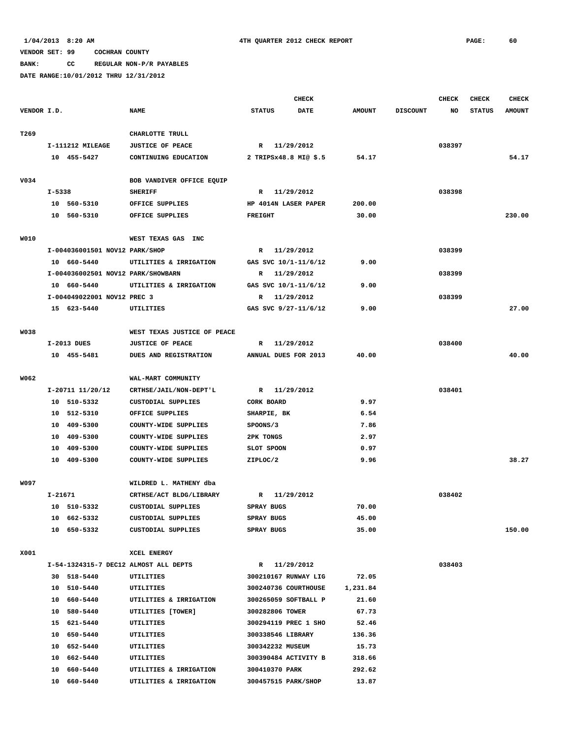1/04/2013 8:20 AM 4TH QUARTER 2012 CHECK REPORT

VENDOR SET: 99 COCHRAN COUNTY

BANK: CC REGULAR NON-P/R PAYABLES

DATE RANGE:10/01/2012 THRU 12/31/2012

| VENDOR I.D. | NAME | STATUS | CHECK DATE | AMOUNT | DISCOUNT | CHECK NO | CHECK STATUS | CHECK AMOUNT |
|---|---|---|---|---|---|---|---|---|
| T269 | CHARLOTTE TRULL | | | | | | | |
| I-111212 MILEAGE | JUSTICE OF PEACE | R | 11/29/2012 | | | 038397 | | |
| 10 455-5427 | CONTINUING EDUCATION | 2 TRIPSx48.8 MI@ $.5 | | 54.17 | | | | 54.17 |
| V034 | BOB VANDIVER OFFICE EQUIP | | | | | | | |
| I-5338 | SHERIFF | R | 11/29/2012 | | | 038398 | | |
| 10 560-5310 | OFFICE SUPPLIES | HP 4014N LASER PAPER | | 200.00 | | | | |
| 10 560-5310 | OFFICE SUPPLIES | FREIGHT | | 30.00 | | | | 230.00 |
| W010 | WEST TEXAS GAS INC | | | | | | | |
| I-004036001501 NOV12 PARK/SHOP | | R | 11/29/2012 | | | 038399 | | |
| 10 660-5440 | UTILITIES & IRRIGATION | GAS SVC 10/1-11/6/12 | | 9.00 | | | | |
| I-004036002501 NOV12 PARK/SHOWBARN | | R | 11/29/2012 | | | 038399 | | |
| 10 660-5440 | UTILITIES & IRRIGATION | GAS SVC 10/1-11/6/12 | | 9.00 | | | | |
| I-004049022001 NOV12 PREC 3 | | R | 11/29/2012 | | | 038399 | | |
| 15 623-5440 | UTILITIES | GAS SVC 9/27-11/6/12 | | 9.00 | | | | 27.00 |
| W038 | WEST TEXAS JUSTICE OF PEACE | | | | | | | |
| I-2013 DUES | JUSTICE OF PEACE | R | 11/29/2012 | | | 038400 | | |
| 10 455-5481 | DUES AND REGISTRATION | ANNUAL DUES FOR 2013 | | 40.00 | | | | 40.00 |
| W062 | WAL-MART COMMUNITY | | | | | | | |
| I-20711 11/20/12 | CRTHSE/JAIL/NON-DEPT'L | R | 11/29/2012 | | | 038401 | | |
| 10 510-5332 | CUSTODIAL SUPPLIES | CORK BOARD | | 9.97 | | | | |
| 10 512-5310 | OFFICE SUPPLIES | SHARPIE, BK | | 6.54 | | | | |
| 10 409-5300 | COUNTY-WIDE SUPPLIES | SPOONS/3 | | 7.86 | | | | |
| 10 409-5300 | COUNTY-WIDE SUPPLIES | 2PK TONGS | | 2.97 | | | | |
| 10 409-5300 | COUNTY-WIDE SUPPLIES | SLOT SPOON | | 0.97 | | | | |
| 10 409-5300 | COUNTY-WIDE SUPPLIES | ZIPLOC/2 | | 9.96 | | | | 38.27 |
| W097 | WILDRED L. MATHENY dba | | | | | | | |
| I-21671 | CRTHSE/ACT BLDG/LIBRARY | R | 11/29/2012 | | | 038402 | | |
| 10 510-5332 | CUSTODIAL SUPPLIES | SPRAY BUGS | | 70.00 | | | | |
| 10 662-5332 | CUSTODIAL SUPPLIES | SPRAY BUGS | | 45.00 | | | | |
| 10 650-5332 | CUSTODIAL SUPPLIES | SPRAY BUGS | | 35.00 | | | | 150.00 |
| X001 | XCEL ENERGY | | | | | | | |
| I-54-1324315-7 DEC12 ALMOST ALL DEPTS | | R | 11/29/2012 | | | 038403 | | |
| 30 518-5440 | UTILITIES | 300210167 RUNWAY LIG | | 72.05 | | | | |
| 10 510-5440 | UTILITIES | 300240736 COURTHOUSE | | 1,231.84 | | | | |
| 10 660-5440 | UTILITIES & IRRIGATION | 300265059 SOFTBALL P | | 21.60 | | | | |
| 10 580-5440 | UTILITIES [TOWER] | 300282806 TOWER | | 67.73 | | | | |
| 15 621-5440 | UTILITIES | 300294119 PREC 1 SHO | | 52.46 | | | | |
| 10 650-5440 | UTILITIES | 300338546 LIBRARY | | 136.36 | | | | |
| 10 652-5440 | UTILITIES | 300342232 MUSEUM | | 15.73 | | | | |
| 10 662-5440 | UTILITIES | 300390484 ACTIVITY B | | 318.66 | | | | |
| 10 660-5440 | UTILITIES & IRRIGATION | 300410370 PARK | | 292.62 | | | | |
| 10 660-5440 | UTILITIES & IRRIGATION | 300457515 PARK/SHOP | | 13.87 | | | | |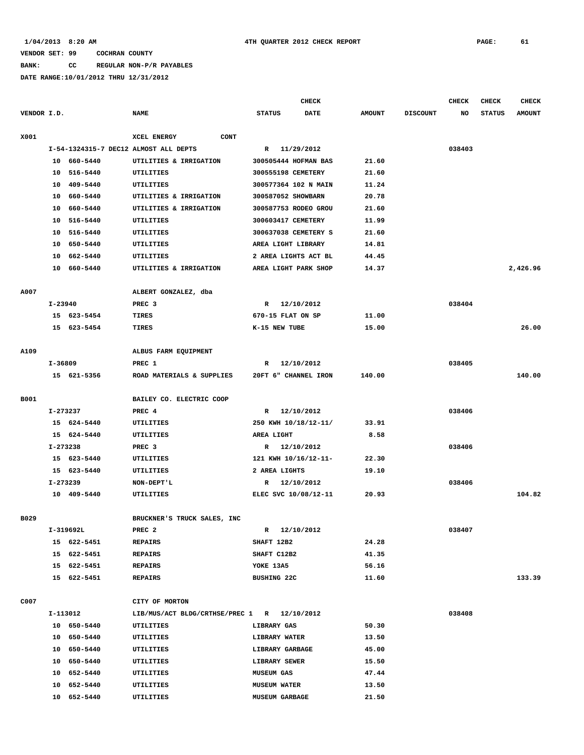1/04/2013 8:20 AM — 4TH QUARTER 2012 CHECK REPORT

VENDOR SET: 99 COCHRAN COUNTY

BANK: CC REGULAR NON-P/R PAYABLES

DATE RANGE:10/01/2012 THRU 12/31/2012

| VENDOR I.D. | NAME | CHECK STATUS | CHECK DATE | AMOUNT | DISCOUNT | CHECK NO | CHECK STATUS | CHECK AMOUNT |
|---|---|---|---|---|---|---|---|---|
| X001 | XCEL ENERGY CONT | | | | | | | |
| I-54-1324315-7 DEC12 ALMOST ALL DEPTS | | R | 11/29/2012 | | | 038403 | | |
| 10 660-5440 | UTILITIES & IRRIGATION | 300505444 HOFMAN BAS | | 21.60 | | | | |
| 10 516-5440 | UTILITIES | 300555198 CEMETERY | | 21.60 | | | | |
| 10 409-5440 | UTILITIES | 300577364 102 N MAIN | | 11.24 | | | | |
| 10 660-5440 | UTILITIES & IRRIGATION | 300587052 SHOWBARN | | 20.78 | | | | |
| 10 660-5440 | UTILITIES & IRRIGATION | 300587753 RODEO GROU | | 21.60 | | | | |
| 10 516-5440 | UTILITIES | 300603417 CEMETERY | | 11.99 | | | | |
| 10 516-5440 | UTILITIES | 300637038 CEMETERY S | | 21.60 | | | | |
| 10 650-5440 | UTILITIES | AREA LIGHT LIBRARY | | 14.81 | | | | |
| 10 662-5440 | UTILITIES | 2 AREA LIGHTS ACT BL | | 44.45 | | | | |
| 10 660-5440 | UTILITIES & IRRIGATION | AREA LIGHT PARK SHOP | | 14.37 | | | | 2,426.96 |
| A007 | ALBERT GONZALEZ, dba | | | | | | | |
| I-23940 | PREC 3 | R | 12/10/2012 | | | 038404 | | |
| 15 623-5454 | TIRES | 670-15 FLAT ON SP | | 11.00 | | | | |
| 15 623-5454 | TIRES | K-15 NEW TUBE | | 15.00 | | | | 26.00 |
| A109 | ALBUS FARM EQUIPMENT | | | | | | | |
| I-36809 | PREC 1 | R | 12/10/2012 | | | 038405 | | |
| 15 621-5356 | ROAD MATERIALS & SUPPLIES | 20FT 6" CHANNEL IRON | | 140.00 | | | | 140.00 |
| B001 | BAILEY CO. ELECTRIC COOP | | | | | | | |
| I-273237 | PREC 4 | R | 12/10/2012 | | | 038406 | | |
| 15 624-5440 | UTILITIES | 250 KWH 10/18/12-11/ | | 33.91 | | | | |
| 15 624-5440 | UTILITIES | AREA LIGHT | | 8.58 | | | | |
| I-273238 | PREC 3 | R | 12/10/2012 | | | 038406 | | |
| 15 623-5440 | UTILITIES | 121 KWH 10/16/12-11- | | 22.30 | | | | |
| 15 623-5440 | UTILITIES | 2 AREA LIGHTS | | 19.10 | | | | |
| I-273239 | NON-DEPT'L | R | 12/10/2012 | | | 038406 | | |
| 10 409-5440 | UTILITIES | ELEC SVC 10/08/12-11 | | 20.93 | | | | 104.82 |
| B029 | BRUCKNER'S TRUCK SALES, INC | | | | | | | |
| I-319692L | PREC 2 | R | 12/10/2012 | | | 038407 | | |
| 15 622-5451 | REPAIRS | SHAFT 12B2 | | 24.28 | | | | |
| 15 622-5451 | REPAIRS | SHAFT C12B2 | | 41.35 | | | | |
| 15 622-5451 | REPAIRS | YOKE 13A5 | | 56.16 | | | | |
| 15 622-5451 | REPAIRS | BUSHING 22C | | 11.60 | | | | 133.39 |
| C007 | CITY OF MORTON | | | | | | | |
| I-113012 | LIB/MUS/ACT BLDG/CRTHSE/PREC 1 | R | 12/10/2012 | | | 038408 | | |
| 10 650-5440 | UTILITIES | LIBRARY GAS | | 50.30 | | | | |
| 10 650-5440 | UTILITIES | LIBRARY WATER | | 13.50 | | | | |
| 10 650-5440 | UTILITIES | LIBRARY GARBAGE | | 45.00 | | | | |
| 10 650-5440 | UTILITIES | LIBRARY SEWER | | 15.50 | | | | |
| 10 652-5440 | UTILITIES | MUSEUM GAS | | 47.44 | | | | |
| 10 652-5440 | UTILITIES | MUSEUM WATER | | 13.50 | | | | |
| 10 652-5440 | UTILITIES | MUSEUM GARBAGE | | 21.50 | | | | |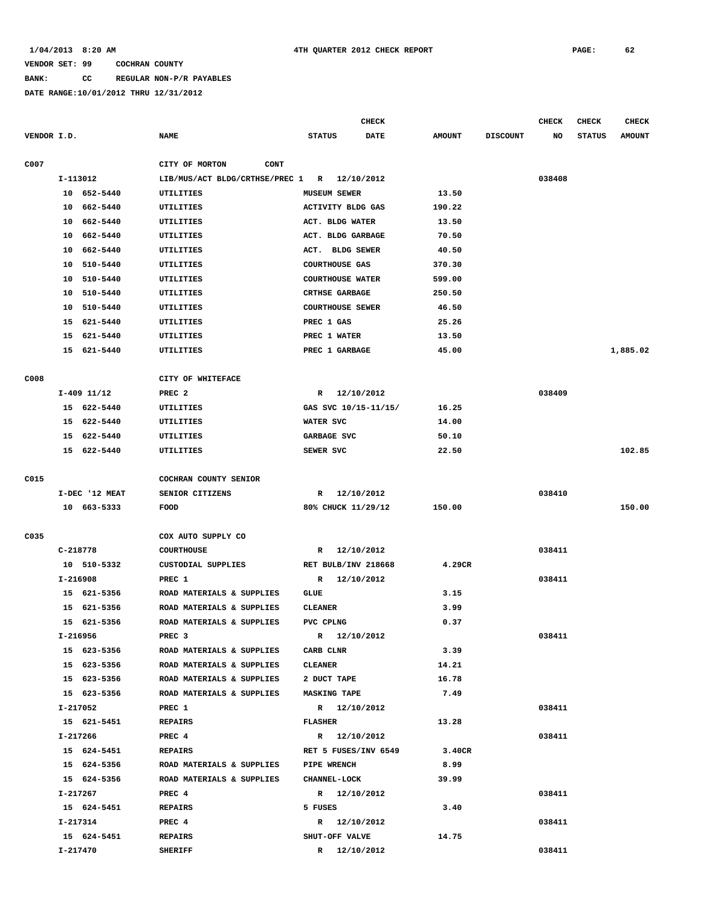VENDOR SET: 99 COCHRAN COUNTY

BANK: CC REGULAR NON-P/R PAYABLES

DATE RANGE:10/01/2012 THRU 12/31/2012

| VENDOR I.D. | NAME | STATUS | CHECK DATE | AMOUNT | DISCOUNT | CHECK NO | CHECK STATUS | CHECK AMOUNT |
|---|---|---|---|---|---|---|---|---|
| C007 | CITY OF MORTON CONT | | | | | | | |
| I-113012 | LIB/MUS/ACT BLDG/CRTHSE/PREC 1 | R | 12/10/2012 | | | 038408 | | |
| 10 652-5440 | UTILITIES | MUSEUM SEWER | | 13.50 | | | | |
| 10 662-5440 | UTILITIES | ACTIVITY BLDG GAS | | 190.22 | | | | |
| 10 662-5440 | UTILITIES | ACT. BLDG WATER | | 13.50 | | | | |
| 10 662-5440 | UTILITIES | ACT. BLDG GARBAGE | | 70.50 | | | | |
| 10 662-5440 | UTILITIES | ACT. BLDG SEWER | | 40.50 | | | | |
| 10 510-5440 | UTILITIES | COURTHOUSE GAS | | 370.30 | | | | |
| 10 510-5440 | UTILITIES | COURTHOUSE WATER | | 599.00 | | | | |
| 10 510-5440 | UTILITIES | CRTHSE GARBAGE | | 250.50 | | | | |
| 10 510-5440 | UTILITIES | COURTHOUSE SEWER | | 46.50 | | | | |
| 15 621-5440 | UTILITIES | PREC 1 GAS | | 25.26 | | | | |
| 15 621-5440 | UTILITIES | PREC 1 WATER | | 13.50 | | | | |
| 15 621-5440 | UTILITIES | PREC 1 GARBAGE | | 45.00 | | | | 1,885.02 |
| C008 | CITY OF WHITEFACE | | | | | | | |
| I-409 11/12 | PREC 2 | R | 12/10/2012 | | | 038409 | | |
| 15 622-5440 | UTILITIES | GAS SVC 10/15-11/15/ | | 16.25 | | | | |
| 15 622-5440 | UTILITIES | WATER SVC | | 14.00 | | | | |
| 15 622-5440 | UTILITIES | GARBAGE SVC | | 50.10 | | | | |
| 15 622-5440 | UTILITIES | SEWER SVC | | 22.50 | | | | 102.85 |
| C015 | COCHRAN COUNTY SENIOR | | | | | | | |
| I-DEC '12 MEAT | SENIOR CITIZENS | R | 12/10/2012 | | | 038410 | | |
| 10 663-5333 | FOOD | 80% CHUCK 11/29/12 | | 150.00 | | | | 150.00 |
| C035 | COX AUTO SUPPLY CO | | | | | | | |
| C-218778 | COURTHOUSE | R | 12/10/2012 | | | 038411 | | |
| 10 510-5332 | CUSTODIAL SUPPLIES | RET BULB/INV 218668 | | 4.29CR | | | | |
| I-216908 | PREC 1 | R | 12/10/2012 | | | 038411 | | |
| 15 621-5356 | ROAD MATERIALS & SUPPLIES | GLUE | | 3.15 | | | | |
| 15 621-5356 | ROAD MATERIALS & SUPPLIES | CLEANER | | 3.99 | | | | |
| 15 621-5356 | ROAD MATERIALS & SUPPLIES | PVC CPLNG | | 0.37 | | | | |
| I-216956 | PREC 3 | R | 12/10/2012 | | | 038411 | | |
| 15 623-5356 | ROAD MATERIALS & SUPPLIES | CARB CLNR | | 3.39 | | | | |
| 15 623-5356 | ROAD MATERIALS & SUPPLIES | CLEANER | | 14.21 | | | | |
| 15 623-5356 | ROAD MATERIALS & SUPPLIES | 2 DUCT TAPE | | 16.78 | | | | |
| 15 623-5356 | ROAD MATERIALS & SUPPLIES | MASKING TAPE | | 7.49 | | | | |
| I-217052 | PREC 1 | R | 12/10/2012 | | | 038411 | | |
| 15 621-5451 | REPAIRS | FLASHER | | 13.28 | | | | |
| I-217266 | PREC 4 | R | 12/10/2012 | | | 038411 | | |
| 15 624-5451 | REPAIRS | RET 5 FUSES/INV 6549 | | 3.40CR | | | | |
| 15 624-5356 | ROAD MATERIALS & SUPPLIES | PIPE WRENCH | | 8.99 | | | | |
| 15 624-5356 | ROAD MATERIALS & SUPPLIES | CHANNEL-LOCK | | 39.99 | | | | |
| I-217267 | PREC 4 | R | 12/10/2012 | | | 038411 | | |
| 15 624-5451 | REPAIRS | 5 FUSES | | 3.40 | | | | |
| I-217314 | PREC 4 | R | 12/10/2012 | | | 038411 | | |
| 15 624-5451 | REPAIRS | SHUT-OFF VALVE | | 14.75 | | | | |
| I-217470 | SHERIFF | R | 12/10/2012 | | | 038411 | | |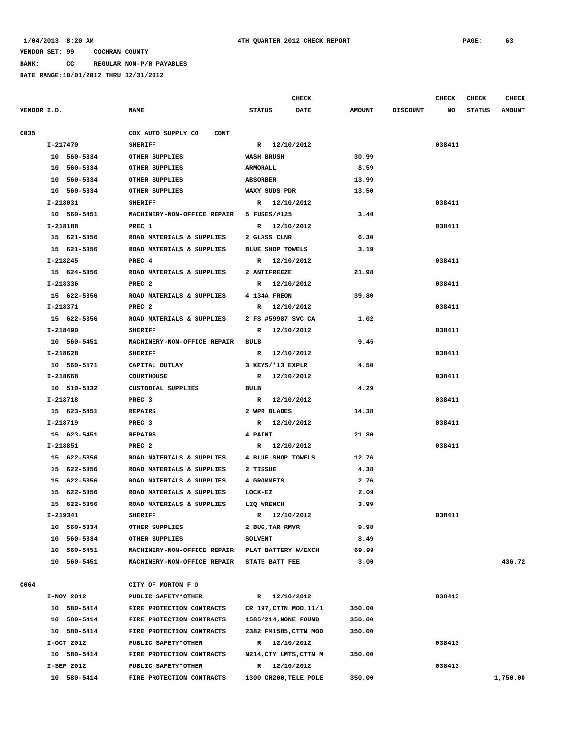1/04/2013 8:20 AM 4TH QUARTER 2012 CHECK REPORT

VENDOR SET: 99 COCHRAN COUNTY

BANK: CC REGULAR NON-P/R PAYABLES

DATE RANGE:10/01/2012 THRU 12/31/2012

| VENDOR I.D. | NAME | STATUS | CHECK DATE | AMOUNT | DISCOUNT | CHECK NO | CHECK STATUS | CHECK AMOUNT |
|---|---|---|---|---|---|---|---|---|
| C035 | COX AUTO SUPPLY CO CONT | | | | | | | |
| I-217470 | SHERIFF | R | 12/10/2012 | | | 038411 | | |
| 10 560-5334 | OTHER SUPPLIES | WASH BRUSH | | 30.99 | | | | |
| 10 560-5334 | OTHER SUPPLIES | ARMORALL | | 8.59 | | | | |
| 10 560-5334 | OTHER SUPPLIES | ABSORBER | | 13.99 | | | | |
| 10 560-5334 | OTHER SUPPLIES | WAXY SUDS PDR | | 13.50 | | | | |
| I-218031 | SHERIFF | R | 12/10/2012 | | | 038411 | | |
| 10 560-5451 | MACHINERY-NON-OFFICE REPAIR | 5 FUSES/#125 | | 3.40 | | | | |
| I-218188 | PREC 1 | R | 12/10/2012 | | | 038411 | | |
| 15 621-5356 | ROAD MATERIALS & SUPPLIES | 2 GLASS CLNR | | 6.30 | | | | |
| 15 621-5356 | ROAD MATERIALS & SUPPLIES | BLUE SHOP TOWELS | | 3.19 | | | | |
| I-218245 | PREC 4 | R | 12/10/2012 | | | 038411 | | |
| 15 624-5356 | ROAD MATERIALS & SUPPLIES | 2 ANTIFREEZE | | 21.98 | | | | |
| I-218336 | PREC 2 | R | 12/10/2012 | | | 038411 | | |
| 15 622-5356 | ROAD MATERIALS & SUPPLIES | 4 134A FREON | | 39.80 | | | | |
| I-218371 | PREC 2 | R | 12/10/2012 | | | 038411 | | |
| 15 622-5356 | ROAD MATERIALS & SUPPLIES | 2 FS #59987 SVC CA | | 1.02 | | | | |
| I-218490 | SHERIFF | R | 12/10/2012 | | | 038411 | | |
| 10 560-5451 | MACHINERY-NON-OFFICE REPAIR | BULB | | 9.45 | | | | |
| I-218628 | SHERIFF | R | 12/10/2012 | | | 038411 | | |
| 10 560-5571 | CAPITAL OUTLAY | 3 KEYS/'13 EXPLR | | 4.50 | | | | |
| I-218668 | COURTHOUSE | R | 12/10/2012 | | | 038411 | | |
| 10 510-5332 | CUSTODIAL SUPPLIES | BULB | | 4.29 | | | | |
| I-218718 | PREC 3 | R | 12/10/2012 | | | 038411 | | |
| 15 623-5451 | REPAIRS | 2 WPR BLADES | | 14.38 | | | | |
| I-218719 | PREC 3 | R | 12/10/2012 | | | 038411 | | |
| 15 623-5451 | REPAIRS | 4 PAINT | | 21.80 | | | | |
| I-218851 | PREC 2 | R | 12/10/2012 | | | 038411 | | |
| 15 622-5356 | ROAD MATERIALS & SUPPLIES | 4 BLUE SHOP TOWELS | | 12.76 | | | | |
| 15 622-5356 | ROAD MATERIALS & SUPPLIES | 2 TISSUE | | 4.38 | | | | |
| 15 622-5356 | ROAD MATERIALS & SUPPLIES | 4 GROMMETS | | 2.76 | | | | |
| 15 622-5356 | ROAD MATERIALS & SUPPLIES | LOCK-EZ | | 2.09 | | | | |
| 15 622-5356 | ROAD MATERIALS & SUPPLIES | LIQ WRENCH | | 3.99 | | | | |
| I-219341 | SHERIFF | R | 12/10/2012 | | | 038411 | | |
| 10 560-5334 | OTHER SUPPLIES | 2 BUG,TAR RMVR | | 9.98 | | | | |
| 10 560-5334 | OTHER SUPPLIES | SOLVENT | | 8.49 | | | | |
| 10 560-5451 | MACHINERY-NON-OFFICE REPAIR | PLAT BATTERY W/EXCH | | 69.99 | | | | |
| 10 560-5451 | MACHINERY-NON-OFFICE REPAIR | STATE BATT FEE | | 3.00 | | | | 436.72 |
| C064 | CITY OF MORTON F D | | | | | | | |
| I-NOV 2012 | PUBLIC SAFETY*OTHER | R | 12/10/2012 | | | 038413 | | |
| 10 580-5414 | FIRE PROTECTION CONTRACTS | CR 197,CTTN MOD,11/1 | | 350.00 | | | | |
| 10 580-5414 | FIRE PROTECTION CONTRACTS | 1585/214,NONE FOUND | | 350.00 | | | | |
| 10 580-5414 | FIRE PROTECTION CONTRACTS | 2382 FM1585,CTTN MOD | | 350.00 | | | | |
| I-OCT 2012 | PUBLIC SAFETY*OTHER | R | 12/10/2012 | | | 038413 | | |
| 10 580-5414 | FIRE PROTECTION CONTRACTS | N214,CTY LMTS,CTTN M | | 350.00 | | | | |
| I-SEP 2012 | PUBLIC SAFETY*OTHER | R | 12/10/2012 | | | 038413 | | |
| 10 580-5414 | FIRE PROTECTION CONTRACTS | 1300 CR200,TELE POLE | | 350.00 | | | | 1,750.00 |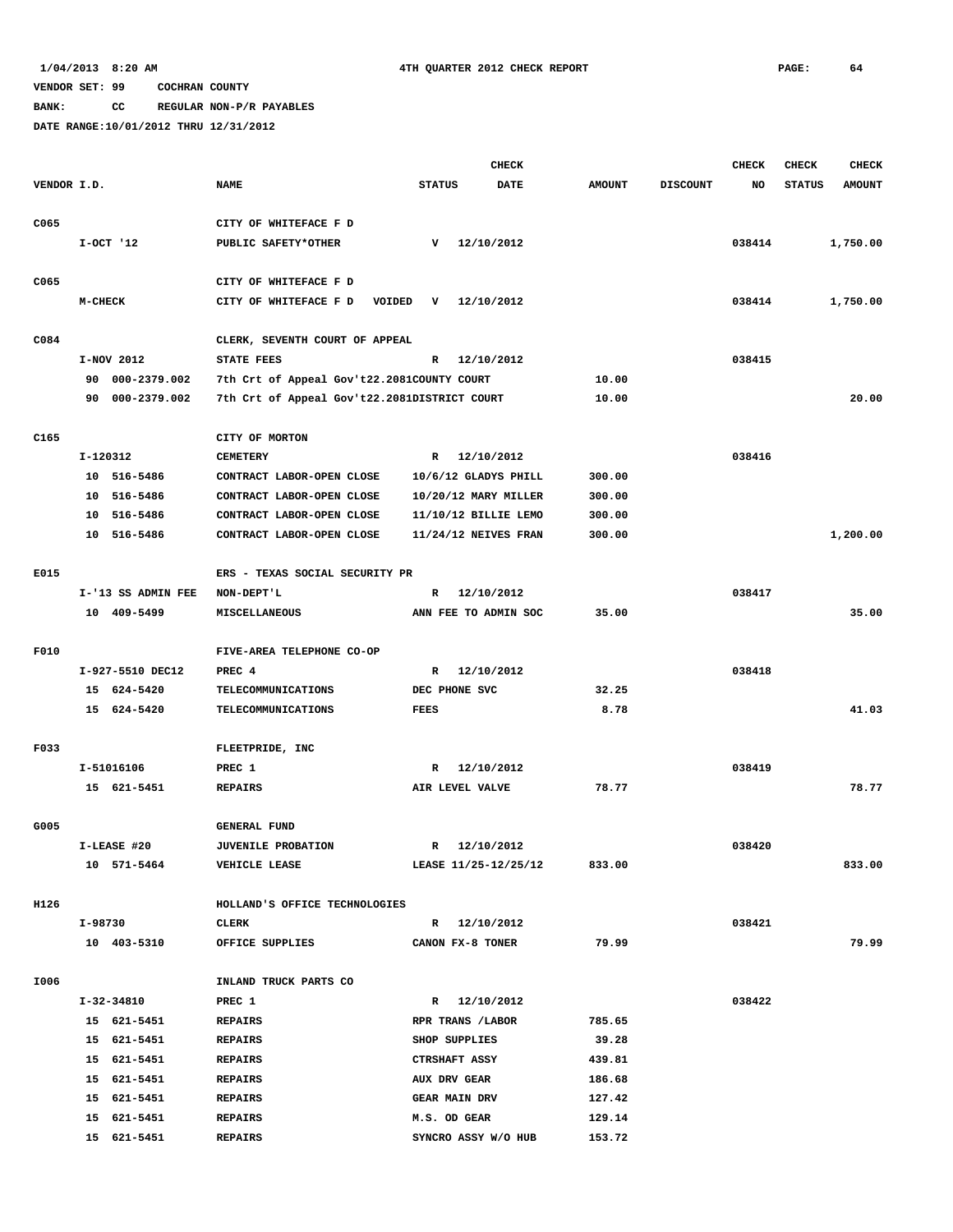1/04/2013 8:20 AM    4TH QUARTER 2012 CHECK REPORT

VENDOR SET: 99    COCHRAN COUNTY

BANK: CC    REGULAR NON-P/R PAYABLES

DATE RANGE:10/01/2012 THRU 12/31/2012

| VENDOR I.D. | NAME | STATUS | CHECK DATE | AMOUNT | DISCOUNT | CHECK NO | CHECK STATUS | CHECK AMOUNT |
|---|---|---|---|---|---|---|---|---|
| C065 | CITY OF WHITEFACE F D | | | | | | | |
| I-OCT '12 | PUBLIC SAFETY*OTHER | V | 12/10/2012 | | | 038414 | | 1,750.00 |
| C065 | CITY OF WHITEFACE F D | | | | | | | |
| M-CHECK | CITY OF WHITEFACE F D VOIDED | V | 12/10/2012 | | | 038414 | | 1,750.00 |
| C084 | CLERK, SEVENTH COURT OF APPEAL | | | | | | | |
| I-NOV 2012 | STATE FEES | R | 12/10/2012 | | | 038415 | | |
| 90 000-2379.002 | 7th Crt of Appeal Gov't22.2081COUNTY COURT | | | 10.00 | | | | |
| 90 000-2379.002 | 7th Crt of Appeal Gov't22.2081DISTRICT COURT | | | 10.00 | | | | 20.00 |
| C165 | CITY OF MORTON | | | | | | | |
| I-120312 | CEMETERY | R | 12/10/2012 | | | 038416 | | |
| 10 516-5486 | CONTRACT LABOR-OPEN CLOSE | 10/6/12 GLADYS PHILL | | 300.00 | | | | |
| 10 516-5486 | CONTRACT LABOR-OPEN CLOSE | 10/20/12 MARY MILLER | | 300.00 | | | | |
| 10 516-5486 | CONTRACT LABOR-OPEN CLOSE | 11/10/12 BILLIE LEMO | | 300.00 | | | | |
| 10 516-5486 | CONTRACT LABOR-OPEN CLOSE | 11/24/12 NEIVES FRAN | | 300.00 | | | | 1,200.00 |
| E015 | ERS - TEXAS SOCIAL SECURITY PR | | | | | | | |
| I-'13 SS ADMIN FEE | NON-DEPT'L | R | 12/10/2012 | | | 038417 | | |
| 10 409-5499 | MISCELLANEOUS | ANN FEE TO ADMIN SOC | | 35.00 | | | | 35.00 |
| F010 | FIVE-AREA TELEPHONE CO-OP | | | | | | | |
| I-927-5510 DEC12 | PREC 4 | R | 12/10/2012 | | | 038418 | | |
| 15 624-5420 | TELECOMMUNICATIONS | DEC PHONE SVC | | 32.25 | | | | |
| 15 624-5420 | TELECOMMUNICATIONS | FEES | | 8.78 | | | | 41.03 |
| F033 | FLEETPRIDE, INC | | | | | | | |
| I-51016106 | PREC 1 | R | 12/10/2012 | | | 038419 | | |
| 15 621-5451 | REPAIRS | AIR LEVEL VALVE | | 78.77 | | | | 78.77 |
| G005 | GENERAL FUND | | | | | | | |
| I-LEASE #20 | JUVENILE PROBATION | R | 12/10/2012 | | | 038420 | | |
| 10 571-5464 | VEHICLE LEASE | LEASE 11/25-12/25/12 | | 833.00 | | | | 833.00 |
| H126 | HOLLAND'S OFFICE TECHNOLOGIES | | | | | | | |
| I-98730 | CLERK | R | 12/10/2012 | | | 038421 | | |
| 10 403-5310 | OFFICE SUPPLIES | CANON FX-8 TONER | | 79.99 | | | | 79.99 |
| I006 | INLAND TRUCK PARTS CO | | | | | | | |
| I-32-34810 | PREC 1 | R | 12/10/2012 | | | 038422 | | |
| 15 621-5451 | REPAIRS | RPR TRANS /LABOR | | 785.65 | | | | |
| 15 621-5451 | REPAIRS | SHOP SUPPLIES | | 39.28 | | | | |
| 15 621-5451 | REPAIRS | CTRSHAFT ASSY | | 439.81 | | | | |
| 15 621-5451 | REPAIRS | AUX DRV GEAR | | 186.68 | | | | |
| 15 621-5451 | REPAIRS | GEAR MAIN DRV | | 127.42 | | | | |
| 15 621-5451 | REPAIRS | M.S. OD GEAR | | 129.14 | | | | |
| 15 621-5451 | REPAIRS | SYNCRO ASSY W/O HUB | | 153.72 | | | | |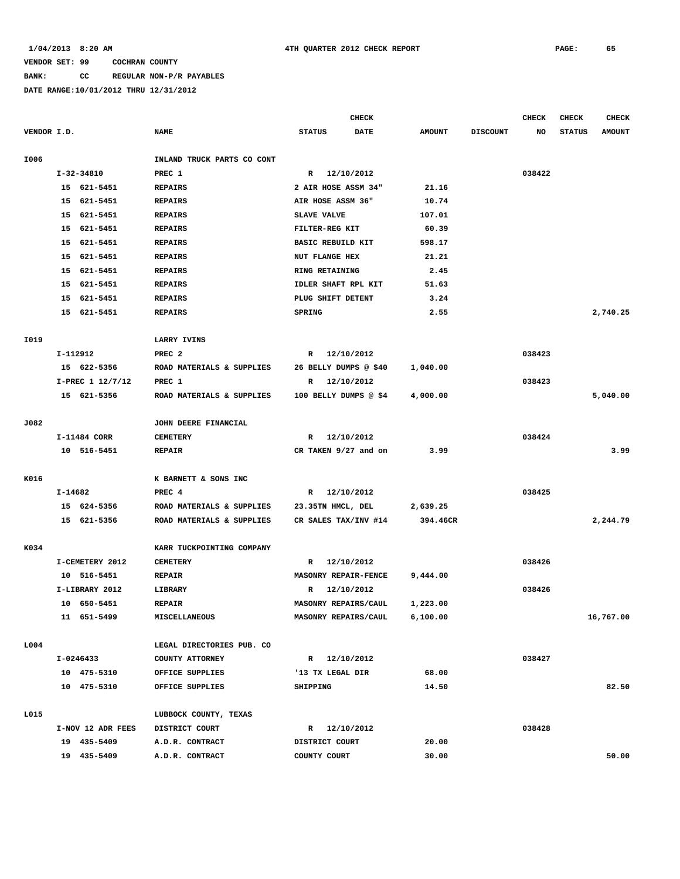1/04/2013 8:20 AM 4TH QUARTER 2012 CHECK REPORT

VENDOR SET: 99 COCHRAN COUNTY

BANK: CC REGULAR NON-P/R PAYABLES

DATE RANGE:10/01/2012 THRU 12/31/2012

| VENDOR I.D. | NAME | CHECK STATUS | CHECK DATE | AMOUNT | DISCOUNT | CHECK NO | CHECK STATUS | CHECK AMOUNT |
|---|---|---|---|---|---|---|---|---|
| I006 | INLAND TRUCK PARTS CO CONT | | | | | | | |
| I-32-34810 | PREC 1 | R | 12/10/2012 | | | 038422 | | |
| 15 621-5451 | REPAIRS | 2 AIR HOSE ASSM 34" | | 21.16 | | | | |
| 15 621-5451 | REPAIRS | AIR HOSE ASSM 36" | | 10.74 | | | | |
| 15 621-5451 | REPAIRS | SLAVE VALVE | | 107.01 | | | | |
| 15 621-5451 | REPAIRS | FILTER-REG KIT | | 60.39 | | | | |
| 15 621-5451 | REPAIRS | BASIC REBUILD KIT | | 598.17 | | | | |
| 15 621-5451 | REPAIRS | NUT FLANGE HEX | | 21.21 | | | | |
| 15 621-5451 | REPAIRS | RING RETAINING | | 2.45 | | | | |
| 15 621-5451 | REPAIRS | IDLER SHAFT RPL KIT | | 51.63 | | | | |
| 15 621-5451 | REPAIRS | PLUG SHIFT DETENT | | 3.24 | | | | |
| 15 621-5451 | REPAIRS | SPRING | | 2.55 | | | | 2,740.25 |
| I019 | LARRY IVINS | | | | | | | |
| I-112912 | PREC 2 | R | 12/10/2012 | | | 038423 | | |
| 15 622-5356 | ROAD MATERIALS & SUPPLIES | 26 BELLY DUMPS @ $40 | | 1,040.00 | | | | |
| I-PREC 1 12/7/12 | PREC 1 | R | 12/10/2012 | | | 038423 | | |
| 15 621-5356 | ROAD MATERIALS & SUPPLIES | 100 BELLY DUMPS @ $4 | | 4,000.00 | | | | 5,040.00 |
| J082 | JOHN DEERE FINANCIAL | | | | | | | |
| I-11484 CORR | CEMETERY | R | 12/10/2012 | | | 038424 | | |
| 10 516-5451 | REPAIR | CR TAKEN 9/27 and on | | 3.99 | | | | 3.99 |
| K016 | K BARNETT & SONS INC | | | | | | | |
| I-14682 | PREC 4 | R | 12/10/2012 | | | 038425 | | |
| 15 624-5356 | ROAD MATERIALS & SUPPLIES | 23.35TN HMCL, DEL | | 2,639.25 | | | | |
| 15 621-5356 | ROAD MATERIALS & SUPPLIES | CR SALES TAX/INV #14 | | 394.46CR | | | | 2,244.79 |
| K034 | KARR TUCKPOINTING COMPANY | | | | | | | |
| I-CEMETERY 2012 | CEMETERY | R | 12/10/2012 | | | 038426 | | |
| 10 516-5451 | REPAIR | MASONRY REPAIR-FENCE | | 9,444.00 | | | | |
| I-LIBRARY 2012 | LIBRARY | R | 12/10/2012 | | | 038426 | | |
| 10 650-5451 | REPAIR | MASONRY REPAIRS/CAUL | | 1,223.00 | | | | |
| 11 651-5499 | MISCELLANEOUS | MASONRY REPAIRS/CAUL | | 6,100.00 | | | | 16,767.00 |
| L004 | LEGAL DIRECTORIES PUB. CO | | | | | | | |
| I-0246433 | COUNTY ATTORNEY | R | 12/10/2012 | | | 038427 | | |
| 10 475-5310 | OFFICE SUPPLIES | '13 TX LEGAL DIR | | 68.00 | | | | |
| 10 475-5310 | OFFICE SUPPLIES | SHIPPING | | 14.50 | | | | 82.50 |
| L015 | LUBBOCK COUNTY, TEXAS | | | | | | | |
| I-NOV 12 ADR FEES | DISTRICT COURT | R | 12/10/2012 | | | 038428 | | |
| 19 435-5409 | A.D.R. CONTRACT | DISTRICT COURT | | 20.00 | | | | |
| 19 435-5409 | A.D.R. CONTRACT | COUNTY COURT | | 30.00 | | | | 50.00 |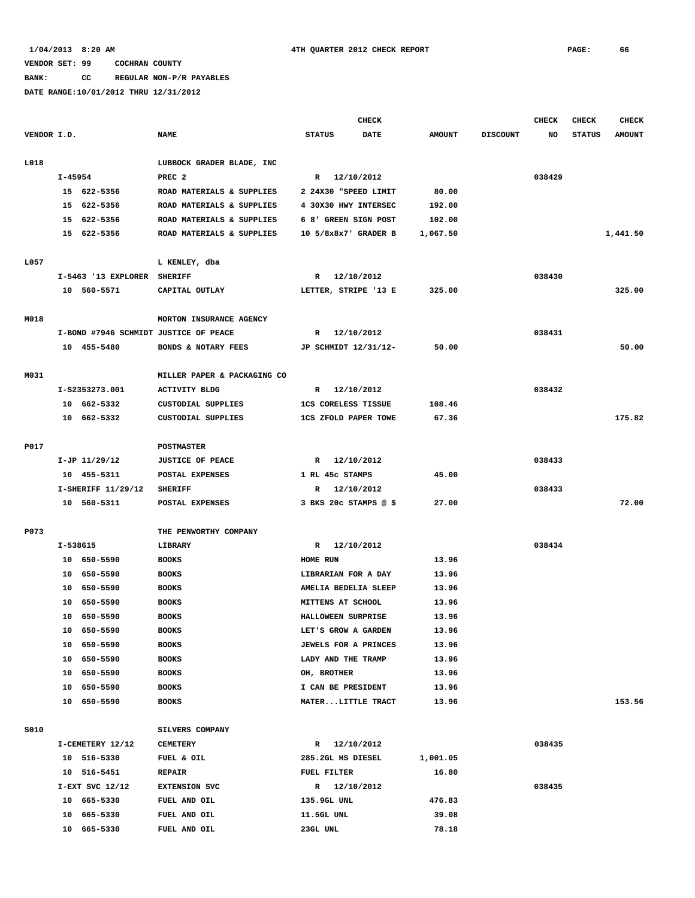1/04/2013 8:20 AM 4TH QUARTER 2012 CHECK REPORT

VENDOR SET: 99 COCHRAN COUNTY

BANK: CC REGULAR NON-P/R PAYABLES

DATE RANGE:10/01/2012 THRU 12/31/2012

| VENDOR I.D. | NAME | STATUS | CHECK DATE | AMOUNT | DISCOUNT | CHECK NO | CHECK STATUS | CHECK AMOUNT |
|---|---|---|---|---|---|---|---|---|
| L018 | LUBBOCK GRADER BLADE, INC | | | | | | | |
| I-45954 | PREC 2 | R | 12/10/2012 | | | 038429 | | |
| 15 622-5356 | ROAD MATERIALS & SUPPLIES | 2 24X30 "SPEED LIMIT | | 80.00 | | | | |
| 15 622-5356 | ROAD MATERIALS & SUPPLIES | 4 30X30 HWY INTERSEC | | 192.00 | | | | |
| 15 622-5356 | ROAD MATERIALS & SUPPLIES | 6 8' GREEN SIGN POST | | 102.00 | | | | |
| 15 622-5356 | ROAD MATERIALS & SUPPLIES | 10 5/8x8x7' GRADER B | | 1,067.50 | | | | 1,441.50 |
| L057 | L KENLEY, dba | | | | | | | |
| I-5463 '13 EXPLORER | SHERIFF | R | 12/10/2012 | | | 038430 | | |
| 10 560-5571 | CAPITAL OUTLAY | LETTER, STRIPE '13 E | | 325.00 | | | | 325.00 |
| M018 | MORTON INSURANCE AGENCY | | | | | | | |
| I-BOND #7946 SCHMIDT | JUSTICE OF PEACE | R | 12/10/2012 | | | 038431 | | |
| 10 455-5480 | BONDS & NOTARY FEES | JP SCHMIDT 12/31/12- | | 50.00 | | | | 50.00 |
| M031 | MILLER PAPER & PACKAGING CO | | | | | | | |
| I-S2353273.001 | ACTIVITY BLDG | R | 12/10/2012 | | | 038432 | | |
| 10 662-5332 | CUSTODIAL SUPPLIES | 1CS CORELESS TISSUE | | 108.46 | | | | |
| 10 662-5332 | CUSTODIAL SUPPLIES | 1CS ZFOLD PAPER TOWE | | 67.36 | | | | 175.82 |
| P017 | POSTMASTER | | | | | | | |
| I-JP 11/29/12 | JUSTICE OF PEACE | R | 12/10/2012 | | | 038433 | | |
| 10 455-5311 | POSTAL EXPENSES | 1 RL 45c STAMPS | | 45.00 | | | | |
| I-SHERIFF 11/29/12 | SHERIFF | R | 12/10/2012 | | | 038433 | | |
| 10 560-5311 | POSTAL EXPENSES | 3 BKS 20c STAMPS @ $ | | 27.00 | | | | 72.00 |
| P073 | THE PENWORTHY COMPANY | | | | | | | |
| I-538615 | LIBRARY | R | 12/10/2012 | | | 038434 | | |
| 10 650-5590 | BOOKS | HOME RUN | | 13.96 | | | | |
| 10 650-5590 | BOOKS | LIBRARIAN FOR A DAY | | 13.96 | | | | |
| 10 650-5590 | BOOKS | AMELIA BEDELIA SLEEP | | 13.96 | | | | |
| 10 650-5590 | BOOKS | MITTENS AT SCHOOL | | 13.96 | | | | |
| 10 650-5590 | BOOKS | HALLOWEEN SURPRISE | | 13.96 | | | | |
| 10 650-5590 | BOOKS | LET'S GROW A GARDEN | | 13.96 | | | | |
| 10 650-5590 | BOOKS | JEWELS FOR A PRINCES | | 13.96 | | | | |
| 10 650-5590 | BOOKS | LADY AND THE TRAMP | | 13.96 | | | | |
| 10 650-5590 | BOOKS | OH, BROTHER | | 13.96 | | | | |
| 10 650-5590 | BOOKS | I CAN BE PRESIDENT | | 13.96 | | | | |
| 10 650-5590 | BOOKS | MATER...LITTLE TRACT | | 13.96 | | | | 153.56 |
| S010 | SILVERS COMPANY | | | | | | | |
| I-CEMETERY 12/12 | CEMETERY | R | 12/10/2012 | | | 038435 | | |
| 10 516-5330 | FUEL & OIL | 285.2GL HS DIESEL | | 1,001.05 | | | | |
| 10 516-5451 | REPAIR | FUEL FILTER | | 16.80 | | | | |
| I-EXT SVC 12/12 | EXTENSION SVC | R | 12/10/2012 | | | 038435 | | |
| 10 665-5330 | FUEL AND OIL | 135.9GL UNL | | 476.83 | | | | |
| 10 665-5330 | FUEL AND OIL | 11.5GL UNL | | 39.08 | | | | |
| 10 665-5330 | FUEL AND OIL | 23GL UNL | | 78.18 | | | | |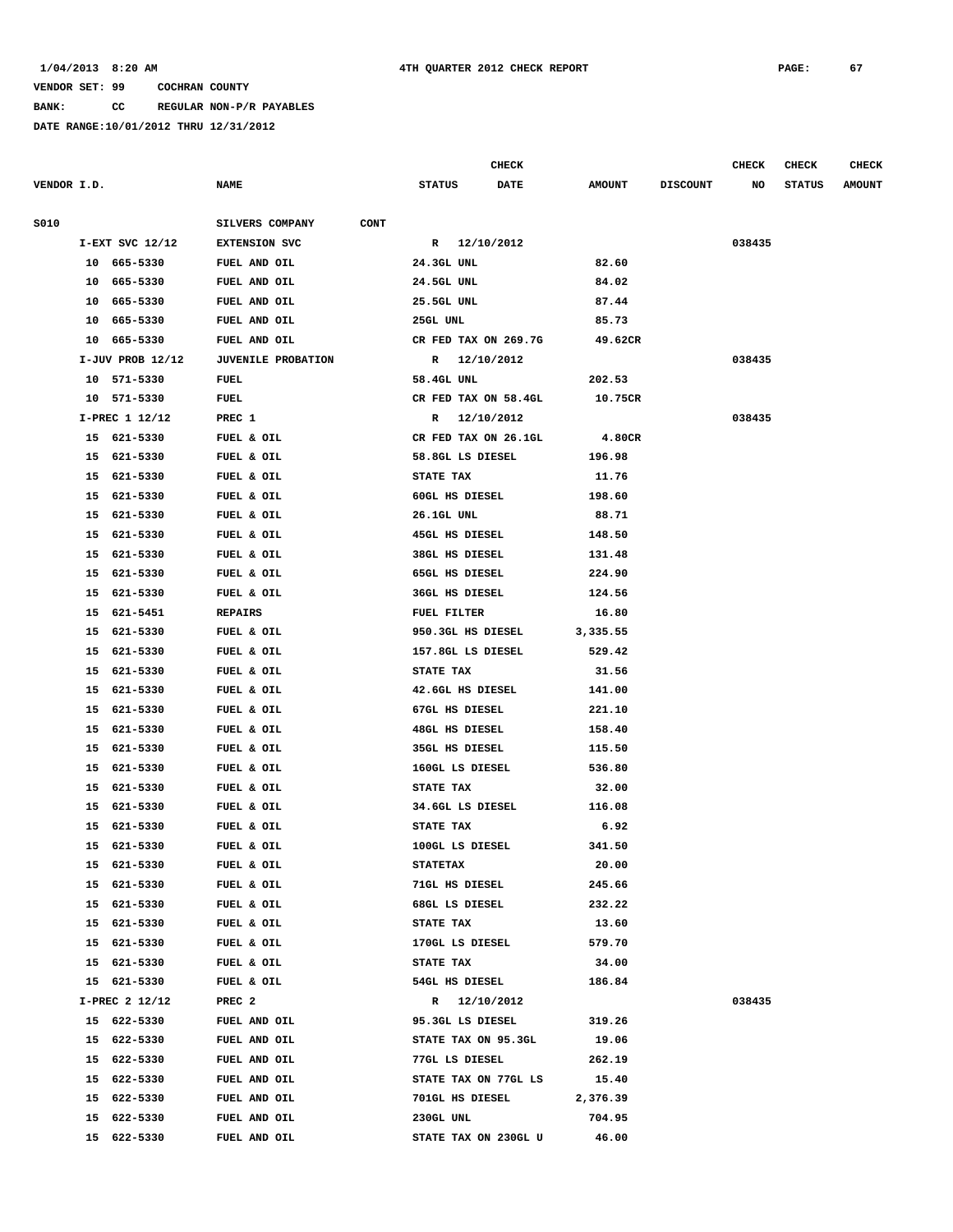1/04/2013 8:20 AM 4TH QUARTER 2012 CHECK REPORT

VENDOR SET: 99 COCHRAN COUNTY

BANK: CC REGULAR NON-P/R PAYABLES

DATE RANGE:10/01/2012 THRU 12/31/2012

| VENDOR I.D. | NAME | STATUS | CHECK DATE | AMOUNT | DISCOUNT | CHECK NO | CHECK STATUS | CHECK AMOUNT |
|---|---|---|---|---|---|---|---|---|
| S010 | SILVERS COMPANY CONT | | | | | | | |
| I-EXT SVC 12/12 | EXTENSION SVC | R | 12/10/2012 | | | 038435 | | |
| 10 665-5330 | FUEL AND OIL | 24.3GL UNL | | 82.60 | | | | |
| 10 665-5330 | FUEL AND OIL | 24.5GL UNL | | 84.02 | | | | |
| 10 665-5330 | FUEL AND OIL | 25.5GL UNL | | 87.44 | | | | |
| 10 665-5330 | FUEL AND OIL | 25GL UNL | | 85.73 | | | | |
| 10 665-5330 | FUEL AND OIL | CR FED TAX ON 269.7G | | 49.62CR | | | | |
| I-JUV PROB 12/12 | JUVENILE PROBATION | R | 12/10/2012 | | | 038435 | | |
| 10 571-5330 | FUEL | 58.4GL UNL | | 202.53 | | | | |
| 10 571-5330 | FUEL | CR FED TAX ON 58.4GL | | 10.75CR | | | | |
| I-PREC 1 12/12 | PREC 1 | R | 12/10/2012 | | | 038435 | | |
| 15 621-5330 | FUEL & OIL | CR FED TAX ON 26.1GL | | 4.80CR | | | | |
| 15 621-5330 | FUEL & OIL | 58.8GL LS DIESEL | | 196.98 | | | | |
| 15 621-5330 | FUEL & OIL | STATE TAX | | 11.76 | | | | |
| 15 621-5330 | FUEL & OIL | 60GL HS DIESEL | | 198.60 | | | | |
| 15 621-5330 | FUEL & OIL | 26.1GL UNL | | 88.71 | | | | |
| 15 621-5330 | FUEL & OIL | 45GL HS DIESEL | | 148.50 | | | | |
| 15 621-5330 | FUEL & OIL | 38GL HS DIESEL | | 131.48 | | | | |
| 15 621-5330 | FUEL & OIL | 65GL HS DIESEL | | 224.90 | | | | |
| 15 621-5330 | FUEL & OIL | 36GL HS DIESEL | | 124.56 | | | | |
| 15 621-5451 | REPAIRS | FUEL FILTER | | 16.80 | | | | |
| 15 621-5330 | FUEL & OIL | 950.3GL HS DIESEL | | 3,335.55 | | | | |
| 15 621-5330 | FUEL & OIL | 157.8GL LS DIESEL | | 529.42 | | | | |
| 15 621-5330 | FUEL & OIL | STATE TAX | | 31.56 | | | | |
| 15 621-5330 | FUEL & OIL | 42.6GL HS DIESEL | | 141.00 | | | | |
| 15 621-5330 | FUEL & OIL | 67GL HS DIESEL | | 221.10 | | | | |
| 15 621-5330 | FUEL & OIL | 48GL HS DIESEL | | 158.40 | | | | |
| 15 621-5330 | FUEL & OIL | 35GL HS DIESEL | | 115.50 | | | | |
| 15 621-5330 | FUEL & OIL | 160GL LS DIESEL | | 536.80 | | | | |
| 15 621-5330 | FUEL & OIL | STATE TAX | | 32.00 | | | | |
| 15 621-5330 | FUEL & OIL | 34.6GL LS DIESEL | | 116.08 | | | | |
| 15 621-5330 | FUEL & OIL | STATE TAX | | 6.92 | | | | |
| 15 621-5330 | FUEL & OIL | 100GL LS DIESEL | | 341.50 | | | | |
| 15 621-5330 | FUEL & OIL | STATETAX | | 20.00 | | | | |
| 15 621-5330 | FUEL & OIL | 71GL HS DIESEL | | 245.66 | | | | |
| 15 621-5330 | FUEL & OIL | 68GL LS DIESEL | | 232.22 | | | | |
| 15 621-5330 | FUEL & OIL | STATE TAX | | 13.60 | | | | |
| 15 621-5330 | FUEL & OIL | 170GL LS DIESEL | | 579.70 | | | | |
| 15 621-5330 | FUEL & OIL | STATE TAX | | 34.00 | | | | |
| 15 621-5330 | FUEL & OIL | 54GL HS DIESEL | | 186.84 | | | | |
| I-PREC 2 12/12 | PREC 2 | R | 12/10/2012 | | | 038435 | | |
| 15 622-5330 | FUEL AND OIL | 95.3GL LS DIESEL | | 319.26 | | | | |
| 15 622-5330 | FUEL AND OIL | STATE TAX ON 95.3GL | | 19.06 | | | | |
| 15 622-5330 | FUEL AND OIL | 77GL LS DIESEL | | 262.19 | | | | |
| 15 622-5330 | FUEL AND OIL | STATE TAX ON 77GL LS | | 15.40 | | | | |
| 15 622-5330 | FUEL AND OIL | 701GL HS DIESEL | | 2,376.39 | | | | |
| 15 622-5330 | FUEL AND OIL | 230GL UNL | | 704.95 | | | | |
| 15 622-5330 | FUEL AND OIL | STATE TAX ON 230GL U | | 46.00 | | | | |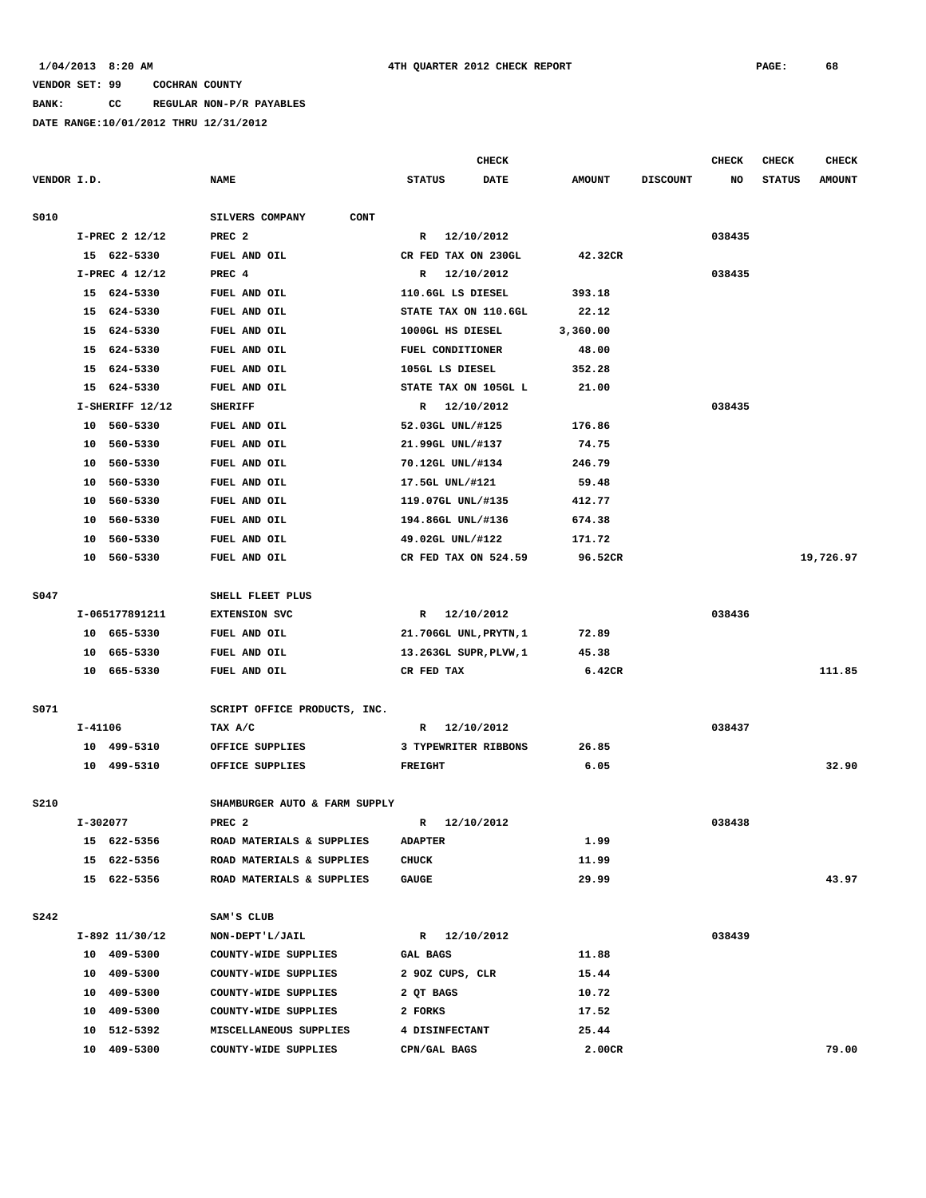1/04/2013 8:20 AM 4TH QUARTER 2012 CHECK REPORT

VENDOR SET: 99 COCHRAN COUNTY

BANK: CC REGULAR NON-P/R PAYABLES

DATE RANGE:10/01/2012 THRU 12/31/2012

| VENDOR I.D. | NAME | STATUS | CHECK DATE | AMOUNT | DISCOUNT | CHECK NO | CHECK STATUS | CHECK AMOUNT |
|---|---|---|---|---|---|---|---|---|
| S010 | SILVERS COMPANY CONT | | | | | | | |
| I-PREC 2 12/12 | PREC 2 | R | 12/10/2012 | | | 038435 | | |
| 15 622-5330 | FUEL AND OIL | CR FED TAX ON 230GL | | 42.32CR | | | | |
| I-PREC 4 12/12 | PREC 4 | R | 12/10/2012 | | | 038435 | | |
| 15 624-5330 | FUEL AND OIL | 110.6GL LS DIESEL | | 393.18 | | | | |
| 15 624-5330 | FUEL AND OIL | STATE TAX ON 110.6GL | | 22.12 | | | | |
| 15 624-5330 | FUEL AND OIL | 1000GL HS DIESEL | | 3,360.00 | | | | |
| 15 624-5330 | FUEL AND OIL | FUEL CONDITIONER | | 48.00 | | | | |
| 15 624-5330 | FUEL AND OIL | 105GL LS DIESEL | | 352.28 | | | | |
| 15 624-5330 | FUEL AND OIL | STATE TAX ON 105GL L | | 21.00 | | | | |
| I-SHERIFF 12/12 | SHERIFF | R | 12/10/2012 | | | 038435 | | |
| 10 560-5330 | FUEL AND OIL | 52.03GL UNL/#125 | | 176.86 | | | | |
| 10 560-5330 | FUEL AND OIL | 21.99GL UNL/#137 | | 74.75 | | | | |
| 10 560-5330 | FUEL AND OIL | 70.12GL UNL/#134 | | 246.79 | | | | |
| 10 560-5330 | FUEL AND OIL | 17.5GL UNL/#121 | | 59.48 | | | | |
| 10 560-5330 | FUEL AND OIL | 119.07GL UNL/#135 | | 412.77 | | | | |
| 10 560-5330 | FUEL AND OIL | 194.86GL UNL/#136 | | 674.38 | | | | |
| 10 560-5330 | FUEL AND OIL | 49.02GL UNL/#122 | | 171.72 | | | | |
| 10 560-5330 | FUEL AND OIL | CR FED TAX ON 524.59 | | 96.52CR | | | | 19,726.97 |
| S047 | SHELL FLEET PLUS | | | | | | | |
| I-065177891211 | EXTENSION SVC | R | 12/10/2012 | | | 038436 | | |
| 10 665-5330 | FUEL AND OIL | 21.706GL UNL,PRYTN,1 | | 72.89 | | | | |
| 10 665-5330 | FUEL AND OIL | 13.263GL SUPR,PLVW,1 | | 45.38 | | | | |
| 10 665-5330 | FUEL AND OIL | CR FED TAX | | 6.42CR | | | | 111.85 |
| S071 | SCRIPT OFFICE PRODUCTS, INC. | | | | | | | |
| I-41106 | TAX A/C | R | 12/10/2012 | | | 038437 | | |
| 10 499-5310 | OFFICE SUPPLIES | 3 TYPEWRITER RIBBONS | | 26.85 | | | | |
| 10 499-5310 | OFFICE SUPPLIES | FREIGHT | | 6.05 | | | | 32.90 |
| S210 | SHAMBURGER AUTO & FARM SUPPLY | | | | | | | |
| I-302077 | PREC 2 | R | 12/10/2012 | | | 038438 | | |
| 15 622-5356 | ROAD MATERIALS & SUPPLIES | ADAPTER | | 1.99 | | | | |
| 15 622-5356 | ROAD MATERIALS & SUPPLIES | CHUCK | | 11.99 | | | | |
| 15 622-5356 | ROAD MATERIALS & SUPPLIES | GAUGE | | 29.99 | | | | 43.97 |
| S242 | SAM'S CLUB | | | | | | | |
| I-892 11/30/12 | NON-DEPT'L/JAIL | R | 12/10/2012 | | | 038439 | | |
| 10 409-5300 | COUNTY-WIDE SUPPLIES | GAL BAGS | | 11.88 | | | | |
| 10 409-5300 | COUNTY-WIDE SUPPLIES | 2 9OZ CUPS, CLR | | 15.44 | | | | |
| 10 409-5300 | COUNTY-WIDE SUPPLIES | 2 QT BAGS | | 10.72 | | | | |
| 10 409-5300 | COUNTY-WIDE SUPPLIES | 2 FORKS | | 17.52 | | | | |
| 10 512-5392 | MISCELLANEOUS SUPPLIES | 4 DISINFECTANT | | 25.44 | | | | |
| 10 409-5300 | COUNTY-WIDE SUPPLIES | CPN/GAL BAGS | | 2.00CR | | | | 79.00 |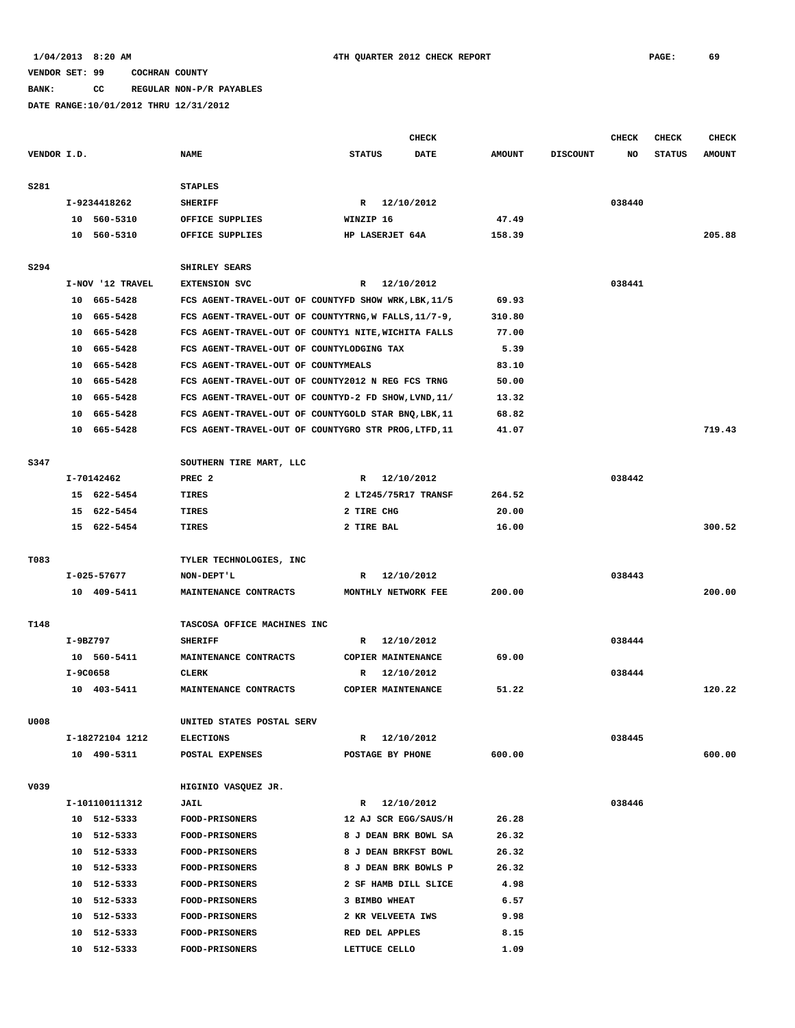VENDOR SET: 99 COCHRAN COUNTY

BANK: CC REGULAR NON-P/R PAYABLES

DATE RANGE:10/01/2012 THRU 12/31/2012

| VENDOR I.D. | NAME | STATUS | CHECK DATE | AMOUNT | DISCOUNT | CHECK NO | CHECK STATUS | CHECK AMOUNT |
|---|---|---|---|---|---|---|---|---|
| S281 | STAPLES | | | | | | | |
| I-9234418262 | SHERIFF | R | 12/10/2012 | | | 038440 | | |
| 10 560-5310 | OFFICE SUPPLIES | WINZIP 16 | | 47.49 | | | | |
| 10 560-5310 | OFFICE SUPPLIES | HP LASERJET 64A | | 158.39 | | | | 205.88 |
| S294 | SHIRLEY SEARS | | | | | | | |
| I-NOV '12 TRAVEL | EXTENSION SVC | R | 12/10/2012 | | | 038441 | | |
| 10 665-5428 | FCS AGENT-TRAVEL-OUT OF COUNTYFD SHOW WRK,LBK,11/5 | | | 69.93 | | | | |
| 10 665-5428 | FCS AGENT-TRAVEL-OUT OF COUNTYTRNG,W FALLS,11/7-9, | | | 310.80 | | | | |
| 10 665-5428 | FCS AGENT-TRAVEL-OUT OF COUNTY1 NITE,WICHITA FALLS | | | 77.00 | | | | |
| 10 665-5428 | FCS AGENT-TRAVEL-OUT OF COUNTYLODGING TAX | | | 5.39 | | | | |
| 10 665-5428 | FCS AGENT-TRAVEL-OUT OF COUNTYMEALS | | | 83.10 | | | | |
| 10 665-5428 | FCS AGENT-TRAVEL-OUT OF COUNTY2012 N REG FCS TRNG | | | 50.00 | | | | |
| 10 665-5428 | FCS AGENT-TRAVEL-OUT OF COUNTYD-2 FD SHOW,LVND,11/ | | | 13.32 | | | | |
| 10 665-5428 | FCS AGENT-TRAVEL-OUT OF COUNTYGOLD STAR BNQ,LBK,11 | | | 68.82 | | | | |
| 10 665-5428 | FCS AGENT-TRAVEL-OUT OF COUNTYGRO STR PROG,LTFD,11 | | | 41.07 | | | | 719.43 |
| S347 | SOUTHERN TIRE MART, LLC | | | | | | | |
| I-70142462 | PREC 2 | R | 12/10/2012 | | | 038442 | | |
| 15 622-5454 | TIRES | 2 LT245/75R17 TRANSF | | 264.52 | | | | |
| 15 622-5454 | TIRES | 2 TIRE CHG | | 20.00 | | | | |
| 15 622-5454 | TIRES | 2 TIRE BAL | | 16.00 | | | | 300.52 |
| T083 | TYLER TECHNOLOGIES, INC | | | | | | | |
| I-025-57677 | NON-DEPT'L | R | 12/10/2012 | | | 038443 | | |
| 10 409-5411 | MAINTENANCE CONTRACTS | MONTHLY NETWORK FEE | | 200.00 | | | | 200.00 |
| T148 | TASCOSA OFFICE MACHINES INC | | | | | | | |
| I-9BZ797 | SHERIFF | R | 12/10/2012 | | | 038444 | | |
| 10 560-5411 | MAINTENANCE CONTRACTS | COPIER MAINTENANCE | | 69.00 | | | | |
| I-9C0658 | CLERK | R | 12/10/2012 | | | 038444 | | |
| 10 403-5411 | MAINTENANCE CONTRACTS | COPIER MAINTENANCE | | 51.22 | | | | 120.22 |
| U008 | UNITED STATES POSTAL SERV | | | | | | | |
| I-18272104 1212 | ELECTIONS | R | 12/10/2012 | | | 038445 | | |
| 10 490-5311 | POSTAL EXPENSES | POSTAGE BY PHONE | | 600.00 | | | | 600.00 |
| V039 | HIGINIO VASQUEZ JR. | | | | | | | |
| I-101100111312 | JAIL | R | 12/10/2012 | | | 038446 | | |
| 10 512-5333 | FOOD-PRISONERS | 12 AJ SCR EGG/SAUS/H | | 26.28 | | | | |
| 10 512-5333 | FOOD-PRISONERS | 8 J DEAN BRK BOWL SA | | 26.32 | | | | |
| 10 512-5333 | FOOD-PRISONERS | 8 J DEAN BRKFST BOWL | | 26.32 | | | | |
| 10 512-5333 | FOOD-PRISONERS | 8 J DEAN BRK BOWLS P | | 26.32 | | | | |
| 10 512-5333 | FOOD-PRISONERS | 2 SF HAMB DILL SLICE | | 4.98 | | | | |
| 10 512-5333 | FOOD-PRISONERS | 3 BIMBO WHEAT | | 6.57 | | | | |
| 10 512-5333 | FOOD-PRISONERS | 2 KR VELVEETA IWS | | 9.98 | | | | |
| 10 512-5333 | FOOD-PRISONERS | RED DEL APPLES | | 8.15 | | | | |
| 10 512-5333 | FOOD-PRISONERS | LETTUCE CELLO | | 1.09 | | | | |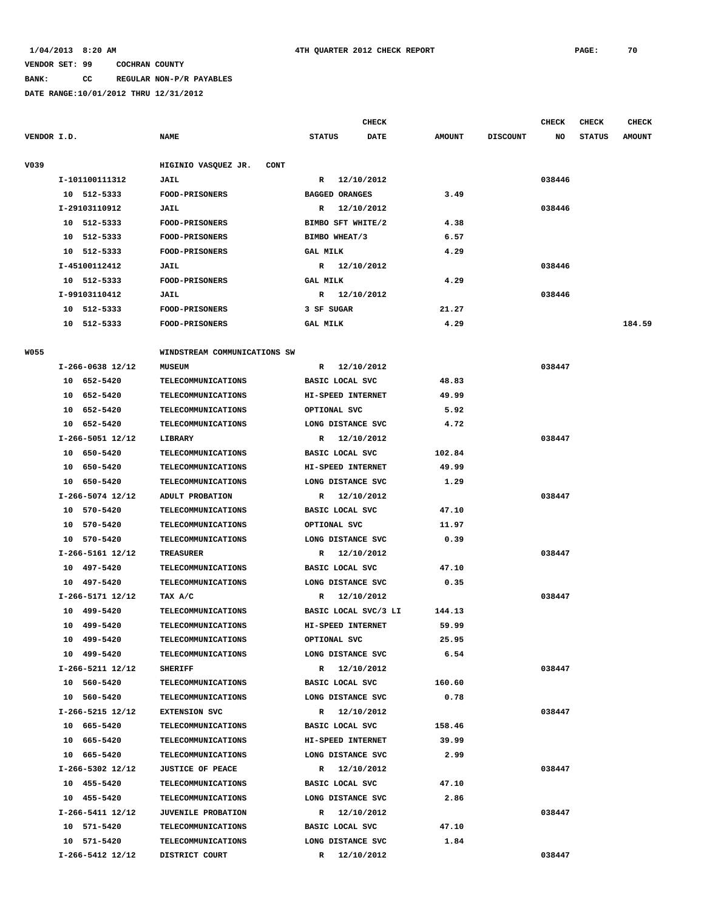1/04/2013 8:20 AM                    4TH QUARTER 2012 CHECK REPORT

VENDOR SET: 99     COCHRAN COUNTY

BANK:     CC     REGULAR NON-P/R PAYABLES

DATE RANGE:10/01/2012 THRU 12/31/2012

| VENDOR I.D. | NAME | STATUS | CHECK DATE | AMOUNT | DISCOUNT | CHECK NO | CHECK STATUS | CHECK AMOUNT |
|---|---|---|---|---|---|---|---|---|
| V039 | HIGINIO VASQUEZ JR. CONT | | | | | | | |
| I-101100111312 | JAIL | R | 12/10/2012 | | | 038446 | | |
| 10 512-5333 | FOOD-PRISONERS | BAGGED ORANGES | | 3.49 | | | | |
| I-29103110912 | JAIL | R | 12/10/2012 | | | 038446 | | |
| 10 512-5333 | FOOD-PRISONERS | BIMBO SFT WHITE/2 | | 4.38 | | | | |
| 10 512-5333 | FOOD-PRISONERS | BIMBO WHEAT/3 | | 6.57 | | | | |
| 10 512-5333 | FOOD-PRISONERS | GAL MILK | | 4.29 | | | | |
| I-45100112412 | JAIL | R | 12/10/2012 | | | 038446 | | |
| 10 512-5333 | FOOD-PRISONERS | GAL MILK | | 4.29 | | | | |
| I-99103110412 | JAIL | R | 12/10/2012 | | | 038446 | | |
| 10 512-5333 | FOOD-PRISONERS | 3 SF SUGAR | | 21.27 | | | | |
| 10 512-5333 | FOOD-PRISONERS | GAL MILK | | 4.29 | | | | 184.59 |
| W055 | WINDSTREAM COMMUNICATIONS SW | | | | | | | |
| I-266-0638 12/12 | MUSEUM | R | 12/10/2012 | | | 038447 | | |
| 10 652-5420 | TELECOMMUNICATIONS | BASIC LOCAL SVC | | 48.83 | | | | |
| 10 652-5420 | TELECOMMUNICATIONS | HI-SPEED INTERNET | | 49.99 | | | | |
| 10 652-5420 | TELECOMMUNICATIONS | OPTIONAL SVC | | 5.92 | | | | |
| 10 652-5420 | TELECOMMUNICATIONS | LONG DISTANCE SVC | | 4.72 | | | | |
| I-266-5051 12/12 | LIBRARY | R | 12/10/2012 | | | 038447 | | |
| 10 650-5420 | TELECOMMUNICATIONS | BASIC LOCAL SVC | | 102.84 | | | | |
| 10 650-5420 | TELECOMMUNICATIONS | HI-SPEED INTERNET | | 49.99 | | | | |
| 10 650-5420 | TELECOMMUNICATIONS | LONG DISTANCE SVC | | 1.29 | | | | |
| I-266-5074 12/12 | ADULT PROBATION | R | 12/10/2012 | | | 038447 | | |
| 10 570-5420 | TELECOMMUNICATIONS | BASIC LOCAL SVC | | 47.10 | | | | |
| 10 570-5420 | TELECOMMUNICATIONS | OPTIONAL SVC | | 11.97 | | | | |
| 10 570-5420 | TELECOMMUNICATIONS | LONG DISTANCE SVC | | 0.39 | | | | |
| I-266-5161 12/12 | TREASURER | R | 12/10/2012 | | | 038447 | | |
| 10 497-5420 | TELECOMMUNICATIONS | BASIC LOCAL SVC | | 47.10 | | | | |
| 10 497-5420 | TELECOMMUNICATIONS | LONG DISTANCE SVC | | 0.35 | | | | |
| I-266-5171 12/12 | TAX A/C | R | 12/10/2012 | | | 038447 | | |
| 10 499-5420 | TELECOMMUNICATIONS | BASIC LOCAL SVC/3 LI | | 144.13 | | | | |
| 10 499-5420 | TELECOMMUNICATIONS | HI-SPEED INTERNET | | 59.99 | | | | |
| 10 499-5420 | TELECOMMUNICATIONS | OPTIONAL SVC | | 25.95 | | | | |
| 10 499-5420 | TELECOMMUNICATIONS | LONG DISTANCE SVC | | 6.54 | | | | |
| I-266-5211 12/12 | SHERIFF | R | 12/10/2012 | | | 038447 | | |
| 10 560-5420 | TELECOMMUNICATIONS | BASIC LOCAL SVC | | 160.60 | | | | |
| 10 560-5420 | TELECOMMUNICATIONS | LONG DISTANCE SVC | | 0.78 | | | | |
| I-266-5215 12/12 | EXTENSION SVC | R | 12/10/2012 | | | 038447 | | |
| 10 665-5420 | TELECOMMUNICATIONS | BASIC LOCAL SVC | | 158.46 | | | | |
| 10 665-5420 | TELECOMMUNICATIONS | HI-SPEED INTERNET | | 39.99 | | | | |
| 10 665-5420 | TELECOMMUNICATIONS | LONG DISTANCE SVC | | 2.99 | | | | |
| I-266-5302 12/12 | JUSTICE OF PEACE | R | 12/10/2012 | | | 038447 | | |
| 10 455-5420 | TELECOMMUNICATIONS | BASIC LOCAL SVC | | 47.10 | | | | |
| 10 455-5420 | TELECOMMUNICATIONS | LONG DISTANCE SVC | | 2.86 | | | | |
| I-266-5411 12/12 | JUVENILE PROBATION | R | 12/10/2012 | | | 038447 | | |
| 10 571-5420 | TELECOMMUNICATIONS | BASIC LOCAL SVC | | 47.10 | | | | |
| 10 571-5420 | TELECOMMUNICATIONS | LONG DISTANCE SVC | | 1.84 | | | | |
| I-266-5412 12/12 | DISTRICT COURT | R | 12/10/2012 | | | 038447 | | |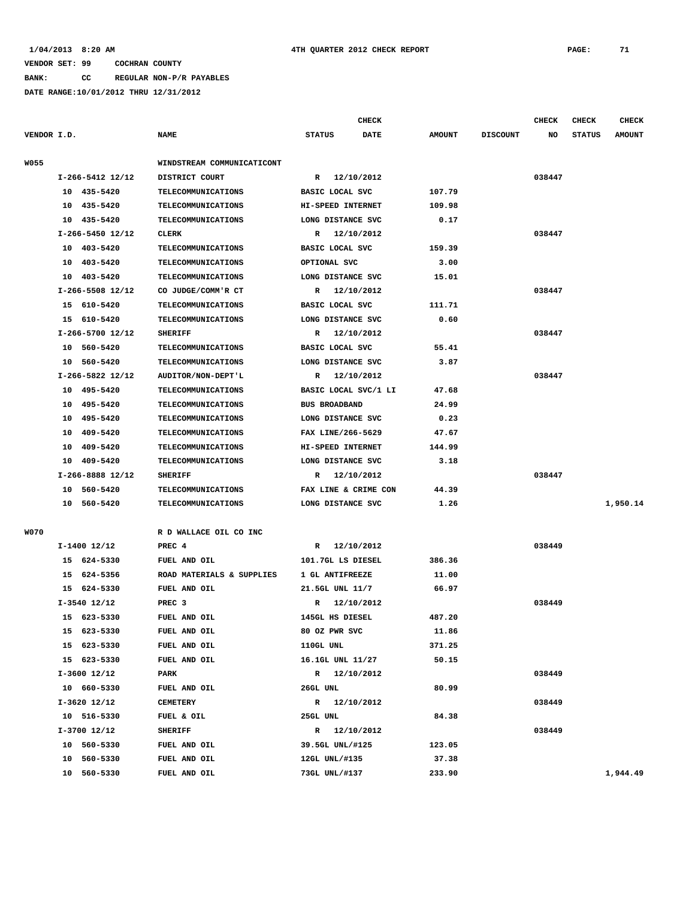1/04/2013 8:20 AM 4TH QUARTER 2012 CHECK REPORT

VENDOR SET: 99 COCHRAN COUNTY

BANK: CC REGULAR NON-P/R PAYABLES

DATE RANGE:10/01/2012 THRU 12/31/2012

| VENDOR I.D. | NAME | STATUS | CHECK DATE | AMOUNT | DISCOUNT | CHECK NO | CHECK STATUS | CHECK AMOUNT |
|---|---|---|---|---|---|---|---|---|
| W055 | WINDSTREAM COMMUNICATICONT | | | | | | | |
| I-266-5412 12/12 | DISTRICT COURT | R | 12/10/2012 | | | 038447 | | |
| 10 435-5420 | TELECOMMUNICATIONS | BASIC LOCAL SVC | | 107.79 | | | | |
| 10 435-5420 | TELECOMMUNICATIONS | HI-SPEED INTERNET | | 109.98 | | | | |
| 10 435-5420 | TELECOMMUNICATIONS | LONG DISTANCE SVC | | 0.17 | | | | |
| I-266-5450 12/12 | CLERK | R | 12/10/2012 | | | 038447 | | |
| 10 403-5420 | TELECOMMUNICATIONS | BASIC LOCAL SVC | | 159.39 | | | | |
| 10 403-5420 | TELECOMMUNICATIONS | OPTIONAL SVC | | 3.00 | | | | |
| 10 403-5420 | TELECOMMUNICATIONS | LONG DISTANCE SVC | | 15.01 | | | | |
| I-266-5508 12/12 | CO JUDGE/COMM'R CT | R | 12/10/2012 | | | 038447 | | |
| 15 610-5420 | TELECOMMUNICATIONS | BASIC LOCAL SVC | | 111.71 | | | | |
| 15 610-5420 | TELECOMMUNICATIONS | LONG DISTANCE SVC | | 0.60 | | | | |
| I-266-5700 12/12 | SHERIFF | R | 12/10/2012 | | | 038447 | | |
| 10 560-5420 | TELECOMMUNICATIONS | BASIC LOCAL SVC | | 55.41 | | | | |
| 10 560-5420 | TELECOMMUNICATIONS | LONG DISTANCE SVC | | 3.87 | | | | |
| I-266-5822 12/12 | AUDITOR/NON-DEPT'L | R | 12/10/2012 | | | 038447 | | |
| 10 495-5420 | TELECOMMUNICATIONS | BASIC LOCAL SVC/1 LI | | 47.68 | | | | |
| 10 495-5420 | TELECOMMUNICATIONS | BUS BROADBAND | | 24.99 | | | | |
| 10 495-5420 | TELECOMMUNICATIONS | LONG DISTANCE SVC | | 0.23 | | | | |
| 10 409-5420 | TELECOMMUNICATIONS | FAX LINE/266-5629 | | 47.67 | | | | |
| 10 409-5420 | TELECOMMUNICATIONS | HI-SPEED INTERNET | | 144.99 | | | | |
| 10 409-5420 | TELECOMMUNICATIONS | LONG DISTANCE SVC | | 3.18 | | | | |
| I-266-8888 12/12 | SHERIFF | R | 12/10/2012 | | | 038447 | | |
| 10 560-5420 | TELECOMMUNICATIONS | FAX LINE & CRIME CON | | 44.39 | | | | |
| 10 560-5420 | TELECOMMUNICATIONS | LONG DISTANCE SVC | | 1.26 | | | | 1,950.14 |
| W070 | R D WALLACE OIL CO INC | | | | | | | |
| I-1400 12/12 | PREC 4 | R | 12/10/2012 | | | 038449 | | |
| 15 624-5330 | FUEL AND OIL | 101.7GL LS DIESEL | | 386.36 | | | | |
| 15 624-5356 | ROAD MATERIALS & SUPPLIES | 1 GL ANTIFREEZE | | 11.00 | | | | |
| 15 624-5330 | FUEL AND OIL | 21.5GL UNL 11/7 | | 66.97 | | | | |
| I-3540 12/12 | PREC 3 | R | 12/10/2012 | | | 038449 | | |
| 15 623-5330 | FUEL AND OIL | 145GL HS DIESEL | | 487.20 | | | | |
| 15 623-5330 | FUEL AND OIL | 80 OZ PWR SVC | | 11.86 | | | | |
| 15 623-5330 | FUEL AND OIL | 110GL UNL | | 371.25 | | | | |
| 15 623-5330 | FUEL AND OIL | 16.1GL UNL 11/27 | | 50.15 | | | | |
| I-3600 12/12 | PARK | R | 12/10/2012 | | | 038449 | | |
| 10 660-5330 | FUEL AND OIL | 26GL UNL | | 80.99 | | | | |
| I-3620 12/12 | CEMETERY | R | 12/10/2012 | | | 038449 | | |
| 10 516-5330 | FUEL & OIL | 25GL UNL | | 84.38 | | | | |
| I-3700 12/12 | SHERIFF | R | 12/10/2012 | | | 038449 | | |
| 10 560-5330 | FUEL AND OIL | 39.5GL UNL/#125 | | 123.05 | | | | |
| 10 560-5330 | FUEL AND OIL | 12GL UNL/#135 | | 37.38 | | | | |
| 10 560-5330 | FUEL AND OIL | 73GL UNL/#137 | | 233.90 | | | | 1,944.49 |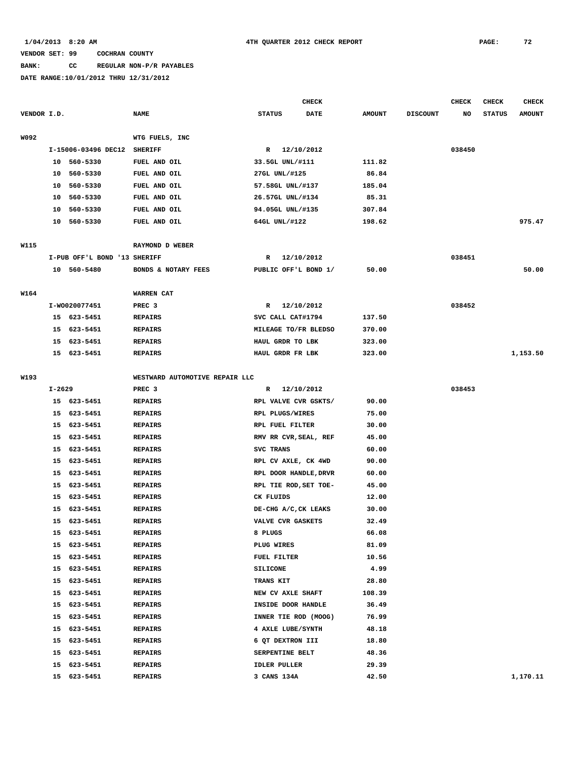1/04/2013 8:20 AM 4TH QUARTER 2012 CHECK REPORT

VENDOR SET: 99 COCHRAN COUNTY

BANK: CC REGULAR NON-P/R PAYABLES

DATE RANGE:10/01/2012 THRU 12/31/2012

| VENDOR I.D. | NAME | STATUS | CHECK DATE | AMOUNT | DISCOUNT | CHECK NO | CHECK STATUS | CHECK AMOUNT |
|---|---|---|---|---|---|---|---|---|
| W092 | WTG FUELS, INC | | | | | | | |
| I-15006-03496 DEC12 | SHERIFF | R | 12/10/2012 | | | 038450 | | |
| 10 560-5330 | FUEL AND OIL | 33.5GL UNL/#111 | | 111.82 | | | | |
| 10 560-5330 | FUEL AND OIL | 27GL UNL/#125 | | 86.84 | | | | |
| 10 560-5330 | FUEL AND OIL | 57.58GL UNL/#137 | | 185.04 | | | | |
| 10 560-5330 | FUEL AND OIL | 26.57GL UNL/#134 | | 85.31 | | | | |
| 10 560-5330 | FUEL AND OIL | 94.05GL UNL/#135 | | 307.84 | | | | |
| 10 560-5330 | FUEL AND OIL | 64GL UNL/#122 | | 198.62 | | | | 975.47 |
| W115 | RAYMOND D WEBER | | | | | | | |
| I-PUB OFF'L BOND '13 | SHERIFF | R | 12/10/2012 | | | 038451 | | |
| 10 560-5480 | BONDS & NOTARY FEES | PUBLIC OFF'L BOND 1/ | | 50.00 | | | | 50.00 |
| W164 | WARREN CAT | | | | | | | |
| I-WO020077451 | PREC 3 | R | 12/10/2012 | | | 038452 | | |
| 15 623-5451 | REPAIRS | SVC CALL CAT#1794 | | 137.50 | | | | |
| 15 623-5451 | REPAIRS | MILEAGE TO/FR BLEDSO | | 370.00 | | | | |
| 15 623-5451 | REPAIRS | HAUL GRDR TO LBK | | 323.00 | | | | |
| 15 623-5451 | REPAIRS | HAUL GRDR FR LBK | | 323.00 | | | | 1,153.50 |
| W193 | WESTWARD AUTOMOTIVE REPAIR LLC | | | | | | | |
| I-2629 | PREC 3 | R | 12/10/2012 | | | 038453 | | |
| 15 623-5451 | REPAIRS | RPL VALVE CVR GSKTS/ | | 90.00 | | | | |
| 15 623-5451 | REPAIRS | RPL PLUGS/WIRES | | 75.00 | | | | |
| 15 623-5451 | REPAIRS | RPL FUEL FILTER | | 30.00 | | | | |
| 15 623-5451 | REPAIRS | RMV RR CVR,SEAL, REF | | 45.00 | | | | |
| 15 623-5451 | REPAIRS | SVC TRANS | | 60.00 | | | | |
| 15 623-5451 | REPAIRS | RPL CV AXLE, CK 4WD | | 90.00 | | | | |
| 15 623-5451 | REPAIRS | RPL DOOR HANDLE,DRVR | | 60.00 | | | | |
| 15 623-5451 | REPAIRS | RPL TIE ROD,SET TOE- | | 45.00 | | | | |
| 15 623-5451 | REPAIRS | CK FLUIDS | | 12.00 | | | | |
| 15 623-5451 | REPAIRS | DE-CHG A/C,CK LEAKS | | 30.00 | | | | |
| 15 623-5451 | REPAIRS | VALVE CVR GASKETS | | 32.49 | | | | |
| 15 623-5451 | REPAIRS | 8 PLUGS | | 66.08 | | | | |
| 15 623-5451 | REPAIRS | PLUG WIRES | | 81.09 | | | | |
| 15 623-5451 | REPAIRS | FUEL FILTER | | 10.56 | | | | |
| 15 623-5451 | REPAIRS | SILICONE | | 4.99 | | | | |
| 15 623-5451 | REPAIRS | TRANS KIT | | 28.80 | | | | |
| 15 623-5451 | REPAIRS | NEW CV AXLE SHAFT | | 108.39 | | | | |
| 15 623-5451 | REPAIRS | INSIDE DOOR HANDLE | | 36.49 | | | | |
| 15 623-5451 | REPAIRS | INNER TIE ROD (MOOG) | | 76.99 | | | | |
| 15 623-5451 | REPAIRS | 4 AXLE LUBE/SYNTH | | 48.18 | | | | |
| 15 623-5451 | REPAIRS | 6 QT DEXTRON III | | 18.80 | | | | |
| 15 623-5451 | REPAIRS | SERPENTINE BELT | | 48.36 | | | | |
| 15 623-5451 | REPAIRS | IDLER PULLER | | 29.39 | | | | |
| 15 623-5451 | REPAIRS | 3 CANS 134A | | 42.50 | | | | 1,170.11 |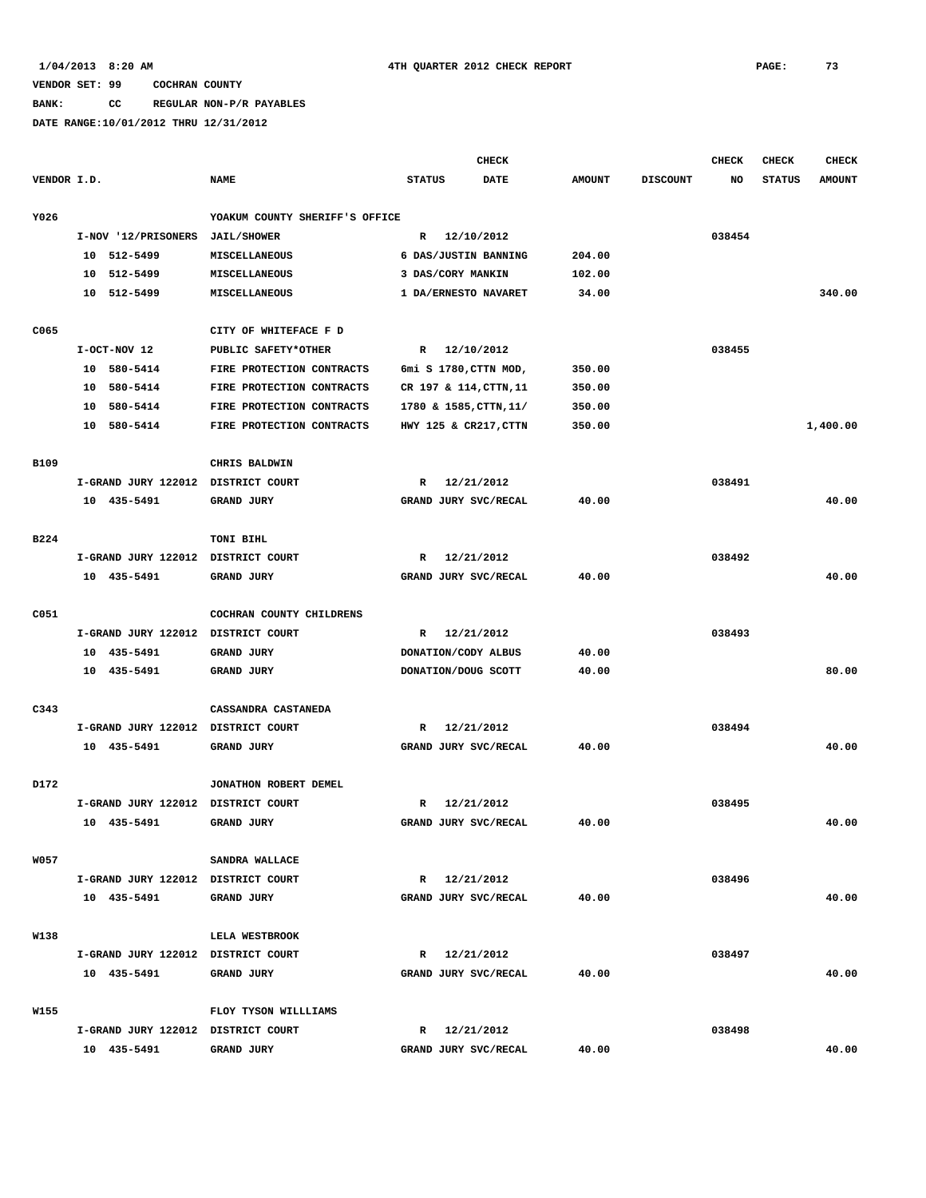1/04/2013 8:20 AM 4TH QUARTER 2012 CHECK REPORT

VENDOR SET: 99 COCHRAN COUNTY

BANK: CC REGULAR NON-P/R PAYABLES

DATE RANGE:10/01/2012 THRU 12/31/2012

| VENDOR I.D. | NAME | CHECK STATUS | CHECK DATE | AMOUNT | DISCOUNT | CHECK NO | CHECK STATUS | CHECK AMOUNT |
|---|---|---|---|---|---|---|---|---|
| Y026 | YOAKUM COUNTY SHERIFF'S OFFICE | | | | | | | |
| I-NOV '12/PRISONERS | JAIL/SHOWER | R | 12/10/2012 | | | 038454 | | |
| 10 512-5499 | MISCELLANEOUS | 6 DAS/JUSTIN BANNING | | 204.00 | | | | |
| 10 512-5499 | MISCELLANEOUS | 3 DAS/CORY MANKIN | | 102.00 | | | | |
| 10 512-5499 | MISCELLANEOUS | 1 DA/ERNESTO NAVARET | | 34.00 | | | | 340.00 |
| C065 | CITY OF WHITEFACE F D | | | | | | | |
| I-OCT-NOV 12 | PUBLIC SAFETY*OTHER | R | 12/10/2012 | | | 038455 | | |
| 10 580-5414 | FIRE PROTECTION CONTRACTS | 6mi S 1780,CTTN MOD, | | 350.00 | | | | |
| 10 580-5414 | FIRE PROTECTION CONTRACTS | CR 197 & 114,CTTN,11 | | 350.00 | | | | |
| 10 580-5414 | FIRE PROTECTION CONTRACTS | 1780 & 1585,CTTN,11/ | | 350.00 | | | | |
| 10 580-5414 | FIRE PROTECTION CONTRACTS | HWY 125 & CR217,CTTN | | 350.00 | | | | 1,400.00 |
| B109 | CHRIS BALDWIN | | | | | | | |
| I-GRAND JURY 122012 | DISTRICT COURT | R | 12/21/2012 | | | 038491 | | |
| 10 435-5491 | GRAND JURY | GRAND JURY SVC/RECAL | | 40.00 | | | | 40.00 |
| B224 | TONI BIHL | | | | | | | |
| I-GRAND JURY 122012 | DISTRICT COURT | R | 12/21/2012 | | | 038492 | | |
| 10 435-5491 | GRAND JURY | GRAND JURY SVC/RECAL | | 40.00 | | | | 40.00 |
| C051 | COCHRAN COUNTY CHILDRENS | | | | | | | |
| I-GRAND JURY 122012 | DISTRICT COURT | R | 12/21/2012 | | | 038493 | | |
| 10 435-5491 | GRAND JURY | DONATION/CODY ALBUS | | 40.00 | | | | |
| 10 435-5491 | GRAND JURY | DONATION/DOUG SCOTT | | 40.00 | | | | 80.00 |
| C343 | CASSANDRA CASTANEDA | | | | | | | |
| I-GRAND JURY 122012 | DISTRICT COURT | R | 12/21/2012 | | | 038494 | | |
| 10 435-5491 | GRAND JURY | GRAND JURY SVC/RECAL | | 40.00 | | | | 40.00 |
| D172 | JONATHON ROBERT DEMEL | | | | | | | |
| I-GRAND JURY 122012 | DISTRICT COURT | R | 12/21/2012 | | | 038495 | | |
| 10 435-5491 | GRAND JURY | GRAND JURY SVC/RECAL | | 40.00 | | | | 40.00 |
| W057 | SANDRA WALLACE | | | | | | | |
| I-GRAND JURY 122012 | DISTRICT COURT | R | 12/21/2012 | | | 038496 | | |
| 10 435-5491 | GRAND JURY | GRAND JURY SVC/RECAL | | 40.00 | | | | 40.00 |
| W138 | LELA WESTBROOK | | | | | | | |
| I-GRAND JURY 122012 | DISTRICT COURT | R | 12/21/2012 | | | 038497 | | |
| 10 435-5491 | GRAND JURY | GRAND JURY SVC/RECAL | | 40.00 | | | | 40.00 |
| W155 | FLOY TYSON WILLLIAMS | | | | | | | |
| I-GRAND JURY 122012 | DISTRICT COURT | R | 12/21/2012 | | | 038498 | | |
| 10 435-5491 | GRAND JURY | GRAND JURY SVC/RECAL | | 40.00 | | | | 40.00 |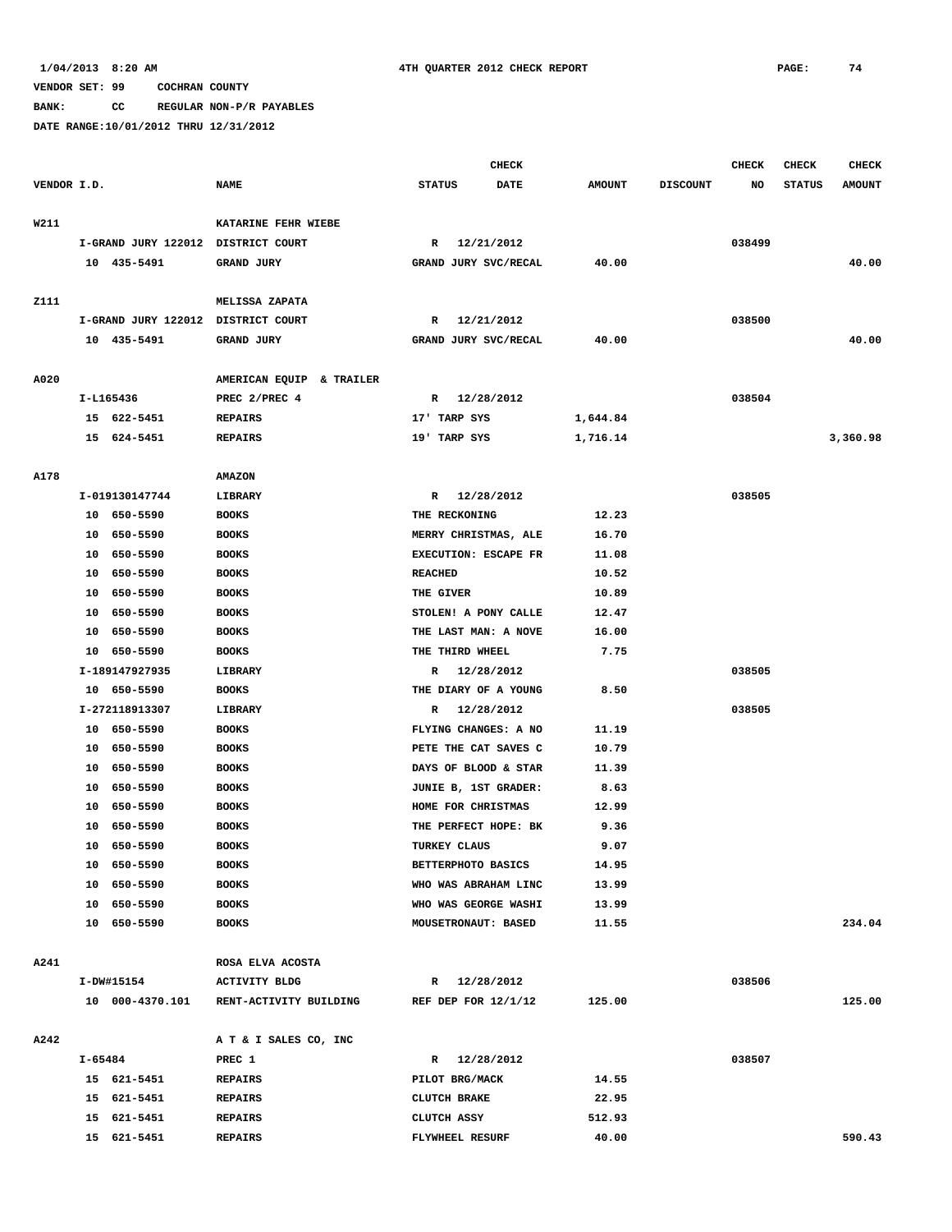1/04/2013 8:20 AM  4TH QUARTER 2012 CHECK REPORT

VENDOR SET: 99 COCHRAN COUNTY
BANK: CC REGULAR NON-P/R PAYABLES
DATE RANGE:10/01/2012 THRU 12/31/2012

| VENDOR I.D. | NAME | STATUS | CHECK DATE | AMOUNT | DISCOUNT | CHECK NO | CHECK STATUS | CHECK AMOUNT |
|---|---|---|---|---|---|---|---|---|
| W211 | KATARINE FEHR WIEBE | | | | | | | |
| I-GRAND JURY 122012 | DISTRICT COURT | R | 12/21/2012 | | | 038499 | | |
| 10 435-5491 | GRAND JURY | GRAND JURY SVC/RECAL | | 40.00 | | | | 40.00 |
| Z111 | MELISSA ZAPATA | | | | | | | |
| I-GRAND JURY 122012 | DISTRICT COURT | R | 12/21/2012 | | | 038500 | | |
| 10 435-5491 | GRAND JURY | GRAND JURY SVC/RECAL | | 40.00 | | | | 40.00 |
| A020 | AMERICAN EQUIP & TRAILER | | | | | | | |
| I-L165436 | PREC 2/PREC 4 | R | 12/28/2012 | | | 038504 | | |
| 15 622-5451 | REPAIRS | 17' TARP SYS | | 1,644.84 | | | | |
| 15 624-5451 | REPAIRS | 19' TARP SYS | | 1,716.14 | | | | 3,360.98 |
| A178 | AMAZON | | | | | | | |
| I-019130147744 | LIBRARY | R | 12/28/2012 | | | 038505 | | |
| 10 650-5590 | BOOKS | THE RECKONING | | 12.23 | | | | |
| 10 650-5590 | BOOKS | MERRY CHRISTMAS, ALE | | 16.70 | | | | |
| 10 650-5590 | BOOKS | EXECUTION: ESCAPE FR | | 11.08 | | | | |
| 10 650-5590 | BOOKS | REACHED | | 10.52 | | | | |
| 10 650-5590 | BOOKS | THE GIVER | | 10.89 | | | | |
| 10 650-5590 | BOOKS | STOLEN! A PONY CALLE | | 12.47 | | | | |
| 10 650-5590 | BOOKS | THE LAST MAN: A NOVE | | 16.00 | | | | |
| 10 650-5590 | BOOKS | THE THIRD WHEEL | | 7.75 | | | | |
| I-189147927935 | LIBRARY | R | 12/28/2012 | | | 038505 | | |
| 10 650-5590 | BOOKS | THE DIARY OF A YOUNG | | 8.50 | | | | |
| I-272118913307 | LIBRARY | R | 12/28/2012 | | | 038505 | | |
| 10 650-5590 | BOOKS | FLYING CHANGES: A NO | | 11.19 | | | | |
| 10 650-5590 | BOOKS | PETE THE CAT SAVES C | | 10.79 | | | | |
| 10 650-5590 | BOOKS | DAYS OF BLOOD & STAR | | 11.39 | | | | |
| 10 650-5590 | BOOKS | JUNIE B, 1ST GRADER: | | 8.63 | | | | |
| 10 650-5590 | BOOKS | HOME FOR CHRISTMAS | | 12.99 | | | | |
| 10 650-5590 | BOOKS | THE PERFECT HOPE: BK | | 9.36 | | | | |
| 10 650-5590 | BOOKS | TURKEY CLAUS | | 9.07 | | | | |
| 10 650-5590 | BOOKS | BETTERPHOTO BASICS | | 14.95 | | | | |
| 10 650-5590 | BOOKS | WHO WAS ABRAHAM LINC | | 13.99 | | | | |
| 10 650-5590 | BOOKS | WHO WAS GEORGE WASHI | | 13.99 | | | | |
| 10 650-5590 | BOOKS | MOUSETRONAUT: BASED | | 11.55 | | | | 234.04 |
| A241 | ROSA ELVA ACOSTA | | | | | | | |
| I-DW#15154 | ACTIVITY BLDG | R | 12/28/2012 | | | 038506 | | |
| 10 000-4370.101 | RENT-ACTIVITY BUILDING | REF DEP FOR 12/1/12 | | 125.00 | | | | 125.00 |
| A242 | A T & I SALES CO, INC | | | | | | | |
| I-65484 | PREC 1 | R | 12/28/2012 | | | 038507 | | |
| 15 621-5451 | REPAIRS | PILOT BRG/MACK | | 14.55 | | | | |
| 15 621-5451 | REPAIRS | CLUTCH BRAKE | | 22.95 | | | | |
| 15 621-5451 | REPAIRS | CLUTCH ASSY | | 512.93 | | | | |
| 15 621-5451 | REPAIRS | FLYWHEEL RESURF | | 40.00 | | | | 590.43 |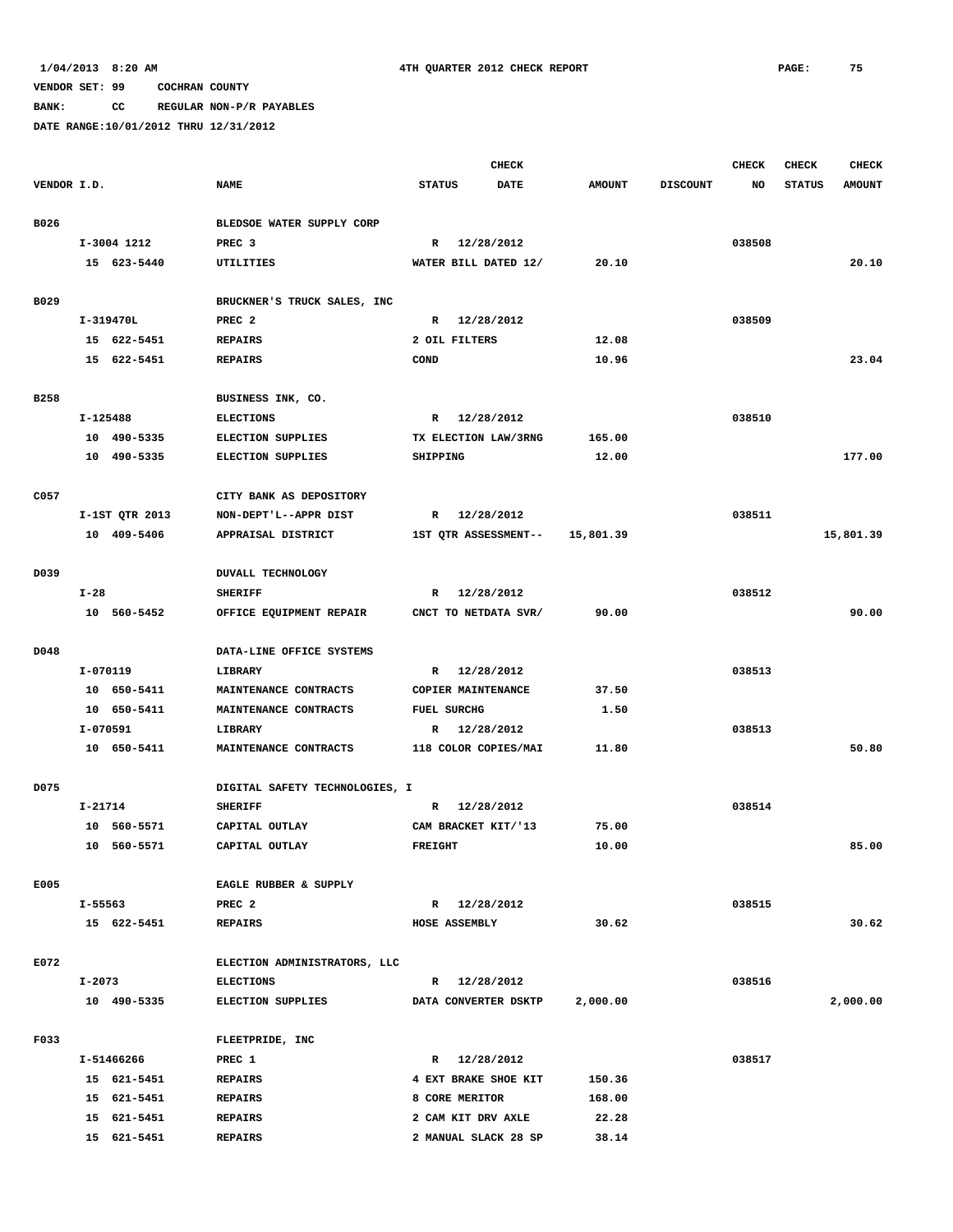1/04/2013 8:20 AM 4TH QUARTER 2012 CHECK REPORT

VENDOR SET: 99 COCHRAN COUNTY

BANK: CC REGULAR NON-P/R PAYABLES

DATE RANGE:10/01/2012 THRU 12/31/2012

| VENDOR I.D. | NAME | STATUS | CHECK DATE | AMOUNT | DISCOUNT | CHECK NO | CHECK STATUS | CHECK AMOUNT |
|---|---|---|---|---|---|---|---|---|
| B026 | BLEDSOE WATER SUPPLY CORP | | | | | | | |
| I-3004 1212 | PREC 3 | R | 12/28/2012 | | | 038508 | | |
| 15 623-5440 | UTILITIES | WATER BILL DATED 12/ | | 20.10 | | | | 20.10 |
| B029 | BRUCKNER'S TRUCK SALES, INC | | | | | | | |
| I-319470L | PREC 2 | R | 12/28/2012 | | | 038509 | | |
| 15 622-5451 | REPAIRS | 2 OIL FILTERS | | 12.08 | | | | |
| 15 622-5451 | REPAIRS | COND | | 10.96 | | | | 23.04 |
| B258 | BUSINESS INK, CO. | | | | | | | |
| I-125488 | ELECTIONS | R | 12/28/2012 | | | 038510 | | |
| 10 490-5335 | ELECTION SUPPLIES | TX ELECTION LAW/3RNG | | 165.00 | | | | |
| 10 490-5335 | ELECTION SUPPLIES | SHIPPING | | 12.00 | | | | 177.00 |
| C057 | CITY BANK AS DEPOSITORY | | | | | | | |
| I-1ST QTR 2013 | NON-DEPT'L--APPR DIST | R | 12/28/2012 | | | 038511 | | |
| 10 409-5406 | APPRAISAL DISTRICT | 1ST QTR ASSESSMENT-- | | 15,801.39 | | | | 15,801.39 |
| D039 | DUVALL TECHNOLOGY | | | | | | | |
| I-28 | SHERIFF | R | 12/28/2012 | | | 038512 | | |
| 10 560-5452 | OFFICE EQUIPMENT REPAIR | CNCT TO NETDATA SVR/ | | 90.00 | | | | 90.00 |
| D048 | DATA-LINE OFFICE SYSTEMS | | | | | | | |
| I-070119 | LIBRARY | R | 12/28/2012 | | | 038513 | | |
| 10 650-5411 | MAINTENANCE CONTRACTS | COPIER MAINTENANCE | | 37.50 | | | | |
| 10 650-5411 | MAINTENANCE CONTRACTS | FUEL SURCHG | | 1.50 | | | | |
| I-070591 | LIBRARY | R | 12/28/2012 | | | 038513 | | |
| 10 650-5411 | MAINTENANCE CONTRACTS | 118 COLOR COPIES/MAI | | 11.80 | | | | 50.80 |
| D075 | DIGITAL SAFETY TECHNOLOGIES, I | | | | | | | |
| I-21714 | SHERIFF | R | 12/28/2012 | | | 038514 | | |
| 10 560-5571 | CAPITAL OUTLAY | CAM BRACKET KIT/'13 | | 75.00 | | | | |
| 10 560-5571 | CAPITAL OUTLAY | FREIGHT | | 10.00 | | | | 85.00 |
| E005 | EAGLE RUBBER & SUPPLY | | | | | | | |
| I-55563 | PREC 2 | R | 12/28/2012 | | | 038515 | | |
| 15 622-5451 | REPAIRS | HOSE ASSEMBLY | | 30.62 | | | | 30.62 |
| E072 | ELECTION ADMINISTRATORS, LLC | | | | | | | |
| I-2073 | ELECTIONS | R | 12/28/2012 | | | 038516 | | |
| 10 490-5335 | ELECTION SUPPLIES | DATA CONVERTER DSKTP | | 2,000.00 | | | | 2,000.00 |
| F033 | FLEETPRIDE, INC | | | | | | | |
| I-51466266 | PREC 1 | R | 12/28/2012 | | | 038517 | | |
| 15 621-5451 | REPAIRS | 4 EXT BRAKE SHOE KIT | | 150.36 | | | | |
| 15 621-5451 | REPAIRS | 8 CORE MERITOR | | 168.00 | | | | |
| 15 621-5451 | REPAIRS | 2 CAM KIT DRV AXLE | | 22.28 | | | | |
| 15 621-5451 | REPAIRS | 2 MANUAL SLACK 28 SP | | 38.14 | | | | |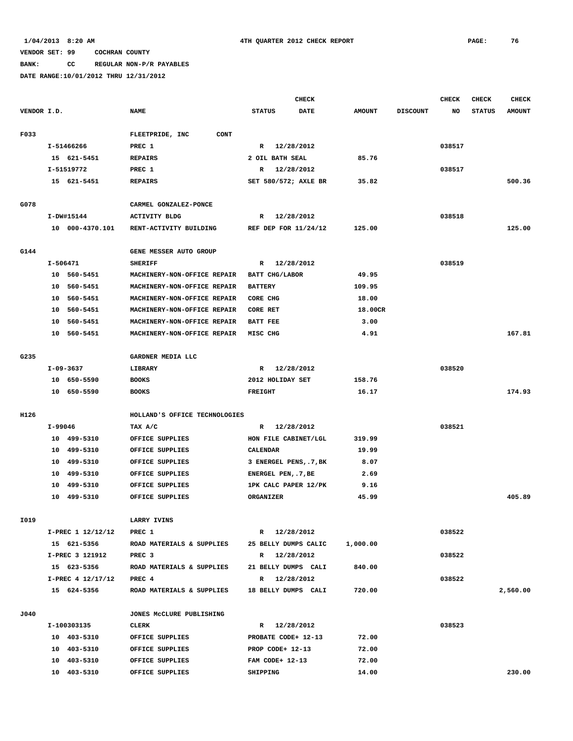1/04/2013 8:20 AM 4TH QUARTER 2012 CHECK REPORT

VENDOR SET: 99 COCHRAN COUNTY

BANK: CC REGULAR NON-P/R PAYABLES

DATE RANGE:10/01/2012 THRU 12/31/2012

| VENDOR I.D. | NAME | STATUS | CHECK DATE | AMOUNT | DISCOUNT | CHECK NO | CHECK STATUS | CHECK AMOUNT |
|---|---|---|---|---|---|---|---|---|
| F033 | FLEETPRIDE, INC CONT | | | | | | | |
| I-51466266 | PREC 1 | R | 12/28/2012 | | | 038517 | | |
| 15 621-5451 | REPAIRS | 2 OIL BATH SEAL | | 85.76 | | | | |
| I-51519772 | PREC 1 | R | 12/28/2012 | | | 038517 | | |
| 15 621-5451 | REPAIRS | SET 580/572; AXLE BR | | 35.82 | | | | 500.36 |
| G078 | CARMEL GONZALEZ-PONCE | | | | | | | |
| I-DW#15144 | ACTIVITY BLDG | R | 12/28/2012 | | | 038518 | | |
| 10 000-4370.101 | RENT-ACTIVITY BUILDING | REF DEP FOR 11/24/12 | | 125.00 | | | | 125.00 |
| G144 | GENE MESSER AUTO GROUP | | | | | | | |
| I-506471 | SHERIFF | R | 12/28/2012 | | | 038519 | | |
| 10 560-5451 | MACHINERY-NON-OFFICE REPAIR | BATT CHG/LABOR | | 49.95 | | | | |
| 10 560-5451 | MACHINERY-NON-OFFICE REPAIR | BATTERY | | 109.95 | | | | |
| 10 560-5451 | MACHINERY-NON-OFFICE REPAIR | CORE CHG | | 18.00 | | | | |
| 10 560-5451 | MACHINERY-NON-OFFICE REPAIR | CORE RET | | 18.00CR | | | | |
| 10 560-5451 | MACHINERY-NON-OFFICE REPAIR | BATT FEE | | 3.00 | | | | |
| 10 560-5451 | MACHINERY-NON-OFFICE REPAIR | MISC CHG | | 4.91 | | | | 167.81 |
| G235 | GARDNER MEDIA LLC | | | | | | | |
| I-09-3637 | LIBRARY | R | 12/28/2012 | | | 038520 | | |
| 10 650-5590 | BOOKS | 2012 HOLIDAY SET | | 158.76 | | | | |
| 10 650-5590 | BOOKS | FREIGHT | | 16.17 | | | | 174.93 |
| H126 | HOLLAND'S OFFICE TECHNOLOGIES | | | | | | | |
| I-99046 | TAX A/C | R | 12/28/2012 | | | 038521 | | |
| 10 499-5310 | OFFICE SUPPLIES | HON FILE CABINET/LGL | | 319.99 | | | | |
| 10 499-5310 | OFFICE SUPPLIES | CALENDAR | | 19.99 | | | | |
| 10 499-5310 | OFFICE SUPPLIES | 3 ENERGEL PENS,.7,BK | | 8.07 | | | | |
| 10 499-5310 | OFFICE SUPPLIES | ENERGEL PEN,.7,BE | | 2.69 | | | | |
| 10 499-5310 | OFFICE SUPPLIES | 1PK CALC PAPER 12/PK | | 9.16 | | | | |
| 10 499-5310 | OFFICE SUPPLIES | ORGANIZER | | 45.99 | | | | 405.89 |
| I019 | LARRY IVINS | | | | | | | |
| I-PREC 1 12/12/12 | PREC 1 | R | 12/28/2012 | | | 038522 | | |
| 15 621-5356 | ROAD MATERIALS & SUPPLIES | 25 BELLY DUMPS CALIC | | 1,000.00 | | | | |
| I-PREC 3 121912 | PREC 3 | R | 12/28/2012 | | | 038522 | | |
| 15 623-5356 | ROAD MATERIALS & SUPPLIES | 21 BELLY DUMPS CALI | | 840.00 | | | | |
| I-PREC 4 12/17/12 | PREC 4 | R | 12/28/2012 | | | 038522 | | |
| 15 624-5356 | ROAD MATERIALS & SUPPLIES | 18 BELLY DUMPS CALI | | 720.00 | | | | 2,560.00 |
| J040 | JONES McCLURE PUBLISHING | | | | | | | |
| I-100303135 | CLERK | R | 12/28/2012 | | | 038523 | | |
| 10 403-5310 | OFFICE SUPPLIES | PROBATE CODE+ 12-13 | | 72.00 | | | | |
| 10 403-5310 | OFFICE SUPPLIES | PROP CODE+ 12-13 | | 72.00 | | | | |
| 10 403-5310 | OFFICE SUPPLIES | FAM CODE+ 12-13 | | 72.00 | | | | |
| 10 403-5310 | OFFICE SUPPLIES | SHIPPING | | 14.00 | | | | 230.00 |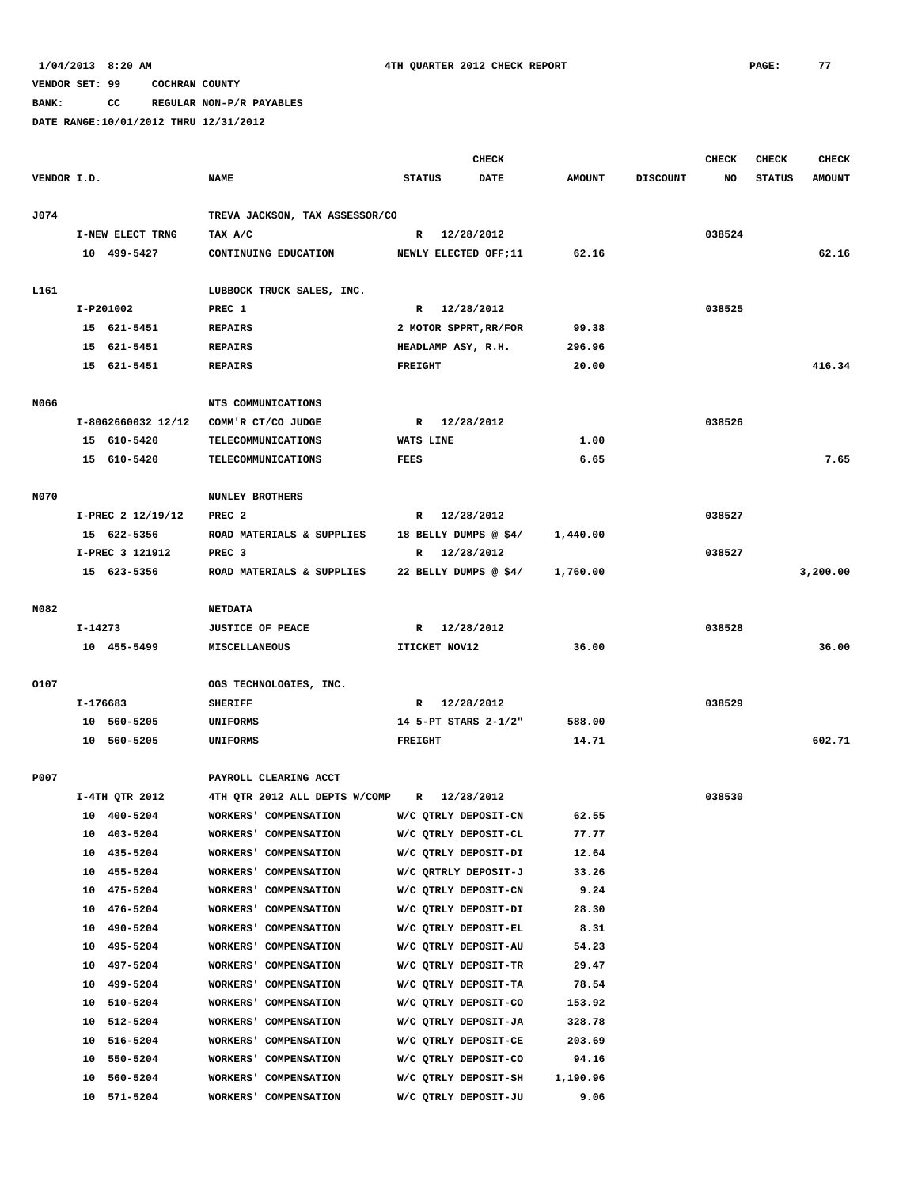1/04/2013 8:20 AM — 4TH QUARTER 2012 CHECK REPORT — PAGE: 77

VENDOR SET: 99 COCHRAN COUNTY

BANK: CC REGULAR NON-P/R PAYABLES

DATE RANGE:10/01/2012 THRU 12/31/2012

| VENDOR I.D. | NAME | STATUS | CHECK DATE | AMOUNT | DISCOUNT | CHECK NO | CHECK STATUS | CHECK AMOUNT |
|---|---|---|---|---|---|---|---|---|
| J074 | TREVA JACKSON, TAX ASSESSOR/CO | | | | | | | |
| I-NEW ELECT TRNG | TAX A/C | R | 12/28/2012 | | | 038524 | | |
| 10 499-5427 | CONTINUING EDUCATION | NEWLY ELECTED OFF;11 | | 62.16 | | | | 62.16 |
| L161 | LUBBOCK TRUCK SALES, INC. | | | | | | | |
| I-P201002 | PREC 1 | R | 12/28/2012 | | | 038525 | | |
| 15 621-5451 | REPAIRS | 2 MOTOR SPPRT,RR/FOR | | 99.38 | | | | |
| 15 621-5451 | REPAIRS | HEADLAMP ASY, R.H. | | 296.96 | | | | |
| 15 621-5451 | REPAIRS | FREIGHT | | 20.00 | | | | 416.34 |
| N066 | NTS COMMUNICATIONS | | | | | | | |
| I-8062660032 12/12 | COMM'R CT/CO JUDGE | R | 12/28/2012 | | | 038526 | | |
| 15 610-5420 | TELECOMMUNICATIONS | WATS LINE | | 1.00 | | | | |
| 15 610-5420 | TELECOMMUNICATIONS | FEES | | 6.65 | | | | 7.65 |
| N070 | NUNLEY BROTHERS | | | | | | | |
| I-PREC 2 12/19/12 | PREC 2 | R | 12/28/2012 | | | 038527 | | |
| 15 622-5356 | ROAD MATERIALS & SUPPLIES | 18 BELLY DUMPS @ $4/ | | 1,440.00 | | | | |
| I-PREC 3 121912 | PREC 3 | R | 12/28/2012 | | | 038527 | | |
| 15 623-5356 | ROAD MATERIALS & SUPPLIES | 22 BELLY DUMPS @ $4/ | | 1,760.00 | | | | 3,200.00 |
| N082 | NETDATA | | | | | | | |
| I-14273 | JUSTICE OF PEACE | R | 12/28/2012 | | | 038528 | | |
| 10 455-5499 | MISCELLANEOUS | ITICKET NOV12 | | 36.00 | | | | 36.00 |
| O107 | OGS TECHNOLOGIES, INC. | | | | | | | |
| I-176683 | SHERIFF | R | 12/28/2012 | | | 038529 | | |
| 10 560-5205 | UNIFORMS | 14 5-PT STARS 2-1/2" | | 588.00 | | | | |
| 10 560-5205 | UNIFORMS | FREIGHT | | 14.71 | | | | 602.71 |
| P007 | PAYROLL CLEARING ACCT | | | | | | | |
| I-4TH QTR 2012 | 4TH QTR 2012 ALL DEPTS W/COMP | R | 12/28/2012 | | | 038530 | | |
| 10 400-5204 | WORKERS' COMPENSATION | W/C QTRLY DEPOSIT-CN | | 62.55 | | | | |
| 10 403-5204 | WORKERS' COMPENSATION | W/C QTRLY DEPOSIT-CL | | 77.77 | | | | |
| 10 435-5204 | WORKERS' COMPENSATION | W/C QTRLY DEPOSIT-DI | | 12.64 | | | | |
| 10 455-5204 | WORKERS' COMPENSATION | W/C QRTRLY DEPOSIT-J | | 33.26 | | | | |
| 10 475-5204 | WORKERS' COMPENSATION | W/C QTRLY DEPOSIT-CN | | 9.24 | | | | |
| 10 476-5204 | WORKERS' COMPENSATION | W/C QTRLY DEPOSIT-DI | | 28.30 | | | | |
| 10 490-5204 | WORKERS' COMPENSATION | W/C QTRLY DEPOSIT-EL | | 8.31 | | | | |
| 10 495-5204 | WORKERS' COMPENSATION | W/C QTRLY DEPOSIT-AU | | 54.23 | | | | |
| 10 497-5204 | WORKERS' COMPENSATION | W/C QTRLY DEPOSIT-TR | | 29.47 | | | | |
| 10 499-5204 | WORKERS' COMPENSATION | W/C QTRLY DEPOSIT-TA | | 78.54 | | | | |
| 10 510-5204 | WORKERS' COMPENSATION | W/C QTRLY DEPOSIT-CO | | 153.92 | | | | |
| 10 512-5204 | WORKERS' COMPENSATION | W/C QTRLY DEPOSIT-JA | | 328.78 | | | | |
| 10 516-5204 | WORKERS' COMPENSATION | W/C QTRLY DEPOSIT-CE | | 203.69 | | | | |
| 10 550-5204 | WORKERS' COMPENSATION | W/C QTRLY DEPOSIT-CO | | 94.16 | | | | |
| 10 560-5204 | WORKERS' COMPENSATION | W/C QTRLY DEPOSIT-SH | | 1,190.96 | | | | |
| 10 571-5204 | WORKERS' COMPENSATION | W/C QTRLY DEPOSIT-JU | | 9.06 | | | | |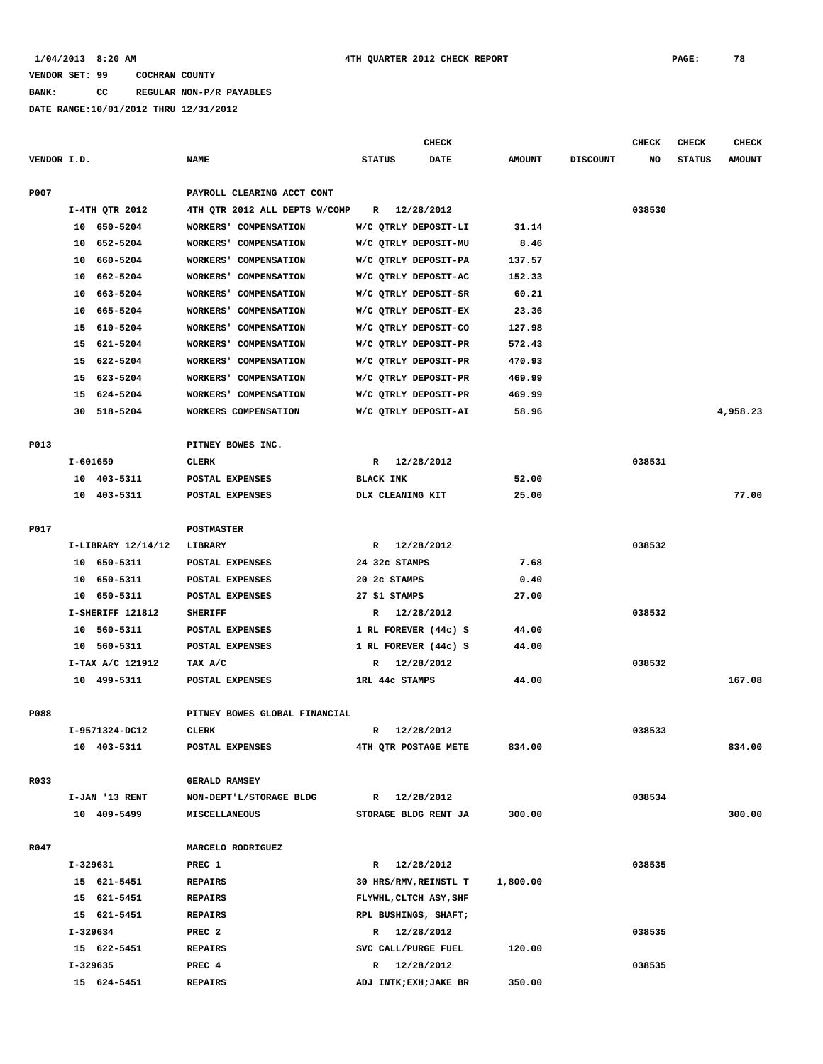1/04/2013 8:20 AM    4TH QUARTER 2012 CHECK REPORT

VENDOR SET: 99 COCHRAN COUNTY

BANK: CC REGULAR NON-P/R PAYABLES

DATE RANGE:10/01/2012 THRU 12/31/2012

| VENDOR I.D. | NAME | STATUS | CHECK DATE | AMOUNT | DISCOUNT | CHECK NO | CHECK STATUS | CHECK AMOUNT |
|---|---|---|---|---|---|---|---|---|
| P007 | PAYROLL CLEARING ACCT CONT | | | | | | | |
| I-4TH QTR 2012 | 4TH QTR 2012 ALL DEPTS W/COMP | R | 12/28/2012 | | | 038530 | | |
| 10 650-5204 | WORKERS' COMPENSATION | W/C QTRLY DEPOSIT-LI | | 31.14 | | | | |
| 10 652-5204 | WORKERS' COMPENSATION | W/C QTRLY DEPOSIT-MU | | 8.46 | | | | |
| 10 660-5204 | WORKERS' COMPENSATION | W/C QTRLY DEPOSIT-PA | | 137.57 | | | | |
| 10 662-5204 | WORKERS' COMPENSATION | W/C QTRLY DEPOSIT-AC | | 152.33 | | | | |
| 10 663-5204 | WORKERS' COMPENSATION | W/C QTRLY DEPOSIT-SR | | 60.21 | | | | |
| 10 665-5204 | WORKERS' COMPENSATION | W/C QTRLY DEPOSIT-EX | | 23.36 | | | | |
| 15 610-5204 | WORKERS' COMPENSATION | W/C QTRLY DEPOSIT-CO | | 127.98 | | | | |
| 15 621-5204 | WORKERS' COMPENSATION | W/C QTRLY DEPOSIT-PR | | 572.43 | | | | |
| 15 622-5204 | WORKERS' COMPENSATION | W/C QTRLY DEPOSIT-PR | | 470.93 | | | | |
| 15 623-5204 | WORKERS' COMPENSATION | W/C QTRLY DEPOSIT-PR | | 469.99 | | | | |
| 15 624-5204 | WORKERS' COMPENSATION | W/C QTRLY DEPOSIT-PR | | 469.99 | | | | |
| 30 518-5204 | WORKERS COMPENSATION | W/C QTRLY DEPOSIT-AI | | 58.96 | | | | 4,958.23 |
| P013 | PITNEY BOWES INC. | | | | | | | |
| I-601659 | CLERK | R | 12/28/2012 | | | 038531 | | |
| 10 403-5311 | POSTAL EXPENSES | BLACK INK | | 52.00 | | | | |
| 10 403-5311 | POSTAL EXPENSES | DLX CLEANING KIT | | 25.00 | | | | 77.00 |
| P017 | POSTMASTER | | | | | | | |
| I-LIBRARY 12/14/12 | LIBRARY | R | 12/28/2012 | | | 038532 | | |
| 10 650-5311 | POSTAL EXPENSES | 24 32c STAMPS | | 7.68 | | | | |
| 10 650-5311 | POSTAL EXPENSES | 20 2c STAMPS | | 0.40 | | | | |
| 10 650-5311 | POSTAL EXPENSES | 27 $1 STAMPS | | 27.00 | | | | |
| I-SHERIFF 121812 | SHERIFF | R | 12/28/2012 | | | 038532 | | |
| 10 560-5311 | POSTAL EXPENSES | 1 RL FOREVER (44c) S | | 44.00 | | | | |
| 10 560-5311 | POSTAL EXPENSES | 1 RL FOREVER (44c) S | | 44.00 | | | | |
| I-TAX A/C 121912 | TAX A/C | R | 12/28/2012 | | | 038532 | | |
| 10 499-5311 | POSTAL EXPENSES | 1RL 44c STAMPS | | 44.00 | | | | 167.08 |
| P088 | PITNEY BOWES GLOBAL FINANCIAL | | | | | | | |
| I-9571324-DC12 | CLERK | R | 12/28/2012 | | | 038533 | | |
| 10 403-5311 | POSTAL EXPENSES | 4TH QTR POSTAGE METE | | 834.00 | | | | 834.00 |
| R033 | GERALD RAMSEY | | | | | | | |
| I-JAN '13 RENT | NON-DEPT'L/STORAGE BLDG | R | 12/28/2012 | | | 038534 | | |
| 10 409-5499 | MISCELLANEOUS | STORAGE BLDG RENT JA | | 300.00 | | | | 300.00 |
| R047 | MARCELO RODRIGUEZ | | | | | | | |
| I-329631 | PREC 1 | R | 12/28/2012 | | | 038535 | | |
| 15 621-5451 | REPAIRS | 30 HRS/RMV,REINSTL T | | 1,800.00 | | | | |
| 15 621-5451 | REPAIRS | FLYWHL,CLTCH ASY,SHF | | | | | | |
| 15 621-5451 | REPAIRS | RPL BUSHINGS, SHAFT; | | | | | | |
| I-329634 | PREC 2 | R | 12/28/2012 | | | 038535 | | |
| 15 622-5451 | REPAIRS | SVC CALL/PURGE FUEL | | 120.00 | | | | |
| I-329635 | PREC 4 | R | 12/28/2012 | | | 038535 | | |
| 15 624-5451 | REPAIRS | ADJ INTK;EXH;JAKE BR | | 350.00 | | | | |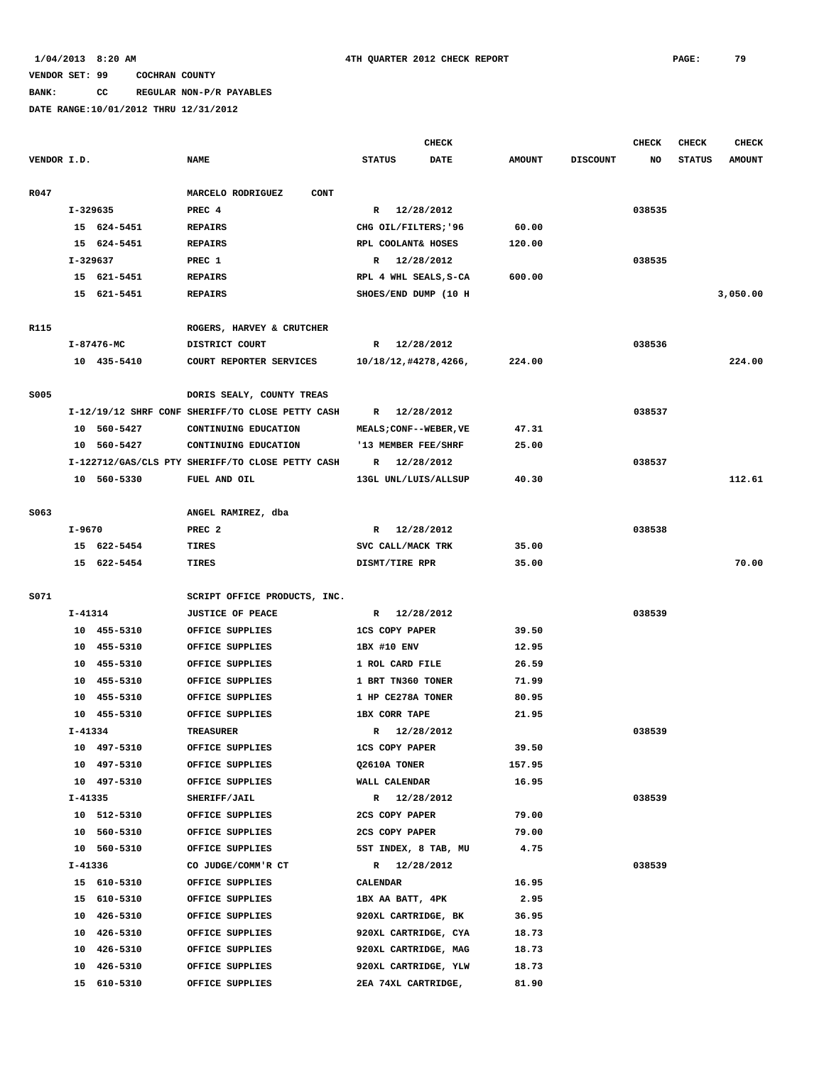1/04/2013 8:20 AM | 4TH QUARTER 2012 CHECK REPORT

VENDOR SET: 99 COCHRAN COUNTY

BANK: CC REGULAR NON-P/R PAYABLES

DATE RANGE:10/01/2012 THRU 12/31/2012

| VENDOR I.D. | NAME | STATUS | CHECK DATE | AMOUNT | DISCOUNT | CHECK NO | CHECK STATUS | CHECK AMOUNT |
|---|---|---|---|---|---|---|---|---|
| R047 | MARCELO RODRIGUEZ CONT | | | | | | | |
| I-329635 | PREC 4 | R | 12/28/2012 | | | 038535 | | |
| 15 624-5451 | REPAIRS | CHG OIL/FILTERS;'96 | | 60.00 | | | | |
| 15 624-5451 | REPAIRS | RPL COOLANT& HOSES | | 120.00 | | | | |
| I-329637 | PREC 1 | R | 12/28/2012 | | | 038535 | | |
| 15 621-5451 | REPAIRS | RPL 4 WHL SEALS,S-CA | | 600.00 | | | | |
| 15 621-5451 | REPAIRS | SHOES/END DUMP (10 H | | | | | | 3,050.00 |
| R115 | ROGERS, HARVEY & CRUTCHER | | | | | | | |
| I-87476-MC | DISTRICT COURT | R | 12/28/2012 | | | 038536 | | |
| 10 435-5410 | COURT REPORTER SERVICES | 10/18/12,#4278,4266, | | 224.00 | | | | 224.00 |
| S005 | DORIS SEALY, COUNTY TREAS | | | | | | | |
| I-12/19/12 SHRF CONF | SHERIFF/TO CLOSE PETTY CASH | R | 12/28/2012 | | | 038537 | | |
| 10 560-5427 | CONTINUING EDUCATION | MEALS;CONF--WEBER,VE | | 47.31 | | | | |
| 10 560-5427 | CONTINUING EDUCATION | '13 MEMBER FEE/SHRF | | 25.00 | | | | |
| I-122712/GAS/CLS PTY | SHERIFF/TO CLOSE PETTY CASH | R | 12/28/2012 | | | 038537 | | |
| 10 560-5330 | FUEL AND OIL | 13GL UNL/LUIS/ALLSUP | | 40.30 | | | | 112.61 |
| S063 | ANGEL RAMIREZ, dba | | | | | | | |
| I-9670 | PREC 2 | R | 12/28/2012 | | | 038538 | | |
| 15 622-5454 | TIRES | SVC CALL/MACK TRK | | 35.00 | | | | |
| 15 622-5454 | TIRES | DISMT/TIRE RPR | | 35.00 | | | | 70.00 |
| S071 | SCRIPT OFFICE PRODUCTS, INC. | | | | | | | |
| I-41314 | JUSTICE OF PEACE | R | 12/28/2012 | | | 038539 | | |
| 10 455-5310 | OFFICE SUPPLIES | 1CS COPY PAPER | | 39.50 | | | | |
| 10 455-5310 | OFFICE SUPPLIES | 1BX #10 ENV | | 12.95 | | | | |
| 10 455-5310 | OFFICE SUPPLIES | 1 ROL CARD FILE | | 26.59 | | | | |
| 10 455-5310 | OFFICE SUPPLIES | 1 BRT TN360 TONER | | 71.99 | | | | |
| 10 455-5310 | OFFICE SUPPLIES | 1 HP CE278A TONER | | 80.95 | | | | |
| 10 455-5310 | OFFICE SUPPLIES | 1BX CORR TAPE | | 21.95 | | | | |
| I-41334 | TREASURER | R | 12/28/2012 | | | 038539 | | |
| 10 497-5310 | OFFICE SUPPLIES | 1CS COPY PAPER | | 39.50 | | | | |
| 10 497-5310 | OFFICE SUPPLIES | Q2610A TONER | | 157.95 | | | | |
| 10 497-5310 | OFFICE SUPPLIES | WALL CALENDAR | | 16.95 | | | | |
| I-41335 | SHERIFF/JAIL | R | 12/28/2012 | | | 038539 | | |
| 10 512-5310 | OFFICE SUPPLIES | 2CS COPY PAPER | | 79.00 | | | | |
| 10 560-5310 | OFFICE SUPPLIES | 2CS COPY PAPER | | 79.00 | | | | |
| 10 560-5310 | OFFICE SUPPLIES | 5ST INDEX, 8 TAB, MU | | 4.75 | | | | |
| I-41336 | CO JUDGE/COMM'R CT | R | 12/28/2012 | | | 038539 | | |
| 15 610-5310 | OFFICE SUPPLIES | CALENDAR | | 16.95 | | | | |
| 15 610-5310 | OFFICE SUPPLIES | 1BX AA BATT, 4PK | | 2.95 | | | | |
| 10 426-5310 | OFFICE SUPPLIES | 920XL CARTRIDGE, BK | | 36.95 | | | | |
| 10 426-5310 | OFFICE SUPPLIES | 920XL CARTRIDGE, CYA | | 18.73 | | | | |
| 10 426-5310 | OFFICE SUPPLIES | 920XL CARTRIDGE, MAG | | 18.73 | | | | |
| 10 426-5310 | OFFICE SUPPLIES | 920XL CARTRIDGE, YLW | | 18.73 | | | | |
| 15 610-5310 | OFFICE SUPPLIES | 2EA 74XL CARTRIDGE, | | 81.90 | | | | |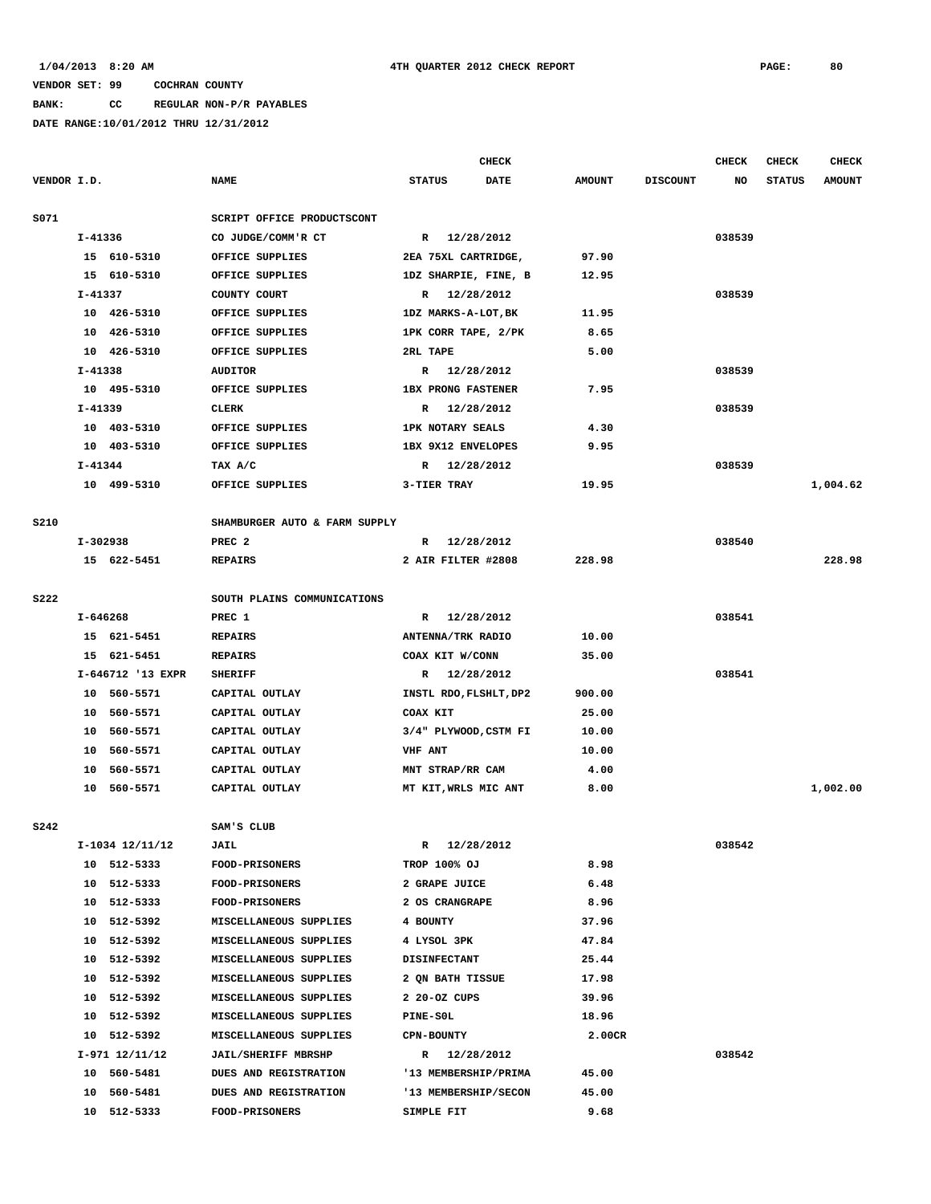1/04/2013 8:20 AM    4TH QUARTER 2012 CHECK REPORT

VENDOR SET: 99    COCHRAN COUNTY

BANK: CC    REGULAR NON-P/R PAYABLES

DATE RANGE:10/01/2012 THRU 12/31/2012

| VENDOR I.D. | NAME | CHECK STATUS | CHECK DATE | AMOUNT | DISCOUNT | CHECK NO | CHECK STATUS | CHECK AMOUNT |
|---|---|---|---|---|---|---|---|---|
| S071 | SCRIPT OFFICE PRODUCTSCONT | | | | | | | |
| I-41336 | CO JUDGE/COMM'R CT | R | 12/28/2012 | | | 038539 | | |
| 15 610-5310 | OFFICE SUPPLIES | 2EA 75XL CARTRIDGE, | | 97.90 | | | | |
| 15 610-5310 | OFFICE SUPPLIES | 1DZ SHARPIE, FINE, B | | 12.95 | | | | |
| I-41337 | COUNTY COURT | R | 12/28/2012 | | | 038539 | | |
| 10 426-5310 | OFFICE SUPPLIES | 1DZ MARKS-A-LOT,BK | | 11.95 | | | | |
| 10 426-5310 | OFFICE SUPPLIES | 1PK CORR TAPE, 2/PK | | 8.65 | | | | |
| 10 426-5310 | OFFICE SUPPLIES | 2RL TAPE | | 5.00 | | | | |
| I-41338 | AUDITOR | R | 12/28/2012 | | | 038539 | | |
| 10 495-5310 | OFFICE SUPPLIES | 1BX PRONG FASTENER | | 7.95 | | | | |
| I-41339 | CLERK | R | 12/28/2012 | | | 038539 | | |
| 10 403-5310 | OFFICE SUPPLIES | 1PK NOTARY SEALS | | 4.30 | | | | |
| 10 403-5310 | OFFICE SUPPLIES | 1BX 9X12 ENVELOPES | | 9.95 | | | | |
| I-41344 | TAX A/C | R | 12/28/2012 | | | 038539 | | |
| 10 499-5310 | OFFICE SUPPLIES | 3-TIER TRAY | | 19.95 | | | | 1,004.62 |
| S210 | SHAMBURGER AUTO & FARM SUPPLY | | | | | | | |
| I-302938 | PREC 2 | R | 12/28/2012 | | | 038540 | | |
| 15 622-5451 | REPAIRS | 2 AIR FILTER #2808 | | 228.98 | | | | 228.98 |
| S222 | SOUTH PLAINS COMMUNICATIONS | | | | | | | |
| I-646268 | PREC 1 | R | 12/28/2012 | | | 038541 | | |
| 15 621-5451 | REPAIRS | ANTENNA/TRK RADIO | | 10.00 | | | | |
| 15 621-5451 | REPAIRS | COAX KIT W/CONN | | 35.00 | | | | |
| I-646712 '13 EXPR | SHERIFF | R | 12/28/2012 | | | 038541 | | |
| 10 560-5571 | CAPITAL OUTLAY | INSTL RDO,FLSHLT,DP2 | | 900.00 | | | | |
| 10 560-5571 | CAPITAL OUTLAY | COAX KIT | | 25.00 | | | | |
| 10 560-5571 | CAPITAL OUTLAY | 3/4" PLYWOOD,CSTM FI | | 10.00 | | | | |
| 10 560-5571 | CAPITAL OUTLAY | VHF ANT | | 10.00 | | | | |
| 10 560-5571 | CAPITAL OUTLAY | MNT STRAP/RR CAM | | 4.00 | | | | |
| 10 560-5571 | CAPITAL OUTLAY | MT KIT,WRLS MIC ANT | | 8.00 | | | | 1,002.00 |
| S242 | SAM'S CLUB | | | | | | | |
| I-1034 12/11/12 | JAIL | R | 12/28/2012 | | | 038542 | | |
| 10 512-5333 | FOOD-PRISONERS | TROP 100% OJ | | 8.98 | | | | |
| 10 512-5333 | FOOD-PRISONERS | 2 GRAPE JUICE | | 6.48 | | | | |
| 10 512-5333 | FOOD-PRISONERS | 2 OS CRANGRAPE | | 8.96 | | | | |
| 10 512-5392 | MISCELLANEOUS SUPPLIES | 4 BOUNTY | | 37.96 | | | | |
| 10 512-5392 | MISCELLANEOUS SUPPLIES | 4 LYSOL 3PK | | 47.84 | | | | |
| 10 512-5392 | MISCELLANEOUS SUPPLIES | DISINFECTANT | | 25.44 | | | | |
| 10 512-5392 | MISCELLANEOUS SUPPLIES | 2 QN BATH TISSUE | | 17.98 | | | | |
| 10 512-5392 | MISCELLANEOUS SUPPLIES | 2 20-OZ CUPS | | 39.96 | | | | |
| 10 512-5392 | MISCELLANEOUS SUPPLIES | PINE-SOL | | 18.96 | | | | |
| 10 512-5392 | MISCELLANEOUS SUPPLIES | CPN-BOUNTY | | 2.00CR | | | | |
| I-971 12/11/12 | JAIL/SHERIFF MBRSHP | R | 12/28/2012 | | | 038542 | | |
| 10 560-5481 | DUES AND REGISTRATION | '13 MEMBERSHIP/PRIMA | | 45.00 | | | | |
| 10 560-5481 | DUES AND REGISTRATION | '13 MEMBERSHIP/SECON | | 45.00 | | | | |
| 10 512-5333 | FOOD-PRISONERS | SIMPLE FIT | | 9.68 | | | | |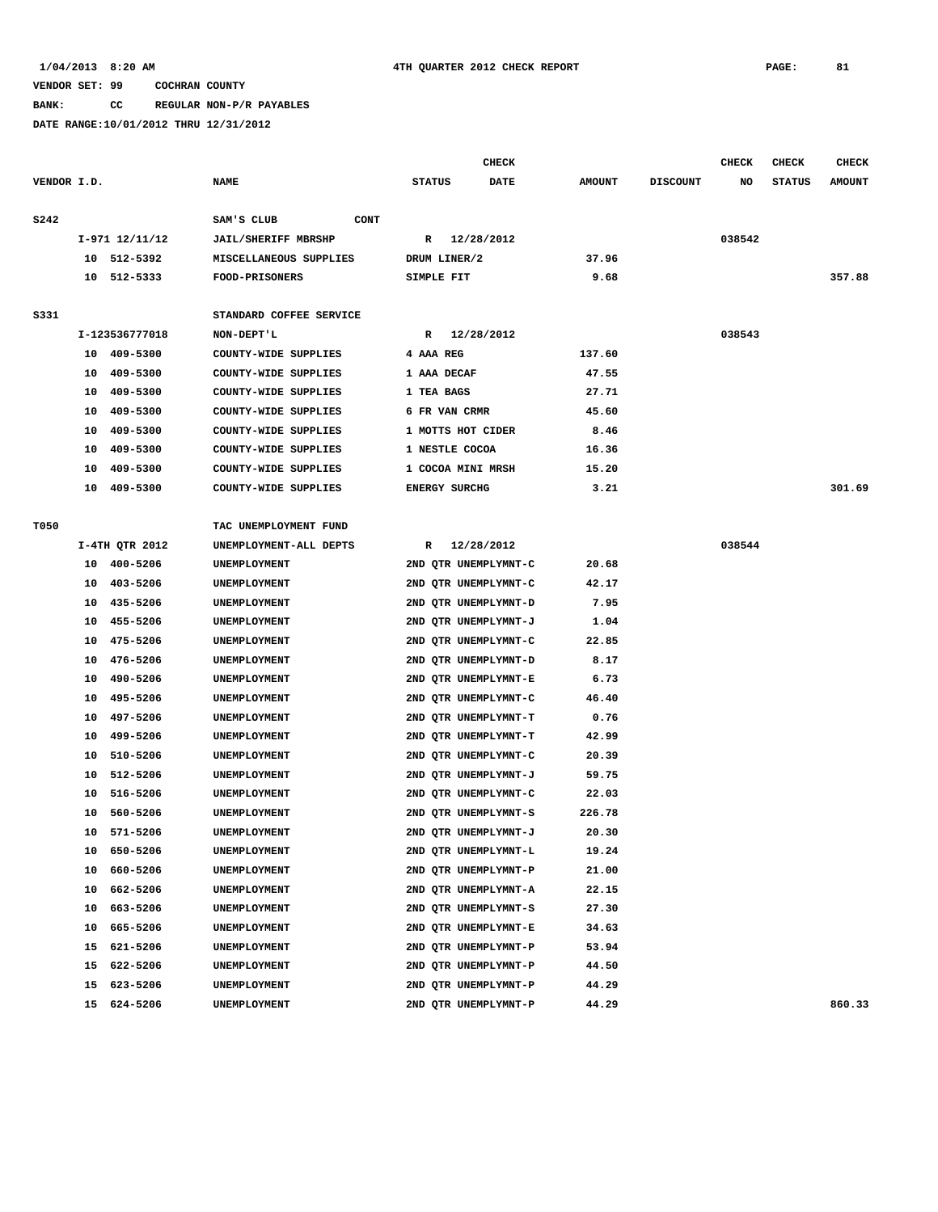1/04/2013 8:20 AM 4TH QUARTER 2012 CHECK REPORT PAGE: 81

VENDOR SET: 99 COCHRAN COUNTY

BANK: CC REGULAR NON-P/R PAYABLES

DATE RANGE:10/01/2012 THRU 12/31/2012

| VENDOR I.D. | NAME | STATUS | CHECK DATE | AMOUNT | DISCOUNT | CHECK NO | CHECK STATUS | CHECK AMOUNT |
|---|---|---|---|---|---|---|---|---|
| S242 | SAM'S CLUB CONT | | | | | | | |
| I-971 12/11/12 | JAIL/SHERIFF MBRSHP | R | 12/28/2012 | | | 038542 | | |
| 10 512-5392 | MISCELLANEOUS SUPPLIES | DRUM LINER/2 | | 37.96 | | | | |
| 10 512-5333 | FOOD-PRISONERS | SIMPLE FIT | | 9.68 | | | | 357.88 |
| S331 | STANDARD COFFEE SERVICE | | | | | | | |
| I-123536777018 | NON-DEPT'L | R | 12/28/2012 | | | 038543 | | |
| 10 409-5300 | COUNTY-WIDE SUPPLIES | 4 AAA REG | | 137.60 | | | | |
| 10 409-5300 | COUNTY-WIDE SUPPLIES | 1 AAA DECAF | | 47.55 | | | | |
| 10 409-5300 | COUNTY-WIDE SUPPLIES | 1 TEA BAGS | | 27.71 | | | | |
| 10 409-5300 | COUNTY-WIDE SUPPLIES | 6 FR VAN CRMR | | 45.60 | | | | |
| 10 409-5300 | COUNTY-WIDE SUPPLIES | 1 MOTTS HOT CIDER | | 8.46 | | | | |
| 10 409-5300 | COUNTY-WIDE SUPPLIES | 1 NESTLE COCOA | | 16.36 | | | | |
| 10 409-5300 | COUNTY-WIDE SUPPLIES | 1 COCOA MINI MRSH | | 15.20 | | | | |
| 10 409-5300 | COUNTY-WIDE SUPPLIES | ENERGY SURCHG | | 3.21 | | | | 301.69 |
| T050 | TAC UNEMPLOYMENT FUND | | | | | | | |
| I-4TH QTR 2012 | UNEMPLOYMENT-ALL DEPTS | R | 12/28/2012 | | | 038544 | | |
| 10 400-5206 | UNEMPLOYMENT | 2ND QTR UNEMPLYMNT-C | | 20.68 | | | | |
| 10 403-5206 | UNEMPLOYMENT | 2ND QTR UNEMPLYMNT-C | | 42.17 | | | | |
| 10 435-5206 | UNEMPLOYMENT | 2ND QTR UNEMPLYMNT-D | | 7.95 | | | | |
| 10 455-5206 | UNEMPLOYMENT | 2ND QTR UNEMPLYMNT-J | | 1.04 | | | | |
| 10 475-5206 | UNEMPLOYMENT | 2ND QTR UNEMPLYMNT-C | | 22.85 | | | | |
| 10 476-5206 | UNEMPLOYMENT | 2ND QTR UNEMPLYMNT-D | | 8.17 | | | | |
| 10 490-5206 | UNEMPLOYMENT | 2ND QTR UNEMPLYMNT-E | | 6.73 | | | | |
| 10 495-5206 | UNEMPLOYMENT | 2ND QTR UNEMPLYMNT-C | | 46.40 | | | | |
| 10 497-5206 | UNEMPLOYMENT | 2ND QTR UNEMPLYMNT-T | | 0.76 | | | | |
| 10 499-5206 | UNEMPLOYMENT | 2ND QTR UNEMPLYMNT-T | | 42.99 | | | | |
| 10 510-5206 | UNEMPLOYMENT | 2ND QTR UNEMPLYMNT-C | | 20.39 | | | | |
| 10 512-5206 | UNEMPLOYMENT | 2ND QTR UNEMPLYMNT-J | | 59.75 | | | | |
| 10 516-5206 | UNEMPLOYMENT | 2ND QTR UNEMPLYMNT-C | | 22.03 | | | | |
| 10 560-5206 | UNEMPLOYMENT | 2ND QTR UNEMPLYMNT-S | | 226.78 | | | | |
| 10 571-5206 | UNEMPLOYMENT | 2ND QTR UNEMPLYMNT-J | | 20.30 | | | | |
| 10 650-5206 | UNEMPLOYMENT | 2ND QTR UNEMPLYMNT-L | | 19.24 | | | | |
| 10 660-5206 | UNEMPLOYMENT | 2ND QTR UNEMPLYMNT-P | | 21.00 | | | | |
| 10 662-5206 | UNEMPLOYMENT | 2ND QTR UNEMPLYMNT-A | | 22.15 | | | | |
| 10 663-5206 | UNEMPLOYMENT | 2ND QTR UNEMPLYMNT-S | | 27.30 | | | | |
| 10 665-5206 | UNEMPLOYMENT | 2ND QTR UNEMPLYMNT-E | | 34.63 | | | | |
| 15 621-5206 | UNEMPLOYMENT | 2ND QTR UNEMPLYMNT-P | | 53.94 | | | | |
| 15 622-5206 | UNEMPLOYMENT | 2ND QTR UNEMPLYMNT-P | | 44.50 | | | | |
| 15 623-5206 | UNEMPLOYMENT | 2ND QTR UNEMPLYMNT-P | | 44.29 | | | | |
| 15 624-5206 | UNEMPLOYMENT | 2ND QTR UNEMPLYMNT-P | | 44.29 | | | | 860.33 |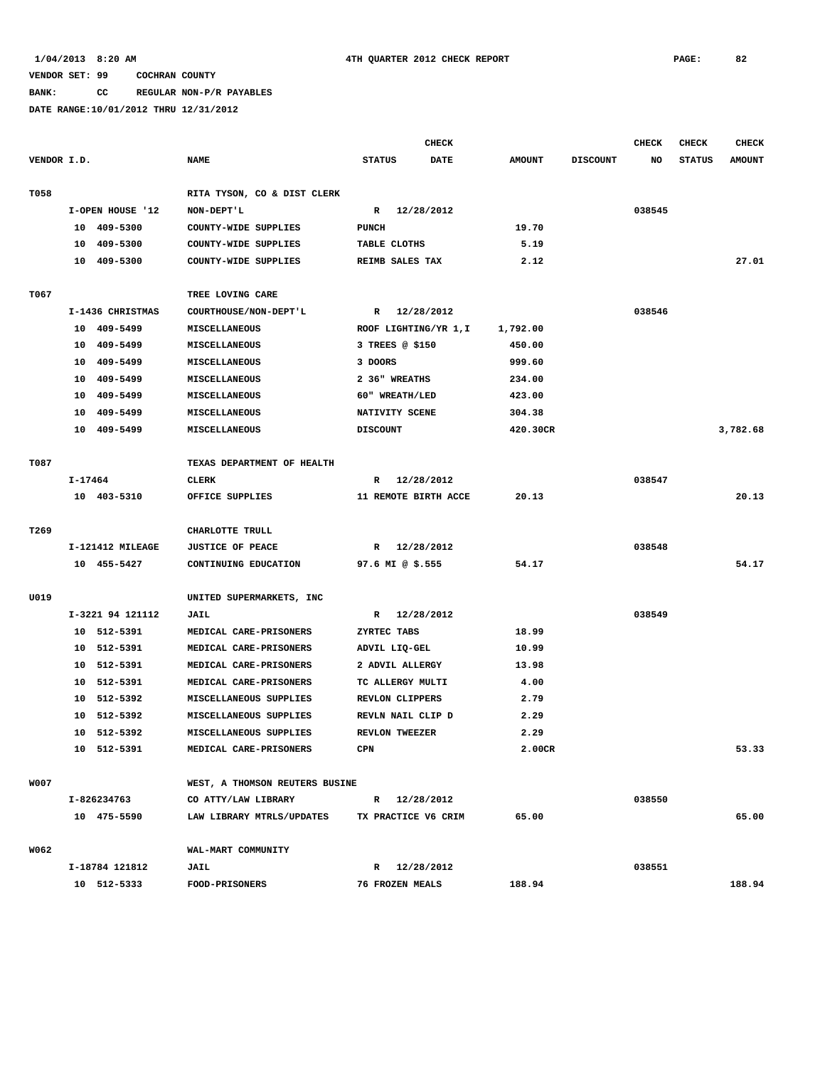1/04/2013 8:20 AM 4TH QUARTER 2012 CHECK REPORT

VENDOR SET: 99 COCHRAN COUNTY

BANK: CC REGULAR NON-P/R PAYABLES

DATE RANGE:10/01/2012 THRU 12/31/2012

| VENDOR I.D. | NAME | STATUS | CHECK DATE | AMOUNT | DISCOUNT | CHECK NO | CHECK STATUS | CHECK AMOUNT |
|---|---|---|---|---|---|---|---|---|
| T058 | RITA TYSON, CO & DIST CLERK | | | | | | | |
| I-OPEN HOUSE '12 | NON-DEPT'L | R | 12/28/2012 | | | 038545 | | |
| 10 409-5300 | COUNTY-WIDE SUPPLIES | PUNCH | | 19.70 | | | | |
| 10 409-5300 | COUNTY-WIDE SUPPLIES | TABLE CLOTHS | | 5.19 | | | | |
| 10 409-5300 | COUNTY-WIDE SUPPLIES | REIMB SALES TAX | | 2.12 | | | | 27.01 |
| T067 | TREE LOVING CARE | | | | | | | |
| I-1436 CHRISTMAS | COURTHOUSE/NON-DEPT'L | R | 12/28/2012 | | | 038546 | | |
| 10 409-5499 | MISCELLANEOUS | ROOF LIGHTING/YR 1,I | | 1,792.00 | | | | |
| 10 409-5499 | MISCELLANEOUS | 3 TREES @ $150 | | 450.00 | | | | |
| 10 409-5499 | MISCELLANEOUS | 3 DOORS | | 999.60 | | | | |
| 10 409-5499 | MISCELLANEOUS | 2 36" WREATHS | | 234.00 | | | | |
| 10 409-5499 | MISCELLANEOUS | 60" WREATH/LED | | 423.00 | | | | |
| 10 409-5499 | MISCELLANEOUS | NATIVITY SCENE | | 304.38 | | | | |
| 10 409-5499 | MISCELLANEOUS | DISCOUNT | | 420.30CR | | | | 3,782.68 |
| T087 | TEXAS DEPARTMENT OF HEALTH | | | | | | | |
| I-17464 | CLERK | R | 12/28/2012 | | | 038547 | | |
| 10 403-5310 | OFFICE SUPPLIES | 11 REMOTE BIRTH ACCE | | 20.13 | | | | 20.13 |
| T269 | CHARLOTTE TRULL | | | | | | | |
| I-121412 MILEAGE | JUSTICE OF PEACE | R | 12/28/2012 | | | 038548 | | |
| 10 455-5427 | CONTINUING EDUCATION | 97.6 MI @ $.555 | | 54.17 | | | | 54.17 |
| U019 | UNITED SUPERMARKETS, INC | | | | | | | |
| I-3221 94 121112 | JAIL | R | 12/28/2012 | | | 038549 | | |
| 10 512-5391 | MEDICAL CARE-PRISONERS | ZYRTEC TABS | | 18.99 | | | | |
| 10 512-5391 | MEDICAL CARE-PRISONERS | ADVIL LIQ-GEL | | 10.99 | | | | |
| 10 512-5391 | MEDICAL CARE-PRISONERS | 2 ADVIL ALLERGY | | 13.98 | | | | |
| 10 512-5391 | MEDICAL CARE-PRISONERS | TC ALLERGY MULTI | | 4.00 | | | | |
| 10 512-5392 | MISCELLANEOUS SUPPLIES | REVLON CLIPPERS | | 2.79 | | | | |
| 10 512-5392 | MISCELLANEOUS SUPPLIES | REVLN NAIL CLIP D | | 2.29 | | | | |
| 10 512-5392 | MISCELLANEOUS SUPPLIES | REVLON TWEEZER | | 2.29 | | | | |
| 10 512-5391 | MEDICAL CARE-PRISONERS | CPN | | 2.00CR | | | | 53.33 |
| W007 | WEST, A THOMSON REUTERS BUSINE | | | | | | | |
| I-826234763 | CO ATTY/LAW LIBRARY | R | 12/28/2012 | | | 038550 | | |
| 10 475-5590 | LAW LIBRARY MTRLS/UPDATES | TX PRACTICE V6 CRIM | | 65.00 | | | | 65.00 |
| W062 | WAL-MART COMMUNITY | | | | | | | |
| I-18784 121812 | JAIL | R | 12/28/2012 | | | 038551 | | |
| 10 512-5333 | FOOD-PRISONERS | 76 FROZEN MEALS | | 188.94 | | | | 188.94 |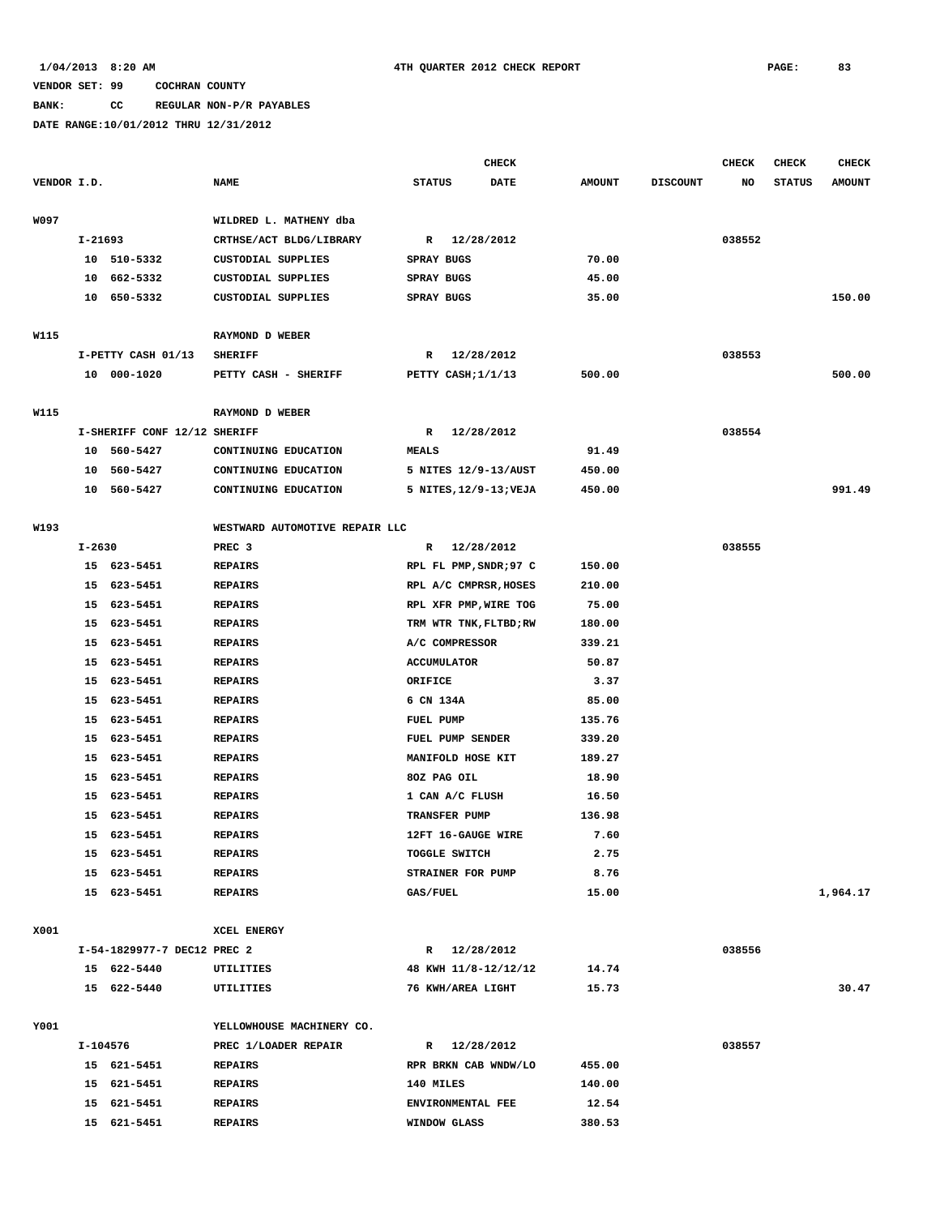1/04/2013 8:20 AM 4TH QUARTER 2012 CHECK REPORT

VENDOR SET: 99 COCHRAN COUNTY

BANK: CC REGULAR NON-P/R PAYABLES

DATE RANGE:10/01/2012 THRU 12/31/2012

| VENDOR I.D. | NAME | STATUS | CHECK DATE | AMOUNT | DISCOUNT | CHECK NO | CHECK STATUS | CHECK AMOUNT |
|---|---|---|---|---|---|---|---|---|
| W097 | WILDRED L. MATHENY dba | | | | | | | |
| I-21693 | CRTHSE/ACT BLDG/LIBRARY | R | 12/28/2012 | | | 038552 | | |
| 10 510-5332 | CUSTODIAL SUPPLIES | SPRAY BUGS | | 70.00 | | | | |
| 10 662-5332 | CUSTODIAL SUPPLIES | SPRAY BUGS | | 45.00 | | | | |
| 10 650-5332 | CUSTODIAL SUPPLIES | SPRAY BUGS | | 35.00 | | | | 150.00 |
| W115 | RAYMOND D WEBER | | | | | | | |
| I-PETTY CASH 01/13 | SHERIFF | R | 12/28/2012 | | | 038553 | | |
| 10 000-1020 | PETTY CASH - SHERIFF | PETTY CASH;1/1/13 | | 500.00 | | | | 500.00 |
| W115 | RAYMOND D WEBER | | | | | | | |
| I-SHERIFF CONF 12/12 | SHERIFF | R | 12/28/2012 | | | 038554 | | |
| 10 560-5427 | CONTINUING EDUCATION | MEALS | | 91.49 | | | | |
| 10 560-5427 | CONTINUING EDUCATION | 5 NITES 12/9-13/AUST | | 450.00 | | | | |
| 10 560-5427 | CONTINUING EDUCATION | 5 NITES,12/9-13;VEJA | | 450.00 | | | | 991.49 |
| W193 | WESTWARD AUTOMOTIVE REPAIR LLC | | | | | | | |
| I-2630 | PREC 3 | R | 12/28/2012 | | | 038555 | | |
| 15 623-5451 | REPAIRS | RPL FL PMP,SNDR;97 C | | 150.00 | | | | |
| 15 623-5451 | REPAIRS | RPL A/C CMPRSR,HOSES | | 210.00 | | | | |
| 15 623-5451 | REPAIRS | RPL XFR PMP,WIRE TOG | | 75.00 | | | | |
| 15 623-5451 | REPAIRS | TRM WTR TNK,FLTBD;RW | | 180.00 | | | | |
| 15 623-5451 | REPAIRS | A/C COMPRESSOR | | 339.21 | | | | |
| 15 623-5451 | REPAIRS | ACCUMULATOR | | 50.87 | | | | |
| 15 623-5451 | REPAIRS | ORIFICE | | 3.37 | | | | |
| 15 623-5451 | REPAIRS | 6 CN 134A | | 85.00 | | | | |
| 15 623-5451 | REPAIRS | FUEL PUMP | | 135.76 | | | | |
| 15 623-5451 | REPAIRS | FUEL PUMP SENDER | | 339.20 | | | | |
| 15 623-5451 | REPAIRS | MANIFOLD HOSE KIT | | 189.27 | | | | |
| 15 623-5451 | REPAIRS | 8OZ PAG OIL | | 18.90 | | | | |
| 15 623-5451 | REPAIRS | 1 CAN A/C FLUSH | | 16.50 | | | | |
| 15 623-5451 | REPAIRS | TRANSFER PUMP | | 136.98 | | | | |
| 15 623-5451 | REPAIRS | 12FT 16-GAUGE WIRE | | 7.60 | | | | |
| 15 623-5451 | REPAIRS | TOGGLE SWITCH | | 2.75 | | | | |
| 15 623-5451 | REPAIRS | STRAINER FOR PUMP | | 8.76 | | | | |
| 15 623-5451 | REPAIRS | GAS/FUEL | | 15.00 | | | | 1,964.17 |
| X001 | XCEL ENERGY | | | | | | | |
| I-54-1829977-7 DEC12 | PREC 2 | R | 12/28/2012 | | | 038556 | | |
| 15 622-5440 | UTILITIES | 48 KWH 11/8-12/12/12 | | 14.74 | | | | |
| 15 622-5440 | UTILITIES | 76 KWH/AREA LIGHT | | 15.73 | | | | 30.47 |
| Y001 | YELLOWHOUSE MACHINERY CO. | | | | | | | |
| I-104576 | PREC 1/LOADER REPAIR | R | 12/28/2012 | | | 038557 | | |
| 15 621-5451 | REPAIRS | RPR BRKN CAB WNDW/LO | | 455.00 | | | | |
| 15 621-5451 | REPAIRS | 140 MILES | | 140.00 | | | | |
| 15 621-5451 | REPAIRS | ENVIRONMENTAL FEE | | 12.54 | | | | |
| 15 621-5451 | REPAIRS | WINDOW GLASS | | 380.53 | | | | |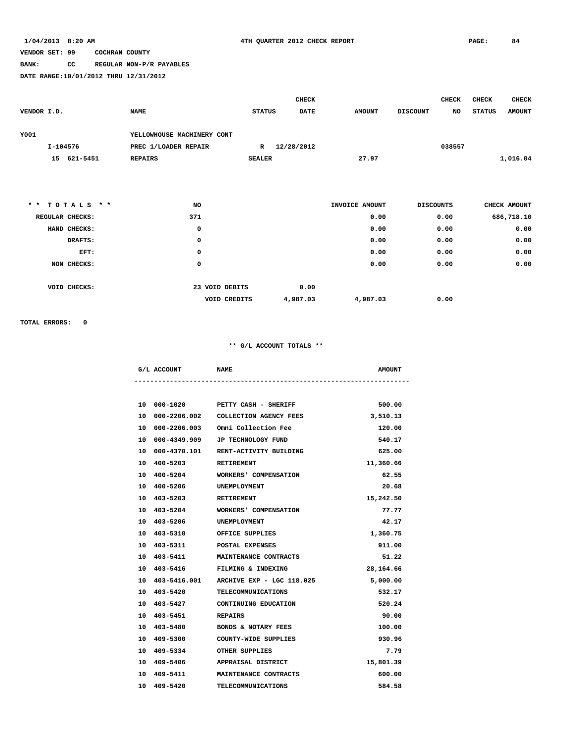1/04/2013 8:20 AM 4TH QUARTER 2012 CHECK REPORT

VENDOR SET: 99 COCHRAN COUNTY

BANK: CC REGULAR NON-P/R PAYABLES

DATE RANGE:10/01/2012 THRU 12/31/2012

| VENDOR I.D. | NAME | STATUS | CHECK DATE | AMOUNT | DISCOUNT | CHECK NO | CHECK STATUS | CHECK AMOUNT |
|---|---|---|---|---|---|---|---|---|
| Y001 | YELLOWHOUSE MACHINERY CONT | | | | | | | |
| I-104576 | PREC 1/LOADER REPAIR | R | 12/28/2012 | | | 038557 | | |
| 15 621-5451 | REPAIRS | SEALER | | 27.97 | | | | 1,016.04 |

| * * T O T A L S * * | NO | | | INVOICE AMOUNT | DISCOUNTS | CHECK AMOUNT |
|---|---|---|---|---|---|---|
| REGULAR CHECKS: | 371 | | | 0.00 | 0.00 | 686,718.10 |
| HAND CHECKS: | 0 | | | 0.00 | 0.00 | 0.00 |
| DRAFTS: | 0 | | | 0.00 | 0.00 | 0.00 |
| EFT: | 0 | | | 0.00 | 0.00 | 0.00 |
| NON CHECKS: | 0 | | | 0.00 | 0.00 | 0.00 |
| VOID CHECKS: | 23 | VOID DEBITS | 0.00 | | | |
| | | VOID CREDITS | 4,987.03 | 4,987.03 | 0.00 | |

TOTAL ERRORS: 0

** G/L ACCOUNT TOTALS **

| G/L ACCOUNT | NAME | AMOUNT |
|---|---|---|
| 10 000-1020 | PETTY CASH - SHERIFF | 500.00 |
| 10 000-2206.002 | COLLECTION AGENCY FEES | 3,510.13 |
| 10 000-2206.003 | Omni Collection Fee | 120.00 |
| 10 000-4349.909 | JP TECHNOLOGY FUND | 540.17 |
| 10 000-4370.101 | RENT-ACTIVITY BUILDING | 625.00 |
| 10 400-5203 | RETIREMENT | 11,360.66 |
| 10 400-5204 | WORKERS' COMPENSATION | 62.55 |
| 10 400-5206 | UNEMPLOYMENT | 20.68 |
| 10 403-5203 | RETIREMENT | 15,242.50 |
| 10 403-5204 | WORKERS' COMPENSATION | 77.77 |
| 10 403-5206 | UNEMPLOYMENT | 42.17 |
| 10 403-5310 | OFFICE SUPPLIES | 1,360.75 |
| 10 403-5311 | POSTAL EXPENSES | 911.00 |
| 10 403-5411 | MAINTENANCE CONTRACTS | 51.22 |
| 10 403-5416 | FILMING & INDEXING | 28,164.66 |
| 10 403-5416.001 | ARCHIVE EXP - LGC 118.025 | 5,000.00 |
| 10 403-5420 | TELECOMMUNICATIONS | 532.17 |
| 10 403-5427 | CONTINUING EDUCATION | 520.24 |
| 10 403-5451 | REPAIRS | 90.00 |
| 10 403-5480 | BONDS & NOTARY FEES | 100.00 |
| 10 409-5300 | COUNTY-WIDE SUPPLIES | 930.96 |
| 10 409-5334 | OTHER SUPPLIES | 7.79 |
| 10 409-5406 | APPRAISAL DISTRICT | 15,801.39 |
| 10 409-5411 | MAINTENANCE CONTRACTS | 600.00 |
| 10 409-5420 | TELECOMMUNICATIONS | 584.58 |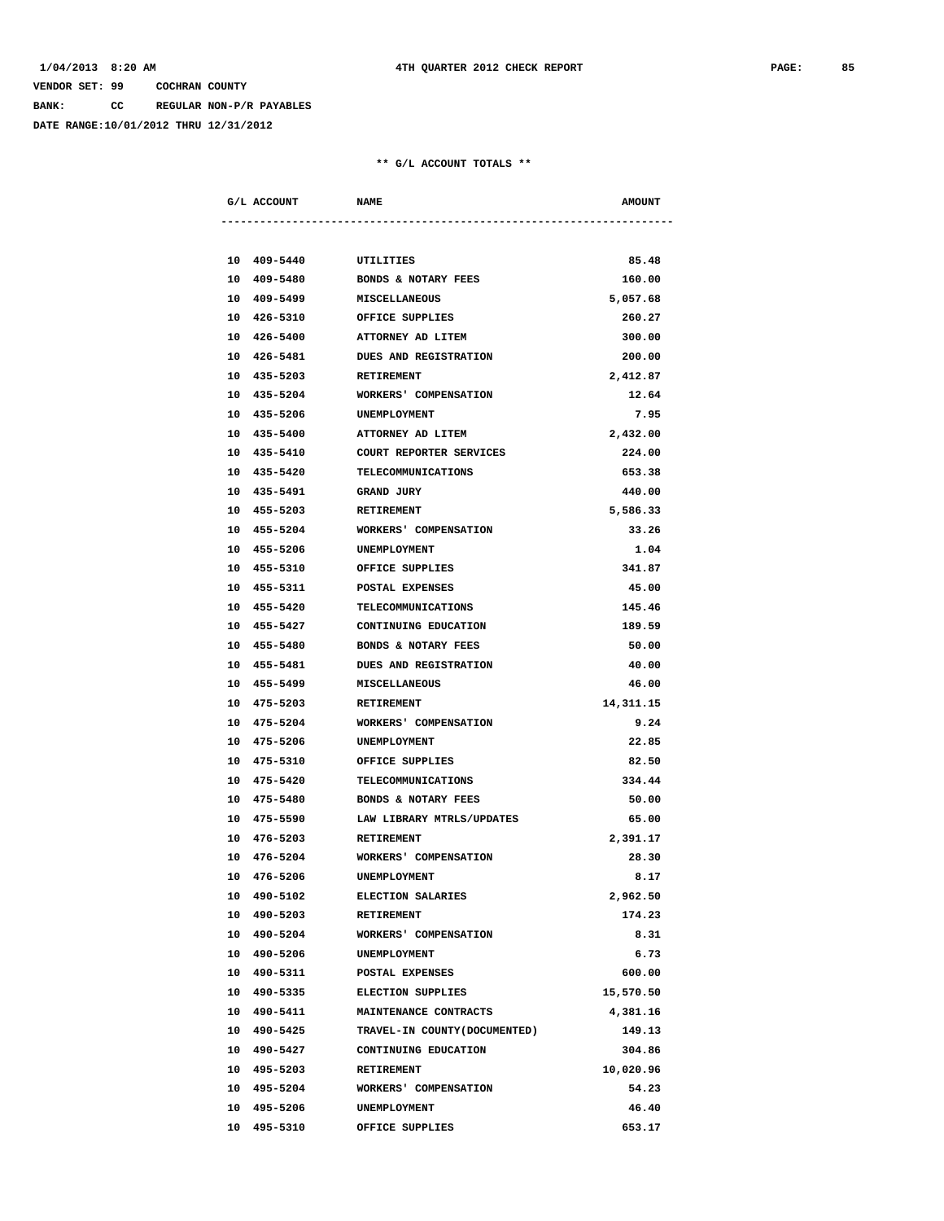VENDOR SET: 99 COCHRAN COUNTY

BANK: CC REGULAR NON-P/R PAYABLES

DATE RANGE:10/01/2012 THRU 12/31/2012

## ** G/L ACCOUNT TOTALS **

| G/L ACCOUNT | NAME | AMOUNT |
|---|---|---|
| 10 409-5440 | UTILITIES | 85.48 |
| 10 409-5480 | BONDS & NOTARY FEES | 160.00 |
| 10 409-5499 | MISCELLANEOUS | 5,057.68 |
| 10 426-5310 | OFFICE SUPPLIES | 260.27 |
| 10 426-5400 | ATTORNEY AD LITEM | 300.00 |
| 10 426-5481 | DUES AND REGISTRATION | 200.00 |
| 10 435-5203 | RETIREMENT | 2,412.87 |
| 10 435-5204 | WORKERS' COMPENSATION | 12.64 |
| 10 435-5206 | UNEMPLOYMENT | 7.95 |
| 10 435-5400 | ATTORNEY AD LITEM | 2,432.00 |
| 10 435-5410 | COURT REPORTER SERVICES | 224.00 |
| 10 435-5420 | TELECOMMUNICATIONS | 653.38 |
| 10 435-5491 | GRAND JURY | 440.00 |
| 10 455-5203 | RETIREMENT | 5,586.33 |
| 10 455-5204 | WORKERS' COMPENSATION | 33.26 |
| 10 455-5206 | UNEMPLOYMENT | 1.04 |
| 10 455-5310 | OFFICE SUPPLIES | 341.87 |
| 10 455-5311 | POSTAL EXPENSES | 45.00 |
| 10 455-5420 | TELECOMMUNICATIONS | 145.46 |
| 10 455-5427 | CONTINUING EDUCATION | 189.59 |
| 10 455-5480 | BONDS & NOTARY FEES | 50.00 |
| 10 455-5481 | DUES AND REGISTRATION | 40.00 |
| 10 455-5499 | MISCELLANEOUS | 46.00 |
| 10 475-5203 | RETIREMENT | 14,311.15 |
| 10 475-5204 | WORKERS' COMPENSATION | 9.24 |
| 10 475-5206 | UNEMPLOYMENT | 22.85 |
| 10 475-5310 | OFFICE SUPPLIES | 82.50 |
| 10 475-5420 | TELECOMMUNICATIONS | 334.44 |
| 10 475-5480 | BONDS & NOTARY FEES | 50.00 |
| 10 475-5590 | LAW LIBRARY MTRLS/UPDATES | 65.00 |
| 10 476-5203 | RETIREMENT | 2,391.17 |
| 10 476-5204 | WORKERS' COMPENSATION | 28.30 |
| 10 476-5206 | UNEMPLOYMENT | 8.17 |
| 10 490-5102 | ELECTION SALARIES | 2,962.50 |
| 10 490-5203 | RETIREMENT | 174.23 |
| 10 490-5204 | WORKERS' COMPENSATION | 8.31 |
| 10 490-5206 | UNEMPLOYMENT | 6.73 |
| 10 490-5311 | POSTAL EXPENSES | 600.00 |
| 10 490-5335 | ELECTION SUPPLIES | 15,570.50 |
| 10 490-5411 | MAINTENANCE CONTRACTS | 4,381.16 |
| 10 490-5425 | TRAVEL-IN COUNTY(DOCUMENTED) | 149.13 |
| 10 490-5427 | CONTINUING EDUCATION | 304.86 |
| 10 495-5203 | RETIREMENT | 10,020.96 |
| 10 495-5204 | WORKERS' COMPENSATION | 54.23 |
| 10 495-5206 | UNEMPLOYMENT | 46.40 |
| 10 495-5310 | OFFICE SUPPLIES | 653.17 |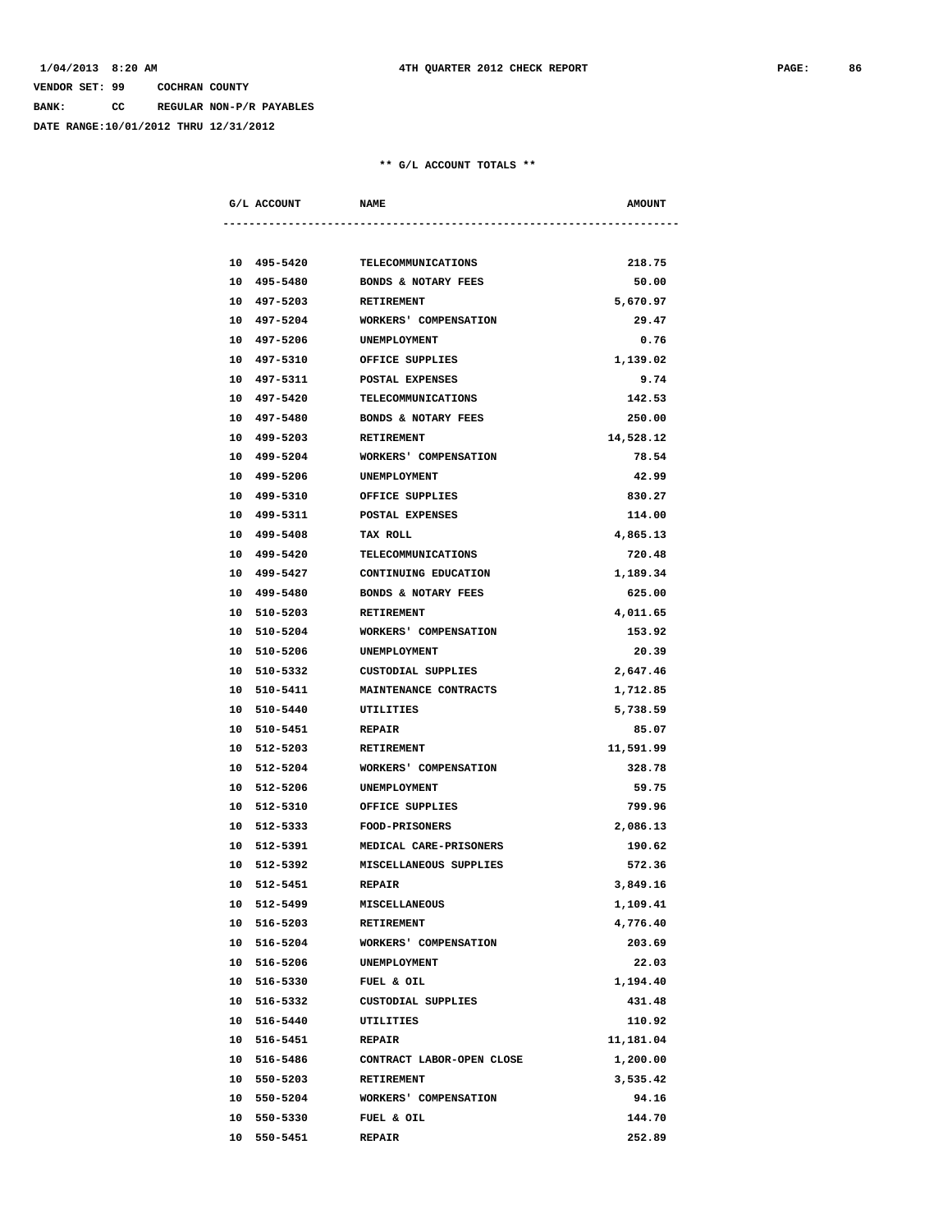VENDOR SET: 99 COCHRAN COUNTY

BANK: CC REGULAR NON-P/R PAYABLES

DATE RANGE:10/01/2012 THRU 12/31/2012

4TH QUARTER 2012 CHECK REPORT

** G/L ACCOUNT TOTALS **

| G/L ACCOUNT | NAME | AMOUNT |
|---|---|---|
| 10 495-5420 | TELECOMMUNICATIONS | 218.75 |
| 10 495-5480 | BONDS & NOTARY FEES | 50.00 |
| 10 497-5203 | RETIREMENT | 5,670.97 |
| 10 497-5204 | WORKERS' COMPENSATION | 29.47 |
| 10 497-5206 | UNEMPLOYMENT | 0.76 |
| 10 497-5310 | OFFICE SUPPLIES | 1,139.02 |
| 10 497-5311 | POSTAL EXPENSES | 9.74 |
| 10 497-5420 | TELECOMMUNICATIONS | 142.53 |
| 10 497-5480 | BONDS & NOTARY FEES | 250.00 |
| 10 499-5203 | RETIREMENT | 14,528.12 |
| 10 499-5204 | WORKERS' COMPENSATION | 78.54 |
| 10 499-5206 | UNEMPLOYMENT | 42.99 |
| 10 499-5310 | OFFICE SUPPLIES | 830.27 |
| 10 499-5311 | POSTAL EXPENSES | 114.00 |
| 10 499-5408 | TAX ROLL | 4,865.13 |
| 10 499-5420 | TELECOMMUNICATIONS | 720.48 |
| 10 499-5427 | CONTINUING EDUCATION | 1,189.34 |
| 10 499-5480 | BONDS & NOTARY FEES | 625.00 |
| 10 510-5203 | RETIREMENT | 4,011.65 |
| 10 510-5204 | WORKERS' COMPENSATION | 153.92 |
| 10 510-5206 | UNEMPLOYMENT | 20.39 |
| 10 510-5332 | CUSTODIAL SUPPLIES | 2,647.46 |
| 10 510-5411 | MAINTENANCE CONTRACTS | 1,712.85 |
| 10 510-5440 | UTILITIES | 5,738.59 |
| 10 510-5451 | REPAIR | 85.07 |
| 10 512-5203 | RETIREMENT | 11,591.99 |
| 10 512-5204 | WORKERS' COMPENSATION | 328.78 |
| 10 512-5206 | UNEMPLOYMENT | 59.75 |
| 10 512-5310 | OFFICE SUPPLIES | 799.96 |
| 10 512-5333 | FOOD-PRISONERS | 2,086.13 |
| 10 512-5391 | MEDICAL CARE-PRISONERS | 190.62 |
| 10 512-5392 | MISCELLANEOUS SUPPLIES | 572.36 |
| 10 512-5451 | REPAIR | 3,849.16 |
| 10 512-5499 | MISCELLANEOUS | 1,109.41 |
| 10 516-5203 | RETIREMENT | 4,776.40 |
| 10 516-5204 | WORKERS' COMPENSATION | 203.69 |
| 10 516-5206 | UNEMPLOYMENT | 22.03 |
| 10 516-5330 | FUEL & OIL | 1,194.40 |
| 10 516-5332 | CUSTODIAL SUPPLIES | 431.48 |
| 10 516-5440 | UTILITIES | 110.92 |
| 10 516-5451 | REPAIR | 11,181.04 |
| 10 516-5486 | CONTRACT LABOR-OPEN CLOSE | 1,200.00 |
| 10 550-5203 | RETIREMENT | 3,535.42 |
| 10 550-5204 | WORKERS' COMPENSATION | 94.16 |
| 10 550-5330 | FUEL & OIL | 144.70 |
| 10 550-5451 | REPAIR | 252.89 |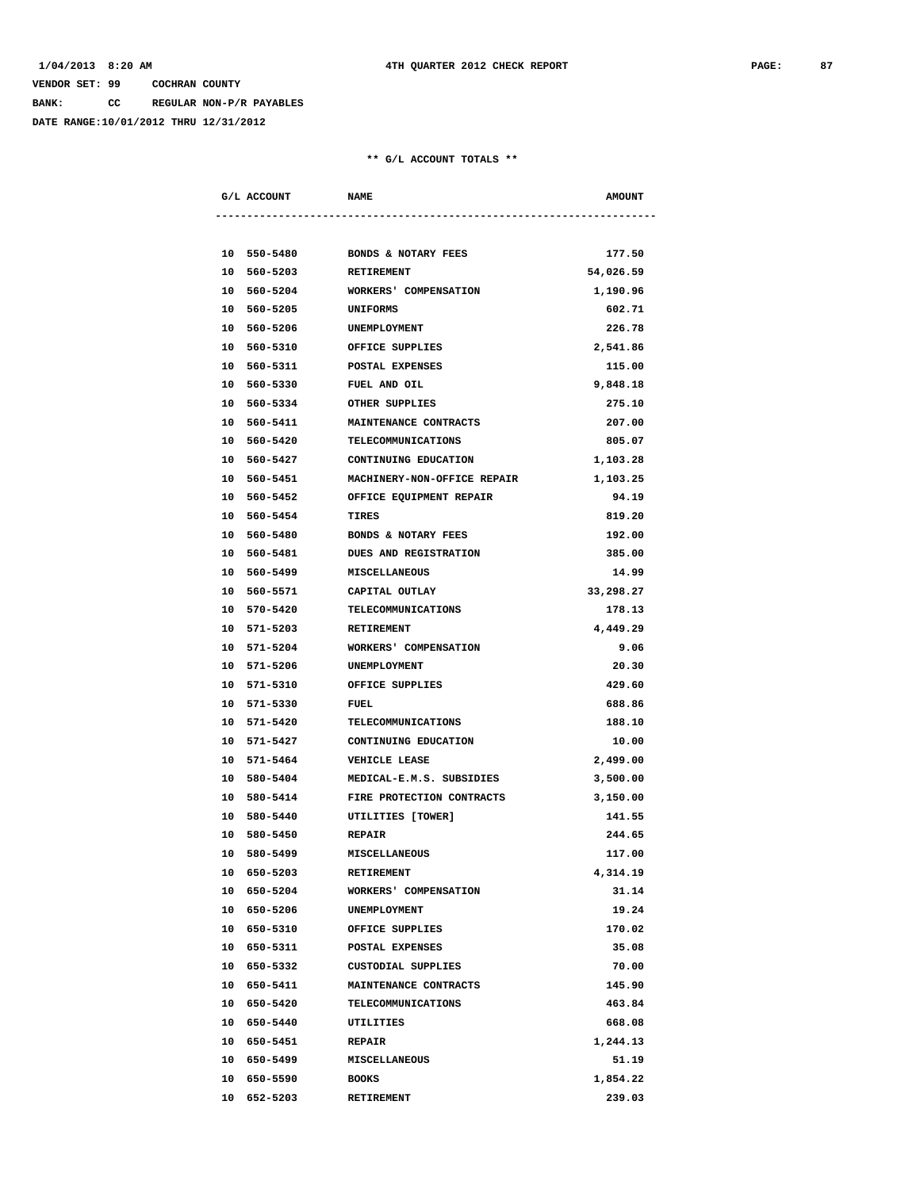VENDOR SET: 99 COCHRAN COUNTY

BANK: CC REGULAR NON-P/R PAYABLES

DATE RANGE:10/01/2012 THRU 12/31/2012

** G/L ACCOUNT TOTALS **

| G/L ACCOUNT | NAME | AMOUNT |
|---|---|---|
| 10 550-5480 | BONDS & NOTARY FEES | 177.50 |
| 10 560-5203 | RETIREMENT | 54,026.59 |
| 10 560-5204 | WORKERS' COMPENSATION | 1,190.96 |
| 10 560-5205 | UNIFORMS | 602.71 |
| 10 560-5206 | UNEMPLOYMENT | 226.78 |
| 10 560-5310 | OFFICE SUPPLIES | 2,541.86 |
| 10 560-5311 | POSTAL EXPENSES | 115.00 |
| 10 560-5330 | FUEL AND OIL | 9,848.18 |
| 10 560-5334 | OTHER SUPPLIES | 275.10 |
| 10 560-5411 | MAINTENANCE CONTRACTS | 207.00 |
| 10 560-5420 | TELECOMMUNICATIONS | 805.07 |
| 10 560-5427 | CONTINUING EDUCATION | 1,103.28 |
| 10 560-5451 | MACHINERY-NON-OFFICE REPAIR | 1,103.25 |
| 10 560-5452 | OFFICE EQUIPMENT REPAIR | 94.19 |
| 10 560-5454 | TIRES | 819.20 |
| 10 560-5480 | BONDS & NOTARY FEES | 192.00 |
| 10 560-5481 | DUES AND REGISTRATION | 385.00 |
| 10 560-5499 | MISCELLANEOUS | 14.99 |
| 10 560-5571 | CAPITAL OUTLAY | 33,298.27 |
| 10 570-5420 | TELECOMMUNICATIONS | 178.13 |
| 10 571-5203 | RETIREMENT | 4,449.29 |
| 10 571-5204 | WORKERS' COMPENSATION | 9.06 |
| 10 571-5206 | UNEMPLOYMENT | 20.30 |
| 10 571-5310 | OFFICE SUPPLIES | 429.60 |
| 10 571-5330 | FUEL | 688.86 |
| 10 571-5420 | TELECOMMUNICATIONS | 188.10 |
| 10 571-5427 | CONTINUING EDUCATION | 10.00 |
| 10 571-5464 | VEHICLE LEASE | 2,499.00 |
| 10 580-5404 | MEDICAL-E.M.S. SUBSIDIES | 3,500.00 |
| 10 580-5414 | FIRE PROTECTION CONTRACTS | 3,150.00 |
| 10 580-5440 | UTILITIES [TOWER] | 141.55 |
| 10 580-5450 | REPAIR | 244.65 |
| 10 580-5499 | MISCELLANEOUS | 117.00 |
| 10 650-5203 | RETIREMENT | 4,314.19 |
| 10 650-5204 | WORKERS' COMPENSATION | 31.14 |
| 10 650-5206 | UNEMPLOYMENT | 19.24 |
| 10 650-5310 | OFFICE SUPPLIES | 170.02 |
| 10 650-5311 | POSTAL EXPENSES | 35.08 |
| 10 650-5332 | CUSTODIAL SUPPLIES | 70.00 |
| 10 650-5411 | MAINTENANCE CONTRACTS | 145.90 |
| 10 650-5420 | TELECOMMUNICATIONS | 463.84 |
| 10 650-5440 | UTILITIES | 668.08 |
| 10 650-5451 | REPAIR | 1,244.13 |
| 10 650-5499 | MISCELLANEOUS | 51.19 |
| 10 650-5590 | BOOKS | 1,854.22 |
| 10 652-5203 | RETIREMENT | 239.03 |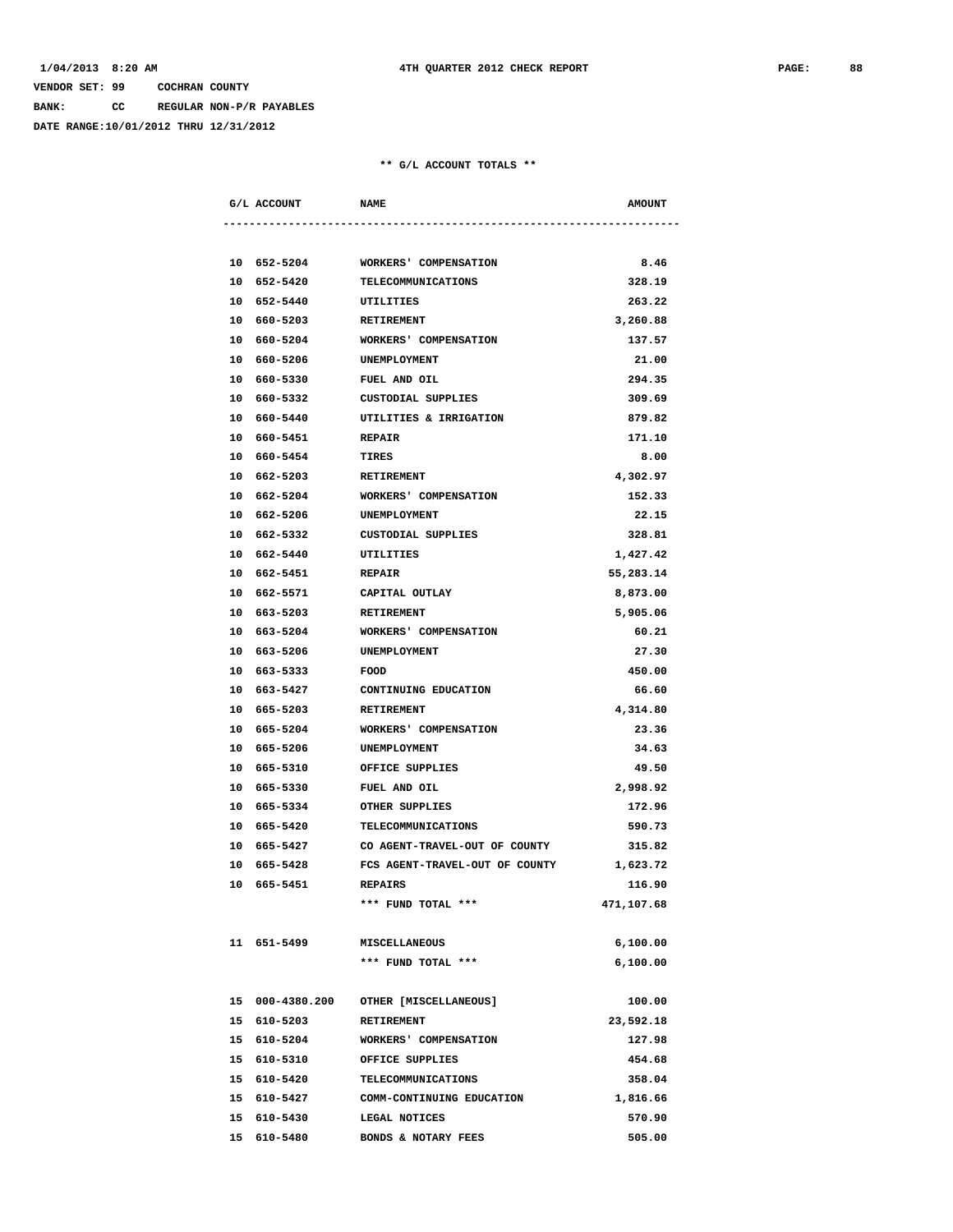VENDOR SET: 99 COCHRAN COUNTY

BANK: CC REGULAR NON-P/R PAYABLES

DATE RANGE:10/01/2012 THRU 12/31/2012

** G/L ACCOUNT TOTALS **

| G/L ACCOUNT | NAME | AMOUNT |
|---|---|---|
| 10 652-5204 | WORKERS' COMPENSATION | 8.46 |
| 10 652-5420 | TELECOMMUNICATIONS | 328.19 |
| 10 652-5440 | UTILITIES | 263.22 |
| 10 660-5203 | RETIREMENT | 3,260.88 |
| 10 660-5204 | WORKERS' COMPENSATION | 137.57 |
| 10 660-5206 | UNEMPLOYMENT | 21.00 |
| 10 660-5330 | FUEL AND OIL | 294.35 |
| 10 660-5332 | CUSTODIAL SUPPLIES | 309.69 |
| 10 660-5440 | UTILITIES & IRRIGATION | 879.82 |
| 10 660-5451 | REPAIR | 171.10 |
| 10 660-5454 | TIRES | 8.00 |
| 10 662-5203 | RETIREMENT | 4,302.97 |
| 10 662-5204 | WORKERS' COMPENSATION | 152.33 |
| 10 662-5206 | UNEMPLOYMENT | 22.15 |
| 10 662-5332 | CUSTODIAL SUPPLIES | 328.81 |
| 10 662-5440 | UTILITIES | 1,427.42 |
| 10 662-5451 | REPAIR | 55,283.14 |
| 10 662-5571 | CAPITAL OUTLAY | 8,873.00 |
| 10 663-5203 | RETIREMENT | 5,905.06 |
| 10 663-5204 | WORKERS' COMPENSATION | 60.21 |
| 10 663-5206 | UNEMPLOYMENT | 27.30 |
| 10 663-5333 | FOOD | 450.00 |
| 10 663-5427 | CONTINUING EDUCATION | 66.60 |
| 10 665-5203 | RETIREMENT | 4,314.80 |
| 10 665-5204 | WORKERS' COMPENSATION | 23.36 |
| 10 665-5206 | UNEMPLOYMENT | 34.63 |
| 10 665-5310 | OFFICE SUPPLIES | 49.50 |
| 10 665-5330 | FUEL AND OIL | 2,998.92 |
| 10 665-5334 | OTHER SUPPLIES | 172.96 |
| 10 665-5420 | TELECOMMUNICATIONS | 590.73 |
| 10 665-5427 | CO AGENT-TRAVEL-OUT OF COUNTY | 315.82 |
| 10 665-5428 | FCS AGENT-TRAVEL-OUT OF COUNTY | 1,623.72 |
| 10 665-5451 | REPAIRS | 116.90 |
| | *** FUND TOTAL *** | 471,107.68 |
| | | |
| 11 651-5499 | MISCELLANEOUS | 6,100.00 |
| | *** FUND TOTAL *** | 6,100.00 |
| | | |
| 15 000-4380.200 | OTHER [MISCELLANEOUS] | 100.00 |
| 15 610-5203 | RETIREMENT | 23,592.18 |
| 15 610-5204 | WORKERS' COMPENSATION | 127.98 |
| 15 610-5310 | OFFICE SUPPLIES | 454.68 |
| 15 610-5420 | TELECOMMUNICATIONS | 358.04 |
| 15 610-5427 | COMM-CONTINUING EDUCATION | 1,816.66 |
| 15 610-5430 | LEGAL NOTICES | 570.90 |
| 15 610-5480 | BONDS & NOTARY FEES | 505.00 |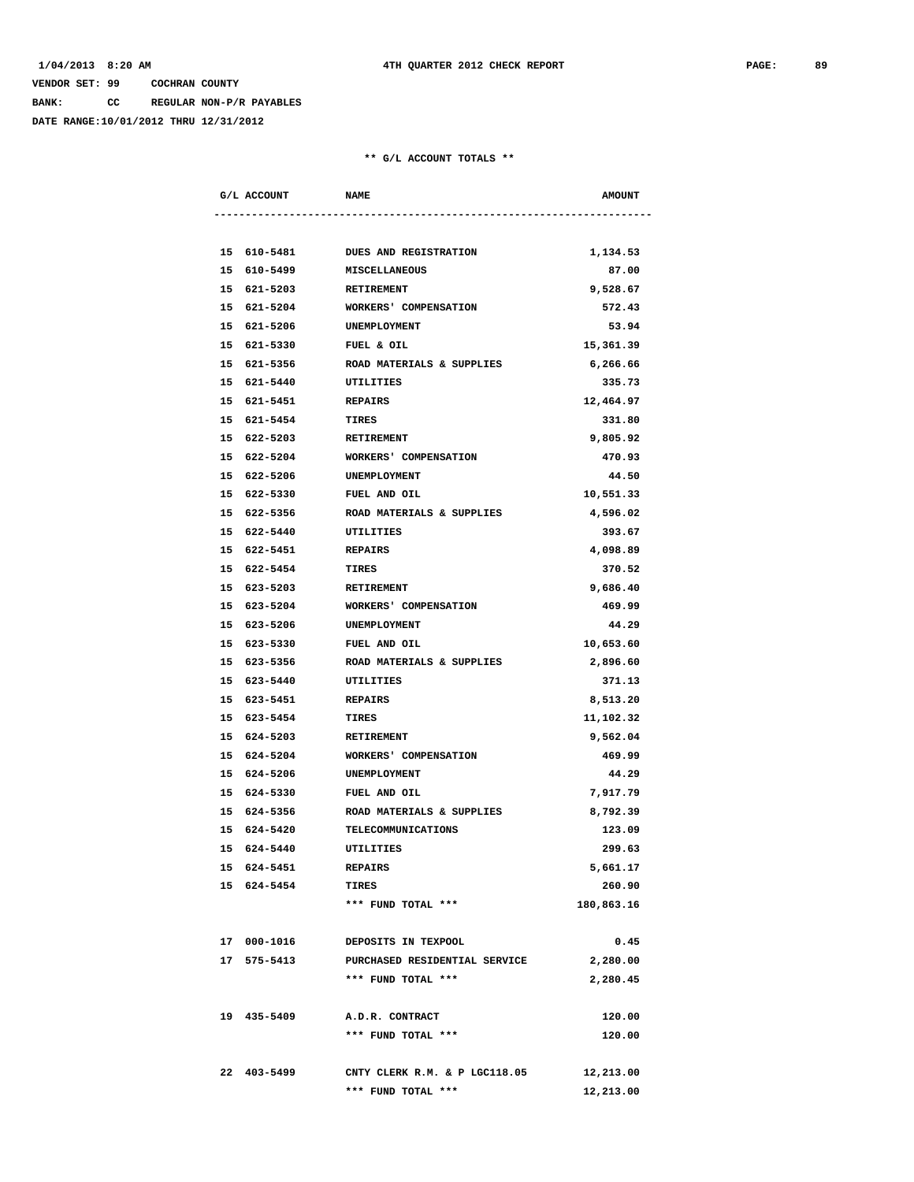VENDOR SET: 99 COCHRAN COUNTY

BANK: CC REGULAR NON-P/R PAYABLES

DATE RANGE:10/01/2012 THRU 12/31/2012

** G/L ACCOUNT TOTALS **

| G/L ACCOUNT | NAME | AMOUNT |
|---|---|---|
| 15 610-5481 | DUES AND REGISTRATION | 1,134.53 |
| 15 610-5499 | MISCELLANEOUS | 87.00 |
| 15 621-5203 | RETIREMENT | 9,528.67 |
| 15 621-5204 | WORKERS' COMPENSATION | 572.43 |
| 15 621-5206 | UNEMPLOYMENT | 53.94 |
| 15 621-5330 | FUEL & OIL | 15,361.39 |
| 15 621-5356 | ROAD MATERIALS & SUPPLIES | 6,266.66 |
| 15 621-5440 | UTILITIES | 335.73 |
| 15 621-5451 | REPAIRS | 12,464.97 |
| 15 621-5454 | TIRES | 331.80 |
| 15 622-5203 | RETIREMENT | 9,805.92 |
| 15 622-5204 | WORKERS' COMPENSATION | 470.93 |
| 15 622-5206 | UNEMPLOYMENT | 44.50 |
| 15 622-5330 | FUEL AND OIL | 10,551.33 |
| 15 622-5356 | ROAD MATERIALS & SUPPLIES | 4,596.02 |
| 15 622-5440 | UTILITIES | 393.67 |
| 15 622-5451 | REPAIRS | 4,098.89 |
| 15 622-5454 | TIRES | 370.52 |
| 15 623-5203 | RETIREMENT | 9,686.40 |
| 15 623-5204 | WORKERS' COMPENSATION | 469.99 |
| 15 623-5206 | UNEMPLOYMENT | 44.29 |
| 15 623-5330 | FUEL AND OIL | 10,653.60 |
| 15 623-5356 | ROAD MATERIALS & SUPPLIES | 2,896.60 |
| 15 623-5440 | UTILITIES | 371.13 |
| 15 623-5451 | REPAIRS | 8,513.20 |
| 15 623-5454 | TIRES | 11,102.32 |
| 15 624-5203 | RETIREMENT | 9,562.04 |
| 15 624-5204 | WORKERS' COMPENSATION | 469.99 |
| 15 624-5206 | UNEMPLOYMENT | 44.29 |
| 15 624-5330 | FUEL AND OIL | 7,917.79 |
| 15 624-5356 | ROAD MATERIALS & SUPPLIES | 8,792.39 |
| 15 624-5420 | TELECOMMUNICATIONS | 123.09 |
| 15 624-5440 | UTILITIES | 299.63 |
| 15 624-5451 | REPAIRS | 5,661.17 |
| 15 624-5454 | TIRES | 260.90 |
| | *** FUND TOTAL *** | 180,863.16 |
| 17 000-1016 | DEPOSITS IN TEXPOOL | 0.45 |
| 17 575-5413 | PURCHASED RESIDENTIAL SERVICE | 2,280.00 |
| | *** FUND TOTAL *** | 2,280.45 |
| 19 435-5409 | A.D.R. CONTRACT | 120.00 |
| | *** FUND TOTAL *** | 120.00 |
| 22 403-5499 | CNTY CLERK R.M. & P LGC118.05 | 12,213.00 |
| | *** FUND TOTAL *** | 12,213.00 |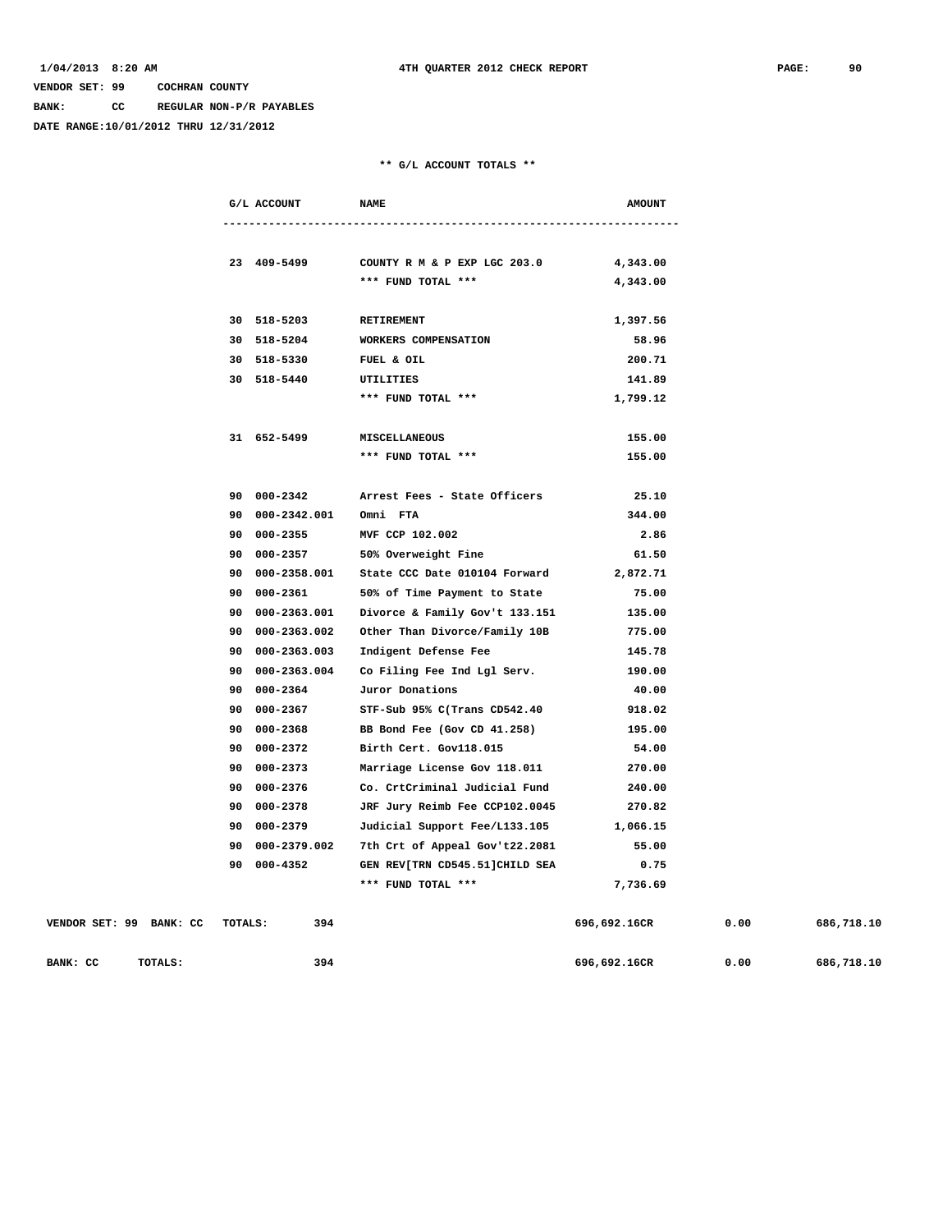VENDOR SET: 99 COCHRAN COUNTY

BANK: CC REGULAR NON-P/R PAYABLES

DATE RANGE:10/01/2012 THRU 12/31/2012

** G/L ACCOUNT TOTALS **

| G/L ACCOUNT | NAME | AMOUNT |
|---|---|---|
| 23 409-5499 | COUNTY R M & P EXP LGC 203.0 | 4,343.00 |
| | *** FUND TOTAL *** | 4,343.00 |
| 30 518-5203 | RETIREMENT | 1,397.56 |
| 30 518-5204 | WORKERS COMPENSATION | 58.96 |
| 30 518-5330 | FUEL & OIL | 200.71 |
| 30 518-5440 | UTILITIES | 141.89 |
| | *** FUND TOTAL *** | 1,799.12 |
| 31 652-5499 | MISCELLANEOUS | 155.00 |
| | *** FUND TOTAL *** | 155.00 |
| 90 000-2342 | Arrest Fees - State Officers | 25.10 |
| 90 000-2342.001 | Omni FTA | 344.00 |
| 90 000-2355 | MVF CCP 102.002 | 2.86 |
| 90 000-2357 | 50% Overweight Fine | 61.50 |
| 90 000-2358.001 | State CCC Date 010104 Forward | 2,872.71 |
| 90 000-2361 | 50% of Time Payment to State | 75.00 |
| 90 000-2363.001 | Divorce & Family Gov't 133.151 | 135.00 |
| 90 000-2363.002 | Other Than Divorce/Family 10B | 775.00 |
| 90 000-2363.003 | Indigent Defense Fee | 145.78 |
| 90 000-2363.004 | Co Filing Fee Ind Lgl Serv. | 190.00 |
| 90 000-2364 | Juror Donations | 40.00 |
| 90 000-2367 | STF-Sub 95% C(Trans CD542.40 | 918.02 |
| 90 000-2368 | BB Bond Fee (Gov CD 41.258) | 195.00 |
| 90 000-2372 | Birth Cert. Gov118.015 | 54.00 |
| 90 000-2373 | Marriage License Gov 118.011 | 270.00 |
| 90 000-2376 | Co. CrtCriminal Judicial Fund | 240.00 |
| 90 000-2378 | JRF Jury Reimb Fee CCP102.0045 | 270.82 |
| 90 000-2379 | Judicial Support Fee/L133.105 | 1,066.15 |
| 90 000-2379.002 | 7th Crt of Appeal Gov't22.2081 | 55.00 |
| 90 000-4352 | GEN REV[TRN CD545.51]CHILD SEA | 0.75 |
| | *** FUND TOTAL *** | 7,736.69 |

| | | | | |
|---|---|---|---|---|
| VENDOR SET: 99 BANK: CC TOTALS: | 394 | 696,692.16CR | 0.00 | 686,718.10 |
| BANK: CC TOTALS: | 394 | 696,692.16CR | 0.00 | 686,718.10 |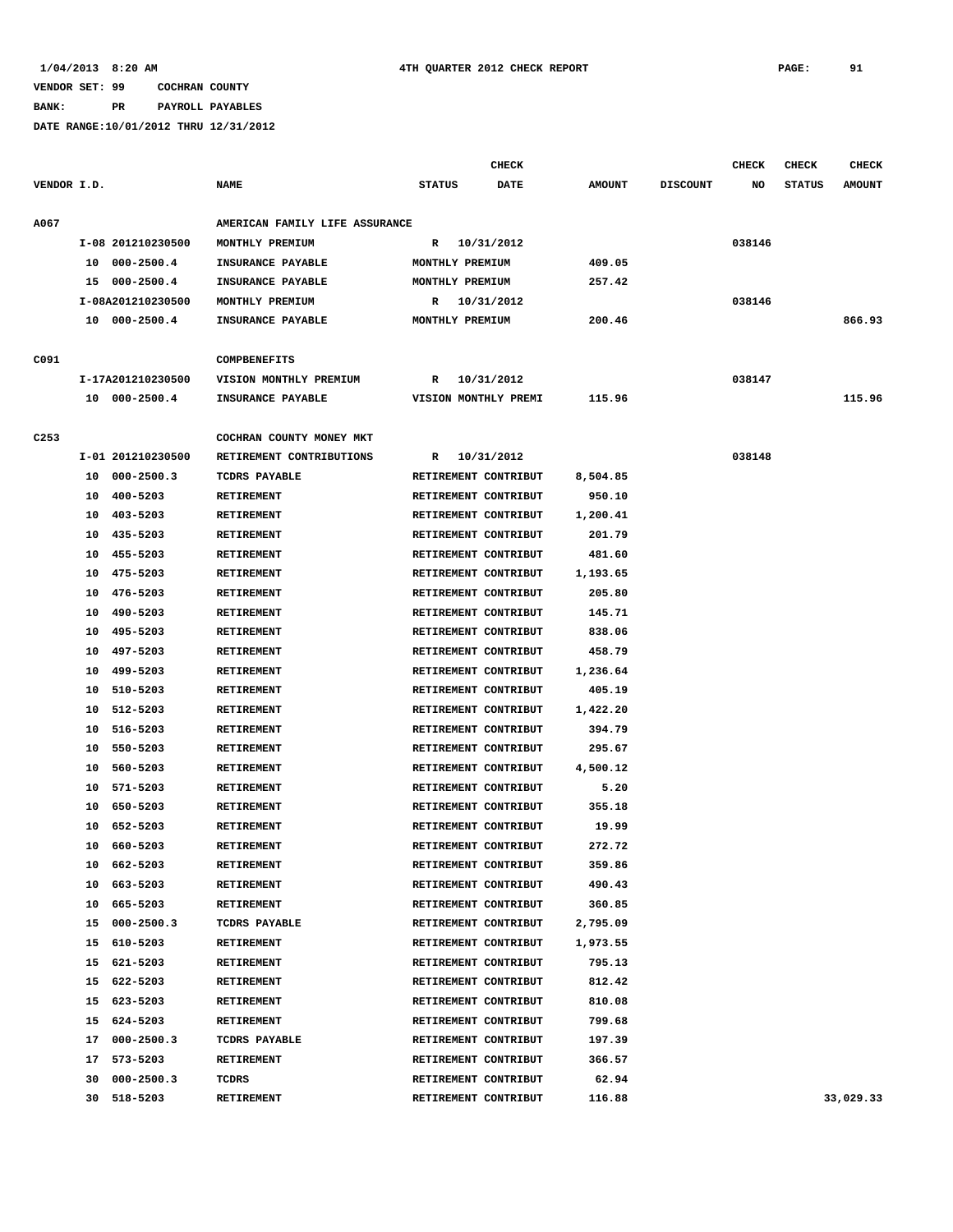1/04/2013 8:20 AM  4TH QUARTER 2012 CHECK REPORT

VENDOR SET: 99 COCHRAN COUNTY

BANK: PR PAYROLL PAYABLES

DATE RANGE:10/01/2012 THRU 12/31/2012

| VENDOR I.D. | NAME | STATUS | CHECK DATE | AMOUNT | DISCOUNT | CHECK NO | CHECK STATUS | CHECK AMOUNT |
|---|---|---|---|---|---|---|---|---|
| A067 | AMERICAN FAMILY LIFE ASSURANCE | | | | | | | |
| I-08 201210230500 | MONTHLY PREMIUM | R | 10/31/2012 | | | 038146 | | |
| 10 000-2500.4 | INSURANCE PAYABLE | MONTHLY PREMIUM | | 409.05 | | | | |
| 15 000-2500.4 | INSURANCE PAYABLE | MONTHLY PREMIUM | | 257.42 | | | | |
| I-08A201210230500 | MONTHLY PREMIUM | R | 10/31/2012 | | | 038146 | | |
| 10 000-2500.4 | INSURANCE PAYABLE | MONTHLY PREMIUM | | 200.46 | | | | 866.93 |
| C091 | COMPBENEFITS | | | | | | | |
| I-17A201210230500 | VISION MONTHLY PREMIUM | R | 10/31/2012 | | | 038147 | | |
| 10 000-2500.4 | INSURANCE PAYABLE | VISION MONTHLY PREMI | | 115.96 | | | | 115.96 |
| C253 | COCHRAN COUNTY MONEY MKT | | | | | | | |
| I-01 201210230500 | RETIREMENT CONTRIBUTIONS | R | 10/31/2012 | | | 038148 | | |
| 10 000-2500.3 | TCDRS PAYABLE | RETIREMENT CONTRIBUT | | 8,504.85 | | | | |
| 10 400-5203 | RETIREMENT | RETIREMENT CONTRIBUT | | 950.10 | | | | |
| 10 403-5203 | RETIREMENT | RETIREMENT CONTRIBUT | | 1,200.41 | | | | |
| 10 435-5203 | RETIREMENT | RETIREMENT CONTRIBUT | | 201.79 | | | | |
| 10 455-5203 | RETIREMENT | RETIREMENT CONTRIBUT | | 481.60 | | | | |
| 10 475-5203 | RETIREMENT | RETIREMENT CONTRIBUT | | 1,193.65 | | | | |
| 10 476-5203 | RETIREMENT | RETIREMENT CONTRIBUT | | 205.80 | | | | |
| 10 490-5203 | RETIREMENT | RETIREMENT CONTRIBUT | | 145.71 | | | | |
| 10 495-5203 | RETIREMENT | RETIREMENT CONTRIBUT | | 838.06 | | | | |
| 10 497-5203 | RETIREMENT | RETIREMENT CONTRIBUT | | 458.79 | | | | |
| 10 499-5203 | RETIREMENT | RETIREMENT CONTRIBUT | | 1,236.64 | | | | |
| 10 510-5203 | RETIREMENT | RETIREMENT CONTRIBUT | | 405.19 | | | | |
| 10 512-5203 | RETIREMENT | RETIREMENT CONTRIBUT | | 1,422.20 | | | | |
| 10 516-5203 | RETIREMENT | RETIREMENT CONTRIBUT | | 394.79 | | | | |
| 10 550-5203 | RETIREMENT | RETIREMENT CONTRIBUT | | 295.67 | | | | |
| 10 560-5203 | RETIREMENT | RETIREMENT CONTRIBUT | | 4,500.12 | | | | |
| 10 571-5203 | RETIREMENT | RETIREMENT CONTRIBUT | | 5.20 | | | | |
| 10 650-5203 | RETIREMENT | RETIREMENT CONTRIBUT | | 355.18 | | | | |
| 10 652-5203 | RETIREMENT | RETIREMENT CONTRIBUT | | 19.99 | | | | |
| 10 660-5203 | RETIREMENT | RETIREMENT CONTRIBUT | | 272.72 | | | | |
| 10 662-5203 | RETIREMENT | RETIREMENT CONTRIBUT | | 359.86 | | | | |
| 10 663-5203 | RETIREMENT | RETIREMENT CONTRIBUT | | 490.43 | | | | |
| 10 665-5203 | RETIREMENT | RETIREMENT CONTRIBUT | | 360.85 | | | | |
| 15 000-2500.3 | TCDRS PAYABLE | RETIREMENT CONTRIBUT | | 2,795.09 | | | | |
| 15 610-5203 | RETIREMENT | RETIREMENT CONTRIBUT | | 1,973.55 | | | | |
| 15 621-5203 | RETIREMENT | RETIREMENT CONTRIBUT | | 795.13 | | | | |
| 15 622-5203 | RETIREMENT | RETIREMENT CONTRIBUT | | 812.42 | | | | |
| 15 623-5203 | RETIREMENT | RETIREMENT CONTRIBUT | | 810.08 | | | | |
| 15 624-5203 | RETIREMENT | RETIREMENT CONTRIBUT | | 799.68 | | | | |
| 17 000-2500.3 | TCDRS PAYABLE | RETIREMENT CONTRIBUT | | 197.39 | | | | |
| 17 573-5203 | RETIREMENT | RETIREMENT CONTRIBUT | | 366.57 | | | | |
| 30 000-2500.3 | TCDRS | RETIREMENT CONTRIBUT | | 62.94 | | | | |
| 30 518-5203 | RETIREMENT | RETIREMENT CONTRIBUT | | 116.88 | | | | 33,029.33 |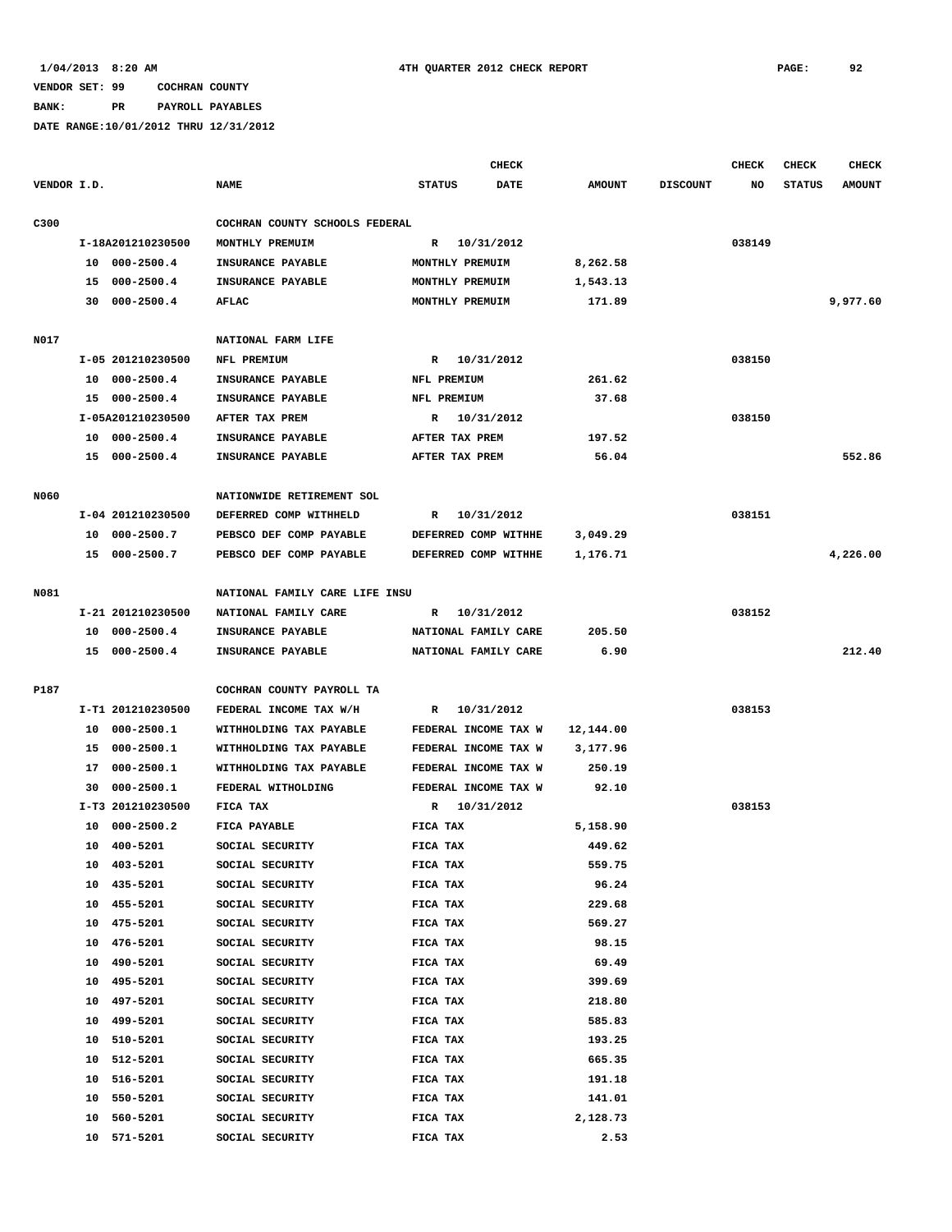1/04/2013 8:20 AM 4TH QUARTER 2012 CHECK REPORT

VENDOR SET: 99 COCHRAN COUNTY

BANK: PR PAYROLL PAYABLES

DATE RANGE:10/01/2012 THRU 12/31/2012

| VENDOR I.D. | NAME | STATUS | CHECK DATE | AMOUNT | DISCOUNT | CHECK NO | CHECK STATUS | CHECK AMOUNT |
|---|---|---|---|---|---|---|---|---|
| C300 | COCHRAN COUNTY SCHOOLS FEDERAL | | | | | | | |
| I-18A201210230500 | MONTHLY PREMUIM | R | 10/31/2012 | | | 038149 | | |
| 10 000-2500.4 | INSURANCE PAYABLE | MONTHLY PREMUIM | | 8,262.58 | | | | |
| 15 000-2500.4 | INSURANCE PAYABLE | MONTHLY PREMUIM | | 1,543.13 | | | | |
| 30 000-2500.4 | AFLAC | MONTHLY PREMUIM | | 171.89 | | | | 9,977.60 |
| N017 | NATIONAL FARM LIFE | | | | | | | |
| I-05 201210230500 | NFL PREMIUM | R | 10/31/2012 | | | 038150 | | |
| 10 000-2500.4 | INSURANCE PAYABLE | NFL PREMIUM | | 261.62 | | | | |
| 15 000-2500.4 | INSURANCE PAYABLE | NFL PREMIUM | | 37.68 | | | | |
| I-05A201210230500 | AFTER TAX PREM | R | 10/31/2012 | | | 038150 | | |
| 10 000-2500.4 | INSURANCE PAYABLE | AFTER TAX PREM | | 197.52 | | | | |
| 15 000-2500.4 | INSURANCE PAYABLE | AFTER TAX PREM | | 56.04 | | | | 552.86 |
| N060 | NATIONWIDE RETIREMENT SOL | | | | | | | |
| I-04 201210230500 | DEFERRED COMP WITHHELD | R | 10/31/2012 | | | 038151 | | |
| 10 000-2500.7 | PEBSCO DEF COMP PAYABLE | DEFERRED COMP WITHHE | | 3,049.29 | | | | |
| 15 000-2500.7 | PEBSCO DEF COMP PAYABLE | DEFERRED COMP WITHHE | | 1,176.71 | | | | 4,226.00 |
| N081 | NATIONAL FAMILY CARE LIFE INSU | | | | | | | |
| I-21 201210230500 | NATIONAL FAMILY CARE | R | 10/31/2012 | | | 038152 | | |
| 10 000-2500.4 | INSURANCE PAYABLE | NATIONAL FAMILY CARE | | 205.50 | | | | |
| 15 000-2500.4 | INSURANCE PAYABLE | NATIONAL FAMILY CARE | | 6.90 | | | | 212.40 |
| P187 | COCHRAN COUNTY PAYROLL TA | | | | | | | |
| I-T1 201210230500 | FEDERAL INCOME TAX W/H | R | 10/31/2012 | | | 038153 | | |
| 10 000-2500.1 | WITHHOLDING TAX PAYABLE | FEDERAL INCOME TAX W | | 12,144.00 | | | | |
| 15 000-2500.1 | WITHHOLDING TAX PAYABLE | FEDERAL INCOME TAX W | | 3,177.96 | | | | |
| 17 000-2500.1 | WITHHOLDING TAX PAYABLE | FEDERAL INCOME TAX W | | 250.19 | | | | |
| 30 000-2500.1 | FEDERAL WITHOLDING | FEDERAL INCOME TAX W | | 92.10 | | | | |
| I-T3 201210230500 | FICA TAX | R | 10/31/2012 | | | 038153 | | |
| 10 000-2500.2 | FICA PAYABLE | FICA TAX | | 5,158.90 | | | | |
| 10 400-5201 | SOCIAL SECURITY | FICA TAX | | 449.62 | | | | |
| 10 403-5201 | SOCIAL SECURITY | FICA TAX | | 559.75 | | | | |
| 10 435-5201 | SOCIAL SECURITY | FICA TAX | | 96.24 | | | | |
| 10 455-5201 | SOCIAL SECURITY | FICA TAX | | 229.68 | | | | |
| 10 475-5201 | SOCIAL SECURITY | FICA TAX | | 569.27 | | | | |
| 10 476-5201 | SOCIAL SECURITY | FICA TAX | | 98.15 | | | | |
| 10 490-5201 | SOCIAL SECURITY | FICA TAX | | 69.49 | | | | |
| 10 495-5201 | SOCIAL SECURITY | FICA TAX | | 399.69 | | | | |
| 10 497-5201 | SOCIAL SECURITY | FICA TAX | | 218.80 | | | | |
| 10 499-5201 | SOCIAL SECURITY | FICA TAX | | 585.83 | | | | |
| 10 510-5201 | SOCIAL SECURITY | FICA TAX | | 193.25 | | | | |
| 10 512-5201 | SOCIAL SECURITY | FICA TAX | | 665.35 | | | | |
| 10 516-5201 | SOCIAL SECURITY | FICA TAX | | 191.18 | | | | |
| 10 550-5201 | SOCIAL SECURITY | FICA TAX | | 141.01 | | | | |
| 10 560-5201 | SOCIAL SECURITY | FICA TAX | | 2,128.73 | | | | |
| 10 571-5201 | SOCIAL SECURITY | FICA TAX | | 2.53 | | | | |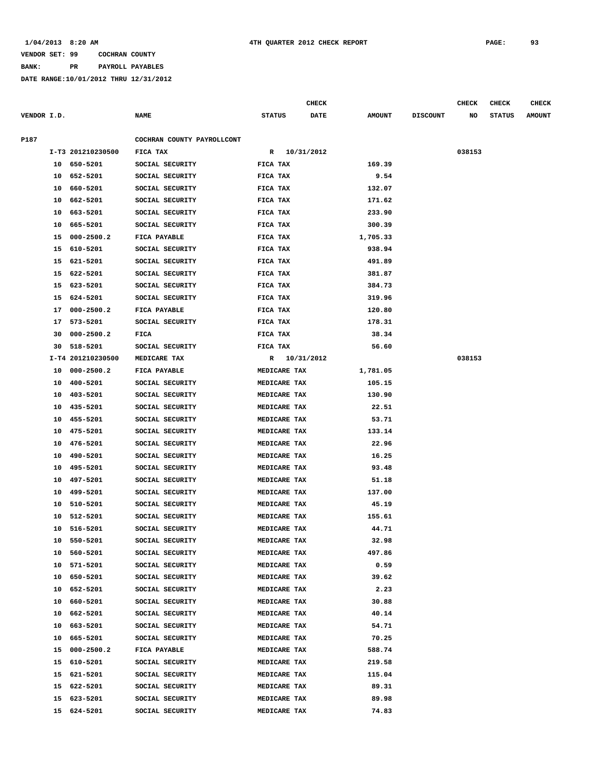1/04/2013 8:20 AM 4TH QUARTER 2012 CHECK REPORT

VENDOR SET: 99 COCHRAN COUNTY

BANK: PR PAYROLL PAYABLES

DATE RANGE:10/01/2012 THRU 12/31/2012

| VENDOR I.D. | NAME | STATUS | CHECK DATE | AMOUNT | DISCOUNT | CHECK NO | CHECK STATUS | CHECK AMOUNT |
|---|---|---|---|---|---|---|---|---|
| P187 | COCHRAN COUNTY PAYROLLCONT | | | | | | | |
| I-T3 201210230500 | FICA TAX | R | 10/31/2012 | | | 038153 | | |
| 10 650-5201 | SOCIAL SECURITY | FICA TAX | | 169.39 | | | | |
| 10 652-5201 | SOCIAL SECURITY | FICA TAX | | 9.54 | | | | |
| 10 660-5201 | SOCIAL SECURITY | FICA TAX | | 132.07 | | | | |
| 10 662-5201 | SOCIAL SECURITY | FICA TAX | | 171.62 | | | | |
| 10 663-5201 | SOCIAL SECURITY | FICA TAX | | 233.90 | | | | |
| 10 665-5201 | SOCIAL SECURITY | FICA TAX | | 300.39 | | | | |
| 15 000-2500.2 | FICA PAYABLE | FICA TAX | | 1,705.33 | | | | |
| 15 610-5201 | SOCIAL SECURITY | FICA TAX | | 938.94 | | | | |
| 15 621-5201 | SOCIAL SECURITY | FICA TAX | | 491.89 | | | | |
| 15 622-5201 | SOCIAL SECURITY | FICA TAX | | 381.87 | | | | |
| 15 623-5201 | SOCIAL SECURITY | FICA TAX | | 384.73 | | | | |
| 15 624-5201 | SOCIAL SECURITY | FICA TAX | | 319.96 | | | | |
| 17 000-2500.2 | FICA PAYABLE | FICA TAX | | 120.80 | | | | |
| 17 573-5201 | SOCIAL SECURITY | FICA TAX | | 178.31 | | | | |
| 30 000-2500.2 | FICA | FICA TAX | | 38.34 | | | | |
| 30 518-5201 | SOCIAL SECURITY | FICA TAX | | 56.60 | | | | |
| I-T4 201210230500 | MEDICARE TAX | R | 10/31/2012 | | | 038153 | | |
| 10 000-2500.2 | FICA PAYABLE | MEDICARE TAX | | 1,781.05 | | | | |
| 10 400-5201 | SOCIAL SECURITY | MEDICARE TAX | | 105.15 | | | | |
| 10 403-5201 | SOCIAL SECURITY | MEDICARE TAX | | 130.90 | | | | |
| 10 435-5201 | SOCIAL SECURITY | MEDICARE TAX | | 22.51 | | | | |
| 10 455-5201 | SOCIAL SECURITY | MEDICARE TAX | | 53.71 | | | | |
| 10 475-5201 | SOCIAL SECURITY | MEDICARE TAX | | 133.14 | | | | |
| 10 476-5201 | SOCIAL SECURITY | MEDICARE TAX | | 22.96 | | | | |
| 10 490-5201 | SOCIAL SECURITY | MEDICARE TAX | | 16.25 | | | | |
| 10 495-5201 | SOCIAL SECURITY | MEDICARE TAX | | 93.48 | | | | |
| 10 497-5201 | SOCIAL SECURITY | MEDICARE TAX | | 51.18 | | | | |
| 10 499-5201 | SOCIAL SECURITY | MEDICARE TAX | | 137.00 | | | | |
| 10 510-5201 | SOCIAL SECURITY | MEDICARE TAX | | 45.19 | | | | |
| 10 512-5201 | SOCIAL SECURITY | MEDICARE TAX | | 155.61 | | | | |
| 10 516-5201 | SOCIAL SECURITY | MEDICARE TAX | | 44.71 | | | | |
| 10 550-5201 | SOCIAL SECURITY | MEDICARE TAX | | 32.98 | | | | |
| 10 560-5201 | SOCIAL SECURITY | MEDICARE TAX | | 497.86 | | | | |
| 10 571-5201 | SOCIAL SECURITY | MEDICARE TAX | | 0.59 | | | | |
| 10 650-5201 | SOCIAL SECURITY | MEDICARE TAX | | 39.62 | | | | |
| 10 652-5201 | SOCIAL SECURITY | MEDICARE TAX | | 2.23 | | | | |
| 10 660-5201 | SOCIAL SECURITY | MEDICARE TAX | | 30.88 | | | | |
| 10 662-5201 | SOCIAL SECURITY | MEDICARE TAX | | 40.14 | | | | |
| 10 663-5201 | SOCIAL SECURITY | MEDICARE TAX | | 54.71 | | | | |
| 10 665-5201 | SOCIAL SECURITY | MEDICARE TAX | | 70.25 | | | | |
| 15 000-2500.2 | FICA PAYABLE | MEDICARE TAX | | 588.74 | | | | |
| 15 610-5201 | SOCIAL SECURITY | MEDICARE TAX | | 219.58 | | | | |
| 15 621-5201 | SOCIAL SECURITY | MEDICARE TAX | | 115.04 | | | | |
| 15 622-5201 | SOCIAL SECURITY | MEDICARE TAX | | 89.31 | | | | |
| 15 623-5201 | SOCIAL SECURITY | MEDICARE TAX | | 89.98 | | | | |
| 15 624-5201 | SOCIAL SECURITY | MEDICARE TAX | | 74.83 | | | | |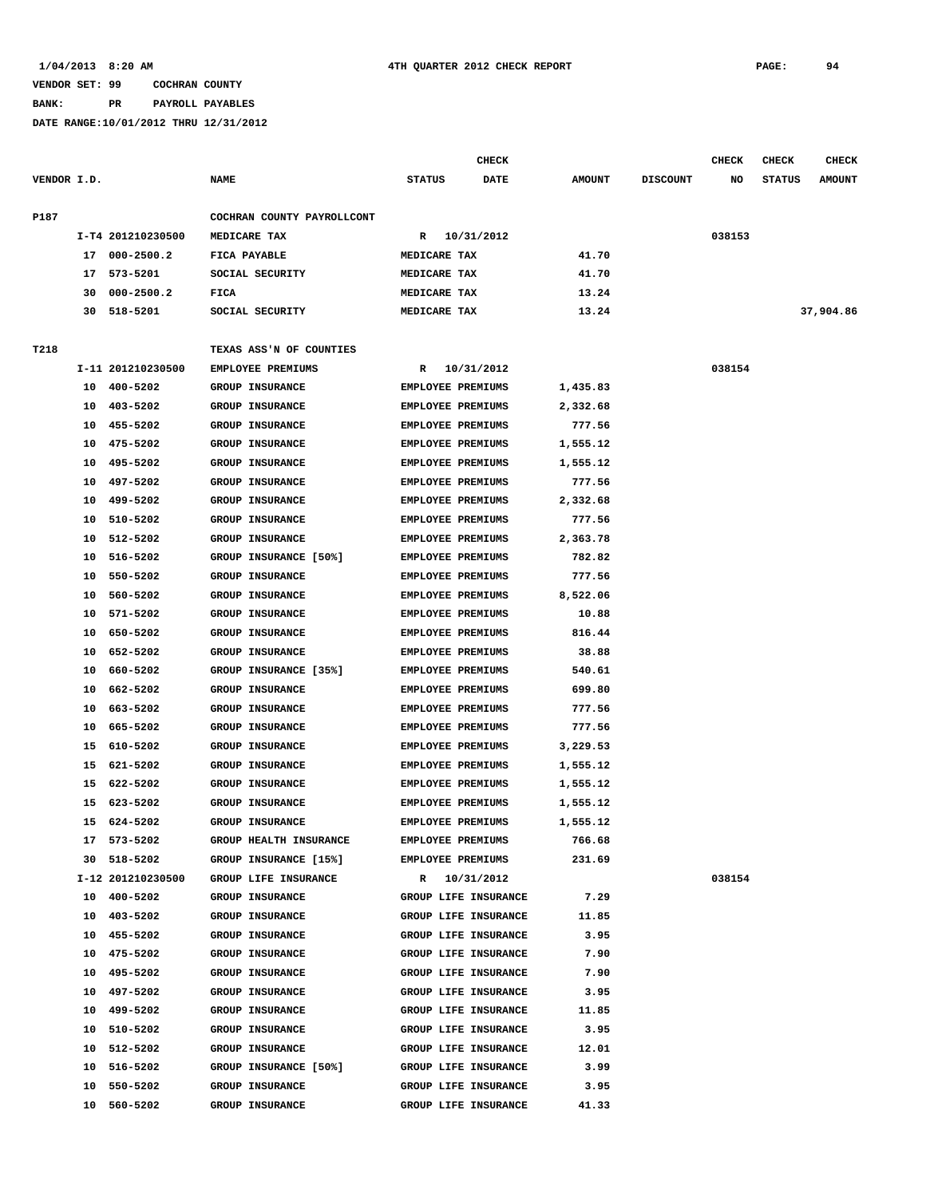1/04/2013 8:20 AM 4TH QUARTER 2012 CHECK REPORT

VENDOR SET: 99 COCHRAN COUNTY

BANK: PR PAYROLL PAYABLES

DATE RANGE:10/01/2012 THRU 12/31/2012

| VENDOR I.D. | | NAME | STATUS | CHECK DATE | AMOUNT | DISCOUNT | CHECK NO | CHECK STATUS | CHECK AMOUNT |
|---|---|---|---|---|---|---|---|---|---|
| P187 | | COCHRAN COUNTY PAYROLLCONT | | | | | | | |
| | I-T4 201210230500 | MEDICARE TAX | R | 10/31/2012 | | | 038153 | | |
| | 17 000-2500.2 | FICA PAYABLE | MEDICARE TAX | | 41.70 | | | | |
| | 17 573-5201 | SOCIAL SECURITY | MEDICARE TAX | | 41.70 | | | | |
| | 30 000-2500.2 | FICA | MEDICARE TAX | | 13.24 | | | | |
| | 30 518-5201 | SOCIAL SECURITY | MEDICARE TAX | | 13.24 | | | | 37,904.86 |
| T218 | | TEXAS ASS'N OF COUNTIES | | | | | | | |
| | I-11 201210230500 | EMPLOYEE PREMIUMS | R | 10/31/2012 | | | 038154 | | |
| | 10 400-5202 | GROUP INSURANCE | EMPLOYEE PREMIUMS | | 1,435.83 | | | | |
| | 10 403-5202 | GROUP INSURANCE | EMPLOYEE PREMIUMS | | 2,332.68 | | | | |
| | 10 455-5202 | GROUP INSURANCE | EMPLOYEE PREMIUMS | | 777.56 | | | | |
| | 10 475-5202 | GROUP INSURANCE | EMPLOYEE PREMIUMS | | 1,555.12 | | | | |
| | 10 495-5202 | GROUP INSURANCE | EMPLOYEE PREMIUMS | | 1,555.12 | | | | |
| | 10 497-5202 | GROUP INSURANCE | EMPLOYEE PREMIUMS | | 777.56 | | | | |
| | 10 499-5202 | GROUP INSURANCE | EMPLOYEE PREMIUMS | | 2,332.68 | | | | |
| | 10 510-5202 | GROUP INSURANCE | EMPLOYEE PREMIUMS | | 777.56 | | | | |
| | 10 512-5202 | GROUP INSURANCE | EMPLOYEE PREMIUMS | | 2,363.78 | | | | |
| | 10 516-5202 | GROUP INSURANCE [50%] | EMPLOYEE PREMIUMS | | 782.82 | | | | |
| | 10 550-5202 | GROUP INSURANCE | EMPLOYEE PREMIUMS | | 777.56 | | | | |
| | 10 560-5202 | GROUP INSURANCE | EMPLOYEE PREMIUMS | | 8,522.06 | | | | |
| | 10 571-5202 | GROUP INSURANCE | EMPLOYEE PREMIUMS | | 10.88 | | | | |
| | 10 650-5202 | GROUP INSURANCE | EMPLOYEE PREMIUMS | | 816.44 | | | | |
| | 10 652-5202 | GROUP INSURANCE | EMPLOYEE PREMIUMS | | 38.88 | | | | |
| | 10 660-5202 | GROUP INSURANCE [35%] | EMPLOYEE PREMIUMS | | 540.61 | | | | |
| | 10 662-5202 | GROUP INSURANCE | EMPLOYEE PREMIUMS | | 699.80 | | | | |
| | 10 663-5202 | GROUP INSURANCE | EMPLOYEE PREMIUMS | | 777.56 | | | | |
| | 10 665-5202 | GROUP INSURANCE | EMPLOYEE PREMIUMS | | 777.56 | | | | |
| | 15 610-5202 | GROUP INSURANCE | EMPLOYEE PREMIUMS | | 3,229.53 | | | | |
| | 15 621-5202 | GROUP INSURANCE | EMPLOYEE PREMIUMS | | 1,555.12 | | | | |
| | 15 622-5202 | GROUP INSURANCE | EMPLOYEE PREMIUMS | | 1,555.12 | | | | |
| | 15 623-5202 | GROUP INSURANCE | EMPLOYEE PREMIUMS | | 1,555.12 | | | | |
| | 15 624-5202 | GROUP INSURANCE | EMPLOYEE PREMIUMS | | 1,555.12 | | | | |
| | 17 573-5202 | GROUP HEALTH INSURANCE | EMPLOYEE PREMIUMS | | 766.68 | | | | |
| | 30 518-5202 | GROUP INSURANCE [15%] | EMPLOYEE PREMIUMS | | 231.69 | | | | |
| | I-12 201210230500 | GROUP LIFE INSURANCE | R | 10/31/2012 | | | 038154 | | |
| | 10 400-5202 | GROUP INSURANCE | GROUP LIFE INSURANCE | | 7.29 | | | | |
| | 10 403-5202 | GROUP INSURANCE | GROUP LIFE INSURANCE | | 11.85 | | | | |
| | 10 455-5202 | GROUP INSURANCE | GROUP LIFE INSURANCE | | 3.95 | | | | |
| | 10 475-5202 | GROUP INSURANCE | GROUP LIFE INSURANCE | | 7.90 | | | | |
| | 10 495-5202 | GROUP INSURANCE | GROUP LIFE INSURANCE | | 7.90 | | | | |
| | 10 497-5202 | GROUP INSURANCE | GROUP LIFE INSURANCE | | 3.95 | | | | |
| | 10 499-5202 | GROUP INSURANCE | GROUP LIFE INSURANCE | | 11.85 | | | | |
| | 10 510-5202 | GROUP INSURANCE | GROUP LIFE INSURANCE | | 3.95 | | | | |
| | 10 512-5202 | GROUP INSURANCE | GROUP LIFE INSURANCE | | 12.01 | | | | |
| | 10 516-5202 | GROUP INSURANCE [50%] | GROUP LIFE INSURANCE | | 3.99 | | | | |
| | 10 550-5202 | GROUP INSURANCE | GROUP LIFE INSURANCE | | 3.95 | | | | |
| | 10 560-5202 | GROUP INSURANCE | GROUP LIFE INSURANCE | | 41.33 | | | | |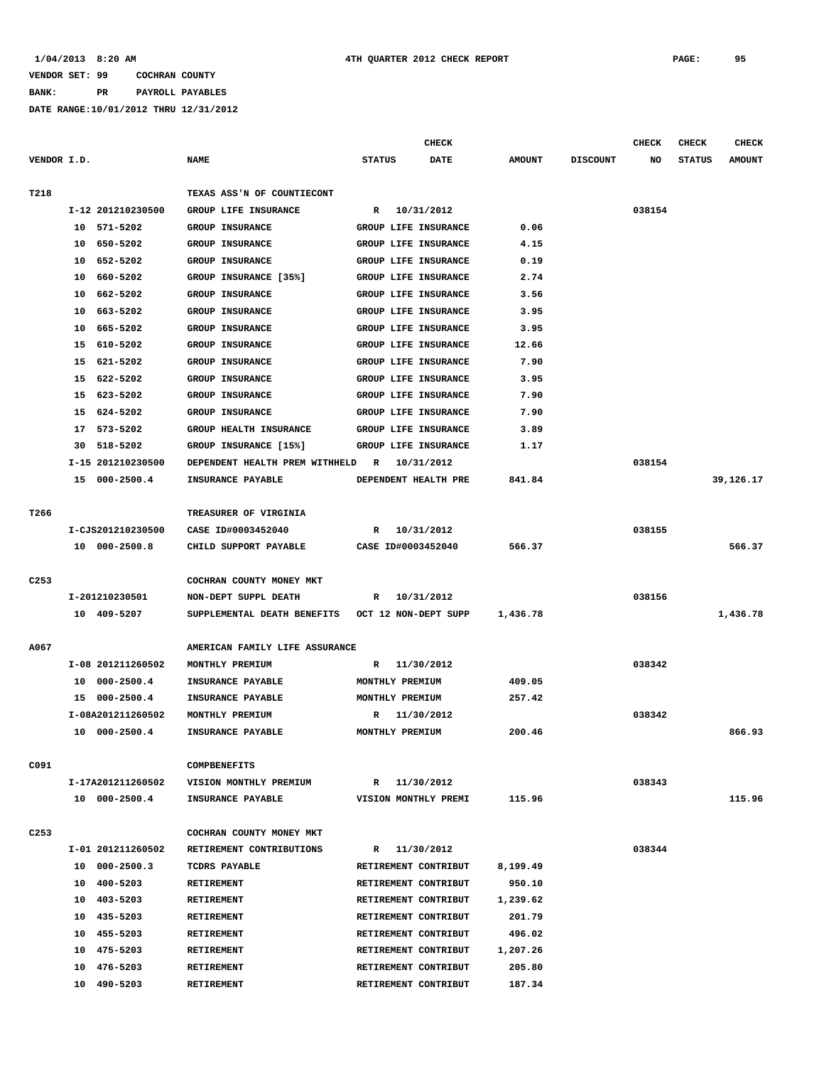**VENDOR SET: 99 COCHRAN COUNTY**

**BANK: PR PAYROLL PAYABLES**

**DATE RANGE:10/01/2012 THRU 12/31/2012**

**4TH QUARTER 2012 CHECK REPORT**

| VENDOR I.D. | NAME | STATUS | CHECK DATE | AMOUNT | DISCOUNT | CHECK NO | CHECK STATUS | CHECK AMOUNT |
|---|---|---|---|---|---|---|---|---|
| T218 | TEXAS ASS'N OF COUNTIECONT | | | | | | | |
| I-12 201210230500 | GROUP LIFE INSURANCE | R | 10/31/2012 | | | 038154 | | |
| 10 571-5202 | GROUP INSURANCE | GROUP LIFE INSURANCE | | 0.06 | | | | |
| 10 650-5202 | GROUP INSURANCE | GROUP LIFE INSURANCE | | 4.15 | | | | |
| 10 652-5202 | GROUP INSURANCE | GROUP LIFE INSURANCE | | 0.19 | | | | |
| 10 660-5202 | GROUP INSURANCE [35%] | GROUP LIFE INSURANCE | | 2.74 | | | | |
| 10 662-5202 | GROUP INSURANCE | GROUP LIFE INSURANCE | | 3.56 | | | | |
| 10 663-5202 | GROUP INSURANCE | GROUP LIFE INSURANCE | | 3.95 | | | | |
| 10 665-5202 | GROUP INSURANCE | GROUP LIFE INSURANCE | | 3.95 | | | | |
| 15 610-5202 | GROUP INSURANCE | GROUP LIFE INSURANCE | | 12.66 | | | | |
| 15 621-5202 | GROUP INSURANCE | GROUP LIFE INSURANCE | | 7.90 | | | | |
| 15 622-5202 | GROUP INSURANCE | GROUP LIFE INSURANCE | | 3.95 | | | | |
| 15 623-5202 | GROUP INSURANCE | GROUP LIFE INSURANCE | | 7.90 | | | | |
| 15 624-5202 | GROUP INSURANCE | GROUP LIFE INSURANCE | | 7.90 | | | | |
| 17 573-5202 | GROUP HEALTH INSURANCE | GROUP LIFE INSURANCE | | 3.89 | | | | |
| 30 518-5202 | GROUP INSURANCE [15%] | GROUP LIFE INSURANCE | | 1.17 | | | | |
| I-15 201210230500 | DEPENDENT HEALTH PREM WITHHELD | R | 10/31/2012 | | | 038154 | | |
| 15 000-2500.4 | INSURANCE PAYABLE | DEPENDENT HEALTH PRE | | 841.84 | | | | 39,126.17 |
| T266 | TREASURER OF VIRGINIA | | | | | | | |
| I-CJS201210230500 | CASE ID#0003452040 | R | 10/31/2012 | | | 038155 | | |
| 10 000-2500.8 | CHILD SUPPORT PAYABLE | CASE ID#0003452040 | | 566.37 | | | | 566.37 |
| C253 | COCHRAN COUNTY MONEY MKT | | | | | | | |
| I-201210230501 | NON-DEPT SUPPL DEATH | R | 10/31/2012 | | | 038156 | | |
| 10 409-5207 | SUPPLEMENTAL DEATH BENEFITS | OCT 12 NON-DEPT SUPP | | 1,436.78 | | | | 1,436.78 |
| A067 | AMERICAN FAMILY LIFE ASSURANCE | | | | | | | |
| I-08 201211260502 | MONTHLY PREMIUM | R | 11/30/2012 | | | 038342 | | |
| 10 000-2500.4 | INSURANCE PAYABLE | MONTHLY PREMIUM | | 409.05 | | | | |
| 15 000-2500.4 | INSURANCE PAYABLE | MONTHLY PREMIUM | | 257.42 | | | | |
| I-08A201211260502 | MONTHLY PREMIUM | R | 11/30/2012 | | | 038342 | | |
| 10 000-2500.4 | INSURANCE PAYABLE | MONTHLY PREMIUM | | 200.46 | | | | 866.93 |
| C091 | COMPBENEFITS | | | | | | | |
| I-17A201211260502 | VISION MONTHLY PREMIUM | R | 11/30/2012 | | | 038343 | | |
| 10 000-2500.4 | INSURANCE PAYABLE | VISION MONTHLY PREMI | | 115.96 | | | | 115.96 |
| C253 | COCHRAN COUNTY MONEY MKT | | | | | | | |
| I-01 201211260502 | RETIREMENT CONTRIBUTIONS | R | 11/30/2012 | | | 038344 | | |
| 10 000-2500.3 | TCDRS PAYABLE | RETIREMENT CONTRIBUT | | 8,199.49 | | | | |
| 10 400-5203 | RETIREMENT | RETIREMENT CONTRIBUT | | 950.10 | | | | |
| 10 403-5203 | RETIREMENT | RETIREMENT CONTRIBUT | | 1,239.62 | | | | |
| 10 435-5203 | RETIREMENT | RETIREMENT CONTRIBUT | | 201.79 | | | | |
| 10 455-5203 | RETIREMENT | RETIREMENT CONTRIBUT | | 496.02 | | | | |
| 10 475-5203 | RETIREMENT | RETIREMENT CONTRIBUT | | 1,207.26 | | | | |
| 10 476-5203 | RETIREMENT | RETIREMENT CONTRIBUT | | 205.80 | | | | |
| 10 490-5203 | RETIREMENT | RETIREMENT CONTRIBUT | | 187.34 | | | | |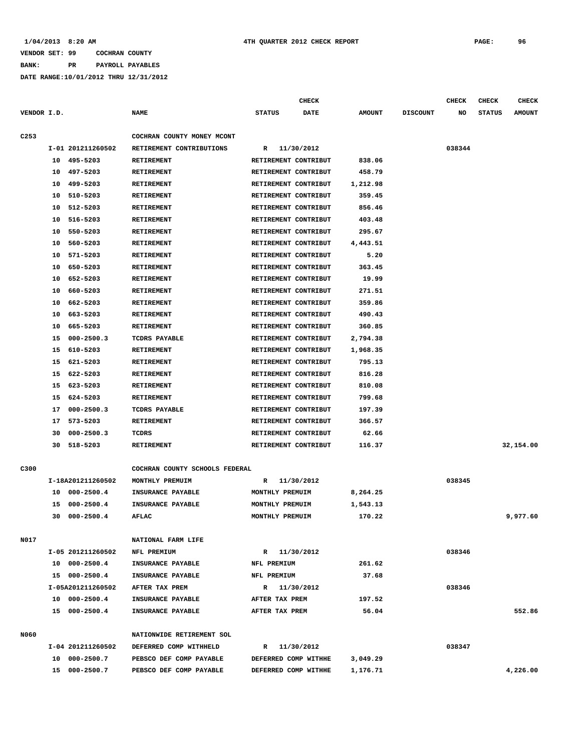1/04/2013 8:20 AM 4TH QUARTER 2012 CHECK REPORT

VENDOR SET: 99 COCHRAN COUNTY

BANK: PR PAYROLL PAYABLES

DATE RANGE:10/01/2012 THRU 12/31/2012

| VENDOR I.D. | | NAME | STATUS | CHECK DATE | AMOUNT | DISCOUNT | CHECK NO | CHECK STATUS | CHECK AMOUNT |
|---|---|---|---|---|---|---|---|---|---|
| C253 | | COCHRAN COUNTY MONEY MCONT | | | | | | | |
| | I-01 201211260502 | RETIREMENT CONTRIBUTIONS | R | 11/30/2012 | | | 038344 | | |
| | 10 495-5203 | RETIREMENT | RETIREMENT CONTRIBUT | | 838.06 | | | | |
| | 10 497-5203 | RETIREMENT | RETIREMENT CONTRIBUT | | 458.79 | | | | |
| | 10 499-5203 | RETIREMENT | RETIREMENT CONTRIBUT | | 1,212.98 | | | | |
| | 10 510-5203 | RETIREMENT | RETIREMENT CONTRIBUT | | 359.45 | | | | |
| | 10 512-5203 | RETIREMENT | RETIREMENT CONTRIBUT | | 856.46 | | | | |
| | 10 516-5203 | RETIREMENT | RETIREMENT CONTRIBUT | | 403.48 | | | | |
| | 10 550-5203 | RETIREMENT | RETIREMENT CONTRIBUT | | 295.67 | | | | |
| | 10 560-5203 | RETIREMENT | RETIREMENT CONTRIBUT | | 4,443.51 | | | | |
| | 10 571-5203 | RETIREMENT | RETIREMENT CONTRIBUT | | 5.20 | | | | |
| | 10 650-5203 | RETIREMENT | RETIREMENT CONTRIBUT | | 363.45 | | | | |
| | 10 652-5203 | RETIREMENT | RETIREMENT CONTRIBUT | | 19.99 | | | | |
| | 10 660-5203 | RETIREMENT | RETIREMENT CONTRIBUT | | 271.51 | | | | |
| | 10 662-5203 | RETIREMENT | RETIREMENT CONTRIBUT | | 359.86 | | | | |
| | 10 663-5203 | RETIREMENT | RETIREMENT CONTRIBUT | | 490.43 | | | | |
| | 10 665-5203 | RETIREMENT | RETIREMENT CONTRIBUT | | 360.85 | | | | |
| | 15 000-2500.3 | TCDRS PAYABLE | RETIREMENT CONTRIBUT | | 2,794.38 | | | | |
| | 15 610-5203 | RETIREMENT | RETIREMENT CONTRIBUT | | 1,968.35 | | | | |
| | 15 621-5203 | RETIREMENT | RETIREMENT CONTRIBUT | | 795.13 | | | | |
| | 15 622-5203 | RETIREMENT | RETIREMENT CONTRIBUT | | 816.28 | | | | |
| | 15 623-5203 | RETIREMENT | RETIREMENT CONTRIBUT | | 810.08 | | | | |
| | 15 624-5203 | RETIREMENT | RETIREMENT CONTRIBUT | | 799.68 | | | | |
| | 17 000-2500.3 | TCDRS PAYABLE | RETIREMENT CONTRIBUT | | 197.39 | | | | |
| | 17 573-5203 | RETIREMENT | RETIREMENT CONTRIBUT | | 366.57 | | | | |
| | 30 000-2500.3 | TCDRS | RETIREMENT CONTRIBUT | | 62.66 | | | | |
| | 30 518-5203 | RETIREMENT | RETIREMENT CONTRIBUT | | 116.37 | | | | 32,154.00 |
| C300 | | COCHRAN COUNTY SCHOOLS FEDERAL | | | | | | | |
| | I-18A201211260502 | MONTHLY PREMUIM | R | 11/30/2012 | | | 038345 | | |
| | 10 000-2500.4 | INSURANCE PAYABLE | MONTHLY PREMUIM | | 8,264.25 | | | | |
| | 15 000-2500.4 | INSURANCE PAYABLE | MONTHLY PREMUIM | | 1,543.13 | | | | |
| | 30 000-2500.4 | AFLAC | MONTHLY PREMUIM | | 170.22 | | | | 9,977.60 |
| N017 | | NATIONAL FARM LIFE | | | | | | | |
| | I-05 201211260502 | NFL PREMIUM | R | 11/30/2012 | | | 038346 | | |
| | 10 000-2500.4 | INSURANCE PAYABLE | NFL PREMIUM | | 261.62 | | | | |
| | 15 000-2500.4 | INSURANCE PAYABLE | NFL PREMIUM | | 37.68 | | | | |
| | I-05A201211260502 | AFTER TAX PREM | R | 11/30/2012 | | | 038346 | | |
| | 10 000-2500.4 | INSURANCE PAYABLE | AFTER TAX PREM | | 197.52 | | | | |
| | 15 000-2500.4 | INSURANCE PAYABLE | AFTER TAX PREM | | 56.04 | | | | 552.86 |
| N060 | | NATIONWIDE RETIREMENT SOL | | | | | | | |
| | I-04 201211260502 | DEFERRED COMP WITHHELD | R | 11/30/2012 | | | 038347 | | |
| | 10 000-2500.7 | PEBSCO DEF COMP PAYABLE | DEFERRED COMP WITHHE | | 3,049.29 | | | | |
| | 15 000-2500.7 | PEBSCO DEF COMP PAYABLE | DEFERRED COMP WITHHE | | 1,176.71 | | | | 4,226.00 |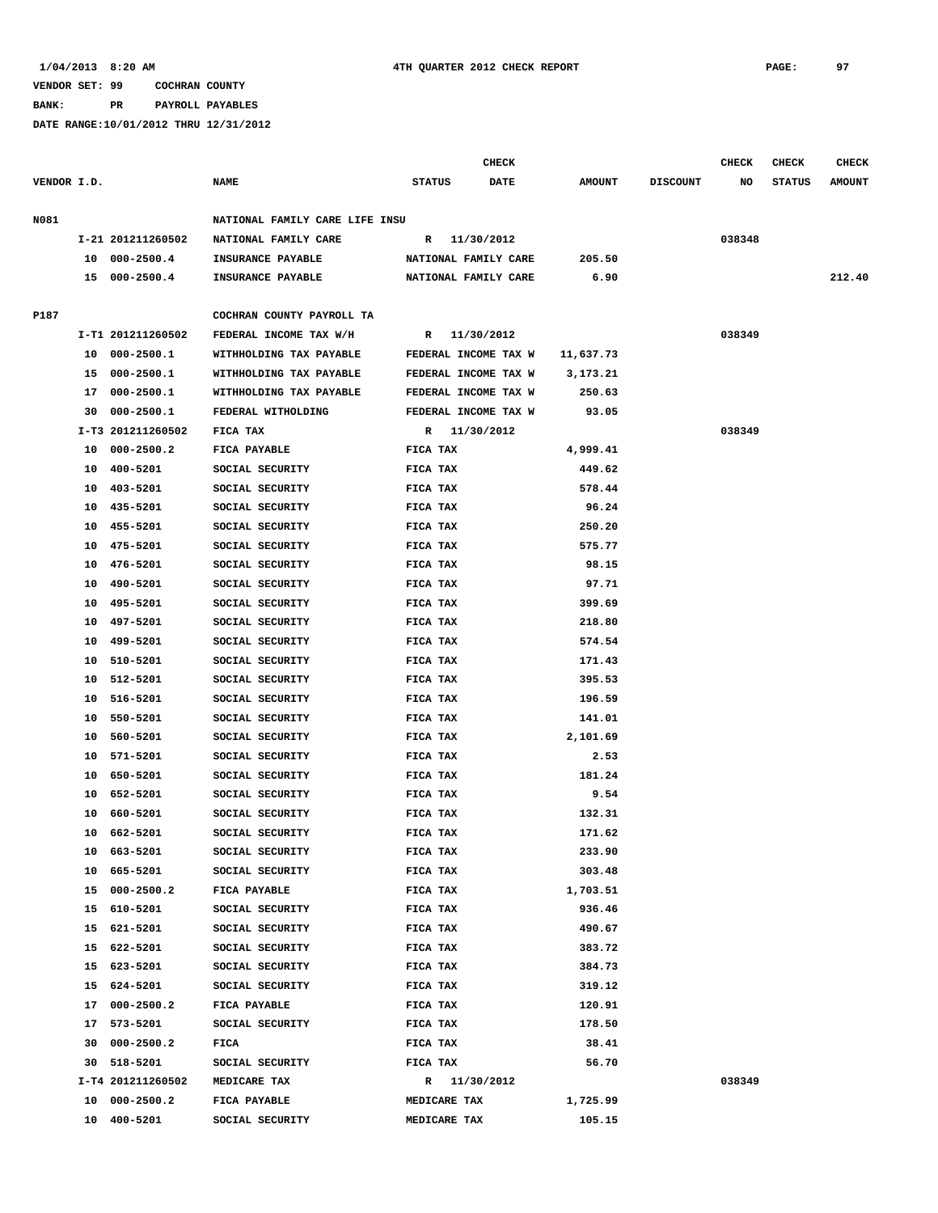**VENDOR SET: 99 COCHRAN COUNTY**

**BANK: PR PAYROLL PAYABLES**

**DATE RANGE:10/01/2012 THRU 12/31/2012**

| VENDOR I.D. | | NAME | STATUS | CHECK DATE | AMOUNT | DISCOUNT | CHECK NO | CHECK STATUS | CHECK AMOUNT |
|---|---|---|---|---|---|---|---|---|---|
| N081 | | NATIONAL FAMILY CARE LIFE INSU | | | | | | | |
| | I-21 201211260502 | NATIONAL FAMILY CARE | R | 11/30/2012 | | | 038348 | | |
| | 10 000-2500.4 | INSURANCE PAYABLE | NATIONAL FAMILY CARE | | 205.50 | | | | |
| | 15 000-2500.4 | INSURANCE PAYABLE | NATIONAL FAMILY CARE | | 6.90 | | | | 212.40 |
| P187 | | COCHRAN COUNTY PAYROLL TA | | | | | | | |
| | I-T1 201211260502 | FEDERAL INCOME TAX W/H | R | 11/30/2012 | | | 038349 | | |
| | 10 000-2500.1 | WITHHOLDING TAX PAYABLE | FEDERAL INCOME TAX W | | 11,637.73 | | | | |
| | 15 000-2500.1 | WITHHOLDING TAX PAYABLE | FEDERAL INCOME TAX W | | 3,173.21 | | | | |
| | 17 000-2500.1 | WITHHOLDING TAX PAYABLE | FEDERAL INCOME TAX W | | 250.63 | | | | |
| | 30 000-2500.1 | FEDERAL WITHOLDING | FEDERAL INCOME TAX W | | 93.05 | | | | |
| | I-T3 201211260502 | FICA TAX | R | 11/30/2012 | | | 038349 | | |
| | 10 000-2500.2 | FICA PAYABLE | FICA TAX | | 4,999.41 | | | | |
| | 10 400-5201 | SOCIAL SECURITY | FICA TAX | | 449.62 | | | | |
| | 10 403-5201 | SOCIAL SECURITY | FICA TAX | | 578.44 | | | | |
| | 10 435-5201 | SOCIAL SECURITY | FICA TAX | | 96.24 | | | | |
| | 10 455-5201 | SOCIAL SECURITY | FICA TAX | | 250.20 | | | | |
| | 10 475-5201 | SOCIAL SECURITY | FICA TAX | | 575.77 | | | | |
| | 10 476-5201 | SOCIAL SECURITY | FICA TAX | | 98.15 | | | | |
| | 10 490-5201 | SOCIAL SECURITY | FICA TAX | | 97.71 | | | | |
| | 10 495-5201 | SOCIAL SECURITY | FICA TAX | | 399.69 | | | | |
| | 10 497-5201 | SOCIAL SECURITY | FICA TAX | | 218.80 | | | | |
| | 10 499-5201 | SOCIAL SECURITY | FICA TAX | | 574.54 | | | | |
| | 10 510-5201 | SOCIAL SECURITY | FICA TAX | | 171.43 | | | | |
| | 10 512-5201 | SOCIAL SECURITY | FICA TAX | | 395.53 | | | | |
| | 10 516-5201 | SOCIAL SECURITY | FICA TAX | | 196.59 | | | | |
| | 10 550-5201 | SOCIAL SECURITY | FICA TAX | | 141.01 | | | | |
| | 10 560-5201 | SOCIAL SECURITY | FICA TAX | | 2,101.69 | | | | |
| | 10 571-5201 | SOCIAL SECURITY | FICA TAX | | 2.53 | | | | |
| | 10 650-5201 | SOCIAL SECURITY | FICA TAX | | 181.24 | | | | |
| | 10 652-5201 | SOCIAL SECURITY | FICA TAX | | 9.54 | | | | |
| | 10 660-5201 | SOCIAL SECURITY | FICA TAX | | 132.31 | | | | |
| | 10 662-5201 | SOCIAL SECURITY | FICA TAX | | 171.62 | | | | |
| | 10 663-5201 | SOCIAL SECURITY | FICA TAX | | 233.90 | | | | |
| | 10 665-5201 | SOCIAL SECURITY | FICA TAX | | 303.48 | | | | |
| | 15 000-2500.2 | FICA PAYABLE | FICA TAX | | 1,703.51 | | | | |
| | 15 610-5201 | SOCIAL SECURITY | FICA TAX | | 936.46 | | | | |
| | 15 621-5201 | SOCIAL SECURITY | FICA TAX | | 490.67 | | | | |
| | 15 622-5201 | SOCIAL SECURITY | FICA TAX | | 383.72 | | | | |
| | 15 623-5201 | SOCIAL SECURITY | FICA TAX | | 384.73 | | | | |
| | 15 624-5201 | SOCIAL SECURITY | FICA TAX | | 319.12 | | | | |
| | 17 000-2500.2 | FICA PAYABLE | FICA TAX | | 120.91 | | | | |
| | 17 573-5201 | SOCIAL SECURITY | FICA TAX | | 178.50 | | | | |
| | 30 000-2500.2 | FICA | FICA TAX | | 38.41 | | | | |
| | 30 518-5201 | SOCIAL SECURITY | FICA TAX | | 56.70 | | | | |
| | I-T4 201211260502 | MEDICARE TAX | R | 11/30/2012 | | | 038349 | | |
| | 10 000-2500.2 | FICA PAYABLE | MEDICARE TAX | | 1,725.99 | | | | |
| | 10 400-5201 | SOCIAL SECURITY | MEDICARE TAX | | 105.15 | | | | |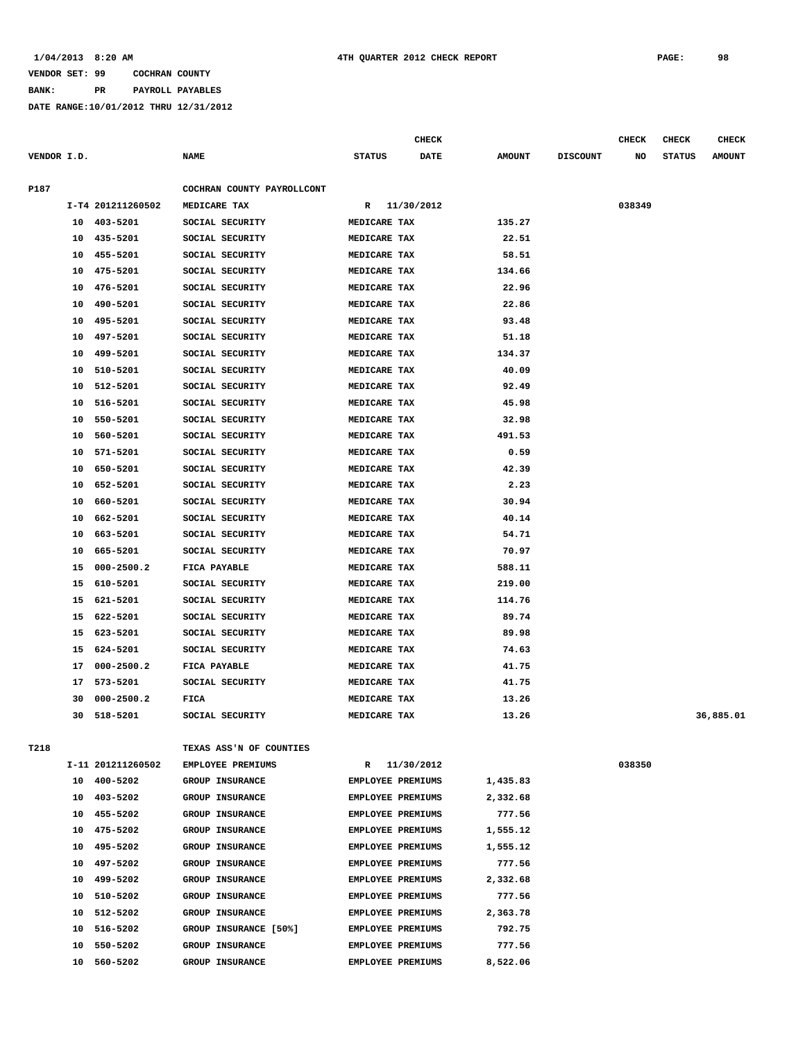1/04/2013 8:20 AM — 4TH QUARTER 2012 CHECK REPORT

VENDOR SET: 99 COCHRAN COUNTY

BANK: PR PAYROLL PAYABLES

DATE RANGE:10/01/2012 THRU 12/31/2012

| VENDOR I.D. | | NAME | STATUS | CHECK DATE | AMOUNT | DISCOUNT | CHECK NO | CHECK STATUS | CHECK AMOUNT |
|---|---|---|---|---|---|---|---|---|---|
| P187 | | COCHRAN COUNTY PAYROLLCONT | | | | | | | |
| | I-T4 201211260502 | MEDICARE TAX | R | 11/30/2012 | | | 038349 | | |
| | 10 403-5201 | SOCIAL SECURITY | MEDICARE TAX | | 135.27 | | | | |
| | 10 435-5201 | SOCIAL SECURITY | MEDICARE TAX | | 22.51 | | | | |
| | 10 455-5201 | SOCIAL SECURITY | MEDICARE TAX | | 58.51 | | | | |
| | 10 475-5201 | SOCIAL SECURITY | MEDICARE TAX | | 134.66 | | | | |
| | 10 476-5201 | SOCIAL SECURITY | MEDICARE TAX | | 22.96 | | | | |
| | 10 490-5201 | SOCIAL SECURITY | MEDICARE TAX | | 22.86 | | | | |
| | 10 495-5201 | SOCIAL SECURITY | MEDICARE TAX | | 93.48 | | | | |
| | 10 497-5201 | SOCIAL SECURITY | MEDICARE TAX | | 51.18 | | | | |
| | 10 499-5201 | SOCIAL SECURITY | MEDICARE TAX | | 134.37 | | | | |
| | 10 510-5201 | SOCIAL SECURITY | MEDICARE TAX | | 40.09 | | | | |
| | 10 512-5201 | SOCIAL SECURITY | MEDICARE TAX | | 92.49 | | | | |
| | 10 516-5201 | SOCIAL SECURITY | MEDICARE TAX | | 45.98 | | | | |
| | 10 550-5201 | SOCIAL SECURITY | MEDICARE TAX | | 32.98 | | | | |
| | 10 560-5201 | SOCIAL SECURITY | MEDICARE TAX | | 491.53 | | | | |
| | 10 571-5201 | SOCIAL SECURITY | MEDICARE TAX | | 0.59 | | | | |
| | 10 650-5201 | SOCIAL SECURITY | MEDICARE TAX | | 42.39 | | | | |
| | 10 652-5201 | SOCIAL SECURITY | MEDICARE TAX | | 2.23 | | | | |
| | 10 660-5201 | SOCIAL SECURITY | MEDICARE TAX | | 30.94 | | | | |
| | 10 662-5201 | SOCIAL SECURITY | MEDICARE TAX | | 40.14 | | | | |
| | 10 663-5201 | SOCIAL SECURITY | MEDICARE TAX | | 54.71 | | | | |
| | 10 665-5201 | SOCIAL SECURITY | MEDICARE TAX | | 70.97 | | | | |
| | 15 000-2500.2 | FICA PAYABLE | MEDICARE TAX | | 588.11 | | | | |
| | 15 610-5201 | SOCIAL SECURITY | MEDICARE TAX | | 219.00 | | | | |
| | 15 621-5201 | SOCIAL SECURITY | MEDICARE TAX | | 114.76 | | | | |
| | 15 622-5201 | SOCIAL SECURITY | MEDICARE TAX | | 89.74 | | | | |
| | 15 623-5201 | SOCIAL SECURITY | MEDICARE TAX | | 89.98 | | | | |
| | 15 624-5201 | SOCIAL SECURITY | MEDICARE TAX | | 74.63 | | | | |
| | 17 000-2500.2 | FICA PAYABLE | MEDICARE TAX | | 41.75 | | | | |
| | 17 573-5201 | SOCIAL SECURITY | MEDICARE TAX | | 41.75 | | | | |
| | 30 000-2500.2 | FICA | MEDICARE TAX | | 13.26 | | | | |
| | 30 518-5201 | SOCIAL SECURITY | MEDICARE TAX | | 13.26 | | | | 36,885.01 |
| T218 | | TEXAS ASS'N OF COUNTIES | | | | | | | |
| | I-11 201211260502 | EMPLOYEE PREMIUMS | R | 11/30/2012 | | | 038350 | | |
| | 10 400-5202 | GROUP INSURANCE | EMPLOYEE PREMIUMS | | 1,435.83 | | | | |
| | 10 403-5202 | GROUP INSURANCE | EMPLOYEE PREMIUMS | | 2,332.68 | | | | |
| | 10 455-5202 | GROUP INSURANCE | EMPLOYEE PREMIUMS | | 777.56 | | | | |
| | 10 475-5202 | GROUP INSURANCE | EMPLOYEE PREMIUMS | | 1,555.12 | | | | |
| | 10 495-5202 | GROUP INSURANCE | EMPLOYEE PREMIUMS | | 1,555.12 | | | | |
| | 10 497-5202 | GROUP INSURANCE | EMPLOYEE PREMIUMS | | 777.56 | | | | |
| | 10 499-5202 | GROUP INSURANCE | EMPLOYEE PREMIUMS | | 2,332.68 | | | | |
| | 10 510-5202 | GROUP INSURANCE | EMPLOYEE PREMIUMS | | 777.56 | | | | |
| | 10 512-5202 | GROUP INSURANCE | EMPLOYEE PREMIUMS | | 2,363.78 | | | | |
| | 10 516-5202 | GROUP INSURANCE [50%] | EMPLOYEE PREMIUMS | | 792.75 | | | | |
| | 10 550-5202 | GROUP INSURANCE | EMPLOYEE PREMIUMS | | 777.56 | | | | |
| | 10 560-5202 | GROUP INSURANCE | EMPLOYEE PREMIUMS | | 8,522.06 | | | | |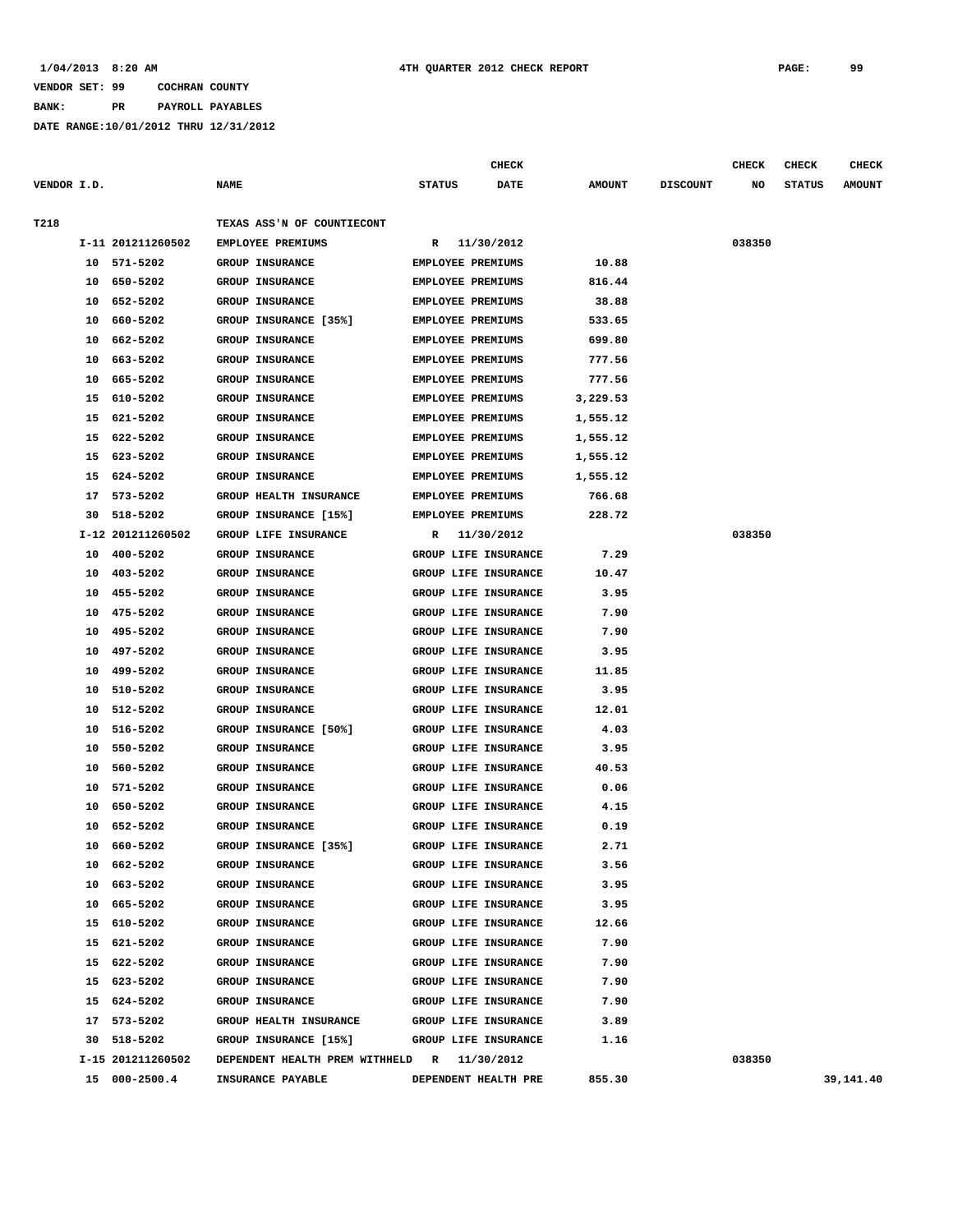1/04/2013 8:20 AM 4TH QUARTER 2012 CHECK REPORT

VENDOR SET: 99 COCHRAN COUNTY

BANK: PR PAYROLL PAYABLES

DATE RANGE:10/01/2012 THRU 12/31/2012

| VENDOR I.D. | | NAME | STATUS | CHECK DATE | AMOUNT | DISCOUNT | CHECK NO | CHECK STATUS | CHECK AMOUNT |
|---|---|---|---|---|---|---|---|---|---|
| T218 | | TEXAS ASS'N OF COUNTIECONT | | | | | | | |
| | I-11 201211260502 | EMPLOYEE PREMIUMS | R | 11/30/2012 | | | 038350 | | |
| 10 | 571-5202 | GROUP INSURANCE | EMPLOYEE PREMIUMS | | 10.88 | | | | |
| 10 | 650-5202 | GROUP INSURANCE | EMPLOYEE PREMIUMS | | 816.44 | | | | |
| 10 | 652-5202 | GROUP INSURANCE | EMPLOYEE PREMIUMS | | 38.88 | | | | |
| 10 | 660-5202 | GROUP INSURANCE [35%] | EMPLOYEE PREMIUMS | | 533.65 | | | | |
| 10 | 662-5202 | GROUP INSURANCE | EMPLOYEE PREMIUMS | | 699.80 | | | | |
| 10 | 663-5202 | GROUP INSURANCE | EMPLOYEE PREMIUMS | | 777.56 | | | | |
| 10 | 665-5202 | GROUP INSURANCE | EMPLOYEE PREMIUMS | | 777.56 | | | | |
| 15 | 610-5202 | GROUP INSURANCE | EMPLOYEE PREMIUMS | | 3,229.53 | | | | |
| 15 | 621-5202 | GROUP INSURANCE | EMPLOYEE PREMIUMS | | 1,555.12 | | | | |
| 15 | 622-5202 | GROUP INSURANCE | EMPLOYEE PREMIUMS | | 1,555.12 | | | | |
| 15 | 623-5202 | GROUP INSURANCE | EMPLOYEE PREMIUMS | | 1,555.12 | | | | |
| 15 | 624-5202 | GROUP INSURANCE | EMPLOYEE PREMIUMS | | 1,555.12 | | | | |
| 17 | 573-5202 | GROUP HEALTH INSURANCE | EMPLOYEE PREMIUMS | | 766.68 | | | | |
| 30 | 518-5202 | GROUP INSURANCE [15%] | EMPLOYEE PREMIUMS | | 228.72 | | | | |
| | I-12 201211260502 | GROUP LIFE INSURANCE | R | 11/30/2012 | | | 038350 | | |
| 10 | 400-5202 | GROUP INSURANCE | GROUP LIFE INSURANCE | | 7.29 | | | | |
| 10 | 403-5202 | GROUP INSURANCE | GROUP LIFE INSURANCE | | 10.47 | | | | |
| 10 | 455-5202 | GROUP INSURANCE | GROUP LIFE INSURANCE | | 3.95 | | | | |
| 10 | 475-5202 | GROUP INSURANCE | GROUP LIFE INSURANCE | | 7.90 | | | | |
| 10 | 495-5202 | GROUP INSURANCE | GROUP LIFE INSURANCE | | 7.90 | | | | |
| 10 | 497-5202 | GROUP INSURANCE | GROUP LIFE INSURANCE | | 3.95 | | | | |
| 10 | 499-5202 | GROUP INSURANCE | GROUP LIFE INSURANCE | | 11.85 | | | | |
| 10 | 510-5202 | GROUP INSURANCE | GROUP LIFE INSURANCE | | 3.95 | | | | |
| 10 | 512-5202 | GROUP INSURANCE | GROUP LIFE INSURANCE | | 12.01 | | | | |
| 10 | 516-5202 | GROUP INSURANCE [50%] | GROUP LIFE INSURANCE | | 4.03 | | | | |
| 10 | 550-5202 | GROUP INSURANCE | GROUP LIFE INSURANCE | | 3.95 | | | | |
| 10 | 560-5202 | GROUP INSURANCE | GROUP LIFE INSURANCE | | 40.53 | | | | |
| 10 | 571-5202 | GROUP INSURANCE | GROUP LIFE INSURANCE | | 0.06 | | | | |
| 10 | 650-5202 | GROUP INSURANCE | GROUP LIFE INSURANCE | | 4.15 | | | | |
| 10 | 652-5202 | GROUP INSURANCE | GROUP LIFE INSURANCE | | 0.19 | | | | |
| 10 | 660-5202 | GROUP INSURANCE [35%] | GROUP LIFE INSURANCE | | 2.71 | | | | |
| 10 | 662-5202 | GROUP INSURANCE | GROUP LIFE INSURANCE | | 3.56 | | | | |
| 10 | 663-5202 | GROUP INSURANCE | GROUP LIFE INSURANCE | | 3.95 | | | | |
| 10 | 665-5202 | GROUP INSURANCE | GROUP LIFE INSURANCE | | 3.95 | | | | |
| 15 | 610-5202 | GROUP INSURANCE | GROUP LIFE INSURANCE | | 12.66 | | | | |
| 15 | 621-5202 | GROUP INSURANCE | GROUP LIFE INSURANCE | | 7.90 | | | | |
| 15 | 622-5202 | GROUP INSURANCE | GROUP LIFE INSURANCE | | 7.90 | | | | |
| 15 | 623-5202 | GROUP INSURANCE | GROUP LIFE INSURANCE | | 7.90 | | | | |
| 15 | 624-5202 | GROUP INSURANCE | GROUP LIFE INSURANCE | | 7.90 | | | | |
| 17 | 573-5202 | GROUP HEALTH INSURANCE | GROUP LIFE INSURANCE | | 3.89 | | | | |
| 30 | 518-5202 | GROUP INSURANCE [15%] | GROUP LIFE INSURANCE | | 1.16 | | | | |
| | I-15 201211260502 | DEPENDENT HEALTH PREM WITHHELD | R | 11/30/2012 | | | 038350 | | |
| 15 | 000-2500.4 | INSURANCE PAYABLE | DEPENDENT HEALTH PRE | | 855.30 | | | | 39,141.40 |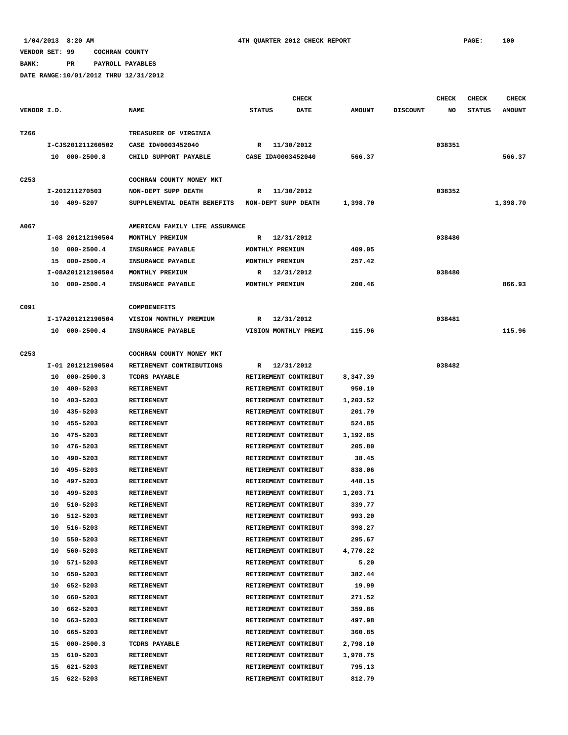1/04/2013 8:20 AM — 4TH QUARTER 2012 CHECK REPORT

VENDOR SET: 99 COCHRAN COUNTY
BANK: PR PAYROLL PAYABLES
DATE RANGE:10/01/2012 THRU 12/31/2012

| VENDOR I.D. | NAME | STATUS | CHECK DATE | AMOUNT | DISCOUNT | CHECK NO | CHECK STATUS | CHECK AMOUNT |
|---|---|---|---|---|---|---|---|---|
| T266 | TREASURER OF VIRGINIA | | | | | | | |
| I-CJS201211260502 | CASE ID#0003452040 | R | 11/30/2012 | | | 038351 | | |
| 10 000-2500.8 | CHILD SUPPORT PAYABLE | CASE ID#0003452040 | | 566.37 | | | | 566.37 |
| C253 | COCHRAN COUNTY MONEY MKT | | | | | | | |
| I-201211270503 | NON-DEPT SUPP DEATH | R | 11/30/2012 | | | 038352 | | |
| 10 409-5207 | SUPPLEMENTAL DEATH BENEFITS | NON-DEPT SUPP DEATH | | 1,398.70 | | | | 1,398.70 |
| A067 | AMERICAN FAMILY LIFE ASSURANCE | | | | | | | |
| I-08 201212190504 | MONTHLY PREMIUM | R | 12/31/2012 | | | 038480 | | |
| 10 000-2500.4 | INSURANCE PAYABLE | MONTHLY PREMIUM | | 409.05 | | | | |
| 15 000-2500.4 | INSURANCE PAYABLE | MONTHLY PREMIUM | | 257.42 | | | | |
| I-08A201212190504 | MONTHLY PREMIUM | R | 12/31/2012 | | | 038480 | | |
| 10 000-2500.4 | INSURANCE PAYABLE | MONTHLY PREMIUM | | 200.46 | | | | 866.93 |
| C091 | COMPBENEFITS | | | | | | | |
| I-17A201212190504 | VISION MONTHLY PREMIUM | R | 12/31/2012 | | | 038481 | | |
| 10 000-2500.4 | INSURANCE PAYABLE | VISION MONTHLY PREMI | | 115.96 | | | | 115.96 |
| C253 | COCHRAN COUNTY MONEY MKT | | | | | | | |
| I-01 201212190504 | RETIREMENT CONTRIBUTIONS | R | 12/31/2012 | | | 038482 | | |
| 10 000-2500.3 | TCDRS PAYABLE | RETIREMENT CONTRIBUT | | 8,347.39 | | | | |
| 10 400-5203 | RETIREMENT | RETIREMENT CONTRIBUT | | 950.10 | | | | |
| 10 403-5203 | RETIREMENT | RETIREMENT CONTRIBUT | | 1,203.52 | | | | |
| 10 435-5203 | RETIREMENT | RETIREMENT CONTRIBUT | | 201.79 | | | | |
| 10 455-5203 | RETIREMENT | RETIREMENT CONTRIBUT | | 524.85 | | | | |
| 10 475-5203 | RETIREMENT | RETIREMENT CONTRIBUT | | 1,192.85 | | | | |
| 10 476-5203 | RETIREMENT | RETIREMENT CONTRIBUT | | 205.80 | | | | |
| 10 490-5203 | RETIREMENT | RETIREMENT CONTRIBUT | | 38.45 | | | | |
| 10 495-5203 | RETIREMENT | RETIREMENT CONTRIBUT | | 838.06 | | | | |
| 10 497-5203 | RETIREMENT | RETIREMENT CONTRIBUT | | 448.15 | | | | |
| 10 499-5203 | RETIREMENT | RETIREMENT CONTRIBUT | | 1,203.71 | | | | |
| 10 510-5203 | RETIREMENT | RETIREMENT CONTRIBUT | | 339.77 | | | | |
| 10 512-5203 | RETIREMENT | RETIREMENT CONTRIBUT | | 993.20 | | | | |
| 10 516-5203 | RETIREMENT | RETIREMENT CONTRIBUT | | 398.27 | | | | |
| 10 550-5203 | RETIREMENT | RETIREMENT CONTRIBUT | | 295.67 | | | | |
| 10 560-5203 | RETIREMENT | RETIREMENT CONTRIBUT | | 4,770.22 | | | | |
| 10 571-5203 | RETIREMENT | RETIREMENT CONTRIBUT | | 5.20 | | | | |
| 10 650-5203 | RETIREMENT | RETIREMENT CONTRIBUT | | 382.44 | | | | |
| 10 652-5203 | RETIREMENT | RETIREMENT CONTRIBUT | | 19.99 | | | | |
| 10 660-5203 | RETIREMENT | RETIREMENT CONTRIBUT | | 271.52 | | | | |
| 10 662-5203 | RETIREMENT | RETIREMENT CONTRIBUT | | 359.86 | | | | |
| 10 663-5203 | RETIREMENT | RETIREMENT CONTRIBUT | | 497.98 | | | | |
| 10 665-5203 | RETIREMENT | RETIREMENT CONTRIBUT | | 360.85 | | | | |
| 15 000-2500.3 | TCDRS PAYABLE | RETIREMENT CONTRIBUT | | 2,798.10 | | | | |
| 15 610-5203 | RETIREMENT | RETIREMENT CONTRIBUT | | 1,978.75 | | | | |
| 15 621-5203 | RETIREMENT | RETIREMENT CONTRIBUT | | 795.13 | | | | |
| 15 622-5203 | RETIREMENT | RETIREMENT CONTRIBUT | | 812.79 | | | | |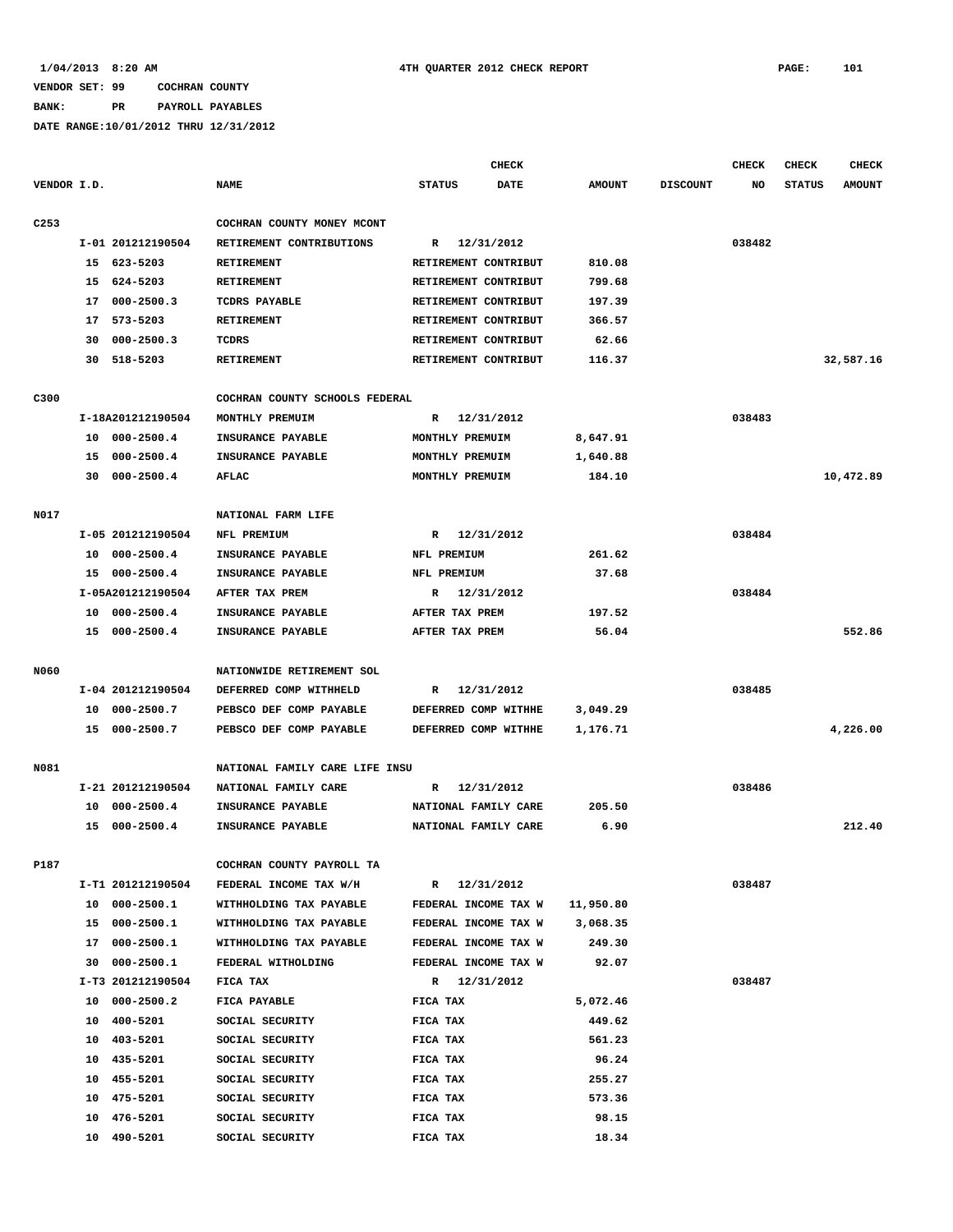1/04/2013 8:20 AM 4TH QUARTER 2012 CHECK REPORT

VENDOR SET: 99 COCHRAN COUNTY

BANK: PR PAYROLL PAYABLES

DATE RANGE:10/01/2012 THRU 12/31/2012

| VENDOR I.D. | | NAME | STATUS | CHECK DATE | AMOUNT | DISCOUNT | CHECK NO | CHECK STATUS | CHECK AMOUNT |
|---|---|---|---|---|---|---|---|---|---|
| C253 | | COCHRAN COUNTY MONEY MCONT | | | | | | | |
| | I-01 201212190504 | RETIREMENT CONTRIBUTIONS | R | 12/31/2012 | | | 038482 | | |
| | 15 623-5203 | RETIREMENT | RETIREMENT CONTRIBUT | | 810.08 | | | | |
| | 15 624-5203 | RETIREMENT | RETIREMENT CONTRIBUT | | 799.68 | | | | |
| | 17 000-2500.3 | TCDRS PAYABLE | RETIREMENT CONTRIBUT | | 197.39 | | | | |
| | 17 573-5203 | RETIREMENT | RETIREMENT CONTRIBUT | | 366.57 | | | | |
| | 30 000-2500.3 | TCDRS | RETIREMENT CONTRIBUT | | 62.66 | | | | |
| | 30 518-5203 | RETIREMENT | RETIREMENT CONTRIBUT | | 116.37 | | | | 32,587.16 |
| C300 | | COCHRAN COUNTY SCHOOLS FEDERAL | | | | | | | |
| | I-18A201212190504 | MONTHLY PREMUIM | R | 12/31/2012 | | | 038483 | | |
| | 10 000-2500.4 | INSURANCE PAYABLE | MONTHLY PREMUIM | | 8,647.91 | | | | |
| | 15 000-2500.4 | INSURANCE PAYABLE | MONTHLY PREMUIM | | 1,640.88 | | | | |
| | 30 000-2500.4 | AFLAC | MONTHLY PREMUIM | | 184.10 | | | | 10,472.89 |
| N017 | | NATIONAL FARM LIFE | | | | | | | |
| | I-05 201212190504 | NFL PREMIUM | R | 12/31/2012 | | | 038484 | | |
| | 10 000-2500.4 | INSURANCE PAYABLE | NFL PREMIUM | | 261.62 | | | | |
| | 15 000-2500.4 | INSURANCE PAYABLE | NFL PREMIUM | | 37.68 | | | | |
| | I-05A201212190504 | AFTER TAX PREM | R | 12/31/2012 | | | 038484 | | |
| | 10 000-2500.4 | INSURANCE PAYABLE | AFTER TAX PREM | | 197.52 | | | | |
| | 15 000-2500.4 | INSURANCE PAYABLE | AFTER TAX PREM | | 56.04 | | | | 552.86 |
| N060 | | NATIONWIDE RETIREMENT SOL | | | | | | | |
| | I-04 201212190504 | DEFERRED COMP WITHHELD | R | 12/31/2012 | | | 038485 | | |
| | 10 000-2500.7 | PEBSCO DEF COMP PAYABLE | DEFERRED COMP WITHHE | | 3,049.29 | | | | |
| | 15 000-2500.7 | PEBSCO DEF COMP PAYABLE | DEFERRED COMP WITHHE | | 1,176.71 | | | | 4,226.00 |
| N081 | | NATIONAL FAMILY CARE LIFE INSU | | | | | | | |
| | I-21 201212190504 | NATIONAL FAMILY CARE | R | 12/31/2012 | | | 038486 | | |
| | 10 000-2500.4 | INSURANCE PAYABLE | NATIONAL FAMILY CARE | | 205.50 | | | | |
| | 15 000-2500.4 | INSURANCE PAYABLE | NATIONAL FAMILY CARE | | 6.90 | | | | 212.40 |
| P187 | | COCHRAN COUNTY PAYROLL TA | | | | | | | |
| | I-T1 201212190504 | FEDERAL INCOME TAX W/H | R | 12/31/2012 | | | 038487 | | |
| | 10 000-2500.1 | WITHHOLDING TAX PAYABLE | FEDERAL INCOME TAX W | | 11,950.80 | | | | |
| | 15 000-2500.1 | WITHHOLDING TAX PAYABLE | FEDERAL INCOME TAX W | | 3,068.35 | | | | |
| | 17 000-2500.1 | WITHHOLDING TAX PAYABLE | FEDERAL INCOME TAX W | | 249.30 | | | | |
| | 30 000-2500.1 | FEDERAL WITHOLDING | FEDERAL INCOME TAX W | | 92.07 | | | | |
| | I-T3 201212190504 | FICA TAX | R | 12/31/2012 | | | 038487 | | |
| | 10 000-2500.2 | FICA PAYABLE | FICA TAX | | 5,072.46 | | | | |
| | 10 400-5201 | SOCIAL SECURITY | FICA TAX | | 449.62 | | | | |
| | 10 403-5201 | SOCIAL SECURITY | FICA TAX | | 561.23 | | | | |
| | 10 435-5201 | SOCIAL SECURITY | FICA TAX | | 96.24 | | | | |
| | 10 455-5201 | SOCIAL SECURITY | FICA TAX | | 255.27 | | | | |
| | 10 475-5201 | SOCIAL SECURITY | FICA TAX | | 573.36 | | | | |
| | 10 476-5201 | SOCIAL SECURITY | FICA TAX | | 98.15 | | | | |
| | 10 490-5201 | SOCIAL SECURITY | FICA TAX | | 18.34 | | | | |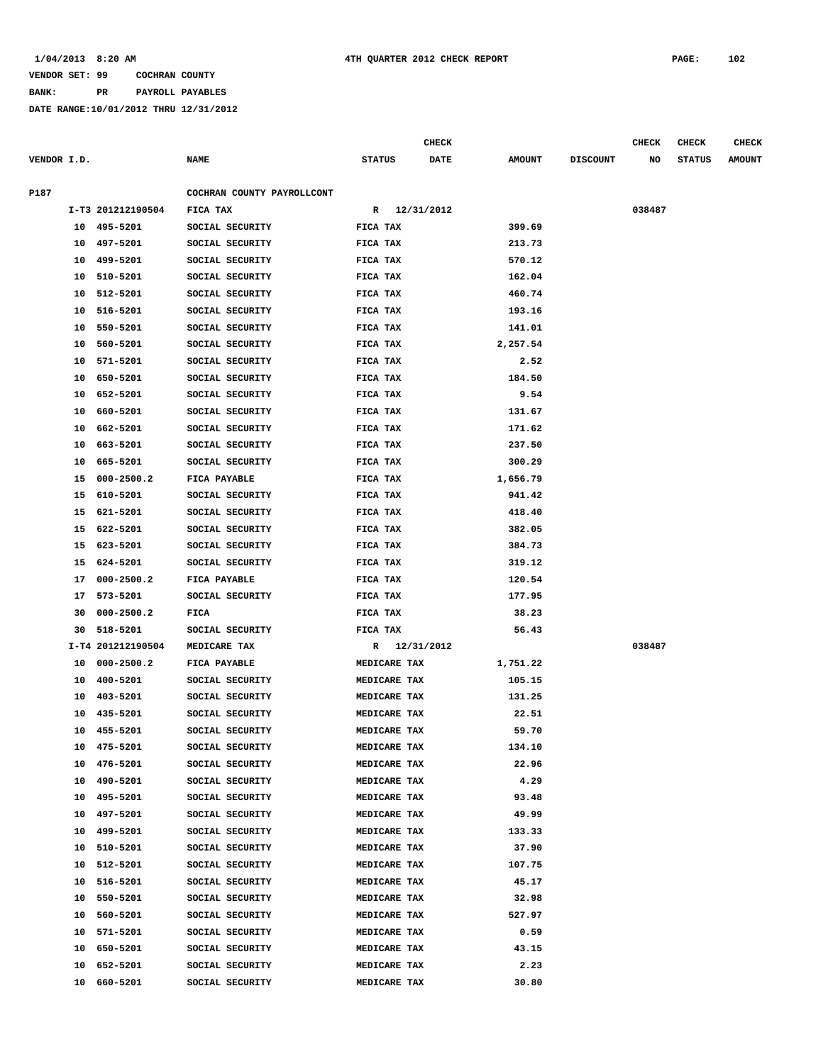1/04/2013 8:20 AM 4TH QUARTER 2012 CHECK REPORT PAGE: 102

VENDOR SET: 99 COCHRAN COUNTY

BANK: PR PAYROLL PAYABLES

DATE RANGE:10/01/2012 THRU 12/31/2012

| VENDOR I.D. | | NAME | STATUS | CHECK DATE | AMOUNT | DISCOUNT | CHECK NO | CHECK STATUS | CHECK AMOUNT |
|---|---|---|---|---|---|---|---|---|---|
| P187 | | COCHRAN COUNTY PAYROLLCONT | | | | | | | |
| | I-T3 201212190504 | FICA TAX | R | 12/31/2012 | | | 038487 | | |
| 10 | 495-5201 | SOCIAL SECURITY | FICA TAX | | 399.69 | | | | |
| 10 | 497-5201 | SOCIAL SECURITY | FICA TAX | | 213.73 | | | | |
| 10 | 499-5201 | SOCIAL SECURITY | FICA TAX | | 570.12 | | | | |
| 10 | 510-5201 | SOCIAL SECURITY | FICA TAX | | 162.04 | | | | |
| 10 | 512-5201 | SOCIAL SECURITY | FICA TAX | | 460.74 | | | | |
| 10 | 516-5201 | SOCIAL SECURITY | FICA TAX | | 193.16 | | | | |
| 10 | 550-5201 | SOCIAL SECURITY | FICA TAX | | 141.01 | | | | |
| 10 | 560-5201 | SOCIAL SECURITY | FICA TAX | | 2,257.54 | | | | |
| 10 | 571-5201 | SOCIAL SECURITY | FICA TAX | | 2.52 | | | | |
| 10 | 650-5201 | SOCIAL SECURITY | FICA TAX | | 184.50 | | | | |
| 10 | 652-5201 | SOCIAL SECURITY | FICA TAX | | 9.54 | | | | |
| 10 | 660-5201 | SOCIAL SECURITY | FICA TAX | | 131.67 | | | | |
| 10 | 662-5201 | SOCIAL SECURITY | FICA TAX | | 171.62 | | | | |
| 10 | 663-5201 | SOCIAL SECURITY | FICA TAX | | 237.50 | | | | |
| 10 | 665-5201 | SOCIAL SECURITY | FICA TAX | | 300.29 | | | | |
| 15 | 000-2500.2 | FICA PAYABLE | FICA TAX | | 1,656.79 | | | | |
| 15 | 610-5201 | SOCIAL SECURITY | FICA TAX | | 941.42 | | | | |
| 15 | 621-5201 | SOCIAL SECURITY | FICA TAX | | 418.40 | | | | |
| 15 | 622-5201 | SOCIAL SECURITY | FICA TAX | | 382.05 | | | | |
| 15 | 623-5201 | SOCIAL SECURITY | FICA TAX | | 384.73 | | | | |
| 15 | 624-5201 | SOCIAL SECURITY | FICA TAX | | 319.12 | | | | |
| 17 | 000-2500.2 | FICA PAYABLE | FICA TAX | | 120.54 | | | | |
| 17 | 573-5201 | SOCIAL SECURITY | FICA TAX | | 177.95 | | | | |
| 30 | 000-2500.2 | FICA | FICA TAX | | 38.23 | | | | |
| 30 | 518-5201 | SOCIAL SECURITY | FICA TAX | | 56.43 | | | | |
| | I-T4 201212190504 | MEDICARE TAX | R | 12/31/2012 | | | 038487 | | |
| 10 | 000-2500.2 | FICA PAYABLE | MEDICARE TAX | | 1,751.22 | | | | |
| 10 | 400-5201 | SOCIAL SECURITY | MEDICARE TAX | | 105.15 | | | | |
| 10 | 403-5201 | SOCIAL SECURITY | MEDICARE TAX | | 131.25 | | | | |
| 10 | 435-5201 | SOCIAL SECURITY | MEDICARE TAX | | 22.51 | | | | |
| 10 | 455-5201 | SOCIAL SECURITY | MEDICARE TAX | | 59.70 | | | | |
| 10 | 475-5201 | SOCIAL SECURITY | MEDICARE TAX | | 134.10 | | | | |
| 10 | 476-5201 | SOCIAL SECURITY | MEDICARE TAX | | 22.96 | | | | |
| 10 | 490-5201 | SOCIAL SECURITY | MEDICARE TAX | | 4.29 | | | | |
| 10 | 495-5201 | SOCIAL SECURITY | MEDICARE TAX | | 93.48 | | | | |
| 10 | 497-5201 | SOCIAL SECURITY | MEDICARE TAX | | 49.99 | | | | |
| 10 | 499-5201 | SOCIAL SECURITY | MEDICARE TAX | | 133.33 | | | | |
| 10 | 510-5201 | SOCIAL SECURITY | MEDICARE TAX | | 37.90 | | | | |
| 10 | 512-5201 | SOCIAL SECURITY | MEDICARE TAX | | 107.75 | | | | |
| 10 | 516-5201 | SOCIAL SECURITY | MEDICARE TAX | | 45.17 | | | | |
| 10 | 550-5201 | SOCIAL SECURITY | MEDICARE TAX | | 32.98 | | | | |
| 10 | 560-5201 | SOCIAL SECURITY | MEDICARE TAX | | 527.97 | | | | |
| 10 | 571-5201 | SOCIAL SECURITY | MEDICARE TAX | | 0.59 | | | | |
| 10 | 650-5201 | SOCIAL SECURITY | MEDICARE TAX | | 43.15 | | | | |
| 10 | 652-5201 | SOCIAL SECURITY | MEDICARE TAX | | 2.23 | | | | |
| 10 | 660-5201 | SOCIAL SECURITY | MEDICARE TAX | | 30.80 | | | | |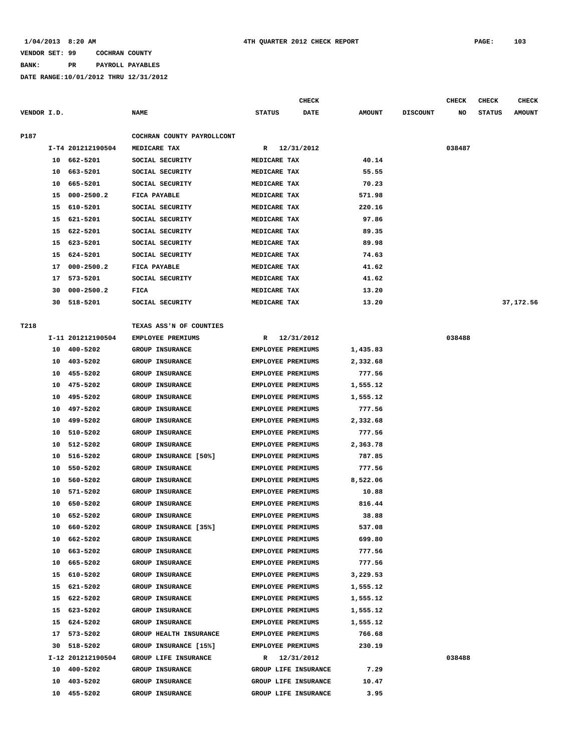1/04/2013 8:20 AM 4TH QUARTER 2012 CHECK REPORT PAGE: 103

VENDOR SET: 99 COCHRAN COUNTY

BANK: PR PAYROLL PAYABLES

DATE RANGE:10/01/2012 THRU 12/31/2012

| VENDOR I.D. | | NAME | STATUS | CHECK DATE | AMOUNT | DISCOUNT | CHECK NO | CHECK STATUS | CHECK AMOUNT |
|---|---|---|---|---|---|---|---|---|---|
| P187 | | COCHRAN COUNTY PAYROLLCONT | | | | | | | |
| | I-T4 201212190504 | MEDICARE TAX | R | 12/31/2012 | | | 038487 | | |
| | 10 662-5201 | SOCIAL SECURITY | MEDICARE TAX | | 40.14 | | | | |
| | 10 663-5201 | SOCIAL SECURITY | MEDICARE TAX | | 55.55 | | | | |
| | 10 665-5201 | SOCIAL SECURITY | MEDICARE TAX | | 70.23 | | | | |
| | 15 000-2500.2 | FICA PAYABLE | MEDICARE TAX | | 571.98 | | | | |
| | 15 610-5201 | SOCIAL SECURITY | MEDICARE TAX | | 220.16 | | | | |
| | 15 621-5201 | SOCIAL SECURITY | MEDICARE TAX | | 97.86 | | | | |
| | 15 622-5201 | SOCIAL SECURITY | MEDICARE TAX | | 89.35 | | | | |
| | 15 623-5201 | SOCIAL SECURITY | MEDICARE TAX | | 89.98 | | | | |
| | 15 624-5201 | SOCIAL SECURITY | MEDICARE TAX | | 74.63 | | | | |
| | 17 000-2500.2 | FICA PAYABLE | MEDICARE TAX | | 41.62 | | | | |
| | 17 573-5201 | SOCIAL SECURITY | MEDICARE TAX | | 41.62 | | | | |
| | 30 000-2500.2 | FICA | MEDICARE TAX | | 13.20 | | | | |
| | 30 518-5201 | SOCIAL SECURITY | MEDICARE TAX | | 13.20 | | | | 37,172.56 |
| T218 | | TEXAS ASS'N OF COUNTIES | | | | | | | |
| | I-11 201212190504 | EMPLOYEE PREMIUMS | R | 12/31/2012 | | | 038488 | | |
| | 10 400-5202 | GROUP INSURANCE | EMPLOYEE PREMIUMS | | 1,435.83 | | | | |
| | 10 403-5202 | GROUP INSURANCE | EMPLOYEE PREMIUMS | | 2,332.68 | | | | |
| | 10 455-5202 | GROUP INSURANCE | EMPLOYEE PREMIUMS | | 777.56 | | | | |
| | 10 475-5202 | GROUP INSURANCE | EMPLOYEE PREMIUMS | | 1,555.12 | | | | |
| | 10 495-5202 | GROUP INSURANCE | EMPLOYEE PREMIUMS | | 1,555.12 | | | | |
| | 10 497-5202 | GROUP INSURANCE | EMPLOYEE PREMIUMS | | 777.56 | | | | |
| | 10 499-5202 | GROUP INSURANCE | EMPLOYEE PREMIUMS | | 2,332.68 | | | | |
| | 10 510-5202 | GROUP INSURANCE | EMPLOYEE PREMIUMS | | 777.56 | | | | |
| | 10 512-5202 | GROUP INSURANCE | EMPLOYEE PREMIUMS | | 2,363.78 | | | | |
| | 10 516-5202 | GROUP INSURANCE [50%] | EMPLOYEE PREMIUMS | | 787.85 | | | | |
| | 10 550-5202 | GROUP INSURANCE | EMPLOYEE PREMIUMS | | 777.56 | | | | |
| | 10 560-5202 | GROUP INSURANCE | EMPLOYEE PREMIUMS | | 8,522.06 | | | | |
| | 10 571-5202 | GROUP INSURANCE | EMPLOYEE PREMIUMS | | 10.88 | | | | |
| | 10 650-5202 | GROUP INSURANCE | EMPLOYEE PREMIUMS | | 816.44 | | | | |
| | 10 652-5202 | GROUP INSURANCE | EMPLOYEE PREMIUMS | | 38.88 | | | | |
| | 10 660-5202 | GROUP INSURANCE [35%] | EMPLOYEE PREMIUMS | | 537.08 | | | | |
| | 10 662-5202 | GROUP INSURANCE | EMPLOYEE PREMIUMS | | 699.80 | | | | |
| | 10 663-5202 | GROUP INSURANCE | EMPLOYEE PREMIUMS | | 777.56 | | | | |
| | 10 665-5202 | GROUP INSURANCE | EMPLOYEE PREMIUMS | | 777.56 | | | | |
| | 15 610-5202 | GROUP INSURANCE | EMPLOYEE PREMIUMS | | 3,229.53 | | | | |
| | 15 621-5202 | GROUP INSURANCE | EMPLOYEE PREMIUMS | | 1,555.12 | | | | |
| | 15 622-5202 | GROUP INSURANCE | EMPLOYEE PREMIUMS | | 1,555.12 | | | | |
| | 15 623-5202 | GROUP INSURANCE | EMPLOYEE PREMIUMS | | 1,555.12 | | | | |
| | 15 624-5202 | GROUP INSURANCE | EMPLOYEE PREMIUMS | | 1,555.12 | | | | |
| | 17 573-5202 | GROUP HEALTH INSURANCE | EMPLOYEE PREMIUMS | | 766.68 | | | | |
| | 30 518-5202 | GROUP INSURANCE [15%] | EMPLOYEE PREMIUMS | | 230.19 | | | | |
| | I-12 201212190504 | GROUP LIFE INSURANCE | R | 12/31/2012 | | | 038488 | | |
| | 10 400-5202 | GROUP INSURANCE | GROUP LIFE INSURANCE | | 7.29 | | | | |
| | 10 403-5202 | GROUP INSURANCE | GROUP LIFE INSURANCE | | 10.47 | | | | |
| | 10 455-5202 | GROUP INSURANCE | GROUP LIFE INSURANCE | | 3.95 | | | | |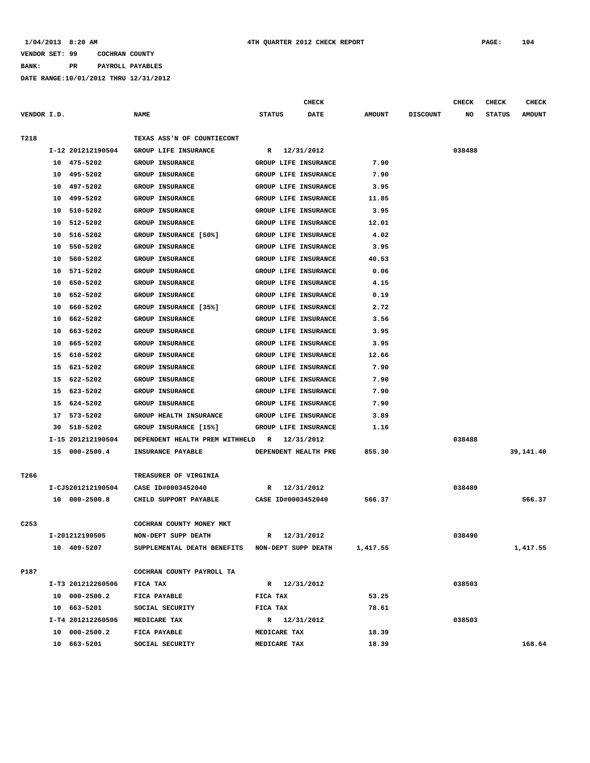1/04/2013 8:20 AM 4TH QUARTER 2012 CHECK REPORT

VENDOR SET: 99 COCHRAN COUNTY

BANK: PR PAYROLL PAYABLES

DATE RANGE:10/01/2012 THRU 12/31/2012

| VENDOR I.D. | NAME | STATUS | CHECK DATE | AMOUNT | DISCOUNT | CHECK NO | CHECK STATUS | CHECK AMOUNT |
|---|---|---|---|---|---|---|---|---|
| T218 | TEXAS ASS'N OF COUNTIECONT | | | | | | | |
| I-12 201212190504 | GROUP LIFE INSURANCE | R | 12/31/2012 | | | 038488 | | |
| 10 475-5202 | GROUP INSURANCE | GROUP LIFE INSURANCE | | 7.90 | | | | |
| 10 495-5202 | GROUP INSURANCE | GROUP LIFE INSURANCE | | 7.90 | | | | |
| 10 497-5202 | GROUP INSURANCE | GROUP LIFE INSURANCE | | 3.95 | | | | |
| 10 499-5202 | GROUP INSURANCE | GROUP LIFE INSURANCE | | 11.85 | | | | |
| 10 510-5202 | GROUP INSURANCE | GROUP LIFE INSURANCE | | 3.95 | | | | |
| 10 512-5202 | GROUP INSURANCE | GROUP LIFE INSURANCE | | 12.01 | | | | |
| 10 516-5202 | GROUP INSURANCE [50%] | GROUP LIFE INSURANCE | | 4.02 | | | | |
| 10 550-5202 | GROUP INSURANCE | GROUP LIFE INSURANCE | | 3.95 | | | | |
| 10 560-5202 | GROUP INSURANCE | GROUP LIFE INSURANCE | | 40.53 | | | | |
| 10 571-5202 | GROUP INSURANCE | GROUP LIFE INSURANCE | | 0.06 | | | | |
| 10 650-5202 | GROUP INSURANCE | GROUP LIFE INSURANCE | | 4.15 | | | | |
| 10 652-5202 | GROUP INSURANCE | GROUP LIFE INSURANCE | | 0.19 | | | | |
| 10 660-5202 | GROUP INSURANCE [35%] | GROUP LIFE INSURANCE | | 2.72 | | | | |
| 10 662-5202 | GROUP INSURANCE | GROUP LIFE INSURANCE | | 3.56 | | | | |
| 10 663-5202 | GROUP INSURANCE | GROUP LIFE INSURANCE | | 3.95 | | | | |
| 10 665-5202 | GROUP INSURANCE | GROUP LIFE INSURANCE | | 3.95 | | | | |
| 15 610-5202 | GROUP INSURANCE | GROUP LIFE INSURANCE | | 12.66 | | | | |
| 15 621-5202 | GROUP INSURANCE | GROUP LIFE INSURANCE | | 7.90 | | | | |
| 15 622-5202 | GROUP INSURANCE | GROUP LIFE INSURANCE | | 7.90 | | | | |
| 15 623-5202 | GROUP INSURANCE | GROUP LIFE INSURANCE | | 7.90 | | | | |
| 15 624-5202 | GROUP INSURANCE | GROUP LIFE INSURANCE | | 7.90 | | | | |
| 17 573-5202 | GROUP HEALTH INSURANCE | GROUP LIFE INSURANCE | | 3.89 | | | | |
| 30 518-5202 | GROUP INSURANCE [15%] | GROUP LIFE INSURANCE | | 1.16 | | | | |
| I-15 201212190504 | DEPENDENT HEALTH PREM WITHHELD | R | 12/31/2012 | | | 038488 | | |
| 15 000-2500.4 | INSURANCE PAYABLE | DEPENDENT HEALTH PRE | | 855.30 | | | | 39,141.40 |
| T266 | TREASURER OF VIRGINIA | | | | | | | |
| I-CJS201212190504 | CASE ID#0003452040 | R | 12/31/2012 | | | 038489 | | |
| 10 000-2500.8 | CHILD SUPPORT PAYABLE | CASE ID#0003452040 | | 566.37 | | | | 566.37 |
| C253 | COCHRAN COUNTY MONEY MKT | | | | | | | |
| I-201212190505 | NON-DEPT SUPP DEATH | R | 12/31/2012 | | | 038490 | | |
| 10 409-5207 | SUPPLEMENTAL DEATH BENEFITS | NON-DEPT SUPP DEATH | | 1,417.55 | | | | 1,417.55 |
| P187 | COCHRAN COUNTY PAYROLL TA | | | | | | | |
| I-T3 201212260506 | FICA TAX | R | 12/31/2012 | | | 038503 | | |
| 10 000-2500.2 | FICA PAYABLE | FICA TAX | | 53.25 | | | | |
| 10 663-5201 | SOCIAL SECURITY | FICA TAX | | 78.61 | | | | |
| I-T4 201212260506 | MEDICARE TAX | R | 12/31/2012 | | | 038503 | | |
| 10 000-2500.2 | FICA PAYABLE | MEDICARE TAX | | 18.39 | | | | |
| 10 663-5201 | SOCIAL SECURITY | MEDICARE TAX | | 18.39 | | | | 168.64 |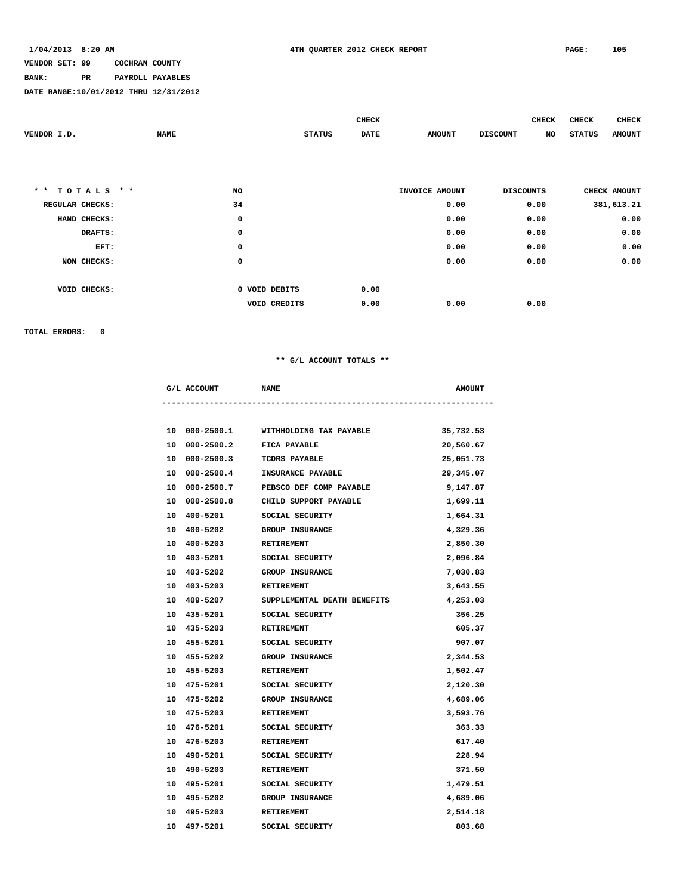1/04/2013 8:20 AM 4TH QUARTER 2012 CHECK REPORT

VENDOR SET: 99 COCHRAN COUNTY
BANK: PR PAYROLL PAYABLES
DATE RANGE:10/01/2012 THRU 12/31/2012

| VENDOR I.D. | NAME | STATUS | CHECK DATE | AMOUNT | DISCOUNT | CHECK NO | CHECK STATUS | CHECK AMOUNT |
|---|---|---|---|---|---|---|---|---|

| * * TOTALS * * | NO | | | INVOICE AMOUNT | DISCOUNTS | CHECK AMOUNT |
|---|---|---|---|---|---|---|
| REGULAR CHECKS: | 34 | | | 0.00 | 0.00 | 381,613.21 |
| HAND CHECKS: | 0 | | | 0.00 | 0.00 | 0.00 |
| DRAFTS: | 0 | | | 0.00 | 0.00 | 0.00 |
| EFT: | 0 | | | 0.00 | 0.00 | 0.00 |
| NON CHECKS: | 0 | | | 0.00 | 0.00 | 0.00 |
| VOID CHECKS: | 0 | VOID DEBITS | 0.00 | | | |
| | | VOID CREDITS | 0.00 | 0.00 | 0.00 | |

TOTAL ERRORS: 0

** G/L ACCOUNT TOTALS **

| G/L ACCOUNT | | NAME | AMOUNT |
|---|---|---|---|
| 10 | 000-2500.1 | WITHHOLDING TAX PAYABLE | 35,732.53 |
| 10 | 000-2500.2 | FICA PAYABLE | 20,560.67 |
| 10 | 000-2500.3 | TCDRS PAYABLE | 25,051.73 |
| 10 | 000-2500.4 | INSURANCE PAYABLE | 29,345.07 |
| 10 | 000-2500.7 | PEBSCO DEF COMP PAYABLE | 9,147.87 |
| 10 | 000-2500.8 | CHILD SUPPORT PAYABLE | 1,699.11 |
| 10 | 400-5201 | SOCIAL SECURITY | 1,664.31 |
| 10 | 400-5202 | GROUP INSURANCE | 4,329.36 |
| 10 | 400-5203 | RETIREMENT | 2,850.30 |
| 10 | 403-5201 | SOCIAL SECURITY | 2,096.84 |
| 10 | 403-5202 | GROUP INSURANCE | 7,030.83 |
| 10 | 403-5203 | RETIREMENT | 3,643.55 |
| 10 | 409-5207 | SUPPLEMENTAL DEATH BENEFITS | 4,253.03 |
| 10 | 435-5201 | SOCIAL SECURITY | 356.25 |
| 10 | 435-5203 | RETIREMENT | 605.37 |
| 10 | 455-5201 | SOCIAL SECURITY | 907.07 |
| 10 | 455-5202 | GROUP INSURANCE | 2,344.53 |
| 10 | 455-5203 | RETIREMENT | 1,502.47 |
| 10 | 475-5201 | SOCIAL SECURITY | 2,120.30 |
| 10 | 475-5202 | GROUP INSURANCE | 4,689.06 |
| 10 | 475-5203 | RETIREMENT | 3,593.76 |
| 10 | 476-5201 | SOCIAL SECURITY | 363.33 |
| 10 | 476-5203 | RETIREMENT | 617.40 |
| 10 | 490-5201 | SOCIAL SECURITY | 228.94 |
| 10 | 490-5203 | RETIREMENT | 371.50 |
| 10 | 495-5201 | SOCIAL SECURITY | 1,479.51 |
| 10 | 495-5202 | GROUP INSURANCE | 4,689.06 |
| 10 | 495-5203 | RETIREMENT | 2,514.18 |
| 10 | 497-5201 | SOCIAL SECURITY | 803.68 |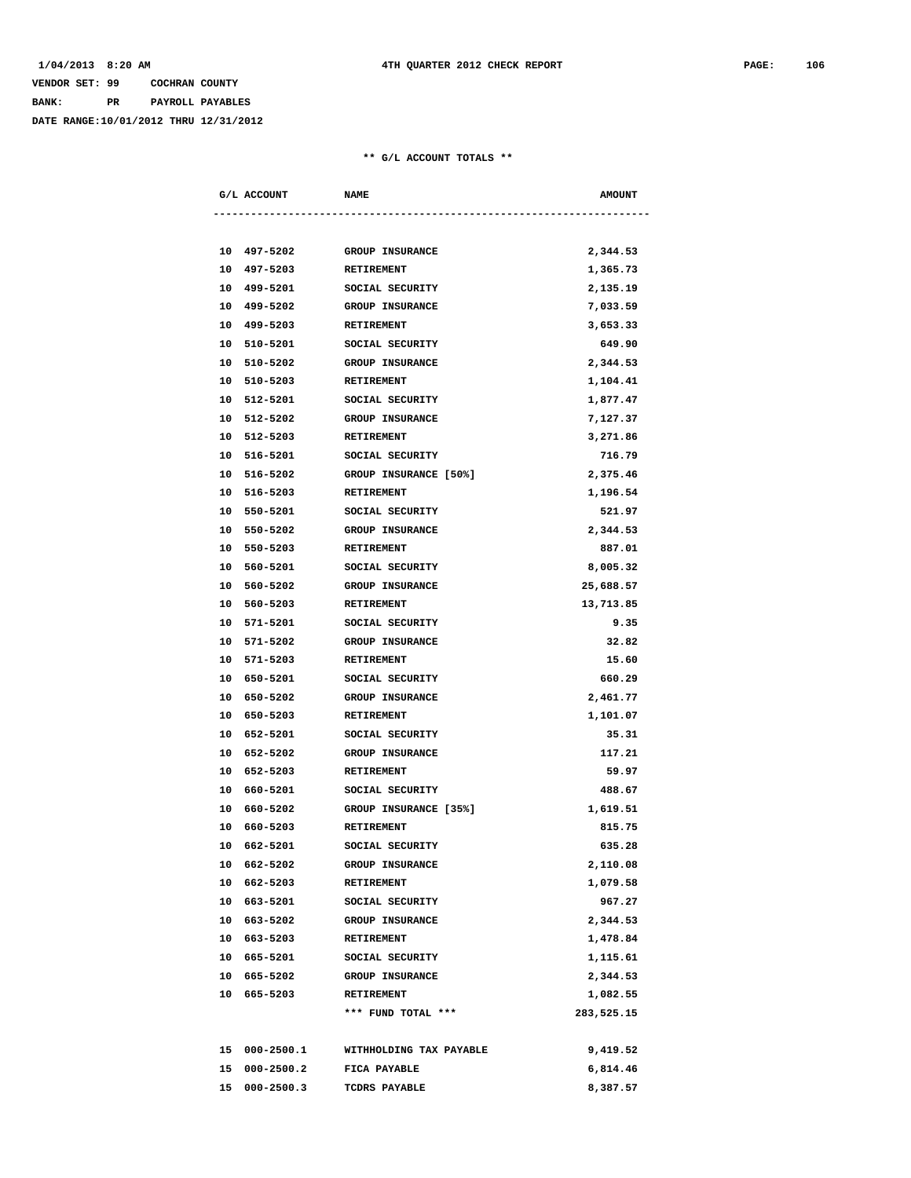VENDOR SET: 99 COCHRAN COUNTY
BANK: PR PAYROLL PAYABLES
DATE RANGE:10/01/2012 THRU 12/31/2012

** G/L ACCOUNT TOTALS **

| G/L ACCOUNT | NAME | AMOUNT |
|---|---|---|
| 10 497-5202 | GROUP INSURANCE | 2,344.53 |
| 10 497-5203 | RETIREMENT | 1,365.73 |
| 10 499-5201 | SOCIAL SECURITY | 2,135.19 |
| 10 499-5202 | GROUP INSURANCE | 7,033.59 |
| 10 499-5203 | RETIREMENT | 3,653.33 |
| 10 510-5201 | SOCIAL SECURITY | 649.90 |
| 10 510-5202 | GROUP INSURANCE | 2,344.53 |
| 10 510-5203 | RETIREMENT | 1,104.41 |
| 10 512-5201 | SOCIAL SECURITY | 1,877.47 |
| 10 512-5202 | GROUP INSURANCE | 7,127.37 |
| 10 512-5203 | RETIREMENT | 3,271.86 |
| 10 516-5201 | SOCIAL SECURITY | 716.79 |
| 10 516-5202 | GROUP INSURANCE [50%] | 2,375.46 |
| 10 516-5203 | RETIREMENT | 1,196.54 |
| 10 550-5201 | SOCIAL SECURITY | 521.97 |
| 10 550-5202 | GROUP INSURANCE | 2,344.53 |
| 10 550-5203 | RETIREMENT | 887.01 |
| 10 560-5201 | SOCIAL SECURITY | 8,005.32 |
| 10 560-5202 | GROUP INSURANCE | 25,688.57 |
| 10 560-5203 | RETIREMENT | 13,713.85 |
| 10 571-5201 | SOCIAL SECURITY | 9.35 |
| 10 571-5202 | GROUP INSURANCE | 32.82 |
| 10 571-5203 | RETIREMENT | 15.60 |
| 10 650-5201 | SOCIAL SECURITY | 660.29 |
| 10 650-5202 | GROUP INSURANCE | 2,461.77 |
| 10 650-5203 | RETIREMENT | 1,101.07 |
| 10 652-5201 | SOCIAL SECURITY | 35.31 |
| 10 652-5202 | GROUP INSURANCE | 117.21 |
| 10 652-5203 | RETIREMENT | 59.97 |
| 10 660-5201 | SOCIAL SECURITY | 488.67 |
| 10 660-5202 | GROUP INSURANCE [35%] | 1,619.51 |
| 10 660-5203 | RETIREMENT | 815.75 |
| 10 662-5201 | SOCIAL SECURITY | 635.28 |
| 10 662-5202 | GROUP INSURANCE | 2,110.08 |
| 10 662-5203 | RETIREMENT | 1,079.58 |
| 10 663-5201 | SOCIAL SECURITY | 967.27 |
| 10 663-5202 | GROUP INSURANCE | 2,344.53 |
| 10 663-5203 | RETIREMENT | 1,478.84 |
| 10 665-5201 | SOCIAL SECURITY | 1,115.61 |
| 10 665-5202 | GROUP INSURANCE | 2,344.53 |
| 10 665-5203 | RETIREMENT | 1,082.55 |
| | *** FUND TOTAL *** | 283,525.15 |
| 15 000-2500.1 | WITHHOLDING TAX PAYABLE | 9,419.52 |
| 15 000-2500.2 | FICA PAYABLE | 6,814.46 |
| 15 000-2500.3 | TCDRS PAYABLE | 8,387.57 |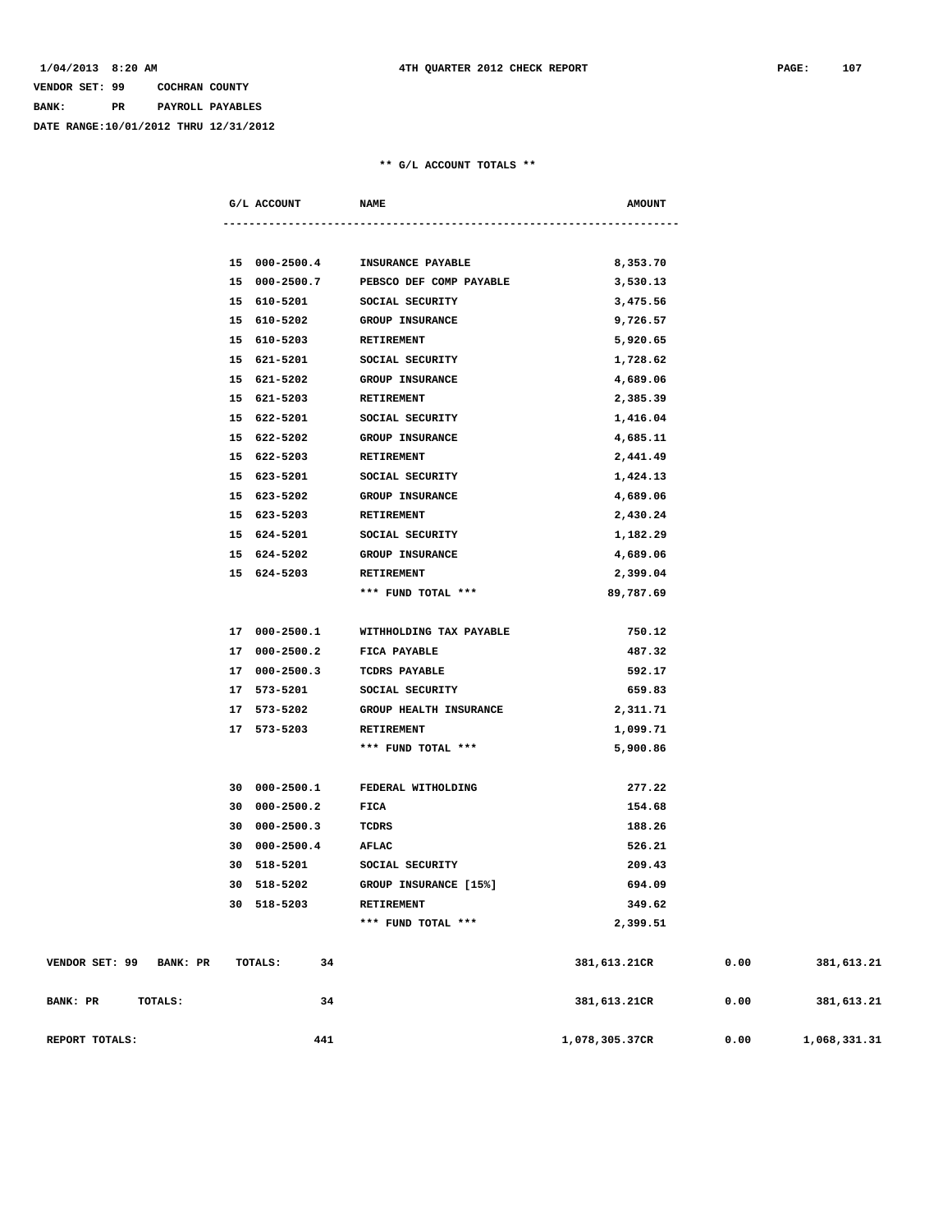1/04/2013 8:20 AM 4TH QUARTER 2012 CHECK REPORT

VENDOR SET: 99 COCHRAN COUNTY

BANK: PR PAYROLL PAYABLES

DATE RANGE:10/01/2012 THRU 12/31/2012

** G/L ACCOUNT TOTALS **

| G/L ACCOUNT | NAME | AMOUNT |
|---|---|---|
| 15 000-2500.4 | INSURANCE PAYABLE | 8,353.70 |
| 15 000-2500.7 | PEBSCO DEF COMP PAYABLE | 3,530.13 |
| 15 610-5201 | SOCIAL SECURITY | 3,475.56 |
| 15 610-5202 | GROUP INSURANCE | 9,726.57 |
| 15 610-5203 | RETIREMENT | 5,920.65 |
| 15 621-5201 | SOCIAL SECURITY | 1,728.62 |
| 15 621-5202 | GROUP INSURANCE | 4,689.06 |
| 15 621-5203 | RETIREMENT | 2,385.39 |
| 15 622-5201 | SOCIAL SECURITY | 1,416.04 |
| 15 622-5202 | GROUP INSURANCE | 4,685.11 |
| 15 622-5203 | RETIREMENT | 2,441.49 |
| 15 623-5201 | SOCIAL SECURITY | 1,424.13 |
| 15 623-5202 | GROUP INSURANCE | 4,689.06 |
| 15 623-5203 | RETIREMENT | 2,430.24 |
| 15 624-5201 | SOCIAL SECURITY | 1,182.29 |
| 15 624-5202 | GROUP INSURANCE | 4,689.06 |
| 15 624-5203 | RETIREMENT | 2,399.04 |
| | *** FUND TOTAL *** | 89,787.69 |
| 17 000-2500.1 | WITHHOLDING TAX PAYABLE | 750.12 |
| 17 000-2500.2 | FICA PAYABLE | 487.32 |
| 17 000-2500.3 | TCDRS PAYABLE | 592.17 |
| 17 573-5201 | SOCIAL SECURITY | 659.83 |
| 17 573-5202 | GROUP HEALTH INSURANCE | 2,311.71 |
| 17 573-5203 | RETIREMENT | 1,099.71 |
| | *** FUND TOTAL *** | 5,900.86 |
| 30 000-2500.1 | FEDERAL WITHOLDING | 277.22 |
| 30 000-2500.2 | FICA | 154.68 |
| 30 000-2500.3 | TCDRS | 188.26 |
| 30 000-2500.4 | AFLAC | 526.21 |
| 30 518-5201 | SOCIAL SECURITY | 209.43 |
| 30 518-5202 | GROUP INSURANCE [15%] | 694.09 |
| 30 518-5203 | RETIREMENT | 349.62 |
| | *** FUND TOTAL *** | 2,399.51 |

| | | | | |
|---|---|---|---|---|
| VENDOR SET: 99 BANK: PR TOTALS: | 34 | 381,613.21CR | 0.00 | 381,613.21 |
| BANK: PR TOTALS: | 34 | 381,613.21CR | 0.00 | 381,613.21 |
| REPORT TOTALS: | 441 | 1,078,305.37CR | 0.00 | 1,068,331.31 |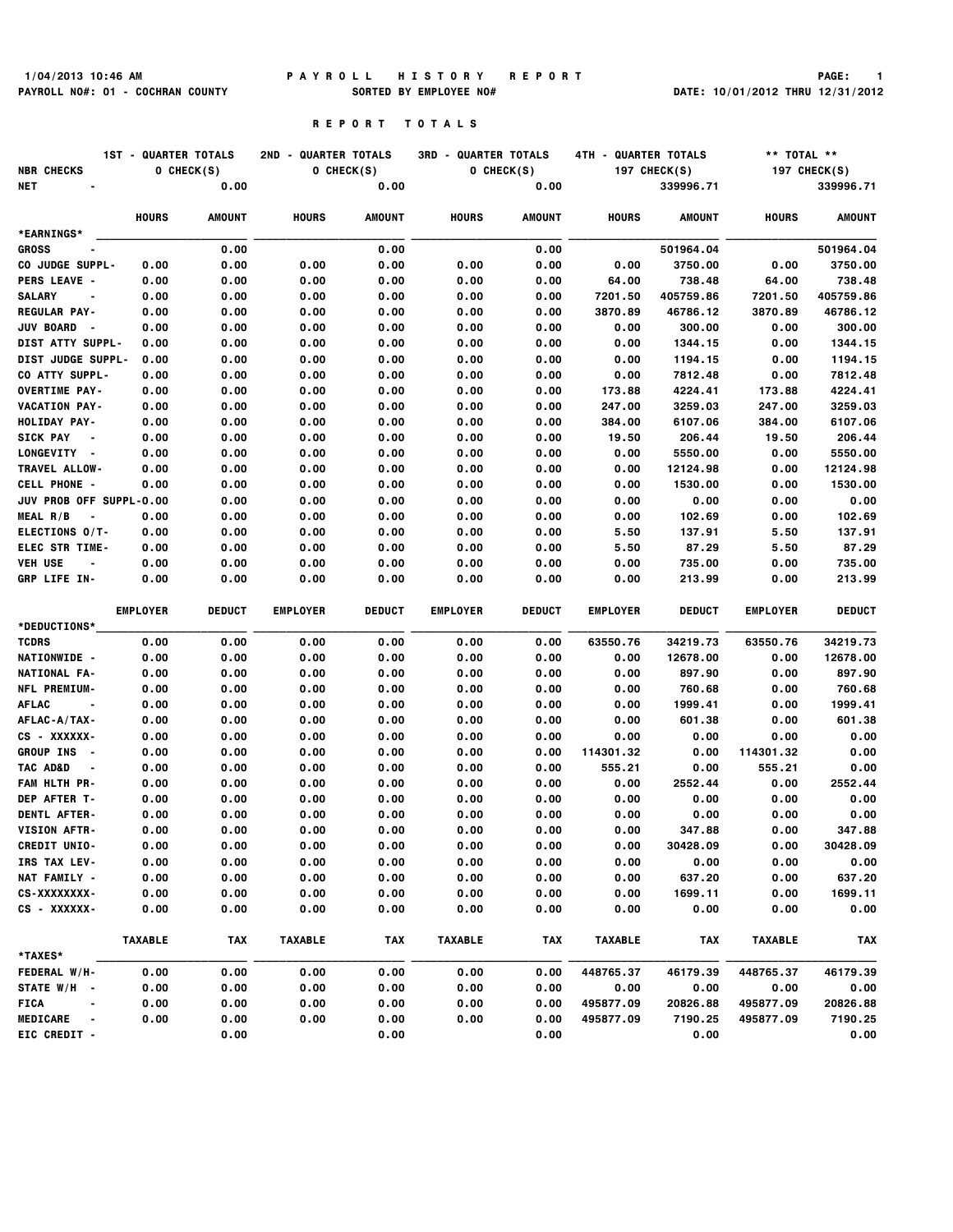1/04/2013 10:46 AM **P A Y R O L L H I S T O R Y R E P O R T**

PAYROLL NO#: 01 - COCHRAN COUNTY SORTED BY EMPLOYEE NO# DATE: 10/01/2012 THRU 12/31/2012

## R E P O R T T O T A L S

| | 1ST - QUARTER TOTALS | | 2ND - QUARTER TOTALS | | 3RD - QUARTER TOTALS | | 4TH - QUARTER TOTALS | | ** TOTAL ** | |
|---|---|---|---|---|---|---|---|---|---|---|
| NBR CHECKS | 0 CHECK(S) | | 0 CHECK(S) | | 0 CHECK(S) | | 197 CHECK(S) | | 197 CHECK(S) | |
| NET - | | 0.00 | | 0.00 | | 0.00 | | 339996.71 | | 339996.71 |
| | HOURS | AMOUNT | HOURS | AMOUNT | HOURS | AMOUNT | HOURS | AMOUNT | HOURS | AMOUNT |
| *EARNINGS* | | | | | | | | | | |
| GROSS - | | 0.00 | | 0.00 | | 0.00 | | 501964.04 | | 501964.04 |
| CO JUDGE SUPPL- | 0.00 | 0.00 | 0.00 | 0.00 | 0.00 | 0.00 | 0.00 | 3750.00 | 0.00 | 3750.00 |
| PERS LEAVE - | 0.00 | 0.00 | 0.00 | 0.00 | 0.00 | 0.00 | 64.00 | 738.48 | 64.00 | 738.48 |
| SALARY - | 0.00 | 0.00 | 0.00 | 0.00 | 0.00 | 0.00 | 7201.50 | 405759.86 | 7201.50 | 405759.86 |
| REGULAR PAY- | 0.00 | 0.00 | 0.00 | 0.00 | 0.00 | 0.00 | 3870.89 | 46786.12 | 3870.89 | 46786.12 |
| JUV BOARD - | 0.00 | 0.00 | 0.00 | 0.00 | 0.00 | 0.00 | 0.00 | 300.00 | 0.00 | 300.00 |
| DIST ATTY SUPPL- | 0.00 | 0.00 | 0.00 | 0.00 | 0.00 | 0.00 | 0.00 | 1344.15 | 0.00 | 1344.15 |
| DIST JUDGE SUPPL- | 0.00 | 0.00 | 0.00 | 0.00 | 0.00 | 0.00 | 0.00 | 1194.15 | 0.00 | 1194.15 |
| CO ATTY SUPPL- | 0.00 | 0.00 | 0.00 | 0.00 | 0.00 | 0.00 | 0.00 | 7812.48 | 0.00 | 7812.48 |
| OVERTIME PAY- | 0.00 | 0.00 | 0.00 | 0.00 | 0.00 | 0.00 | 173.88 | 4224.41 | 173.88 | 4224.41 |
| VACATION PAY- | 0.00 | 0.00 | 0.00 | 0.00 | 0.00 | 0.00 | 247.00 | 3259.03 | 247.00 | 3259.03 |
| HOLIDAY PAY- | 0.00 | 0.00 | 0.00 | 0.00 | 0.00 | 0.00 | 384.00 | 6107.06 | 384.00 | 6107.06 |
| SICK PAY - | 0.00 | 0.00 | 0.00 | 0.00 | 0.00 | 0.00 | 19.50 | 206.44 | 19.50 | 206.44 |
| LONGEVITY - | 0.00 | 0.00 | 0.00 | 0.00 | 0.00 | 0.00 | 0.00 | 5550.00 | 0.00 | 5550.00 |
| TRAVEL ALLOW- | 0.00 | 0.00 | 0.00 | 0.00 | 0.00 | 0.00 | 0.00 | 12124.98 | 0.00 | 12124.98 |
| CELL PHONE - | 0.00 | 0.00 | 0.00 | 0.00 | 0.00 | 0.00 | 0.00 | 1530.00 | 0.00 | 1530.00 |
| JUV PROB OFF SUPPL- | 0.00 | 0.00 | 0.00 | 0.00 | 0.00 | 0.00 | 0.00 | 0.00 | 0.00 | 0.00 |
| MEAL R/B - | 0.00 | 0.00 | 0.00 | 0.00 | 0.00 | 0.00 | 0.00 | 102.69 | 0.00 | 102.69 |
| ELECTIONS O/T- | 0.00 | 0.00 | 0.00 | 0.00 | 0.00 | 0.00 | 5.50 | 137.91 | 5.50 | 137.91 |
| ELEC STR TIME- | 0.00 | 0.00 | 0.00 | 0.00 | 0.00 | 0.00 | 5.50 | 87.29 | 5.50 | 87.29 |
| VEH USE - | 0.00 | 0.00 | 0.00 | 0.00 | 0.00 | 0.00 | 0.00 | 735.00 | 0.00 | 735.00 |
| GRP LIFE IN- | 0.00 | 0.00 | 0.00 | 0.00 | 0.00 | 0.00 | 0.00 | 213.99 | 0.00 | 213.99 |
| | EMPLOYER | DEDUCT | EMPLOYER | DEDUCT | EMPLOYER | DEDUCT | EMPLOYER | DEDUCT | EMPLOYER | DEDUCT |
| *DEDUCTIONS* | | | | | | | | | | |
| TCDRS | 0.00 | 0.00 | 0.00 | 0.00 | 0.00 | 0.00 | 63550.76 | 34219.73 | 63550.76 | 34219.73 |
| NATIONWIDE - | 0.00 | 0.00 | 0.00 | 0.00 | 0.00 | 0.00 | 0.00 | 12678.00 | 0.00 | 12678.00 |
| NATIONAL FA- | 0.00 | 0.00 | 0.00 | 0.00 | 0.00 | 0.00 | 0.00 | 897.90 | 0.00 | 897.90 |
| NFL PREMIUM- | 0.00 | 0.00 | 0.00 | 0.00 | 0.00 | 0.00 | 0.00 | 760.68 | 0.00 | 760.68 |
| AFLAC - | 0.00 | 0.00 | 0.00 | 0.00 | 0.00 | 0.00 | 0.00 | 1999.41 | 0.00 | 1999.41 |
| AFLAC-A/TAX- | 0.00 | 0.00 | 0.00 | 0.00 | 0.00 | 0.00 | 0.00 | 601.38 | 0.00 | 601.38 |
| CS - XXXXXX- | 0.00 | 0.00 | 0.00 | 0.00 | 0.00 | 0.00 | 0.00 | 0.00 | 0.00 | 0.00 |
| GROUP INS - | 0.00 | 0.00 | 0.00 | 0.00 | 0.00 | 0.00 | 114301.32 | 0.00 | 114301.32 | 0.00 |
| TAC AD&D - | 0.00 | 0.00 | 0.00 | 0.00 | 0.00 | 0.00 | 555.21 | 0.00 | 555.21 | 0.00 |
| FAM HLTH PR- | 0.00 | 0.00 | 0.00 | 0.00 | 0.00 | 0.00 | 0.00 | 2552.44 | 0.00 | 2552.44 |
| DEP AFTER T- | 0.00 | 0.00 | 0.00 | 0.00 | 0.00 | 0.00 | 0.00 | 0.00 | 0.00 | 0.00 |
| DENTL AFTER- | 0.00 | 0.00 | 0.00 | 0.00 | 0.00 | 0.00 | 0.00 | 0.00 | 0.00 | 0.00 |
| VISION AFTR- | 0.00 | 0.00 | 0.00 | 0.00 | 0.00 | 0.00 | 0.00 | 347.88 | 0.00 | 347.88 |
| CREDIT UNIO- | 0.00 | 0.00 | 0.00 | 0.00 | 0.00 | 0.00 | 0.00 | 30428.09 | 0.00 | 30428.09 |
| IRS TAX LEV- | 0.00 | 0.00 | 0.00 | 0.00 | 0.00 | 0.00 | 0.00 | 0.00 | 0.00 | 0.00 |
| NAT FAMILY - | 0.00 | 0.00 | 0.00 | 0.00 | 0.00 | 0.00 | 0.00 | 637.20 | 0.00 | 637.20 |
| CS-XXXXXXXX- | 0.00 | 0.00 | 0.00 | 0.00 | 0.00 | 0.00 | 0.00 | 1699.11 | 0.00 | 1699.11 |
| CS - XXXXXX- | 0.00 | 0.00 | 0.00 | 0.00 | 0.00 | 0.00 | 0.00 | 0.00 | 0.00 | 0.00 |
| | TAXABLE | TAX | TAXABLE | TAX | TAXABLE | TAX | TAXABLE | TAX | TAXABLE | TAX |
| *TAXES* | | | | | | | | | | |
| FEDERAL W/H- | 0.00 | 0.00 | 0.00 | 0.00 | 0.00 | 0.00 | 448765.37 | 46179.39 | 448765.37 | 46179.39 |
| STATE W/H - | 0.00 | 0.00 | 0.00 | 0.00 | 0.00 | 0.00 | 0.00 | 0.00 | 0.00 | 0.00 |
| FICA - | 0.00 | 0.00 | 0.00 | 0.00 | 0.00 | 0.00 | 495877.09 | 20826.88 | 495877.09 | 20826.88 |
| MEDICARE - | 0.00 | 0.00 | 0.00 | 0.00 | 0.00 | 0.00 | 495877.09 | 7190.25 | 495877.09 | 7190.25 |
| EIC CREDIT - | | 0.00 | | 0.00 | | 0.00 | | 0.00 | | 0.00 |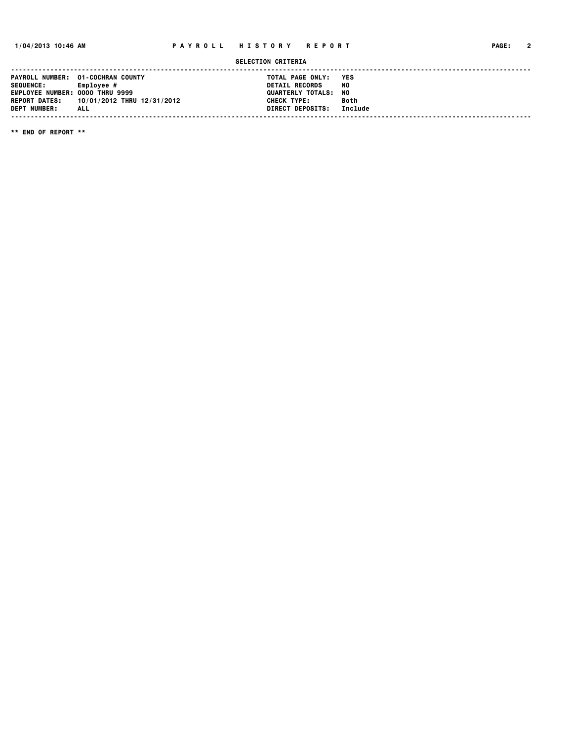**PAYROLL HISTORY REPORT**

**SELECTION CRITERIA**

| | | | |
|---|---|---|---|
| PAYROLL NUMBER: | 01-COCHRAN COUNTY | TOTAL PAGE ONLY: | YES |
| SEQUENCE: | Employee # | DETAIL RECORDS | NO |
| EMPLOYEE NUMBER: | 0000 THRU 9999 | QUARTERLY TOTALS: | NO |
| REPORT DATES: | 10/01/2012 THRU 12/31/2012 | CHECK TYPE: | Both |
| DEPT NUMBER: | ALL | DIRECT DEPOSITS: | Include |

** END OF REPORT **